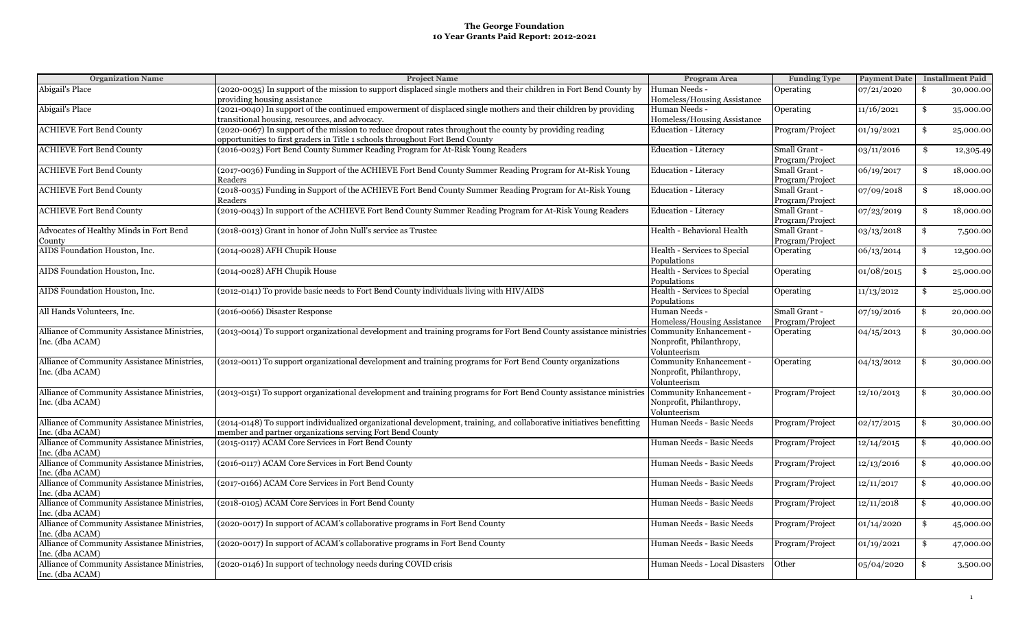# The George Foundation
## 10 Year Grants Paid Report: 2012-2021

| Organization Name | Project Name | Program Area | Funding Type | Payment Date | Installment Paid |
|---|---|---|---|---|---|
| Abigail's Place | (2020-0035) In support of the mission to support displaced single mothers and their children in Fort Bend County by providing housing assistance | Human Needs - Homeless/Housing Assistance | Operating | 07/21/2020 | $ 30,000.00 |
| Abigail's Place | (2021-0040) In support of the continued empowerment of displaced single mothers and their children by providing transitional housing, resources, and advocacy. | Human Needs - Homeless/Housing Assistance | Operating | 11/16/2021 | $ 35,000.00 |
| ACHIEVE Fort Bend County | (2020-0067) In support of the mission to reduce dropout rates throughout the county by providing reading opportunities to first graders in Title 1 schools throughout Fort Bend County | Education - Literacy | Program/Project | 01/19/2021 | $ 25,000.00 |
| ACHIEVE Fort Bend County | (2016-0023) Fort Bend County Summer Reading Program for At-Risk Young Readers | Education - Literacy | Small Grant - Program/Project | 03/11/2016 | $ 12,305.49 |
| ACHIEVE Fort Bend County | (2017-0036) Funding in Support of the ACHIEVE Fort Bend County Summer Reading Program for At-Risk Young Readers | Education - Literacy | Small Grant - Program/Project | 06/19/2017 | $ 18,000.00 |
| ACHIEVE Fort Bend County | (2018-0035) Funding in Support of the ACHIEVE Fort Bend County Summer Reading Program for At-Risk Young Readers | Education - Literacy | Small Grant - Program/Project | 07/09/2018 | $ 18,000.00 |
| ACHIEVE Fort Bend County | (2019-0043) In support of the ACHIEVE Fort Bend County Summer Reading Program for At-Risk Young Readers | Education - Literacy | Small Grant - Program/Project | 07/23/2019 | $ 18,000.00 |
| Advocates of Healthy Minds in Fort Bend County | (2018-0013) Grant in honor of John Null's service as Trustee | Health - Behavioral Health | Small Grant - Program/Project | 03/13/2018 | $ 7,500.00 |
| AIDS Foundation Houston, Inc. | (2014-0028) AFH Chupik House | Health - Services to Special Populations | Operating | 06/13/2014 | $ 12,500.00 |
| AIDS Foundation Houston, Inc. | (2014-0028) AFH Chupik House | Health - Services to Special Populations | Operating | 01/08/2015 | $ 25,000.00 |
| AIDS Foundation Houston, Inc. | (2012-0141) To provide basic needs to Fort Bend County individuals living with HIV/AIDS | Health - Services to Special Populations | Operating | 11/13/2012 | $ 25,000.00 |
| All Hands Volunteers, Inc. | (2016-0066) Disaster Response | Human Needs - Homeless/Housing Assistance | Small Grant - Program/Project | 07/19/2016 | $ 20,000.00 |
| Alliance of Community Assistance Ministries, Inc. (dba ACAM) | (2013-0014) To support organizational development and training programs for Fort Bend County assistance ministries | Community Enhancement - Nonprofit, Philanthropy, Volunteerism | Operating | 04/15/2013 | $ 30,000.00 |
| Alliance of Community Assistance Ministries, Inc. (dba ACAM) | (2012-0011) To support organizational development and training programs for Fort Bend County organizations | Community Enhancement - Nonprofit, Philanthropy, Volunteerism | Operating | 04/13/2012 | $ 30,000.00 |
| Alliance of Community Assistance Ministries, Inc. (dba ACAM) | (2013-0151) To support organizational development and training programs for Fort Bend County assistance ministries | Community Enhancement - Nonprofit, Philanthropy, Volunteerism | Program/Project | 12/10/2013 | $ 30,000.00 |
| Alliance of Community Assistance Ministries, Inc. (dba ACAM) | (2014-0148) To support individualized organizational development, training, and collaborative initiatives benefitting member and partner organizations serving Fort Bend County | Human Needs - Basic Needs | Program/Project | 02/17/2015 | $ 30,000.00 |
| Alliance of Community Assistance Ministries, Inc. (dba ACAM) | (2015-0117) ACAM Core Services in Fort Bend County | Human Needs - Basic Needs | Program/Project | 12/14/2015 | $ 40,000.00 |
| Alliance of Community Assistance Ministries, Inc. (dba ACAM) | (2016-0117) ACAM Core Services in Fort Bend County | Human Needs - Basic Needs | Program/Project | 12/13/2016 | $ 40,000.00 |
| Alliance of Community Assistance Ministries, Inc. (dba ACAM) | (2017-0166) ACAM Core Services in Fort Bend County | Human Needs - Basic Needs | Program/Project | 12/11/2017 | $ 40,000.00 |
| Alliance of Community Assistance Ministries, Inc. (dba ACAM) | (2018-0105) ACAM Core Services in Fort Bend County | Human Needs - Basic Needs | Program/Project | 12/11/2018 | $ 40,000.00 |
| Alliance of Community Assistance Ministries, Inc. (dba ACAM) | (2020-0017) In support of ACAM's collaborative programs in Fort Bend County | Human Needs - Basic Needs | Program/Project | 01/14/2020 | $ 45,000.00 |
| Alliance of Community Assistance Ministries, Inc. (dba ACAM) | (2020-0017) In support of ACAM's collaborative programs in Fort Bend County | Human Needs - Basic Needs | Program/Project | 01/19/2021 | $ 47,000.00 |
| Alliance of Community Assistance Ministries, Inc. (dba ACAM) | (2020-0146) In support of technology needs during COVID crisis | Human Needs - Local Disasters | Other | 05/04/2020 | $ 3,500.00 |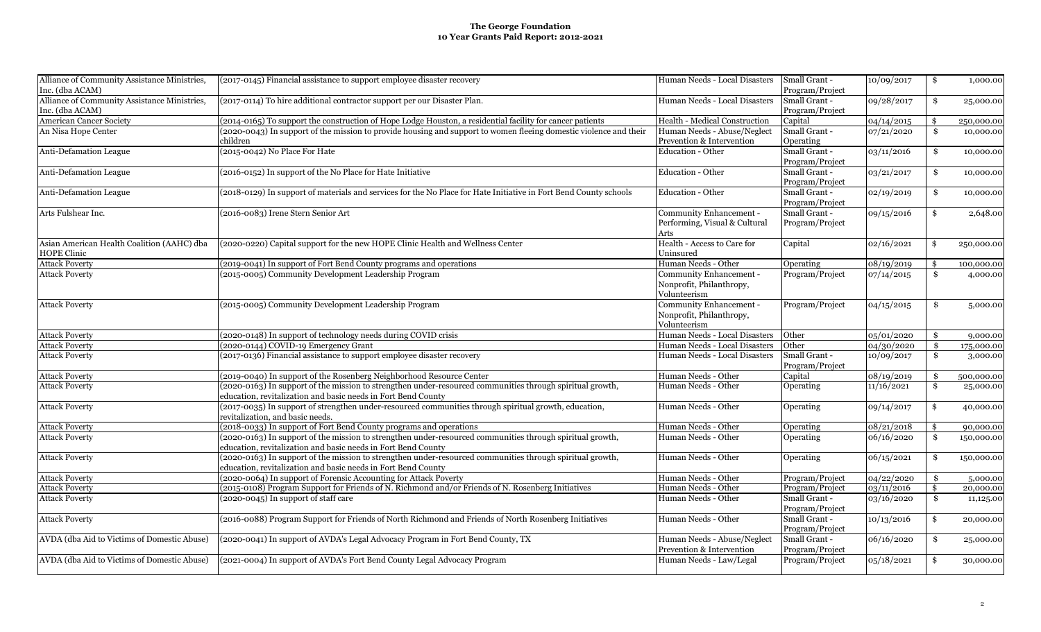# The George Foundation
## 10 Year Grants Paid Report: 2012-2021

| | | | | | |
|---|---|---|---|---|---|
| Alliance of Community Assistance Ministries, Inc. (dba ACAM) | (2017-0145) Financial assistance to support employee disaster recovery | Human Needs - Local Disasters | Small Grant - Program/Project | 10/09/2017 | $ 1,000.00 |
| Alliance of Community Assistance Ministries, Inc. (dba ACAM) | (2017-0114) To hire additional contractor support per our Disaster Plan. | Human Needs - Local Disasters | Small Grant - Program/Project | 09/28/2017 | $ 25,000.00 |
| American Cancer Society | (2014-0165) To support the construction of Hope Lodge Houston, a residential facility for cancer patients | Health - Medical Construction | Capital | 04/14/2015 | $ 250,000.00 |
| An Nisa Hope Center | (2020-0043) In support of the mission to provide housing and support to women fleeing domestic violence and their children | Human Needs - Abuse/Neglect Prevention & Intervention | Small Grant - Operating | 07/21/2020 | $ 10,000.00 |
| Anti-Defamation League | (2015-0042) No Place For Hate | Education - Other | Small Grant - Program/Project | 03/11/2016 | $ 10,000.00 |
| Anti-Defamation League | (2016-0152) In support of the No Place for Hate Initiative | Education - Other | Small Grant - Program/Project | 03/21/2017 | $ 10,000.00 |
| Anti-Defamation League | (2018-0129) In support of materials and services for the No Place for Hate Initiative in Fort Bend County schools | Education - Other | Small Grant - Program/Project | 02/19/2019 | $ 10,000.00 |
| Arts Fulshear Inc. | (2016-0083) Irene Stern Senior Art | Community Enhancement - Performing, Visual & Cultural Arts | Small Grant - Program/Project | 09/15/2016 | $ 2,648.00 |
| Asian American Health Coalition (AAHC) dba HOPE Clinic | (2020-0220) Capital support for the new HOPE Clinic Health and Wellness Center | Health - Access to Care for Uninsured | Capital | 02/16/2021 | $ 250,000.00 |
| Attack Poverty | (2019-0041) In support of Fort Bend County programs and operations | Human Needs - Other | Operating | 08/19/2019 | $ 100,000.00 |
| Attack Poverty | (2015-0005) Community Development Leadership Program | Community Enhancement - Nonprofit, Philanthropy, Volunteerism | Program/Project | 07/14/2015 | $ 4,000.00 |
| Attack Poverty | (2015-0005) Community Development Leadership Program | Community Enhancement - Nonprofit, Philanthropy, Volunteerism | Program/Project | 04/15/2015 | $ 5,000.00 |
| Attack Poverty | (2020-0148) In support of technology needs during COVID crisis | Human Needs - Local Disasters | Other | 05/01/2020 | $ 9,000.00 |
| Attack Poverty | (2020-0144) COVID-19 Emergency Grant | Human Needs - Local Disasters | Other | 04/30/2020 | $ 175,000.00 |
| Attack Poverty | (2017-0136) Financial assistance to support employee disaster recovery | Human Needs - Local Disasters | Small Grant - Program/Project | 10/09/2017 | $ 3,000.00 |
| Attack Poverty | (2019-0040) In support of the Rosenberg Neighborhood Resource Center | Human Needs - Other | Capital | 08/19/2019 | $ 500,000.00 |
| Attack Poverty | (2020-0163) In support of the mission to strengthen under-resourced communities through spiritual growth, education, revitalization and basic needs in Fort Bend County | Human Needs - Other | Operating | 11/16/2021 | $ 25,000.00 |
| Attack Poverty | (2017-0035) In support of strengthen under-resourced communities through spiritual growth, education, revitalization, and basic needs. | Human Needs - Other | Operating | 09/14/2017 | $ 40,000.00 |
| Attack Poverty | (2018-0033) In support of Fort Bend County programs and operations | Human Needs - Other | Operating | 08/21/2018 | $ 90,000.00 |
| Attack Poverty | (2020-0163) In support of the mission to strengthen under-resourced communities through spiritual growth, education, revitalization and basic needs in Fort Bend County | Human Needs - Other | Operating | 06/16/2020 | $ 150,000.00 |
| Attack Poverty | (2020-0163) In support of the mission to strengthen under-resourced communities through spiritual growth, education, revitalization and basic needs in Fort Bend County | Human Needs - Other | Operating | 06/15/2021 | $ 150,000.00 |
| Attack Poverty | (2020-0064) In support of Forensic Accounting for Attack Poverty | Human Needs - Other | Program/Project | 04/22/2020 | $ 5,000.00 |
| Attack Poverty | (2015-0108) Program Support for Friends of N. Richmond and/or Friends of N. Rosenberg Initiatives | Human Needs - Other | Program/Project | 03/11/2016 | $ 20,000.00 |
| Attack Poverty | (2020-0045) In support of staff care | Human Needs - Other | Small Grant - Program/Project | 03/16/2020 | $ 11,125.00 |
| Attack Poverty | (2016-0088) Program Support for Friends of North Richmond and Friends of North Rosenberg Initiatives | Human Needs - Other | Small Grant - Program/Project | 10/13/2016 | $ 20,000.00 |
| AVDA (dba Aid to Victims of Domestic Abuse) | (2020-0041) In support of AVDA's Legal Advocacy Program in Fort Bend County, TX | Human Needs - Abuse/Neglect Prevention & Intervention | Small Grant - Program/Project | 06/16/2020 | $ 25,000.00 |
| AVDA (dba Aid to Victims of Domestic Abuse) | (2021-0004) In support of AVDA's Fort Bend County Legal Advocacy Program | Human Needs - Law/Legal | Program/Project | 05/18/2021 | $ 30,000.00 |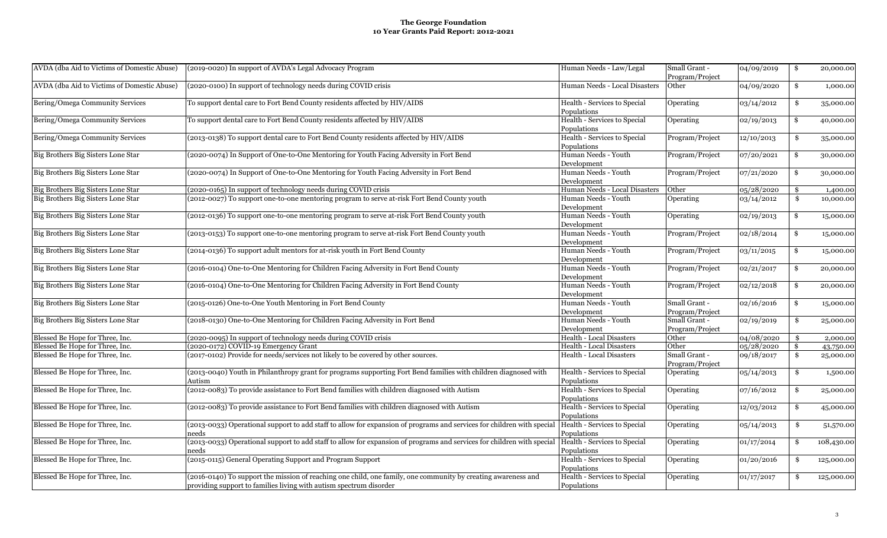# The George Foundation
## 10 Year Grants Paid Report: 2012-2021

| | | | | | |
|---|---|---|---|---|---|
| AVDA (dba Aid to Victims of Domestic Abuse) | (2019-0020) In support of AVDA's Legal Advocacy Program | Human Needs - Law/Legal | Small Grant - Program/Project | 04/09/2019 | $ 20,000.00 |
| AVDA (dba Aid to Victims of Domestic Abuse) | (2020-0100) In support of technology needs during COVID crisis | Human Needs - Local Disasters | Other | 04/09/2020 | $ 1,000.00 |
| Bering/Omega Community Services | To support dental care to Fort Bend County residents affected by HIV/AIDS | Health - Services to Special Populations | Operating | 03/14/2012 | $ 35,000.00 |
| Bering/Omega Community Services | To support dental care to Fort Bend County residents affected by HIV/AIDS | Health - Services to Special Populations | Operating | 02/19/2013 | $ 40,000.00 |
| Bering/Omega Community Services | (2013-0138) To support dental care to Fort Bend County residents affected by HIV/AIDS | Health - Services to Special Populations | Program/Project | 12/10/2013 | $ 35,000.00 |
| Big Brothers Big Sisters Lone Star | (2020-0074) In Support of One-to-One Mentoring for Youth Facing Adversity in Fort Bend | Human Needs - Youth Development | Program/Project | 07/20/2021 | $ 30,000.00 |
| Big Brothers Big Sisters Lone Star | (2020-0074) In Support of One-to-One Mentoring for Youth Facing Adversity in Fort Bend | Human Needs - Youth Development | Program/Project | 07/21/2020 | $ 30,000.00 |
| Big Brothers Big Sisters Lone Star | (2020-0165) In support of technology needs during COVID crisis | Human Needs - Local Disasters | Other | 05/28/2020 | $ 1,400.00 |
| Big Brothers Big Sisters Lone Star | (2012-0027) To support one-to-one mentoring program to serve at-risk Fort Bend County youth | Human Needs - Youth Development | Operating | 03/14/2012 | $ 10,000.00 |
| Big Brothers Big Sisters Lone Star | (2012-0136) To support one-to-one mentoring program to serve at-risk Fort Bend County youth | Human Needs - Youth Development | Operating | 02/19/2013 | $ 15,000.00 |
| Big Brothers Big Sisters Lone Star | (2013-0153) To support one-to-one mentoring program to serve at-risk Fort Bend County youth | Human Needs - Youth Development | Program/Project | 02/18/2014 | $ 15,000.00 |
| Big Brothers Big Sisters Lone Star | (2014-0136) To support adult mentors for at-risk youth in Fort Bend County | Human Needs - Youth Development | Program/Project | 03/11/2015 | $ 15,000.00 |
| Big Brothers Big Sisters Lone Star | (2016-0104) One-to-One Mentoring for Children Facing Adversity in Fort Bend County | Human Needs - Youth Development | Program/Project | 02/21/2017 | $ 20,000.00 |
| Big Brothers Big Sisters Lone Star | (2016-0104) One-to-One Mentoring for Children Facing Adversity in Fort Bend County | Human Needs - Youth Development | Program/Project | 02/12/2018 | $ 20,000.00 |
| Big Brothers Big Sisters Lone Star | (2015-0126) One-to-One Youth Mentoring in Fort Bend County | Human Needs - Youth Development | Small Grant - Program/Project | 02/16/2016 | $ 15,000.00 |
| Big Brothers Big Sisters Lone Star | (2018-0130) One-to-One Mentoring for Children Facing Adversity in Fort Bend | Human Needs - Youth Development | Small Grant - Program/Project | 02/19/2019 | $ 25,000.00 |
| Blessed Be Hope for Three, Inc. | (2020-0095) In support of technology needs during COVID crisis | Health - Local Disasters | Other | 04/08/2020 | $ 2,000.00 |
| Blessed Be Hope for Three, Inc. | (2020-0172) COVID-19 Emergency Grant | Health - Local Disasters | Other | 05/28/2020 | $ 43,750.00 |
| Blessed Be Hope for Three, Inc. | (2017-0102) Provide for needs/services not likely to be covered by other sources. | Health - Local Disasters | Small Grant - Program/Project | 09/18/2017 | $ 25,000.00 |
| Blessed Be Hope for Three, Inc. | (2013-0040) Youth in Philanthropy grant for programs supporting Fort Bend families with children diagnosed with Autism | Health - Services to Special Populations | Operating | 05/14/2013 | $ 1,500.00 |
| Blessed Be Hope for Three, Inc. | (2012-0083) To provide assistance to Fort Bend families with children diagnosed with Autism | Health - Services to Special Populations | Operating | 07/16/2012 | $ 25,000.00 |
| Blessed Be Hope for Three, Inc. | (2012-0083) To provide assistance to Fort Bend families with children diagnosed with Autism | Health - Services to Special Populations | Operating | 12/03/2012 | $ 45,000.00 |
| Blessed Be Hope for Three, Inc. | (2013-0033) Operational support to add staff to allow for expansion of programs and services for children with special needs | Health - Services to Special Populations | Operating | 05/14/2013 | $ 51,570.00 |
| Blessed Be Hope for Three, Inc. | (2013-0033) Operational support to add staff to allow for expansion of programs and services for children with special needs | Health - Services to Special Populations | Operating | 01/17/2014 | $ 108,430.00 |
| Blessed Be Hope for Three, Inc. | (2015-0115) General Operating Support and Program Support | Health - Services to Special Populations | Operating | 01/20/2016 | $ 125,000.00 |
| Blessed Be Hope for Three, Inc. | (2016-0140) To support the mission of reaching one child, one family, one community by creating awareness and providing support to families living with autism spectrum disorder | Health - Services to Special Populations | Operating | 01/17/2017 | $ 125,000.00 |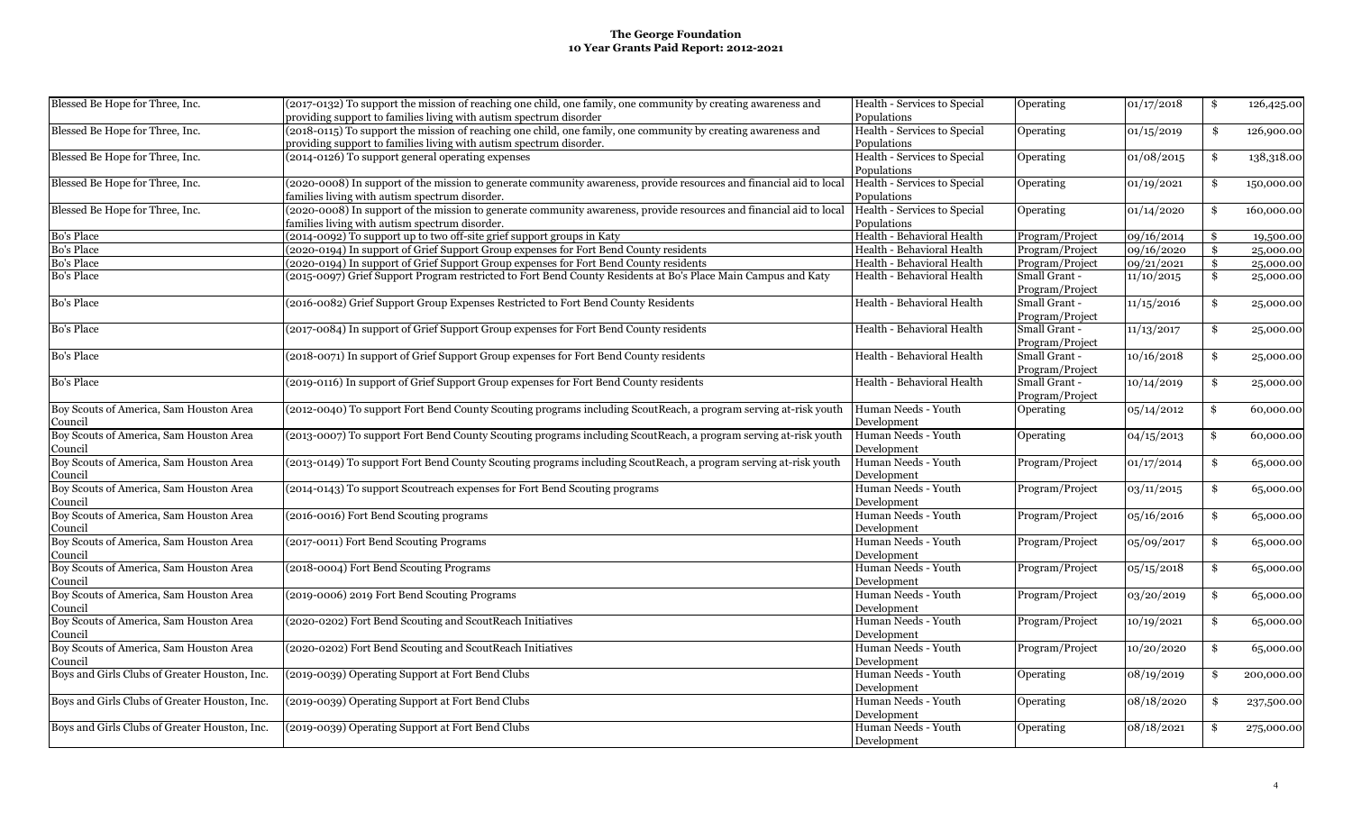# The George Foundation
## 10 Year Grants Paid Report: 2012-2021

| | | | | | |
|---|---|---|---|---|---|
| Blessed Be Hope for Three, Inc. | (2017-0132) To support the mission of reaching one child, one family, one community by creating awareness and providing support to families living with autism spectrum disorder | Health - Services to Special Populations | Operating | 01/17/2018 | $ 126,425.00 |
| Blessed Be Hope for Three, Inc. | (2018-0115) To support the mission of reaching one child, one family, one community by creating awareness and providing support to families living with autism spectrum disorder. | Health - Services to Special Populations | Operating | 01/15/2019 | $ 126,900.00 |
| Blessed Be Hope for Three, Inc. | (2014-0126) To support general operating expenses | Health - Services to Special Populations | Operating | 01/08/2015 | $ 138,318.00 |
| Blessed Be Hope for Three, Inc. | (2020-0008) In support of the mission to generate community awareness, provide resources and financial aid to local families living with autism spectrum disorder. | Health - Services to Special Populations | Operating | 01/19/2021 | $ 150,000.00 |
| Blessed Be Hope for Three, Inc. | (2020-0008) In support of the mission to generate community awareness, provide resources and financial aid to local families living with autism spectrum disorder. | Health - Services to Special Populations | Operating | 01/14/2020 | $ 160,000.00 |
| Bo's Place | (2014-0092) To support up to two off-site grief support groups in Katy | Health - Behavioral Health | Program/Project | 09/16/2014 | $ 19,500.00 |
| Bo's Place | (2020-0194) In support of Grief Support Group expenses for Fort Bend County residents | Health - Behavioral Health | Program/Project | 09/16/2020 | $ 25,000.00 |
| Bo's Place | (2020-0194) In support of Grief Support Group expenses for Fort Bend County residents | Health - Behavioral Health | Program/Project | 09/21/2021 | $ 25,000.00 |
| Bo's Place | (2015-0097) Grief Support Program restricted to Fort Bend County Residents at Bo's Place Main Campus and Katy | Health - Behavioral Health | Small Grant - Program/Project | 11/10/2015 | $ 25,000.00 |
| Bo's Place | (2016-0082) Grief Support Group Expenses Restricted to Fort Bend County Residents | Health - Behavioral Health | Small Grant - Program/Project | 11/15/2016 | $ 25,000.00 |
| Bo's Place | (2017-0084) In support of Grief Support Group expenses for Fort Bend County residents | Health - Behavioral Health | Small Grant - Program/Project | 11/13/2017 | $ 25,000.00 |
| Bo's Place | (2018-0071) In support of Grief Support Group expenses for Fort Bend County residents | Health - Behavioral Health | Small Grant - Program/Project | 10/16/2018 | $ 25,000.00 |
| Bo's Place | (2019-0116) In support of Grief Support Group expenses for Fort Bend County residents | Health - Behavioral Health | Small Grant - Program/Project | 10/14/2019 | $ 25,000.00 |
| Boy Scouts of America, Sam Houston Area Council | (2012-0040) To support Fort Bend County Scouting programs including ScoutReach, a program serving at-risk youth | Human Needs - Youth Development | Operating | 05/14/2012 | $ 60,000.00 |
| Boy Scouts of America, Sam Houston Area Council | (2013-0007) To support Fort Bend County Scouting programs including ScoutReach, a program serving at-risk youth | Human Needs - Youth Development | Operating | 04/15/2013 | $ 60,000.00 |
| Boy Scouts of America, Sam Houston Area Council | (2013-0149) To support Fort Bend County Scouting programs including ScoutReach, a program serving at-risk youth | Human Needs - Youth Development | Program/Project | 01/17/2014 | $ 65,000.00 |
| Boy Scouts of America, Sam Houston Area Council | (2014-0143) To support Scoutreach expenses for Fort Bend Scouting programs | Human Needs - Youth Development | Program/Project | 03/11/2015 | $ 65,000.00 |
| Boy Scouts of America, Sam Houston Area Council | (2016-0016) Fort Bend Scouting programs | Human Needs - Youth Development | Program/Project | 05/16/2016 | $ 65,000.00 |
| Boy Scouts of America, Sam Houston Area Council | (2017-0011) Fort Bend Scouting Programs | Human Needs - Youth Development | Program/Project | 05/09/2017 | $ 65,000.00 |
| Boy Scouts of America, Sam Houston Area Council | (2018-0004) Fort Bend Scouting Programs | Human Needs - Youth Development | Program/Project | 05/15/2018 | $ 65,000.00 |
| Boy Scouts of America, Sam Houston Area Council | (2019-0006) 2019 Fort Bend Scouting Programs | Human Needs - Youth Development | Program/Project | 03/20/2019 | $ 65,000.00 |
| Boy Scouts of America, Sam Houston Area Council | (2020-0202) Fort Bend Scouting and ScoutReach Initiatives | Human Needs - Youth Development | Program/Project | 10/19/2021 | $ 65,000.00 |
| Boy Scouts of America, Sam Houston Area Council | (2020-0202) Fort Bend Scouting and ScoutReach Initiatives | Human Needs - Youth Development | Program/Project | 10/20/2020 | $ 65,000.00 |
| Boys and Girls Clubs of Greater Houston, Inc. | (2019-0039) Operating Support at Fort Bend Clubs | Human Needs - Youth Development | Operating | 08/19/2019 | $ 200,000.00 |
| Boys and Girls Clubs of Greater Houston, Inc. | (2019-0039) Operating Support at Fort Bend Clubs | Human Needs - Youth Development | Operating | 08/18/2020 | $ 237,500.00 |
| Boys and Girls Clubs of Greater Houston, Inc. | (2019-0039) Operating Support at Fort Bend Clubs | Human Needs - Youth Development | Operating | 08/18/2021 | $ 275,000.00 |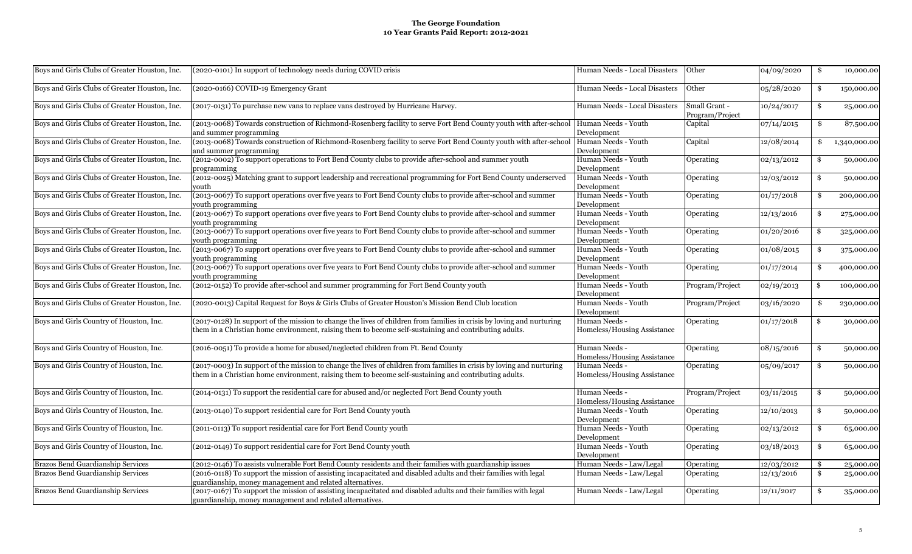**The George Foundation**
**10 Year Grants Paid Report: 2012-2021**

| | | | | | |
|---|---|---|---|---|---|
| Boys and Girls Clubs of Greater Houston, Inc. | (2020-0101) In support of technology needs during COVID crisis | Human Needs - Local Disasters | Other | 04/09/2020 | $ 10,000.00 |
| Boys and Girls Clubs of Greater Houston, Inc. | (2020-0166) COVID-19 Emergency Grant | Human Needs - Local Disasters | Other | 05/28/2020 | $ 150,000.00 |
| Boys and Girls Clubs of Greater Houston, Inc. | (2017-0131) To purchase new vans to replace vans destroyed by Hurricane Harvey. | Human Needs - Local Disasters | Small Grant - Program/Project | 10/24/2017 | $ 25,000.00 |
| Boys and Girls Clubs of Greater Houston, Inc. | (2013-0068) Towards construction of Richmond-Rosenberg facility to serve Fort Bend County youth with after-school and summer programming | Human Needs - Youth Development | Capital | 07/14/2015 | $ 87,500.00 |
| Boys and Girls Clubs of Greater Houston, Inc. | (2013-0068) Towards construction of Richmond-Rosenberg facility to serve Fort Bend County youth with after-school and summer programming | Human Needs - Youth Development | Capital | 12/08/2014 | $ 1,340,000.00 |
| Boys and Girls Clubs of Greater Houston, Inc. | (2012-0002) To support operations to Fort Bend County clubs to provide after-school and summer youth programming | Human Needs - Youth Development | Operating | 02/13/2012 | $ 50,000.00 |
| Boys and Girls Clubs of Greater Houston, Inc. | (2012-0025) Matching grant to support leadership and recreational programming for Fort Bend County underserved youth | Human Needs - Youth Development | Operating | 12/03/2012 | $ 50,000.00 |
| Boys and Girls Clubs of Greater Houston, Inc. | (2013-0067) To support operations over five years to Fort Bend County clubs to provide after-school and summer youth programming | Human Needs - Youth Development | Operating | 01/17/2018 | $ 200,000.00 |
| Boys and Girls Clubs of Greater Houston, Inc. | (2013-0067) To support operations over five years to Fort Bend County clubs to provide after-school and summer youth programming | Human Needs - Youth Development | Operating | 12/13/2016 | $ 275,000.00 |
| Boys and Girls Clubs of Greater Houston, Inc. | (2013-0067) To support operations over five years to Fort Bend County clubs to provide after-school and summer youth programming | Human Needs - Youth Development | Operating | 01/20/2016 | $ 325,000.00 |
| Boys and Girls Clubs of Greater Houston, Inc. | (2013-0067) To support operations over five years to Fort Bend County clubs to provide after-school and summer youth programming | Human Needs - Youth Development | Operating | 01/08/2015 | $ 375,000.00 |
| Boys and Girls Clubs of Greater Houston, Inc. | (2013-0067) To support operations over five years to Fort Bend County clubs to provide after-school and summer youth programming | Human Needs - Youth Development | Operating | 01/17/2014 | $ 400,000.00 |
| Boys and Girls Clubs of Greater Houston, Inc. | (2012-0152) To provide after-school and summer programming for Fort Bend County youth | Human Needs - Youth Development | Program/Project | 02/19/2013 | $ 100,000.00 |
| Boys and Girls Clubs of Greater Houston, Inc. | (2020-0013) Capital Request for Boys & Girls Clubs of Greater Houston's Mission Bend Club location | Human Needs - Youth Development | Program/Project | 03/16/2020 | $ 230,000.00 |
| Boys and Girls Country of Houston, Inc. | (2017-0128) In support of the mission to change the lives of children from families in crisis by loving and nurturing them in a Christian home environment, raising them to become self-sustaining and contributing adults. | Human Needs - Homeless/Housing Assistance | Operating | 01/17/2018 | $ 30,000.00 |
| Boys and Girls Country of Houston, Inc. | (2016-0051) To provide a home for abused/neglected children from Ft. Bend County | Human Needs - Homeless/Housing Assistance | Operating | 08/15/2016 | $ 50,000.00 |
| Boys and Girls Country of Houston, Inc. | (2017-0003) In support of the mission to change the lives of children from families in crisis by loving and nurturing them in a Christian home environment, raising them to become self-sustaining and contributing adults. | Human Needs - Homeless/Housing Assistance | Operating | 05/09/2017 | $ 50,000.00 |
| Boys and Girls Country of Houston, Inc. | (2014-0131) To support the residential care for abused and/or neglected Fort Bend County youth | Human Needs - Homeless/Housing Assistance | Program/Project | 03/11/2015 | $ 50,000.00 |
| Boys and Girls Country of Houston, Inc. | (2013-0140) To support residential care for Fort Bend County youth | Human Needs - Youth Development | Operating | 12/10/2013 | $ 50,000.00 |
| Boys and Girls Country of Houston, Inc. | (2011-0113) To support residential care for Fort Bend County youth | Human Needs - Youth Development | Operating | 02/13/2012 | $ 65,000.00 |
| Boys and Girls Country of Houston, Inc. | (2012-0149) To support residential care for Fort Bend County youth | Human Needs - Youth Development | Operating | 03/18/2013 | $ 65,000.00 |
| Brazos Bend Guardianship Services | (2012-0146) To assists vulnerable Fort Bend County residents and their families with guardianship issues | Human Needs - Law/Legal | Operating | 12/03/2012 | $ 25,000.00 |
| Brazos Bend Guardianship Services | (2016-0118) To support the mission of assisting incapacitated and disabled adults and their families with legal guardianship, money management and related alternatives. | Human Needs - Law/Legal | Operating | 12/13/2016 | $ 25,000.00 |
| Brazos Bend Guardianship Services | (2017-0167) To support the mission of assisting incapacitated and disabled adults and their families with legal guardianship, money management and related alternatives. | Human Needs - Law/Legal | Operating | 12/11/2017 | $ 35,000.00 |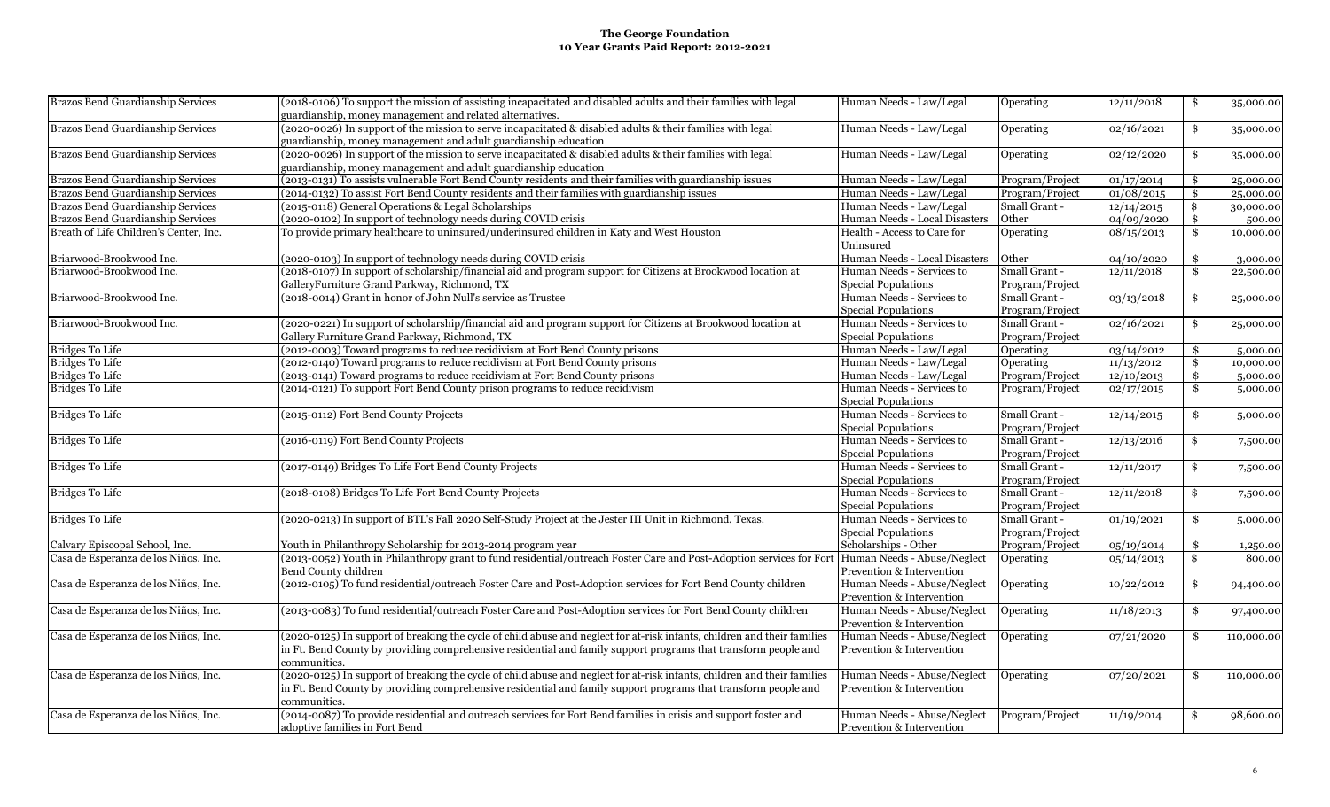**The George Foundation**
**10 Year Grants Paid Report: 2012-2021**

| | | | | | |
|---|---|---|---|---|---|
| Brazos Bend Guardianship Services | (2018-0106) To support the mission of assisting incapacitated and disabled adults and their families with legal guardianship, money management and related alternatives. | Human Needs - Law/Legal | Operating | 12/11/2018 | $ 35,000.00 |
| Brazos Bend Guardianship Services | (2020-0026) In support of the mission to serve incapacitated & disabled adults & their families with legal guardianship, money management and adult guardianship education | Human Needs - Law/Legal | Operating | 02/16/2021 | $ 35,000.00 |
| Brazos Bend Guardianship Services | (2020-0026) In support of the mission to serve incapacitated & disabled adults & their families with legal guardianship, money management and adult guardianship education | Human Needs - Law/Legal | Operating | 02/12/2020 | $ 35,000.00 |
| Brazos Bend Guardianship Services | (2013-0131) To assists vulnerable Fort Bend County residents and their families with guardianship issues | Human Needs - Law/Legal | Program/Project | 01/17/2014 | $ 25,000.00 |
| Brazos Bend Guardianship Services | (2014-0132) To assist Fort Bend County residents and their families with guardianship issues | Human Needs - Law/Legal | Program/Project | 01/08/2015 | $ 25,000.00 |
| Brazos Bend Guardianship Services | (2015-0118) General Operations & Legal Scholarships | Human Needs - Law/Legal | Small Grant - | 12/14/2015 | $ 30,000.00 |
| Brazos Bend Guardianship Services | (2020-0102) In support of technology needs during COVID crisis | Human Needs - Local Disasters | Other | 04/09/2020 | $ 500.00 |
| Breath of Life Children's Center, Inc. | To provide primary healthcare to uninsured/underinsured children in Katy and West Houston | Health - Access to Care for Uninsured | Operating | 08/15/2013 | $ 10,000.00 |
| Briarwood-Brookwood Inc. | (2020-0103) In support of technology needs during COVID crisis | Human Needs - Local Disasters | Other | 04/10/2020 | $ 3,000.00 |
| Briarwood-Brookwood Inc. | (2018-0107) In support of scholarship/financial aid and program support for Citizens at Brookwood location at GalleryFurniture Grand Parkway, Richmond, TX | Human Needs - Services to Special Populations | Small Grant - Program/Project | 12/11/2018 | $ 22,500.00 |
| Briarwood-Brookwood Inc. | (2018-0014) Grant in honor of John Null's service as Trustee | Human Needs - Services to Special Populations | Small Grant - Program/Project | 03/13/2018 | $ 25,000.00 |
| Briarwood-Brookwood Inc. | (2020-0221) In support of scholarship/financial aid and program support for Citizens at Brookwood location at Gallery Furniture Grand Parkway, Richmond, TX | Human Needs - Services to Special Populations | Small Grant - Program/Project | 02/16/2021 | $ 25,000.00 |
| Bridges To Life | (2012-0003) Toward programs to reduce recidivism at Fort Bend County prisons | Human Needs - Law/Legal | Operating | 03/14/2012 | $ 5,000.00 |
| Bridges To Life | (2012-0140) Toward programs to reduce recidivism at Fort Bend County prisons | Human Needs - Law/Legal | Operating | 11/13/2012 | $ 10,000.00 |
| Bridges To Life | (2013-0141) Toward programs to reduce recidivism at Fort Bend County prisons | Human Needs - Law/Legal | Program/Project | 12/10/2013 | $ 5,000.00 |
| Bridges To Life | (2014-0121) To support Fort Bend County prison programs to reduce recidivism | Human Needs - Services to Special Populations | Program/Project | 02/17/2015 | $ 5,000.00 |
| Bridges To Life | (2015-0112) Fort Bend County Projects | Human Needs - Services to Special Populations | Small Grant - Program/Project | 12/14/2015 | $ 5,000.00 |
| Bridges To Life | (2016-0119) Fort Bend County Projects | Human Needs - Services to Special Populations | Small Grant - Program/Project | 12/13/2016 | $ 7,500.00 |
| Bridges To Life | (2017-0149) Bridges To Life Fort Bend County Projects | Human Needs - Services to Special Populations | Small Grant - Program/Project | 12/11/2017 | $ 7,500.00 |
| Bridges To Life | (2018-0108) Bridges To Life Fort Bend County Projects | Human Needs - Services to Special Populations | Small Grant - Program/Project | 12/11/2018 | $ 7,500.00 |
| Bridges To Life | (2020-0213) In support of BTL's Fall 2020 Self-Study Project at the Jester III Unit in Richmond, Texas. | Human Needs - Services to Special Populations | Small Grant - Program/Project | 01/19/2021 | $ 5,000.00 |
| Calvary Episcopal School, Inc. | Youth in Philanthropy Scholarship for 2013-2014 program year | Scholarships - Other | Program/Project | 05/19/2014 | $ 1,250.00 |
| Casa de Esperanza de los Niños, Inc. | (2013-0052) Youth in Philanthropy grant to fund residential/outreach Foster Care and Post-Adoption services for Fort Bend County children | Human Needs - Abuse/Neglect Prevention & Intervention | Operating | 05/14/2013 | $ 800.00 |
| Casa de Esperanza de los Niños, Inc. | (2012-0105) To fund residential/outreach Foster Care and Post-Adoption services for Fort Bend County children | Human Needs - Abuse/Neglect Prevention & Intervention | Operating | 10/22/2012 | $ 94,400.00 |
| Casa de Esperanza de los Niños, Inc. | (2013-0083) To fund residential/outreach Foster Care and Post-Adoption services for Fort Bend County children | Human Needs - Abuse/Neglect Prevention & Intervention | Operating | 11/18/2013 | $ 97,400.00 |
| Casa de Esperanza de los Niños, Inc. | (2020-0125) In support of breaking the cycle of child abuse and neglect for at-risk infants, children and their families in Ft. Bend County by providing comprehensive residential and family support programs that transform people and communities. | Human Needs - Abuse/Neglect Prevention & Intervention | Operating | 07/21/2020 | $ 110,000.00 |
| Casa de Esperanza de los Niños, Inc. | (2020-0125) In support of breaking the cycle of child abuse and neglect for at-risk infants, children and their families in Ft. Bend County by providing comprehensive residential and family support programs that transform people and communities. | Human Needs - Abuse/Neglect Prevention & Intervention | Operating | 07/20/2021 | $ 110,000.00 |
| Casa de Esperanza de los Niños, Inc. | (2014-0087) To provide residential and outreach services for Fort Bend families in crisis and support foster and adoptive families in Fort Bend | Human Needs - Abuse/Neglect Prevention & Intervention | Program/Project | 11/19/2014 | $ 98,600.00 |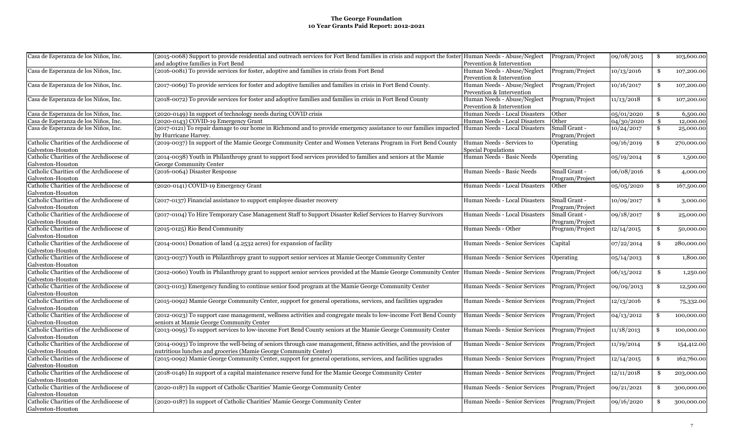**The George Foundation**
**10 Year Grants Paid Report: 2012-2021**

| | | | | | |
|---|---|---|---|---|---|
| Casa de Esperanza de los Niños, Inc. | (2015-0068) Support to provide residential and outreach services for Fort Bend families in crisis and support the foster and adoptive families in Fort Bend | Human Needs - Abuse/Neglect Prevention & Intervention | Program/Project | 09/08/2015 | $ 103,600.00 |
| Casa de Esperanza de los Niños, Inc. | (2016-0081) To provide services for foster, adoptive and families in crisis from Fort Bend | Human Needs - Abuse/Neglect Prevention & Intervention | Program/Project | 10/13/2016 | $ 107,200.00 |
| Casa de Esperanza de los Niños, Inc. | (2017-0069) To provide services for foster and adoptive families and families in crisis in Fort Bend County. | Human Needs - Abuse/Neglect Prevention & Intervention | Program/Project | 10/16/2017 | $ 107,200.00 |
| Casa de Esperanza de los Niños, Inc. | (2018-0072) To provide services for foster and adoptive families and families in crisis in Fort Bend County | Human Needs - Abuse/Neglect Prevention & Intervention | Program/Project | 11/13/2018 | $ 107,200.00 |
| Casa de Esperanza de los Niños, Inc. | (2020-0149) In support of technology needs during COVID crisis | Human Needs - Local Disasters | Other | 05/01/2020 | $ 6,500.00 |
| Casa de Esperanza de los Niños, Inc. | (2020-0143) COVID-19 Emergency Grant | Human Needs - Local Disasters | Other | 04/30/2020 | $ 12,000.00 |
| Casa de Esperanza de los Niños, Inc. | (2017-0121) To repair damage to our home in Richmond and to provide emergency assistance to our families impacted by Hurricane Harvey. | Human Needs - Local Disasters | Small Grant - Program/Project | 10/24/2017 | $ 25,000.00 |
| Catholic Charities of the Archdiocese of Galveston-Houston | (2019-0037) In support of the Mamie George Community Center and Women Veterans Program in Fort Bend County | Human Needs - Services to Special Populations | Operating | 09/16/2019 | $ 270,000.00 |
| Catholic Charities of the Archdiocese of Galveston-Houston | (2014-0038) Youth in Philanthropy grant to support food services provided to families and seniors at the Mamie George Community Center | Human Needs - Basic Needs | Operating | 05/19/2014 | $ 1,500.00 |
| Catholic Charities of the Archdiocese of Galveston-Houston | (2016-0064) Disaster Response | Human Needs - Basic Needs | Small Grant - Program/Project | 06/08/2016 | $ 4,000.00 |
| Catholic Charities of the Archdiocese of Galveston-Houston | (2020-0141) COVID-19 Emergency Grant | Human Needs - Local Disasters | Other | 05/05/2020 | $ 167,500.00 |
| Catholic Charities of the Archdiocese of Galveston-Houston | (2017-0137) Financial assistance to support employee disaster recovery | Human Needs - Local Disasters | Small Grant - Program/Project | 10/09/2017 | $ 3,000.00 |
| Catholic Charities of the Archdiocese of Galveston-Houston | (2017-0104) To Hire Temporary Case Management Staff to Support Disaster Relief Services to Harvey Survivors | Human Needs - Local Disasters | Small Grant - Program/Project | 09/18/2017 | $ 25,000.00 |
| Catholic Charities of the Archdiocese of Galveston-Houston | (2015-0125) Rio Bend Community | Human Needs - Other | Program/Project | 12/14/2015 | $ 50,000.00 |
| Catholic Charities of the Archdiocese of Galveston-Houston | (2014-0001) Donation of land (4.2532 acres) for expansion of facility | Human Needs - Senior Services | Capital | 07/22/2014 | $ 280,000.00 |
| Catholic Charities of the Archdiocese of Galveston-Houston | (2013-0037) Youth in Philanthropy grant to support senior services at Mamie George Community Center | Human Needs - Senior Services | Operating | 05/14/2013 | $ 1,800.00 |
| Catholic Charities of the Archdiocese of Galveston-Houston | (2012-0060) Youth in Philanthropy grant to support senior services provided at the Mamie George Community Center | Human Needs - Senior Services | Program/Project | 06/15/2012 | $ 1,250.00 |
| Catholic Charities of the Archdiocese of Galveston-Houston | (2013-0103) Emergency funding to continue senior food program at the Mamie George Community Center | Human Needs - Senior Services | Program/Project | 09/09/2013 | $ 12,500.00 |
| Catholic Charities of the Archdiocese of Galveston-Houston | (2015-0092) Mamie George Community Center, support for general operations, services, and facilities upgrades | Human Needs - Senior Services | Program/Project | 12/13/2016 | $ 75,332.00 |
| Catholic Charities of the Archdiocese of Galveston-Houston | (2012-0023) To support case management, wellness activities and congregate meals to low-income Fort Bend County seniors at Mamie George Community Center | Human Needs - Senior Services | Program/Project | 04/13/2012 | $ 100,000.00 |
| Catholic Charities of the Archdiocese of Galveston-Houston | (2013-0095) To support services to low-income Fort Bend County seniors at the Mamie George Community Center | Human Needs - Senior Services | Program/Project | 11/18/2013 | $ 100,000.00 |
| Catholic Charities of the Archdiocese of Galveston-Houston | (2014-0093) To improve the well-being of seniors through case management, fitness activities, and the provision of nutritious lunches and groceries (Mamie George Community Center) | Human Needs - Senior Services | Program/Project | 11/19/2014 | $ 154,412.00 |
| Catholic Charities of the Archdiocese of Galveston-Houston | (2015-0092) Mamie George Community Center, support for general operations, services, and facilities upgrades | Human Needs - Senior Services | Program/Project | 12/14/2015 | $ 162,760.00 |
| Catholic Charities of the Archdiocese of Galveston-Houston | (2018-0146) In support of a capital maintenance reserve fund for the Mamie George Community Center | Human Needs - Senior Services | Program/Project | 12/11/2018 | $ 203,000.00 |
| Catholic Charities of the Archdiocese of Galveston-Houston | (2020-0187) In support of Catholic Charities' Mamie George Community Center | Human Needs - Senior Services | Program/Project | 09/21/2021 | $ 300,000.00 |
| Catholic Charities of the Archdiocese of Galveston-Houston | (2020-0187) In support of Catholic Charities' Mamie George Community Center | Human Needs - Senior Services | Program/Project | 09/16/2020 | $ 300,000.00 |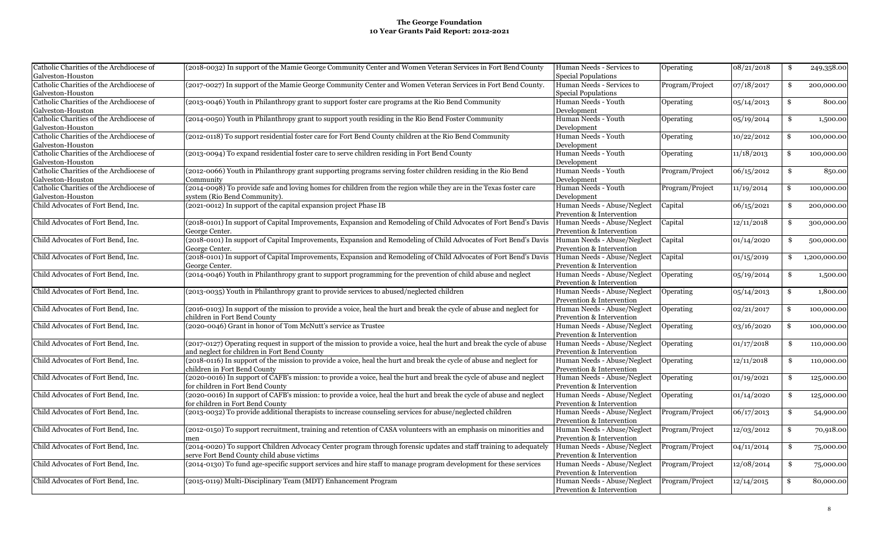**The George Foundation**
**10 Year Grants Paid Report: 2012-2021**

| | | | | | |
|---|---|---|---|---|---|
| Catholic Charities of the Archdiocese of Galveston-Houston | (2018-0032) In support of the Mamie George Community Center and Women Veteran Services in Fort Bend County | Human Needs - Services to Special Populations | Operating | 08/21/2018 | $ 249,358.00 |
| Catholic Charities of the Archdiocese of Galveston-Houston | (2017-0027) In support of the Mamie George Community Center and Women Veteran Services in Fort Bend County. | Human Needs - Services to Special Populations | Program/Project | 07/18/2017 | $ 200,000.00 |
| Catholic Charities of the Archdiocese of Galveston-Houston | (2013-0046) Youth in Philanthropy grant to support foster care programs at the Rio Bend Community | Human Needs - Youth Development | Operating | 05/14/2013 | $ 800.00 |
| Catholic Charities of the Archdiocese of Galveston-Houston | (2014-0050) Youth in Philanthropy grant to support youth residing in the Rio Bend Foster Community | Human Needs - Youth Development | Operating | 05/19/2014 | $ 1,500.00 |
| Catholic Charities of the Archdiocese of Galveston-Houston | (2012-0118) To support residential foster care for Fort Bend County children at the Rio Bend Community | Human Needs - Youth Development | Operating | 10/22/2012 | $ 100,000.00 |
| Catholic Charities of the Archdiocese of Galveston-Houston | (2013-0094) To expand residential foster care to serve children residing in Fort Bend County | Human Needs - Youth Development | Operating | 11/18/2013 | $ 100,000.00 |
| Catholic Charities of the Archdiocese of Galveston-Houston | (2012-0066) Youth in Philanthropy grant supporting programs serving foster children residing in the Rio Bend Community | Human Needs - Youth Development | Program/Project | 06/15/2012 | $ 850.00 |
| Catholic Charities of the Archdiocese of Galveston-Houston | (2014-0098) To provide safe and loving homes for children from the region while they are in the Texas foster care system (Rio Bend Community). | Human Needs - Youth Development | Program/Project | 11/19/2014 | $ 100,000.00 |
| Child Advocates of Fort Bend, Inc. | (2021-0012) In support of the capital expansion project Phase IB | Human Needs - Abuse/Neglect Prevention & Intervention | Capital | 06/15/2021 | $ 200,000.00 |
| Child Advocates of Fort Bend, Inc. | (2018-0101) In support of Capital Improvements, Expansion and Remodeling of Child Advocates of Fort Bend's Davis George Center. | Human Needs - Abuse/Neglect Prevention & Intervention | Capital | 12/11/2018 | $ 300,000.00 |
| Child Advocates of Fort Bend, Inc. | (2018-0101) In support of Capital Improvements, Expansion and Remodeling of Child Advocates of Fort Bend's Davis George Center. | Human Needs - Abuse/Neglect Prevention & Intervention | Capital | 01/14/2020 | $ 500,000.00 |
| Child Advocates of Fort Bend, Inc. | (2018-0101) In support of Capital Improvements, Expansion and Remodeling of Child Advocates of Fort Bend's Davis George Center. | Human Needs - Abuse/Neglect Prevention & Intervention | Capital | 01/15/2019 | $ 1,200,000.00 |
| Child Advocates of Fort Bend, Inc. | (2014-0046) Youth in Philanthropy grant to support programming for the prevention of child abuse and neglect | Human Needs - Abuse/Neglect Prevention & Intervention | Operating | 05/19/2014 | $ 1,500.00 |
| Child Advocates of Fort Bend, Inc. | (2013-0035) Youth in Philanthropy grant to provide services to abused/neglected children | Human Needs - Abuse/Neglect Prevention & Intervention | Operating | 05/14/2013 | $ 1,800.00 |
| Child Advocates of Fort Bend, Inc. | (2016-0103) In support of the mission to provide a voice, heal the hurt and break the cycle of abuse and neglect for children in Fort Bend County | Human Needs - Abuse/Neglect Prevention & Intervention | Operating | 02/21/2017 | $ 100,000.00 |
| Child Advocates of Fort Bend, Inc. | (2020-0046) Grant in honor of Tom McNutt's service as Trustee | Human Needs - Abuse/Neglect Prevention & Intervention | Operating | 03/16/2020 | $ 100,000.00 |
| Child Advocates of Fort Bend, Inc. | (2017-0127) Operating request in support of the mission to provide a voice, heal the hurt and break the cycle of abuse and neglect for children in Fort Bend County | Human Needs - Abuse/Neglect Prevention & Intervention | Operating | 01/17/2018 | $ 110,000.00 |
| Child Advocates of Fort Bend, Inc. | (2018-0116) In support of the mission to provide a voice, heal the hurt and break the cycle of abuse and neglect for children in Fort Bend County | Human Needs - Abuse/Neglect Prevention & Intervention | Operating | 12/11/2018 | $ 110,000.00 |
| Child Advocates of Fort Bend, Inc. | (2020-0016) In support of CAFB's mission: to provide a voice, heal the hurt and break the cycle of abuse and neglect for children in Fort Bend County | Human Needs - Abuse/Neglect Prevention & Intervention | Operating | 01/19/2021 | $ 125,000.00 |
| Child Advocates of Fort Bend, Inc. | (2020-0016) In support of CAFB's mission: to provide a voice, heal the hurt and break the cycle of abuse and neglect for children in Fort Bend County | Human Needs - Abuse/Neglect Prevention & Intervention | Operating | 01/14/2020 | $ 125,000.00 |
| Child Advocates of Fort Bend, Inc. | (2013-0032) To provide additional therapists to increase counseling services for abuse/neglected children | Human Needs - Abuse/Neglect Prevention & Intervention | Program/Project | 06/17/2013 | $ 54,900.00 |
| Child Advocates of Fort Bend, Inc. | (2012-0150) To support recruitment, training and retention of CASA volunteers with an emphasis on minorities and men | Human Needs - Abuse/Neglect Prevention & Intervention | Program/Project | 12/03/2012 | $ 70,918.00 |
| Child Advocates of Fort Bend, Inc. | (2014-0020) To support Children Advocacy Center program through forensic updates and staff training to adequately serve Fort Bend County child abuse victims | Human Needs - Abuse/Neglect Prevention & Intervention | Program/Project | 04/11/2014 | $ 75,000.00 |
| Child Advocates of Fort Bend, Inc. | (2014-0130) To fund age-specific support services and hire staff to manage program development for these services | Human Needs - Abuse/Neglect Prevention & Intervention | Program/Project | 12/08/2014 | $ 75,000.00 |
| Child Advocates of Fort Bend, Inc. | (2015-0119) Multi-Disciplinary Team (MDT) Enhancement Program | Human Needs - Abuse/Neglect Prevention & Intervention | Program/Project | 12/14/2015 | $ 80,000.00 |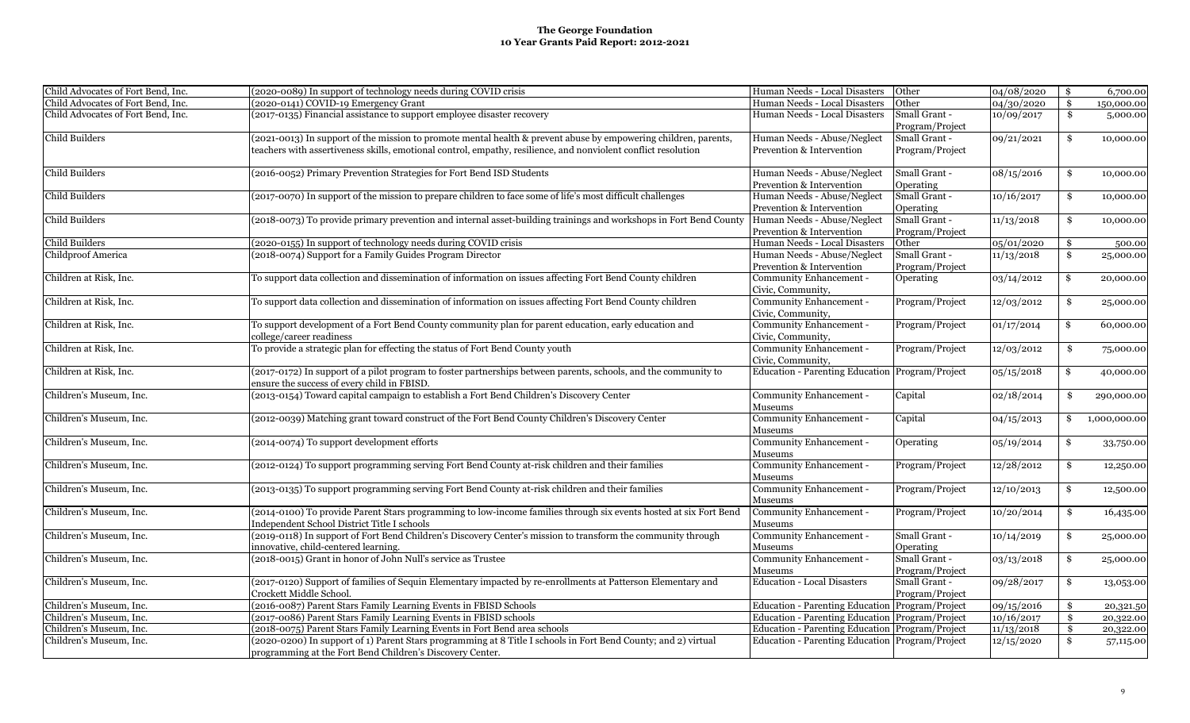**The George Foundation**
**10 Year Grants Paid Report: 2012-2021**

| | | | | | |
|---|---|---|---|---|---|
| Child Advocates of Fort Bend, Inc. | (2020-0089) In support of technology needs during COVID crisis | Human Needs - Local Disasters | Other | 04/08/2020 | $ 6,700.00 |
| Child Advocates of Fort Bend, Inc. | (2020-0141) COVID-19 Emergency Grant | Human Needs - Local Disasters | Other | 04/30/2020 | $ 150,000.00 |
| Child Advocates of Fort Bend, Inc. | (2017-0135) Financial assistance to support employee disaster recovery | Human Needs - Local Disasters | Small Grant - Program/Project | 10/09/2017 | $ 5,000.00 |
| Child Builders | (2021-0013) In support of the mission to promote mental health & prevent abuse by empowering children, parents, teachers with assertiveness skills, emotional control, empathy, resilience, and nonviolent conflict resolution | Human Needs - Abuse/Neglect Prevention & Intervention | Small Grant - Program/Project | 09/21/2021 | $ 10,000.00 |
| Child Builders | (2016-0052) Primary Prevention Strategies for Fort Bend ISD Students | Human Needs - Abuse/Neglect Prevention & Intervention | Small Grant - Operating | 08/15/2016 | $ 10,000.00 |
| Child Builders | (2017-0070) In support of the mission to prepare children to face some of life's most difficult challenges | Human Needs - Abuse/Neglect Prevention & Intervention | Small Grant - Operating | 10/16/2017 | $ 10,000.00 |
| Child Builders | (2018-0073) To provide primary prevention and internal asset-building trainings and workshops in Fort Bend County | Human Needs - Abuse/Neglect Prevention & Intervention | Small Grant - Program/Project | 11/13/2018 | $ 10,000.00 |
| Child Builders | (2020-0155) In support of technology needs during COVID crisis | Human Needs - Local Disasters | Other | 05/01/2020 | $ 500.00 |
| Childproof America | (2018-0074) Support for a Family Guides Program Director | Human Needs - Abuse/Neglect Prevention & Intervention | Small Grant - Program/Project | 11/13/2018 | $ 25,000.00 |
| Children at Risk, Inc. | To support data collection and dissemination of information on issues affecting Fort Bend County children | Community Enhancement - Civic, Community, | Operating | 03/14/2012 | $ 20,000.00 |
| Children at Risk, Inc. | To support data collection and dissemination of information on issues affecting Fort Bend County children | Community Enhancement - Civic, Community, | Program/Project | 12/03/2012 | $ 25,000.00 |
| Children at Risk, Inc. | To support development of a Fort Bend County community plan for parent education, early education and college/career readiness | Community Enhancement - Civic, Community, | Program/Project | 01/17/2014 | $ 60,000.00 |
| Children at Risk, Inc. | To provide a strategic plan for effecting the status of Fort Bend County youth | Community Enhancement - Civic, Community, | Program/Project | 12/03/2012 | $ 75,000.00 |
| Children at Risk, Inc. | (2017-0172) In support of a pilot program to foster partnerships between parents, schools, and the community to ensure the success of every child in FBISD. | Education - Parenting Education | Program/Project | 05/15/2018 | $ 40,000.00 |
| Children's Museum, Inc. | (2013-0154) Toward capital campaign to establish a Fort Bend Children's Discovery Center | Community Enhancement - Museums | Capital | 02/18/2014 | $ 290,000.00 |
| Children's Museum, Inc. | (2012-0039) Matching grant toward construct of the Fort Bend County Children's Discovery Center | Community Enhancement - Museums | Capital | 04/15/2013 | $ 1,000,000.00 |
| Children's Museum, Inc. | (2014-0074) To support development efforts | Community Enhancement - Museums | Operating | 05/19/2014 | $ 33,750.00 |
| Children's Museum, Inc. | (2012-0124) To support programming serving Fort Bend County at-risk children and their families | Community Enhancement - Museums | Program/Project | 12/28/2012 | $ 12,250.00 |
| Children's Museum, Inc. | (2013-0135) To support programming serving Fort Bend County at-risk children and their families | Community Enhancement - Museums | Program/Project | 12/10/2013 | $ 12,500.00 |
| Children's Museum, Inc. | (2014-0100) To provide Parent Stars programming to low-income families through six events hosted at six Fort Bend Independent School District Title I schools | Community Enhancement - Museums | Program/Project | 10/20/2014 | $ 16,435.00 |
| Children's Museum, Inc. | (2019-0118) In support of Fort Bend Children's Discovery Center's mission to transform the community through innovative, child-centered learning. | Community Enhancement - Museums | Small Grant - Operating | 10/14/2019 | $ 25,000.00 |
| Children's Museum, Inc. | (2018-0015) Grant in honor of John Null's service as Trustee | Community Enhancement - Museums | Small Grant - Program/Project | 03/13/2018 | $ 25,000.00 |
| Children's Museum, Inc. | (2017-0120) Support of families of Sequin Elementary impacted by re-enrollments at Patterson Elementary and Crockett Middle School. | Education - Local Disasters | Small Grant - Program/Project | 09/28/2017 | $ 13,053.00 |
| Children's Museum, Inc. | (2016-0087) Parent Stars Family Learning Events in FBISD Schools | Education - Parenting Education | Program/Project | 09/15/2016 | $ 20,321.50 |
| Children's Museum, Inc. | (2017-0086) Parent Stars Family Learning Events in FBISD schools | Education - Parenting Education | Program/Project | 10/16/2017 | $ 20,322.00 |
| Children's Museum, Inc. | (2018-0075) Parent Stars Family Learning Events in Fort Bend area schools | Education - Parenting Education | Program/Project | 11/13/2018 | $ 20,322.00 |
| Children's Museum, Inc. | (2020-0200) In support of 1) Parent Stars programming at 8 Title I schools in Fort Bend County; and 2) virtual programming at the Fort Bend Children's Discovery Center. | Education - Parenting Education | Program/Project | 12/15/2020 | $ 57,115.00 |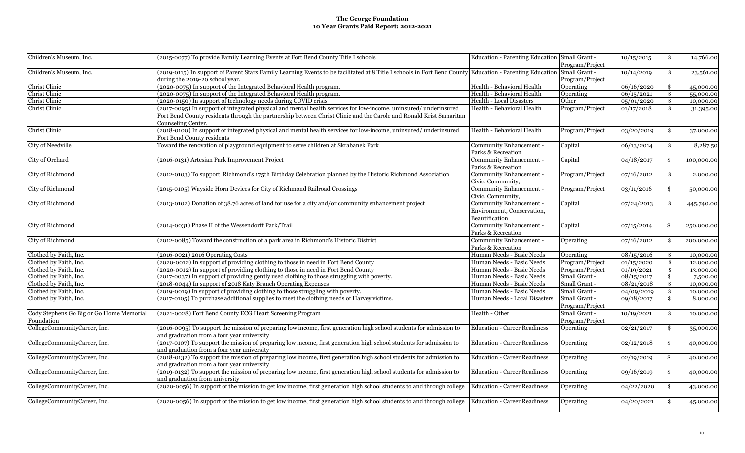# The George Foundation
## 10 Year Grants Paid Report: 2012-2021

| | | | | | |
|---|---|---|---|---|---|
| Children's Museum, Inc. | (2015-0077) To provide Family Learning Events at Fort Bend County Title I schools | Education - Parenting Education | Small Grant - Program/Project | 10/15/2015 | $ 14,766.00 |
| Children's Museum, Inc. | (2019-0115) In support of Parent Stars Family Learning Events to be facilitated at 8 Title I schools in Fort Bend County during the 2019-20 school year. | Education - Parenting Education | Small Grant - Program/Project | 10/14/2019 | $ 23,561.00 |
| Christ Clinic | (2020-0075) In support of the Integrated Behavioral Health program. | Health - Behavioral Health | Operating | 06/16/2020 | $ 45,000.00 |
| Christ Clinic | (2020-0075) In support of the Integrated Behavioral Health program. | Health - Behavioral Health | Operating | 06/15/2021 | $ 55,000.00 |
| Christ Clinic | (2020-0150) In support of technology needs during COVID crisis | Health - Local Disasters | Other | 05/01/2020 | $ 10,000.00 |
| Christ Clinic | (2017-0095) In support of integrated physical and mental health services for low-income, uninsured/ underinsured Fort Bend County residents through the partnership between Christ Clinic and the Carole and Ronald Krist Samaritan Counseling Center. | Health - Behavioral Health | Program/Project | 01/17/2018 | $ 31,395.00 |
| Christ Clinic | (2018-0100) In support of integrated physical and mental health services for low-income, uninsured/ underinsured Fort Bend County residents | Health - Behavioral Health | Program/Project | 03/20/2019 | $ 37,000.00 |
| City of Needville | Toward the renovation of playground equipment to serve children at Skrabanek Park | Community Enhancement - Parks & Recreation | Capital | 06/13/2014 | $ 8,287.50 |
| City of Orchard | (2016-0131) Artesian Park Improvement Project | Community Enhancement - Parks & Recreation | Capital | 04/18/2017 | $ 100,000.00 |
| City of Richmond | (2012-0103) To support Richmond's 175th Birthday Celebration planned by the Historic Richmond Association | Community Enhancement - Civic, Community, | Program/Project | 07/16/2012 | $ 2,000.00 |
| City of Richmond | (2015-0105) Wayside Horn Devices for City of Richmond Railroad Crossings | Community Enhancement - Civic, Community, | Program/Project | 03/11/2016 | $ 50,000.00 |
| City of Richmond | (2013-0102) Donation of 38.76 acres of land for use for a city and/or community enhancement project | Community Enhancement - Environment, Conservation, Beautification | Capital | 07/24/2013 | $ 445,740.00 |
| City of Richmond | (2014-0031) Phase II of the Wessendorff Park/Trail | Community Enhancement - Parks & Recreation | Capital | 07/15/2014 | $ 250,000.00 |
| City of Richmond | (2012-0085) Toward the construction of a park area in Richmond's Historic District | Community Enhancement - Parks & Recreation | Operating | 07/16/2012 | $ 200,000.00 |
| Clothed by Faith, Inc. | (2016-0021) 2016 Operating Costs | Human Needs - Basic Needs | Operating | 08/15/2016 | $ 10,000.00 |
| Clothed by Faith, Inc. | (2020-0012) In support of providing clothing to those in need in Fort Bend County | Human Needs - Basic Needs | Program/Project | 01/15/2020 | $ 12,000.00 |
| Clothed by Faith, Inc. | (2020-0012) In support of providing clothing to those in need in Fort Bend County | Human Needs - Basic Needs | Program/Project | 01/19/2021 | $ 13,000.00 |
| Clothed by Faith, Inc. | (2017-0037) In support of providing gently used clothing to those struggling with poverty. | Human Needs - Basic Needs | Small Grant - | 08/15/2017 | $ 7,500.00 |
| Clothed by Faith, Inc. | (2018-0044) In support of 2018 Katy Branch Operating Expenses | Human Needs - Basic Needs | Small Grant - | 08/21/2018 | $ 10,000.00 |
| Clothed by Faith, Inc. | (2019-0019) In support of providing clothing to those struggling with poverty. | Human Needs - Basic Needs | Small Grant - | 04/09/2019 | $ 10,000.00 |
| Clothed by Faith, Inc. | (2017-0105) To purchase additional supplies to meet the clothing needs of Harvey victims. | Human Needs - Local Disasters | Small Grant - Program/Project | 09/18/2017 | $ 8,000.00 |
| Cody Stephens Go Big or Go Home Memorial Foundation | (2021-0028) Fort Bend County ECG Heart Screening Program | Health - Other | Small Grant - Program/Project | 10/19/2021 | $ 10,000.00 |
| CollegeCommunityCareer, Inc. | (2016-0095) To support the mission of preparing low income, first generation high school students for admission to and graduation from a four year university | Education - Career Readiness | Operating | 02/21/2017 | $ 35,000.00 |
| CollegeCommunityCareer, Inc. | (2017-0107) To support the mission of preparing low income, first generation high school students for admission to and graduation from a four year university | Education - Career Readiness | Operating | 02/12/2018 | $ 40,000.00 |
| CollegeCommunityCareer, Inc. | (2018-0132) To support the mission of preparing low income, first generation high school students for admission to and graduation from a four year university | Education - Career Readiness | Operating | 02/19/2019 | $ 40,000.00 |
| CollegeCommunityCareer, Inc. | (2019-0132) To support the mission of preparing low income, first generation high school students for admission to and graduation from university | Education - Career Readiness | Operating | 09/16/2019 | $ 40,000.00 |
| CollegeCommunityCareer, Inc. | (2020-0056) In support of the mission to get low income, first generation high school students to and through college | Education - Career Readiness | Operating | 04/22/2020 | $ 43,000.00 |
| CollegeCommunityCareer, Inc. | (2020-0056) In support of the mission to get low income, first generation high school students to and through college | Education - Career Readiness | Operating | 04/20/2021 | $ 45,000.00 |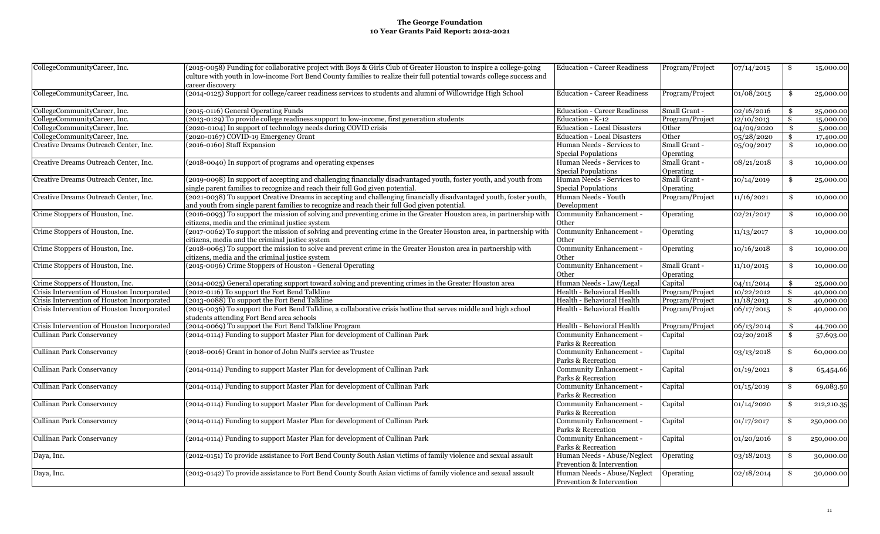# The George Foundation
## 10 Year Grants Paid Report: 2012-2021

| | | | | | |
|---|---|---|---|---|---|
| CollegeCommunityCareer, Inc. | (2015-0058) Funding for collaborative project with Boys & Girls Club of Greater Houston to inspire a college-going culture with youth in low-income Fort Bend County families to realize their full potential towards college success and career discovery | Education - Career Readiness | Program/Project | 07/14/2015 | $ 15,000.00 |
| CollegeCommunityCareer, Inc. | (2014-0125) Support for college/career readiness services to students and alumni of Willowridge High School | Education - Career Readiness | Program/Project | 01/08/2015 | $ 25,000.00 |
| CollegeCommunityCareer, Inc. | (2015-0116) General Operating Funds | Education - Career Readiness | Small Grant - | 02/16/2016 | $ 25,000.00 |
| CollegeCommunityCareer, Inc. | (2013-0129) To provide college readiness support to low-income, first generation students | Education - K-12 | Program/Project | 12/10/2013 | $ 15,000.00 |
| CollegeCommunityCareer, Inc. | (2020-0104) In support of technology needs during COVID crisis | Education - Local Disasters | Other | 04/09/2020 | $ 5,000.00 |
| CollegeCommunityCareer, Inc. | (2020-0167) COVID-19 Emergency Grant | Education - Local Disasters | Other | 05/28/2020 | $ 17,400.00 |
| Creative Dreams Outreach Center, Inc. | (2016-0160) Staff Expansion | Human Needs - Services to Special Populations | Small Grant - Operating | 05/09/2017 | $ 10,000.00 |
| Creative Dreams Outreach Center, Inc. | (2018-0040) In support of programs and operating expenses | Human Needs - Services to Special Populations | Small Grant - Operating | 08/21/2018 | $ 10,000.00 |
| Creative Dreams Outreach Center, Inc. | (2019-0098) In support of accepting and challenging financially disadvantaged youth, foster youth, and youth from single parent families to recognize and reach their full God given potential. | Human Needs - Services to Special Populations | Small Grant - Operating | 10/14/2019 | $ 25,000.00 |
| Creative Dreams Outreach Center, Inc. | (2021-0038) To support Creative Dreams in accepting and challenging financially disadvantaged youth, foster youth, and youth from single parent families to recognize and reach their full God given potential. | Human Needs - Youth Development | Program/Project | 11/16/2021 | $ 10,000.00 |
| Crime Stoppers of Houston, Inc. | (2016-0093) To support the mission of solving and preventing crime in the Greater Houston area, in partnership with citizens, media and the criminal justice system | Community Enhancement - Other | Operating | 02/21/2017 | $ 10,000.00 |
| Crime Stoppers of Houston, Inc. | (2017-0062) To support the mission of solving and preventing crime in the Greater Houston area, in partnership with citizens, media and the criminal justice system | Community Enhancement - Other | Operating | 11/13/2017 | $ 10,000.00 |
| Crime Stoppers of Houston, Inc. | (2018-0065) To support the mission to solve and prevent crime in the Greater Houston area in partnership with citizens, media and the criminal justice system | Community Enhancement - Other | Operating | 10/16/2018 | $ 10,000.00 |
| Crime Stoppers of Houston, Inc. | (2015-0096) Crime Stoppers of Houston - General Operating | Community Enhancement - Other | Small Grant - Operating | 11/10/2015 | $ 10,000.00 |
| Crime Stoppers of Houston, Inc. | (2014-0025) General operating support toward solving and preventing crimes in the Greater Houston area | Human Needs - Law/Legal | Capital | 04/11/2014 | $ 25,000.00 |
| Crisis Intervention of Houston Incorporated | (2012-0116) To support the Fort Bend Talkline | Health - Behavioral Health | Program/Project | 10/22/2012 | $ 40,000.00 |
| Crisis Intervention of Houston Incorporated | (2013-0088) To support the Fort Bend Talkline | Health - Behavioral Health | Program/Project | 11/18/2013 | $ 40,000.00 |
| Crisis Intervention of Houston Incorporated | (2015-0036) To support the Fort Bend Talkline, a collaborative crisis hotline that serves middle and high school students attending Fort Bend area schools | Health - Behavioral Health | Program/Project | 06/17/2015 | $ 40,000.00 |
| Crisis Intervention of Houston Incorporated | (2014-0069) To support the Fort Bend Talkline Program | Health - Behavioral Health | Program/Project | 06/13/2014 | $ 44,700.00 |
| Cullinan Park Conservancy | (2014-0114) Funding to support Master Plan for development of Cullinan Park | Community Enhancement - Parks & Recreation | Capital | 02/20/2018 | $ 57,693.00 |
| Cullinan Park Conservancy | (2018-0016) Grant in honor of John Null's service as Trustee | Community Enhancement - Parks & Recreation | Capital | 03/13/2018 | $ 60,000.00 |
| Cullinan Park Conservancy | (2014-0114) Funding to support Master Plan for development of Cullinan Park | Community Enhancement - Parks & Recreation | Capital | 01/19/2021 | $ 65,454.66 |
| Cullinan Park Conservancy | (2014-0114) Funding to support Master Plan for development of Cullinan Park | Community Enhancement - Parks & Recreation | Capital | 01/15/2019 | $ 69,083.50 |
| Cullinan Park Conservancy | (2014-0114) Funding to support Master Plan for development of Cullinan Park | Community Enhancement - Parks & Recreation | Capital | 01/14/2020 | $ 212,210.35 |
| Cullinan Park Conservancy | (2014-0114) Funding to support Master Plan for development of Cullinan Park | Community Enhancement - Parks & Recreation | Capital | 01/17/2017 | $ 250,000.00 |
| Cullinan Park Conservancy | (2014-0114) Funding to support Master Plan for development of Cullinan Park | Community Enhancement - Parks & Recreation | Capital | 01/20/2016 | $ 250,000.00 |
| Daya, Inc. | (2012-0151) To provide assistance to Fort Bend County South Asian victims of family violence and sexual assault | Human Needs - Abuse/Neglect Prevention & Intervention | Operating | 03/18/2013 | $ 30,000.00 |
| Daya, Inc. | (2013-0142) To provide assistance to Fort Bend County South Asian victims of family violence and sexual assault | Human Needs - Abuse/Neglect Prevention & Intervention | Operating | 02/18/2014 | $ 30,000.00 |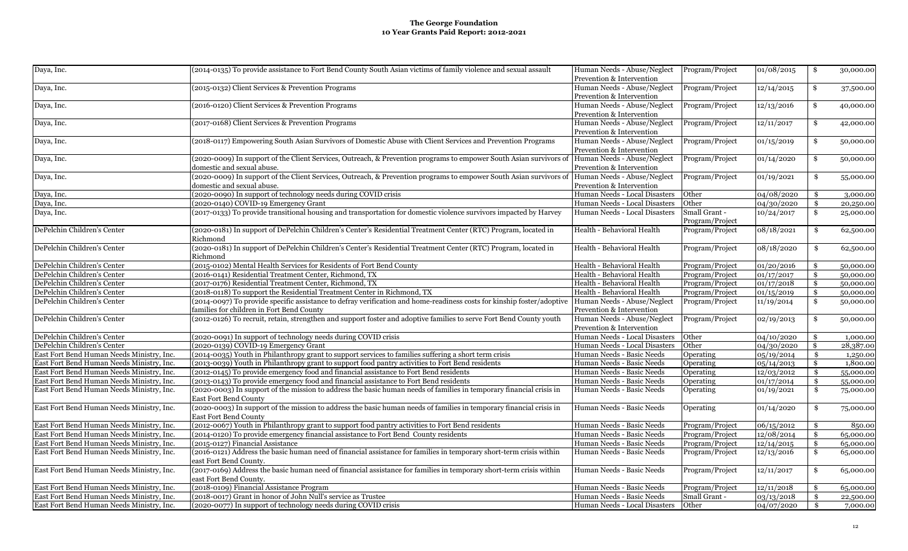**The George Foundation**
**10 Year Grants Paid Report: 2012-2021**

| | | | | | |
|---|---|---|---|---|---|
| Daya, Inc. | (2014-0135) To provide assistance to Fort Bend County South Asian victims of family violence and sexual assault | Human Needs - Abuse/Neglect Prevention & Intervention | Program/Project | 01/08/2015 | $ 30,000.00 |
| Daya, Inc. | (2015-0132) Client Services & Prevention Programs | Human Needs - Abuse/Neglect Prevention & Intervention | Program/Project | 12/14/2015 | $ 37,500.00 |
| Daya, Inc. | (2016-0120) Client Services & Prevention Programs | Human Needs - Abuse/Neglect Prevention & Intervention | Program/Project | 12/13/2016 | $ 40,000.00 |
| Daya, Inc. | (2017-0168) Client Services & Prevention Programs | Human Needs - Abuse/Neglect Prevention & Intervention | Program/Project | 12/11/2017 | $ 42,000.00 |
| Daya, Inc. | (2018-0117) Empowering South Asian Survivors of Domestic Abuse with Client Services and Prevention Programs | Human Needs - Abuse/Neglect Prevention & Intervention | Program/Project | 01/15/2019 | $ 50,000.00 |
| Daya, Inc. | (2020-0009) In support of the Client Services, Outreach, & Prevention programs to empower South Asian survivors of domestic and sexual abuse. | Human Needs - Abuse/Neglect Prevention & Intervention | Program/Project | 01/14/2020 | $ 50,000.00 |
| Daya, Inc. | (2020-0009) In support of the Client Services, Outreach, & Prevention programs to empower South Asian survivors of domestic and sexual abuse. | Human Needs - Abuse/Neglect Prevention & Intervention | Program/Project | 01/19/2021 | $ 55,000.00 |
| Daya, Inc. | (2020-0090) In support of technology needs during COVID crisis | Human Needs - Local Disasters | Other | 04/08/2020 | $ 3,000.00 |
| Daya, Inc. | (2020-0140) COVID-19 Emergency Grant | Human Needs - Local Disasters | Other | 04/30/2020 | $ 20,250.00 |
| Daya, Inc. | (2017-0133) To provide transitional housing and transportation for domestic violence survivors impacted by Harvey | Human Needs - Local Disasters | Small Grant - Program/Project | 10/24/2017 | $ 25,000.00 |
| DePelchin Children's Center | (2020-0181) In support of DePelchin Children's Center's Residential Treatment Center (RTC) Program, located in Richmond | Health - Behavioral Health | Program/Project | 08/18/2021 | $ 62,500.00 |
| DePelchin Children's Center | (2020-0181) In support of DePelchin Children's Center's Residential Treatment Center (RTC) Program, located in Richmond | Health - Behavioral Health | Program/Project | 08/18/2020 | $ 62,500.00 |
| DePelchin Children's Center | (2015-0102) Mental Health Services for Residents of Fort Bend County | Health - Behavioral Health | Program/Project | 01/20/2016 | $ 50,000.00 |
| DePelchin Children's Center | (2016-0141) Residential Treatment Center, Richmond, TX | Health - Behavioral Health | Program/Project | 01/17/2017 | $ 50,000.00 |
| DePelchin Children's Center | (2017-0176) Residential Treatment Center, Richmond, TX | Health - Behavioral Health | Program/Project | 01/17/2018 | $ 50,000.00 |
| DePelchin Children's Center | (2018-0118) To support the Residential Treatment Center in Richmond, TX | Health - Behavioral Health | Program/Project | 01/15/2019 | $ 50,000.00 |
| DePelchin Children's Center | (2014-0097) To provide specific assistance to defray verification and home-readiness costs for kinship foster/adoptive families for children in Fort Bend County | Human Needs - Abuse/Neglect Prevention & Intervention | Program/Project | 11/19/2014 | $ 50,000.00 |
| DePelchin Children's Center | (2012-0126) To recruit, retain, strengthen and support foster and adoptive families to serve Fort Bend County youth | Human Needs - Abuse/Neglect Prevention & Intervention | Program/Project | 02/19/2013 | $ 50,000.00 |
| DePelchin Children's Center | (2020-0091) In support of technology needs during COVID crisis | Human Needs - Local Disasters | Other | 04/10/2020 | $ 1,000.00 |
| DePelchin Children's Center | (2020-0139) COVID-19 Emergency Grant | Human Needs - Local Disasters | Other | 04/30/2020 | $ 28,387.00 |
| East Fort Bend Human Needs Ministry, Inc. | (2014-0035) Youth in Philanthropy grant to support services to families suffering a short term crisis | Human Needs - Basic Needs | Operating | 05/19/2014 | $ 1,250.00 |
| East Fort Bend Human Needs Ministry, Inc. | (2013-0039) Youth in Philanthropy grant to support food pantry activities to Fort Bend residents | Human Needs - Basic Needs | Operating | 05/14/2013 | $ 1,800.00 |
| East Fort Bend Human Needs Ministry, Inc. | (2012-0145) To provide emergency food and financial assistance to Fort Bend residents | Human Needs - Basic Needs | Operating | 12/03/2012 | $ 55,000.00 |
| East Fort Bend Human Needs Ministry, Inc. | (2013-0143) To provide emergency food and financial assistance to Fort Bend residents | Human Needs - Basic Needs | Operating | 01/17/2014 | $ 55,000.00 |
| East Fort Bend Human Needs Ministry, Inc. | (2020-0003) In support of the mission to address the basic human needs of families in temporary financial crisis in East Fort Bend County | Human Needs - Basic Needs | Operating | 01/19/2021 | $ 75,000.00 |
| East Fort Bend Human Needs Ministry, Inc. | (2020-0003) In support of the mission to address the basic human needs of families in temporary financial crisis in East Fort Bend County | Human Needs - Basic Needs | Operating | 01/14/2020 | $ 75,000.00 |
| East Fort Bend Human Needs Ministry, Inc. | (2012-0067) Youth in Philanthropy grant to support food pantry activities to Fort Bend residents | Human Needs - Basic Needs | Program/Project | 06/15/2012 | $ 850.00 |
| East Fort Bend Human Needs Ministry, Inc. | (2014-0120) To provide emergency financial assistance to Fort Bend County residents | Human Needs - Basic Needs | Program/Project | 12/08/2014 | $ 65,000.00 |
| East Fort Bend Human Needs Ministry, Inc. | (2015-0127) Financial Assistance | Human Needs - Basic Needs | Program/Project | 12/14/2015 | $ 65,000.00 |
| East Fort Bend Human Needs Ministry, Inc. | (2016-0121) Address the basic human need of financial assistance for families in temporary short-term crisis within east Fort Bend County. | Human Needs - Basic Needs | Program/Project | 12/13/2016 | $ 65,000.00 |
| East Fort Bend Human Needs Ministry, Inc. | (2017-0169) Address the basic human need of financial assistance for families in temporary short-term crisis within east Fort Bend County. | Human Needs - Basic Needs | Program/Project | 12/11/2017 | $ 65,000.00 |
| East Fort Bend Human Needs Ministry, Inc. | (2018-0109) Financial Assistance Program | Human Needs - Basic Needs | Program/Project | 12/11/2018 | $ 65,000.00 |
| East Fort Bend Human Needs Ministry, Inc. | (2018-0017) Grant in honor of John Null's service as Trustee | Human Needs - Basic Needs | Small Grant - | 03/13/2018 | $ 22,500.00 |
| East Fort Bend Human Needs Ministry, Inc. | (2020-0077) In support of technology needs during COVID crisis | Human Needs - Local Disasters | Other | 04/07/2020 | $ 7,000.00 |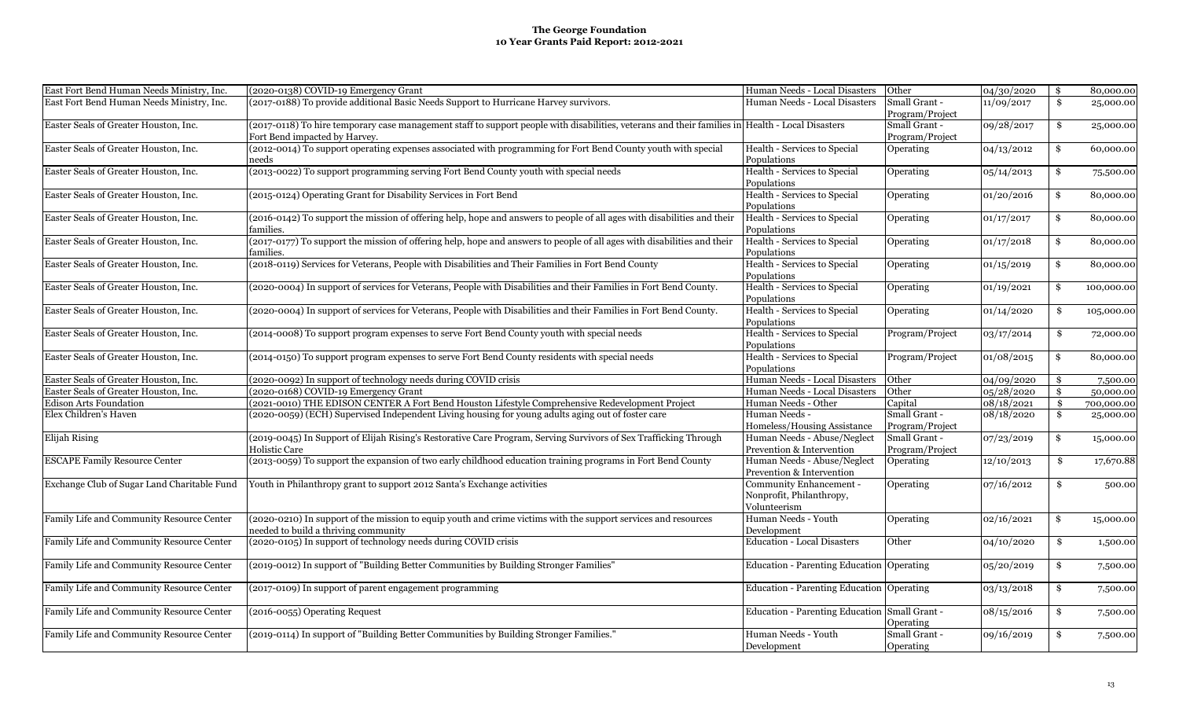**The George Foundation**
**10 Year Grants Paid Report: 2012-2021**

| | | | | | |
|---|---|---|---|---|---|
| East Fort Bend Human Needs Ministry, Inc. | (2020-0138) COVID-19 Emergency Grant | Human Needs - Local Disasters | Other | 04/30/2020 | $ 80,000.00 |
| East Fort Bend Human Needs Ministry, Inc. | (2017-0188) To provide additional Basic Needs Support to Hurricane Harvey survivors. | Human Needs - Local Disasters | Small Grant - Program/Project | 11/09/2017 | $ 25,000.00 |
| Easter Seals of Greater Houston, Inc. | (2017-0118) To hire temporary case management staff to support people with disabilities, veterans and their families in Fort Bend impacted by Harvey. | Health - Local Disasters | Small Grant - Program/Project | 09/28/2017 | $ 25,000.00 |
| Easter Seals of Greater Houston, Inc. | (2012-0014) To support operating expenses associated with programming for Fort Bend County youth with special needs | Health - Services to Special Populations | Operating | 04/13/2012 | $ 60,000.00 |
| Easter Seals of Greater Houston, Inc. | (2013-0022) To support programming serving Fort Bend County youth with special needs | Health - Services to Special Populations | Operating | 05/14/2013 | $ 75,500.00 |
| Easter Seals of Greater Houston, Inc. | (2015-0124) Operating Grant for Disability Services in Fort Bend | Health - Services to Special Populations | Operating | 01/20/2016 | $ 80,000.00 |
| Easter Seals of Greater Houston, Inc. | (2016-0142) To support the mission of offering help, hope and answers to people of all ages with disabilities and their families. | Health - Services to Special Populations | Operating | 01/17/2017 | $ 80,000.00 |
| Easter Seals of Greater Houston, Inc. | (2017-0177) To support the mission of offering help, hope and answers to people of all ages with disabilities and their families. | Health - Services to Special Populations | Operating | 01/17/2018 | $ 80,000.00 |
| Easter Seals of Greater Houston, Inc. | (2018-0119) Services for Veterans, People with Disabilities and Their Families in Fort Bend County | Health - Services to Special Populations | Operating | 01/15/2019 | $ 80,000.00 |
| Easter Seals of Greater Houston, Inc. | (2020-0004) In support of services for Veterans, People with Disabilities and their Families in Fort Bend County. | Health - Services to Special Populations | Operating | 01/19/2021 | $ 100,000.00 |
| Easter Seals of Greater Houston, Inc. | (2020-0004) In support of services for Veterans, People with Disabilities and their Families in Fort Bend County. | Health - Services to Special Populations | Operating | 01/14/2020 | $ 105,000.00 |
| Easter Seals of Greater Houston, Inc. | (2014-0008) To support program expenses to serve Fort Bend County youth with special needs | Health - Services to Special Populations | Program/Project | 03/17/2014 | $ 72,000.00 |
| Easter Seals of Greater Houston, Inc. | (2014-0150) To support program expenses to serve Fort Bend County residents with special needs | Health - Services to Special Populations | Program/Project | 01/08/2015 | $ 80,000.00 |
| Easter Seals of Greater Houston, Inc. | (2020-0092) In support of technology needs during COVID crisis | Human Needs - Local Disasters | Other | 04/09/2020 | $ 7,500.00 |
| Easter Seals of Greater Houston, Inc. | (2020-0168) COVID-19 Emergency Grant | Human Needs - Local Disasters | Other | 05/28/2020 | $ 50,000.00 |
| Edison Arts Foundation | (2021-0010) THE EDISON CENTER A Fort Bend Houston Lifestyle Comprehensive Redevelopment Project | Human Needs - Other | Capital | 08/18/2021 | $ 700,000.00 |
| Elex Children's Haven | (2020-0059) (ECH) Supervised Independent Living housing for young adults aging out of foster care | Human Needs - Homeless/Housing Assistance | Small Grant - Program/Project | 08/18/2020 | $ 25,000.00 |
| Elijah Rising | (2019-0045) In Support of Elijah Rising's Restorative Care Program, Serving Survivors of Sex Trafficking Through Holistic Care | Human Needs - Abuse/Neglect Prevention & Intervention | Small Grant - Program/Project | 07/23/2019 | $ 15,000.00 |
| ESCAPE Family Resource Center | (2013-0059) To support the expansion of two early childhood education training programs in Fort Bend County | Human Needs - Abuse/Neglect Prevention & Intervention | Operating | 12/10/2013 | $ 17,670.88 |
| Exchange Club of Sugar Land Charitable Fund | Youth in Philanthropy grant to support 2012 Santa's Exchange activities | Community Enhancement - Nonprofit, Philanthropy, Volunteerism | Operating | 07/16/2012 | $ 500.00 |
| Family Life and Community Resource Center | (2020-0210) In support of the mission to equip youth and crime victims with the support services and resources needed to build a thriving community | Human Needs - Youth Development | Operating | 02/16/2021 | $ 15,000.00 |
| Family Life and Community Resource Center | (2020-0105) In support of technology needs during COVID crisis | Education - Local Disasters | Other | 04/10/2020 | $ 1,500.00 |
| Family Life and Community Resource Center | (2019-0012) In support of "Building Better Communities by Building Stronger Families" | Education - Parenting Education | Operating | 05/20/2019 | $ 7,500.00 |
| Family Life and Community Resource Center | (2017-0109) In support of parent engagement programming | Education - Parenting Education | Operating | 03/13/2018 | $ 7,500.00 |
| Family Life and Community Resource Center | (2016-0055) Operating Request | Education - Parenting Education | Small Grant - Operating | 08/15/2016 | $ 7,500.00 |
| Family Life and Community Resource Center | (2019-0114) In support of "Building Better Communities by Building Stronger Families." | Human Needs - Youth Development | Small Grant - Operating | 09/16/2019 | $ 7,500.00 |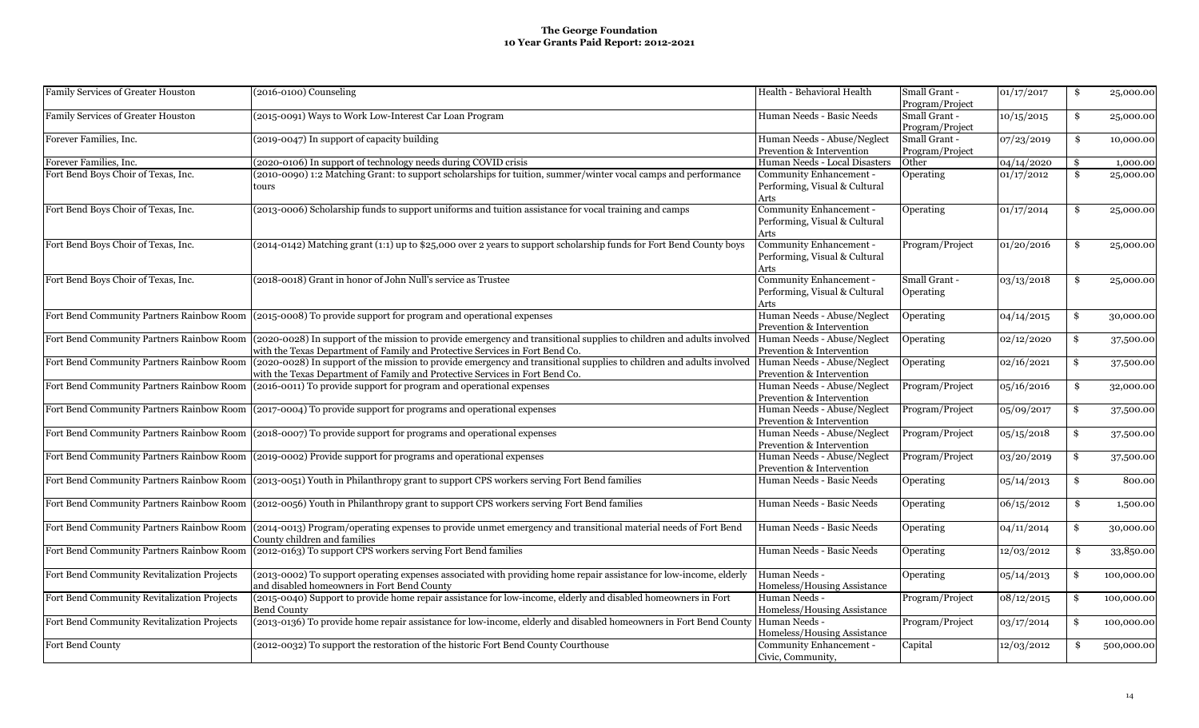**The George Foundation**
**10 Year Grants Paid Report: 2012-2021**

| | | | | | |
|---|---|---|---|---|---|
| Family Services of Greater Houston | (2016-0100) Counseling | Health - Behavioral Health | Small Grant - Program/Project | 01/17/2017 | $ 25,000.00 |
| Family Services of Greater Houston | (2015-0091) Ways to Work Low-Interest Car Loan Program | Human Needs - Basic Needs | Small Grant - Program/Project | 10/15/2015 | $ 25,000.00 |
| Forever Families, Inc. | (2019-0047) In support of capacity building | Human Needs - Abuse/Neglect Prevention & Intervention | Small Grant - Program/Project | 07/23/2019 | $ 10,000.00 |
| Forever Families, Inc. | (2020-0106) In support of technology needs during COVID crisis | Human Needs - Local Disasters | Other | 04/14/2020 | $ 1,000.00 |
| Fort Bend Boys Choir of Texas, Inc. | (2010-0090) 1:2 Matching Grant: to support scholarships for tuition, summer/winter vocal camps and performance tours | Community Enhancement - Performing, Visual & Cultural Arts | Operating | 01/17/2012 | $ 25,000.00 |
| Fort Bend Boys Choir of Texas, Inc. | (2013-0006) Scholarship funds to support uniforms and tuition assistance for vocal training and camps | Community Enhancement - Performing, Visual & Cultural Arts | Operating | 01/17/2014 | $ 25,000.00 |
| Fort Bend Boys Choir of Texas, Inc. | (2014-0142) Matching grant (1:1) up to $25,000 over 2 years to support scholarship funds for Fort Bend County boys | Community Enhancement - Performing, Visual & Cultural Arts | Program/Project | 01/20/2016 | $ 25,000.00 |
| Fort Bend Boys Choir of Texas, Inc. | (2018-0018) Grant in honor of John Null's service as Trustee | Community Enhancement - Performing, Visual & Cultural Arts | Small Grant - Operating | 03/13/2018 | $ 25,000.00 |
| Fort Bend Community Partners Rainbow Room | (2015-0008) To provide support for program and operational expenses | Human Needs - Abuse/Neglect Prevention & Intervention | Operating | 04/14/2015 | $ 30,000.00 |
| Fort Bend Community Partners Rainbow Room | (2020-0028) In support of the mission to provide emergency and transitional supplies to children and adults involved with the Texas Department of Family and Protective Services in Fort Bend Co. | Human Needs - Abuse/Neglect Prevention & Intervention | Operating | 02/12/2020 | $ 37,500.00 |
| Fort Bend Community Partners Rainbow Room | (2020-0028) In support of the mission to provide emergency and transitional supplies to children and adults involved with the Texas Department of Family and Protective Services in Fort Bend Co. | Human Needs - Abuse/Neglect Prevention & Intervention | Operating | 02/16/2021 | $ 37,500.00 |
| Fort Bend Community Partners Rainbow Room | (2016-0011) To provide support for program and operational expenses | Human Needs - Abuse/Neglect Prevention & Intervention | Program/Project | 05/16/2016 | $ 32,000.00 |
| Fort Bend Community Partners Rainbow Room | (2017-0004) To provide support for programs and operational expenses | Human Needs - Abuse/Neglect Prevention & Intervention | Program/Project | 05/09/2017 | $ 37,500.00 |
| Fort Bend Community Partners Rainbow Room | (2018-0007) To provide support for programs and operational expenses | Human Needs - Abuse/Neglect Prevention & Intervention | Program/Project | 05/15/2018 | $ 37,500.00 |
| Fort Bend Community Partners Rainbow Room | (2019-0002) Provide support for programs and operational expenses | Human Needs - Abuse/Neglect Prevention & Intervention | Program/Project | 03/20/2019 | $ 37,500.00 |
| Fort Bend Community Partners Rainbow Room | (2013-0051) Youth in Philanthropy grant to support CPS workers serving Fort Bend families | Human Needs - Basic Needs | Operating | 05/14/2013 | $ 800.00 |
| Fort Bend Community Partners Rainbow Room | (2012-0056) Youth in Philanthropy grant to support CPS workers serving Fort Bend families | Human Needs - Basic Needs | Operating | 06/15/2012 | $ 1,500.00 |
| Fort Bend Community Partners Rainbow Room | (2014-0013) Program/operating expenses to provide unmet emergency and transitional material needs of Fort Bend County children and families | Human Needs - Basic Needs | Operating | 04/11/2014 | $ 30,000.00 |
| Fort Bend Community Partners Rainbow Room | (2012-0163) To support CPS workers serving Fort Bend families | Human Needs - Basic Needs | Operating | 12/03/2012 | $ 33,850.00 |
| Fort Bend Community Revitalization Projects | (2013-0002) To support operating expenses associated with providing home repair assistance for low-income, elderly and disabled homeowners in Fort Bend County | Human Needs - Homeless/Housing Assistance | Operating | 05/14/2013 | $ 100,000.00 |
| Fort Bend Community Revitalization Projects | (2015-0040) Support to provide home repair assistance for low-income, elderly and disabled homeowners in Fort Bend County | Human Needs - Homeless/Housing Assistance | Program/Project | 08/12/2015 | $ 100,000.00 |
| Fort Bend Community Revitalization Projects | (2013-0136) To provide home repair assistance for low-income, elderly and disabled homeowners in Fort Bend County | Human Needs - Homeless/Housing Assistance | Program/Project | 03/17/2014 | $ 100,000.00 |
| Fort Bend County | (2012-0032) To support the restoration of the historic Fort Bend County Courthouse | Community Enhancement - Civic, Community, | Capital | 12/03/2012 | $ 500,000.00 |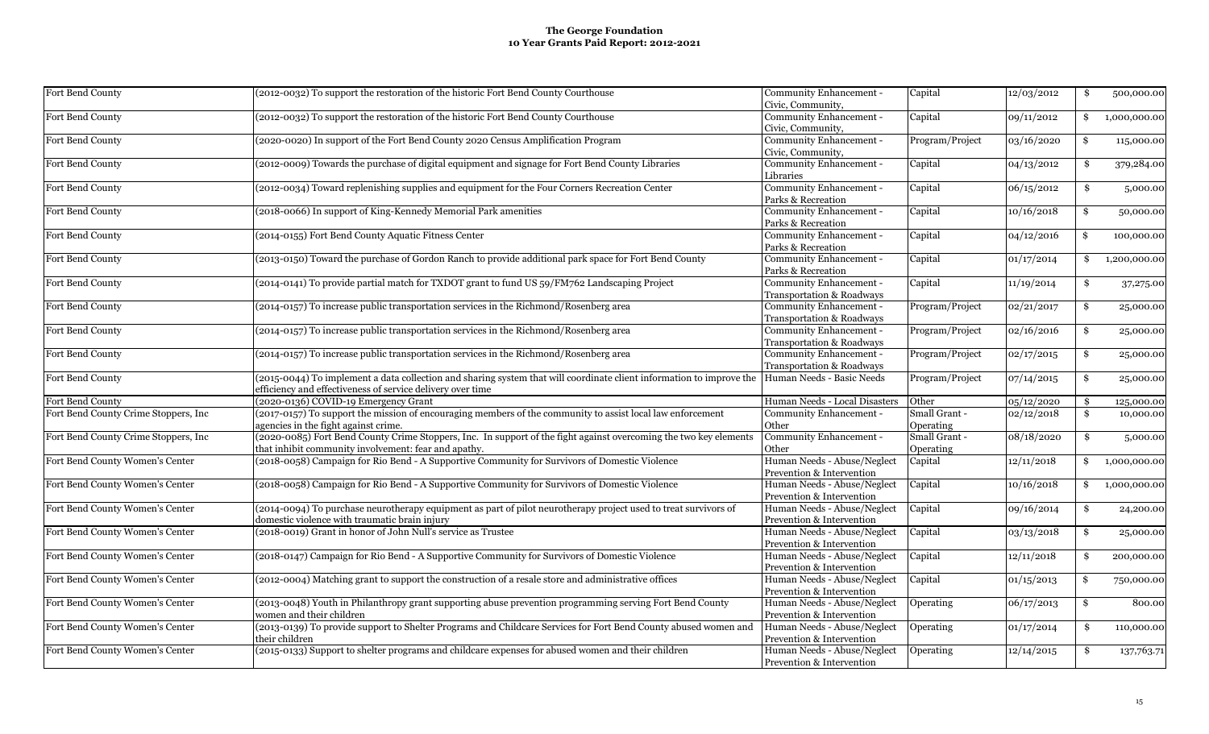**The George Foundation**
**10 Year Grants Paid Report: 2012-2021**

| | | | | | |
|---|---|---|---|---|---|
| Fort Bend County | (2012-0032) To support the restoration of the historic Fort Bend County Courthouse | Community Enhancement - Civic, Community, | Capital | 12/03/2012 | $ 500,000.00 |
| Fort Bend County | (2012-0032) To support the restoration of the historic Fort Bend County Courthouse | Community Enhancement - Civic, Community, | Capital | 09/11/2012 | $ 1,000,000.00 |
| Fort Bend County | (2020-0020) In support of the Fort Bend County 2020 Census Amplification Program | Community Enhancement - Civic, Community, | Program/Project | 03/16/2020 | $ 115,000.00 |
| Fort Bend County | (2012-0009) Towards the purchase of digital equipment and signage for Fort Bend County Libraries | Community Enhancement - Libraries | Capital | 04/13/2012 | $ 379,284.00 |
| Fort Bend County | (2012-0034) Toward replenishing supplies and equipment for the Four Corners Recreation Center | Community Enhancement - Parks & Recreation | Capital | 06/15/2012 | $ 5,000.00 |
| Fort Bend County | (2018-0066) In support of King-Kennedy Memorial Park amenities | Community Enhancement - Parks & Recreation | Capital | 10/16/2018 | $ 50,000.00 |
| Fort Bend County | (2014-0155) Fort Bend County Aquatic Fitness Center | Community Enhancement - Parks & Recreation | Capital | 04/12/2016 | $ 100,000.00 |
| Fort Bend County | (2013-0150) Toward the purchase of Gordon Ranch to provide additional park space for Fort Bend County | Community Enhancement - Parks & Recreation | Capital | 01/17/2014 | $ 1,200,000.00 |
| Fort Bend County | (2014-0141) To provide partial match for TXDOT grant to fund US 59/FM762 Landscaping Project | Community Enhancement - Transportation & Roadways | Capital | 11/19/2014 | $ 37,275.00 |
| Fort Bend County | (2014-0157) To increase public transportation services in the Richmond/Rosenberg area | Community Enhancement - Transportation & Roadways | Program/Project | 02/21/2017 | $ 25,000.00 |
| Fort Bend County | (2014-0157) To increase public transportation services in the Richmond/Rosenberg area | Community Enhancement - Transportation & Roadways | Program/Project | 02/16/2016 | $ 25,000.00 |
| Fort Bend County | (2014-0157) To increase public transportation services in the Richmond/Rosenberg area | Community Enhancement - Transportation & Roadways | Program/Project | 02/17/2015 | $ 25,000.00 |
| Fort Bend County | (2015-0044) To implement a data collection and sharing system that will coordinate client information to improve the efficiency and effectiveness of service delivery over time | Human Needs - Basic Needs | Program/Project | 07/14/2015 | $ 25,000.00 |
| Fort Bend County | (2020-0136) COVID-19 Emergency Grant | Human Needs - Local Disasters | Other | 05/12/2020 | $ 125,000.00 |
| Fort Bend County Crime Stoppers, Inc | (2017-0157) To support the mission of encouraging members of the community to assist local law enforcement agencies in the fight against crime. | Community Enhancement - Other | Small Grant - Operating | 02/12/2018 | $ 10,000.00 |
| Fort Bend County Crime Stoppers, Inc | (2020-0085) Fort Bend County Crime Stoppers, Inc. In support of the fight against overcoming the two key elements that inhibit community involvement: fear and apathy. | Community Enhancement - Other | Small Grant - Operating | 08/18/2020 | $ 5,000.00 |
| Fort Bend County Women's Center | (2018-0058) Campaign for Rio Bend - A Supportive Community for Survivors of Domestic Violence | Human Needs - Abuse/Neglect Prevention & Intervention | Capital | 12/11/2018 | $ 1,000,000.00 |
| Fort Bend County Women's Center | (2018-0058) Campaign for Rio Bend - A Supportive Community for Survivors of Domestic Violence | Human Needs - Abuse/Neglect Prevention & Intervention | Capital | 10/16/2018 | $ 1,000,000.00 |
| Fort Bend County Women's Center | (2014-0094) To purchase neurotherapy equipment as part of pilot neurotherapy project used to treat survivors of domestic violence with traumatic brain injury | Human Needs - Abuse/Neglect Prevention & Intervention | Capital | 09/16/2014 | $ 24,200.00 |
| Fort Bend County Women's Center | (2018-0019) Grant in honor of John Null's service as Trustee | Human Needs - Abuse/Neglect Prevention & Intervention | Capital | 03/13/2018 | $ 25,000.00 |
| Fort Bend County Women's Center | (2018-0147) Campaign for Rio Bend - A Supportive Community for Survivors of Domestic Violence | Human Needs - Abuse/Neglect Prevention & Intervention | Capital | 12/11/2018 | $ 200,000.00 |
| Fort Bend County Women's Center | (2012-0004) Matching grant to support the construction of a resale store and administrative offices | Human Needs - Abuse/Neglect Prevention & Intervention | Capital | 01/15/2013 | $ 750,000.00 |
| Fort Bend County Women's Center | (2013-0048) Youth in Philanthropy grant supporting abuse prevention programming serving Fort Bend County women and their children | Human Needs - Abuse/Neglect Prevention & Intervention | Operating | 06/17/2013 | $ 800.00 |
| Fort Bend County Women's Center | (2013-0139) To provide support to Shelter Programs and Childcare Services for Fort Bend County abused women and their children | Human Needs - Abuse/Neglect Prevention & Intervention | Operating | 01/17/2014 | $ 110,000.00 |
| Fort Bend County Women's Center | (2015-0133) Support to shelter programs and childcare expenses for abused women and their children | Human Needs - Abuse/Neglect Prevention & Intervention | Operating | 12/14/2015 | $ 137,763.71 |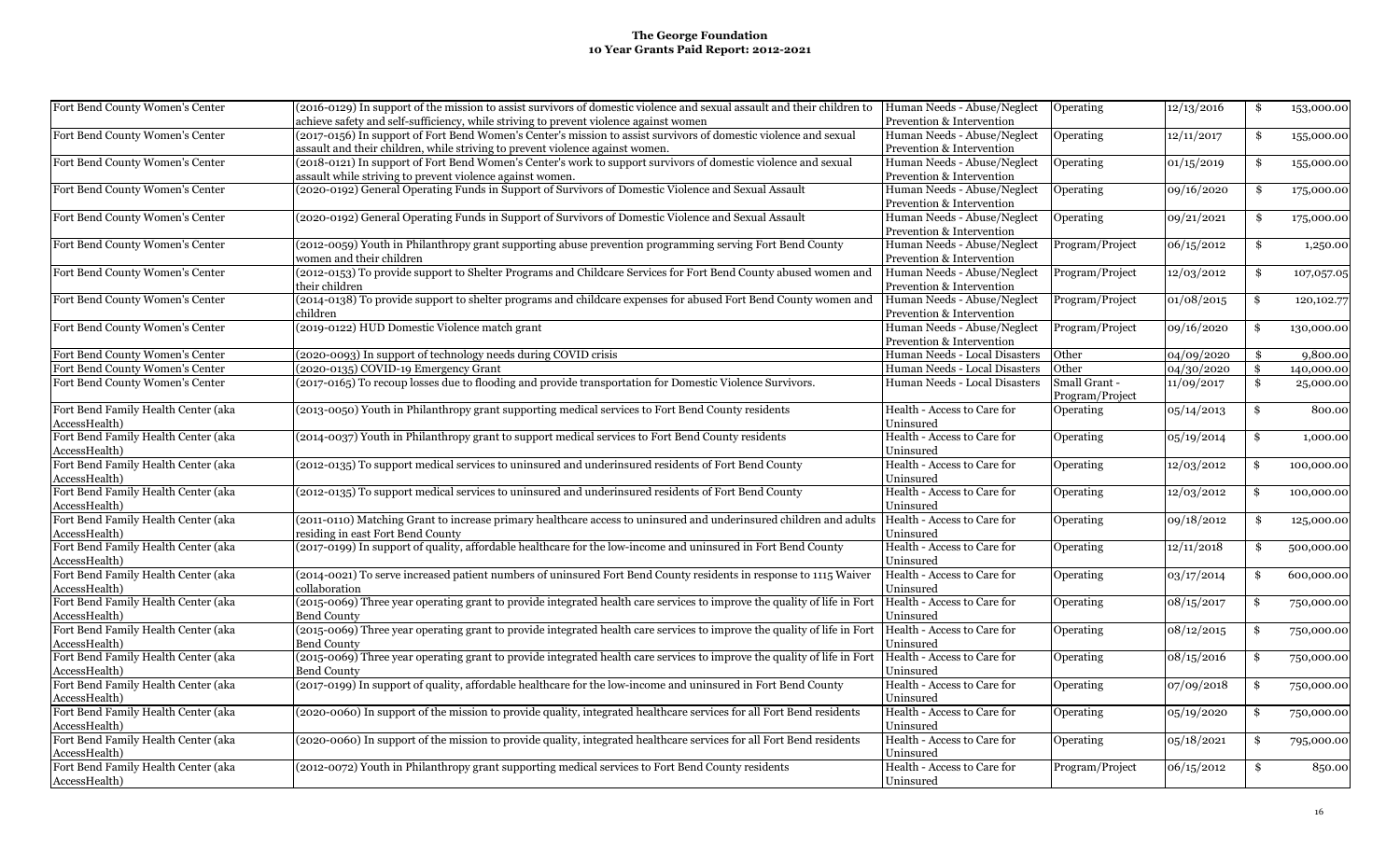**The George Foundation**
**10 Year Grants Paid Report: 2012-2021**

| | | | | | |
|---|---|---|---|---|---|
| Fort Bend County Women's Center | (2016-0129) In support of the mission to assist survivors of domestic violence and sexual assault and their children to achieve safety and self-sufficiency, while striving to prevent violence against women | Human Needs - Abuse/Neglect Prevention & Intervention | Operating | 12/13/2016 | $ 153,000.00 |
| Fort Bend County Women's Center | (2017-0156) In support of Fort Bend Women's Center's mission to assist survivors of domestic violence and sexual assault and their children, while striving to prevent violence against women. | Human Needs - Abuse/Neglect Prevention & Intervention | Operating | 12/11/2017 | $ 155,000.00 |
| Fort Bend County Women's Center | (2018-0121) In support of Fort Bend Women's Center's work to support survivors of domestic violence and sexual assault while striving to prevent violence against women. | Human Needs - Abuse/Neglect Prevention & Intervention | Operating | 01/15/2019 | $ 155,000.00 |
| Fort Bend County Women's Center | (2020-0192) General Operating Funds in Support of Survivors of Domestic Violence and Sexual Assault | Human Needs - Abuse/Neglect Prevention & Intervention | Operating | 09/16/2020 | $ 175,000.00 |
| Fort Bend County Women's Center | (2020-0192) General Operating Funds in Support of Survivors of Domestic Violence and Sexual Assault | Human Needs - Abuse/Neglect Prevention & Intervention | Operating | 09/21/2021 | $ 175,000.00 |
| Fort Bend County Women's Center | (2012-0059) Youth in Philanthropy grant supporting abuse prevention programming serving Fort Bend County women and their children | Human Needs - Abuse/Neglect Prevention & Intervention | Program/Project | 06/15/2012 | $ 1,250.00 |
| Fort Bend County Women's Center | (2012-0153) To provide support to Shelter Programs and Childcare Services for Fort Bend County abused women and their children | Human Needs - Abuse/Neglect Prevention & Intervention | Program/Project | 12/03/2012 | $ 107,057.05 |
| Fort Bend County Women's Center | (2014-0138) To provide support to shelter programs and childcare expenses for abused Fort Bend County women and children | Human Needs - Abuse/Neglect Prevention & Intervention | Program/Project | 01/08/2015 | $ 120,102.77 |
| Fort Bend County Women's Center | (2019-0122) HUD Domestic Violence match grant | Human Needs - Abuse/Neglect Prevention & Intervention | Program/Project | 09/16/2020 | $ 130,000.00 |
| Fort Bend County Women's Center | (2020-0093) In support of technology needs during COVID crisis | Human Needs - Local Disasters | Other | 04/09/2020 | $ 9,800.00 |
| Fort Bend County Women's Center | (2020-0135) COVID-19 Emergency Grant | Human Needs - Local Disasters | Other | 04/30/2020 | $ 140,000.00 |
| Fort Bend County Women's Center | (2017-0165) To recoup losses due to flooding and provide transportation for Domestic Violence Survivors. | Human Needs - Local Disasters | Small Grant - Program/Project | 11/09/2017 | $ 25,000.00 |
| Fort Bend Family Health Center (aka AccessHealth) | (2013-0050) Youth in Philanthropy grant supporting medical services to Fort Bend County residents | Health - Access to Care for Uninsured | Operating | 05/14/2013 | $ 800.00 |
| Fort Bend Family Health Center (aka AccessHealth) | (2014-0037) Youth in Philanthropy grant to support medical services to Fort Bend County residents | Health - Access to Care for Uninsured | Operating | 05/19/2014 | $ 1,000.00 |
| Fort Bend Family Health Center (aka AccessHealth) | (2012-0135) To support medical services to uninsured and underinsured residents of Fort Bend County | Health - Access to Care for Uninsured | Operating | 12/03/2012 | $ 100,000.00 |
| Fort Bend Family Health Center (aka AccessHealth) | (2012-0135) To support medical services to uninsured and underinsured residents of Fort Bend County | Health - Access to Care for Uninsured | Operating | 12/03/2012 | $ 100,000.00 |
| Fort Bend Family Health Center (aka AccessHealth) | (2011-0110) Matching Grant to increase primary healthcare access to uninsured and underinsured children and adults residing in east Fort Bend County | Health - Access to Care for Uninsured | Operating | 09/18/2012 | $ 125,000.00 |
| Fort Bend Family Health Center (aka AccessHealth) | (2017-0199) In support of quality, affordable healthcare for the low-income and uninsured in Fort Bend County | Health - Access to Care for Uninsured | Operating | 12/11/2018 | $ 500,000.00 |
| Fort Bend Family Health Center (aka AccessHealth) | (2014-0021) To serve increased patient numbers of uninsured Fort Bend County residents in response to 1115 Waiver collaboration | Health - Access to Care for Uninsured | Operating | 03/17/2014 | $ 600,000.00 |
| Fort Bend Family Health Center (aka AccessHealth) | (2015-0069) Three year operating grant to provide integrated health care services to improve the quality of life in Fort Bend County | Health - Access to Care for Uninsured | Operating | 08/15/2017 | $ 750,000.00 |
| Fort Bend Family Health Center (aka AccessHealth) | (2015-0069) Three year operating grant to provide integrated health care services to improve the quality of life in Fort Bend County | Health - Access to Care for Uninsured | Operating | 08/12/2015 | $ 750,000.00 |
| Fort Bend Family Health Center (aka AccessHealth) | (2015-0069) Three year operating grant to provide integrated health care services to improve the quality of life in Fort Bend County | Health - Access to Care for Uninsured | Operating | 08/15/2016 | $ 750,000.00 |
| Fort Bend Family Health Center (aka AccessHealth) | (2017-0199) In support of quality, affordable healthcare for the low-income and uninsured in Fort Bend County | Health - Access to Care for Uninsured | Operating | 07/09/2018 | $ 750,000.00 |
| Fort Bend Family Health Center (aka AccessHealth) | (2020-0060) In support of the mission to provide quality, integrated healthcare services for all Fort Bend residents | Health - Access to Care for Uninsured | Operating | 05/19/2020 | $ 750,000.00 |
| Fort Bend Family Health Center (aka AccessHealth) | (2020-0060) In support of the mission to provide quality, integrated healthcare services for all Fort Bend residents | Health - Access to Care for Uninsured | Operating | 05/18/2021 | $ 795,000.00 |
| Fort Bend Family Health Center (aka AccessHealth) | (2012-0072) Youth in Philanthropy grant supporting medical services to Fort Bend County residents | Health - Access to Care for Uninsured | Program/Project | 06/15/2012 | $ 850.00 |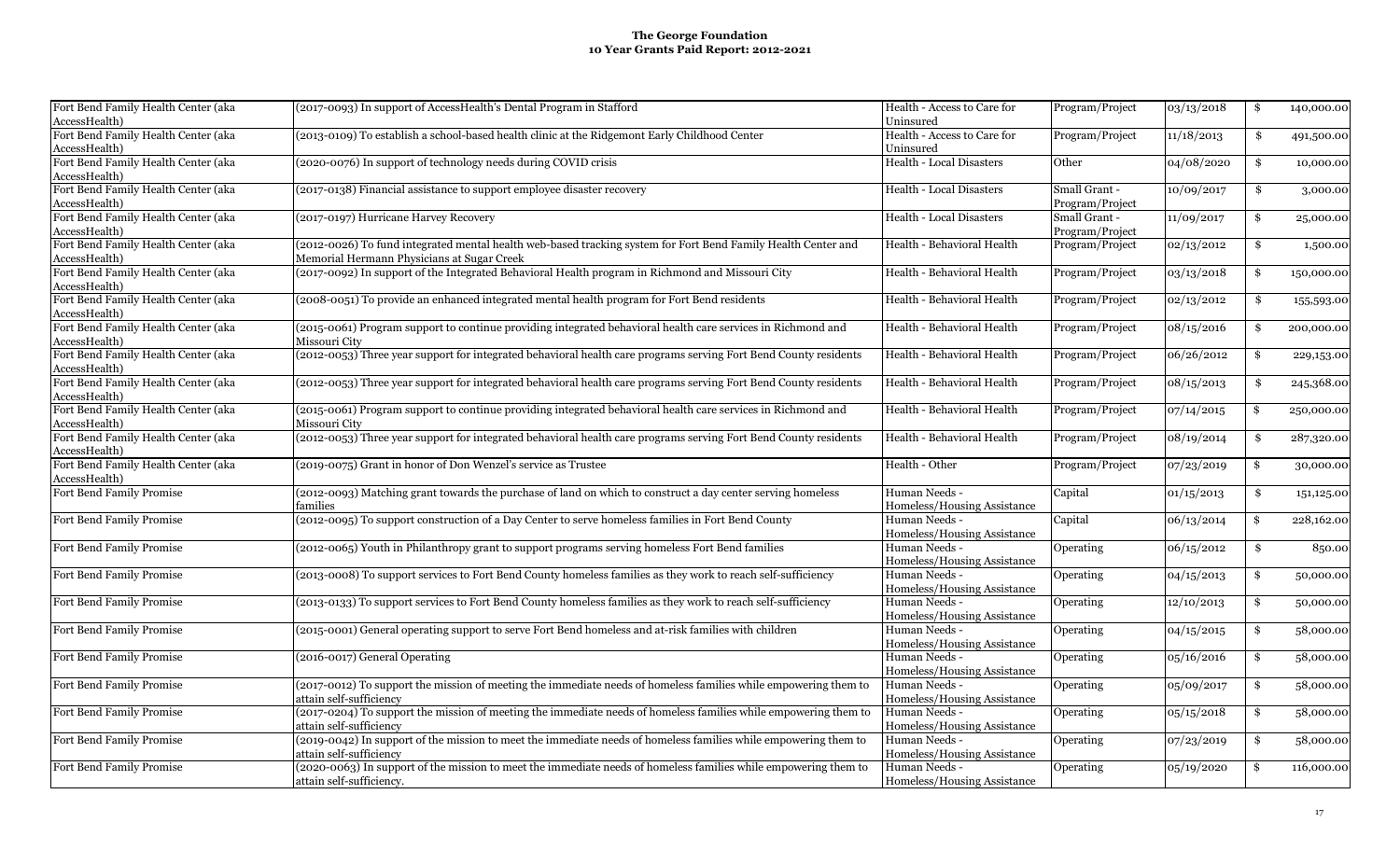**The George Foundation**
**10 Year Grants Paid Report: 2012-2021**

| | | | | | |
|---|---|---|---|---|---|
| Fort Bend Family Health Center (aka AccessHealth) | (2017-0093) In support of AccessHealth's Dental Program in Stafford | Health - Access to Care for Uninsured | Program/Project | 03/13/2018 | $ 140,000.00 |
| Fort Bend Family Health Center (aka AccessHealth) | (2013-0109) To establish a school-based health clinic at the Ridgemont Early Childhood Center | Health - Access to Care for Uninsured | Program/Project | 11/18/2013 | $ 491,500.00 |
| Fort Bend Family Health Center (aka AccessHealth) | (2020-0076) In support of technology needs during COVID crisis | Health - Local Disasters | Other | 04/08/2020 | $ 10,000.00 |
| Fort Bend Family Health Center (aka AccessHealth) | (2017-0138) Financial assistance to support employee disaster recovery | Health - Local Disasters | Small Grant - Program/Project | 10/09/2017 | $ 3,000.00 |
| Fort Bend Family Health Center (aka AccessHealth) | (2017-0197) Hurricane Harvey Recovery | Health - Local Disasters | Small Grant - Program/Project | 11/09/2017 | $ 25,000.00 |
| Fort Bend Family Health Center (aka AccessHealth) | (2012-0026) To fund integrated mental health web-based tracking system for Fort Bend Family Health Center and Memorial Hermann Physicians at Sugar Creek | Health - Behavioral Health | Program/Project | 02/13/2012 | $ 1,500.00 |
| Fort Bend Family Health Center (aka AccessHealth) | (2017-0092) In support of the Integrated Behavioral Health program in Richmond and Missouri City | Health - Behavioral Health | Program/Project | 03/13/2018 | $ 150,000.00 |
| Fort Bend Family Health Center (aka AccessHealth) | (2008-0051) To provide an enhanced integrated mental health program for Fort Bend residents | Health - Behavioral Health | Program/Project | 02/13/2012 | $ 155,593.00 |
| Fort Bend Family Health Center (aka AccessHealth) | (2015-0061) Program support to continue providing integrated behavioral health care services in Richmond and Missouri City | Health - Behavioral Health | Program/Project | 08/15/2016 | $ 200,000.00 |
| Fort Bend Family Health Center (aka AccessHealth) | (2012-0053) Three year support for integrated behavioral health care programs serving Fort Bend County residents | Health - Behavioral Health | Program/Project | 06/26/2012 | $ 229,153.00 |
| Fort Bend Family Health Center (aka AccessHealth) | (2012-0053) Three year support for integrated behavioral health care programs serving Fort Bend County residents | Health - Behavioral Health | Program/Project | 08/15/2013 | $ 245,368.00 |
| Fort Bend Family Health Center (aka AccessHealth) | (2015-0061) Program support to continue providing integrated behavioral health care services in Richmond and Missouri City | Health - Behavioral Health | Program/Project | 07/14/2015 | $ 250,000.00 |
| Fort Bend Family Health Center (aka AccessHealth) | (2012-0053) Three year support for integrated behavioral health care programs serving Fort Bend County residents | Health - Behavioral Health | Program/Project | 08/19/2014 | $ 287,320.00 |
| Fort Bend Family Health Center (aka AccessHealth) | (2019-0075) Grant in honor of Don Wenzel's service as Trustee | Health - Other | Program/Project | 07/23/2019 | $ 30,000.00 |
| Fort Bend Family Promise | (2012-0093) Matching grant towards the purchase of land on which to construct a day center serving homeless families | Human Needs - Homeless/Housing Assistance | Capital | 01/15/2013 | $ 151,125.00 |
| Fort Bend Family Promise | (2012-0095) To support construction of a Day Center to serve homeless families in Fort Bend County | Human Needs - Homeless/Housing Assistance | Capital | 06/13/2014 | $ 228,162.00 |
| Fort Bend Family Promise | (2012-0065) Youth in Philanthropy grant to support programs serving homeless Fort Bend families | Human Needs - Homeless/Housing Assistance | Operating | 06/15/2012 | $ 850.00 |
| Fort Bend Family Promise | (2013-0008) To support services to Fort Bend County homeless families as they work to reach self-sufficiency | Human Needs - Homeless/Housing Assistance | Operating | 04/15/2013 | $ 50,000.00 |
| Fort Bend Family Promise | (2013-0133) To support services to Fort Bend County homeless families as they work to reach self-sufficiency | Human Needs - Homeless/Housing Assistance | Operating | 12/10/2013 | $ 50,000.00 |
| Fort Bend Family Promise | (2015-0001) General operating support to serve Fort Bend homeless and at-risk families with children | Human Needs - Homeless/Housing Assistance | Operating | 04/15/2015 | $ 58,000.00 |
| Fort Bend Family Promise | (2016-0017) General Operating | Human Needs - Homeless/Housing Assistance | Operating | 05/16/2016 | $ 58,000.00 |
| Fort Bend Family Promise | (2017-0012) To support the mission of meeting the immediate needs of homeless families while empowering them to attain self-sufficiency | Human Needs - Homeless/Housing Assistance | Operating | 05/09/2017 | $ 58,000.00 |
| Fort Bend Family Promise | (2017-0204) To support the mission of meeting the immediate needs of homeless families while empowering them to attain self-sufficiency | Human Needs - Homeless/Housing Assistance | Operating | 05/15/2018 | $ 58,000.00 |
| Fort Bend Family Promise | (2019-0042) In support of the mission to meet the immediate needs of homeless families while empowering them to attain self-sufficiency | Human Needs - Homeless/Housing Assistance | Operating | 07/23/2019 | $ 58,000.00 |
| Fort Bend Family Promise | (2020-0063) In support of the mission to meet the immediate needs of homeless families while empowering them to attain self-sufficiency. | Human Needs - Homeless/Housing Assistance | Operating | 05/19/2020 | $ 116,000.00 |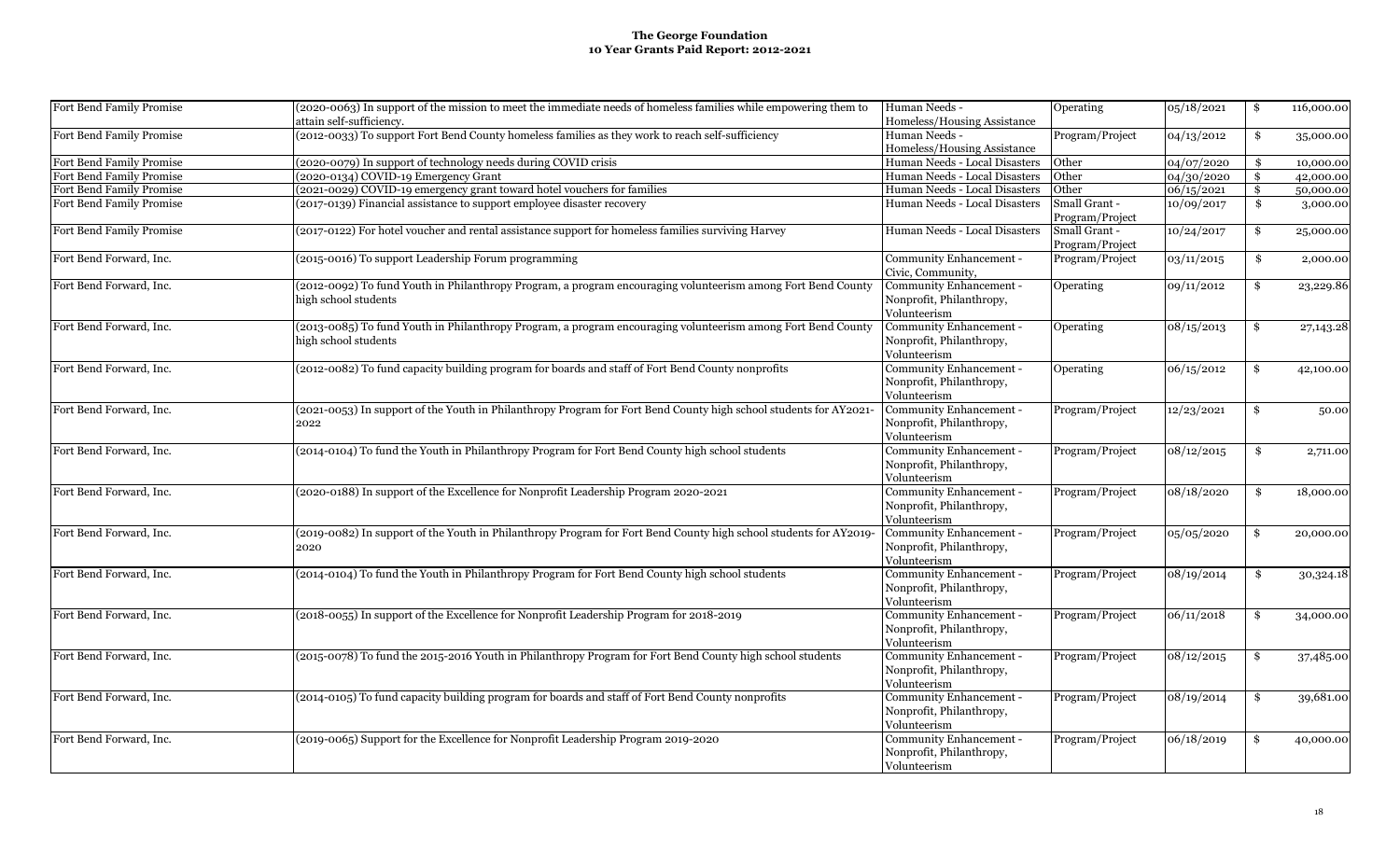**The George Foundation**
**10 Year Grants Paid Report: 2012-2021**

| | | | | | |
|---|---|---|---|---|---|
| Fort Bend Family Promise | (2020-0063) In support of the mission to meet the immediate needs of homeless families while empowering them to attain self-sufficiency. | Human Needs - Homeless/Housing Assistance | Operating | 05/18/2021 | $ 116,000.00 |
| Fort Bend Family Promise | (2012-0033) To support Fort Bend County homeless families as they work to reach self-sufficiency | Human Needs - Homeless/Housing Assistance | Program/Project | 04/13/2012 | $ 35,000.00 |
| Fort Bend Family Promise | (2020-0079) In support of technology needs during COVID crisis | Human Needs - Local Disasters | Other | 04/07/2020 | $ 10,000.00 |
| Fort Bend Family Promise | (2020-0134) COVID-19 Emergency Grant | Human Needs - Local Disasters | Other | 04/30/2020 | $ 42,000.00 |
| Fort Bend Family Promise | (2021-0029) COVID-19 emergency grant toward hotel vouchers for families | Human Needs - Local Disasters | Other | 06/15/2021 | $ 50,000.00 |
| Fort Bend Family Promise | (2017-0139) Financial assistance to support employee disaster recovery | Human Needs - Local Disasters | Small Grant - Program/Project | 10/09/2017 | $ 3,000.00 |
| Fort Bend Family Promise | (2017-0122) For hotel voucher and rental assistance support for homeless families surviving Harvey | Human Needs - Local Disasters | Small Grant - Program/Project | 10/24/2017 | $ 25,000.00 |
| Fort Bend Forward, Inc. | (2015-0016) To support Leadership Forum programming | Community Enhancement - Civic, Community, | Program/Project | 03/11/2015 | $ 2,000.00 |
| Fort Bend Forward, Inc. | (2012-0092) To fund Youth in Philanthropy Program, a program encouraging volunteerism among Fort Bend County high school students | Community Enhancement - Nonprofit, Philanthropy, Volunteerism | Operating | 09/11/2012 | $ 23,229.86 |
| Fort Bend Forward, Inc. | (2013-0085) To fund Youth in Philanthropy Program, a program encouraging volunteerism among Fort Bend County high school students | Community Enhancement - Nonprofit, Philanthropy, Volunteerism | Operating | 08/15/2013 | $ 27,143.28 |
| Fort Bend Forward, Inc. | (2012-0082) To fund capacity building program for boards and staff of Fort Bend County nonprofits | Community Enhancement - Nonprofit, Philanthropy, Volunteerism | Operating | 06/15/2012 | $ 42,100.00 |
| Fort Bend Forward, Inc. | (2021-0053) In support of the Youth in Philanthropy Program for Fort Bend County high school students for AY2021-2022 | Community Enhancement - Nonprofit, Philanthropy, Volunteerism | Program/Project | 12/23/2021 | $ 50.00 |
| Fort Bend Forward, Inc. | (2014-0104) To fund the Youth in Philanthropy Program for Fort Bend County high school students | Community Enhancement - Nonprofit, Philanthropy, Volunteerism | Program/Project | 08/12/2015 | $ 2,711.00 |
| Fort Bend Forward, Inc. | (2020-0188) In support of the Excellence for Nonprofit Leadership Program 2020-2021 | Community Enhancement - Nonprofit, Philanthropy, Volunteerism | Program/Project | 08/18/2020 | $ 18,000.00 |
| Fort Bend Forward, Inc. | (2019-0082) In support of the Youth in Philanthropy Program for Fort Bend County high school students for AY2019-2020 | Community Enhancement - Nonprofit, Philanthropy, Volunteerism | Program/Project | 05/05/2020 | $ 20,000.00 |
| Fort Bend Forward, Inc. | (2014-0104) To fund the Youth in Philanthropy Program for Fort Bend County high school students | Community Enhancement - Nonprofit, Philanthropy, Volunteerism | Program/Project | 08/19/2014 | $ 30,324.18 |
| Fort Bend Forward, Inc. | (2018-0055) In support of the Excellence for Nonprofit Leadership Program for 2018-2019 | Community Enhancement - Nonprofit, Philanthropy, Volunteerism | Program/Project | 06/11/2018 | $ 34,000.00 |
| Fort Bend Forward, Inc. | (2015-0078) To fund the 2015-2016 Youth in Philanthropy Program for Fort Bend County high school students | Community Enhancement - Nonprofit, Philanthropy, Volunteerism | Program/Project | 08/12/2015 | $ 37,485.00 |
| Fort Bend Forward, Inc. | (2014-0105) To fund capacity building program for boards and staff of Fort Bend County nonprofits | Community Enhancement - Nonprofit, Philanthropy, Volunteerism | Program/Project | 08/19/2014 | $ 39,681.00 |
| Fort Bend Forward, Inc. | (2019-0065) Support for the Excellence for Nonprofit Leadership Program 2019-2020 | Community Enhancement - Nonprofit, Philanthropy, Volunteerism | Program/Project | 06/18/2019 | $ 40,000.00 |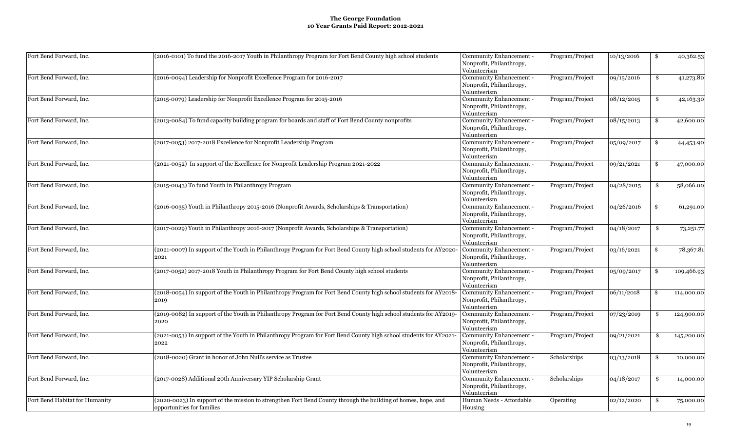**The George Foundation**
**10 Year Grants Paid Report: 2012-2021**

| | | | | | | |
|---|---|---|---|---|---|---|
| Fort Bend Forward, Inc. | (2016-0101) To fund the 2016-2017 Youth in Philanthropy Program for Fort Bend County high school students | Community Enhancement - Nonprofit, Philanthropy, Volunteerism | Program/Project | 10/13/2016 | $ | 40,362.53 |
| Fort Bend Forward, Inc. | (2016-0094) Leadership for Nonprofit Excellence Program for 2016-2017 | Community Enhancement - Nonprofit, Philanthropy, Volunteerism | Program/Project | 09/15/2016 | $ | 41,273.80 |
| Fort Bend Forward, Inc. | (2015-0079) Leadership for Nonprofit Excellence Program for 2015-2016 | Community Enhancement - Nonprofit, Philanthropy, Volunteerism | Program/Project | 08/12/2015 | $ | 42,163.30 |
| Fort Bend Forward, Inc. | (2013-0084) To fund capacity building program for boards and staff of Fort Bend County nonprofits | Community Enhancement - Nonprofit, Philanthropy, Volunteerism | Program/Project | 08/15/2013 | $ | 42,600.00 |
| Fort Bend Forward, Inc. | (2017-0053) 2017-2018 Excellence for Nonprofit Leadership Program | Community Enhancement - Nonprofit, Philanthropy, Volunteerism | Program/Project | 05/09/2017 | $ | 44,453.90 |
| Fort Bend Forward, Inc. | (2021-0052) In support of the Excellence for Nonprofit Leadership Program 2021-2022 | Community Enhancement - Nonprofit, Philanthropy, Volunteerism | Program/Project | 09/21/2021 | $ | 47,000.00 |
| Fort Bend Forward, Inc. | (2015-0043) To fund Youth in Philanthropy Program | Community Enhancement - Nonprofit, Philanthropy, Volunteerism | Program/Project | 04/28/2015 | $ | 58,066.00 |
| Fort Bend Forward, Inc. | (2016-0035) Youth in Philanthropy 2015-2016 (Nonprofit Awards, Scholarships & Transportation) | Community Enhancement - Nonprofit, Philanthropy, Volunteerism | Program/Project | 04/26/2016 | $ | 61,291.00 |
| Fort Bend Forward, Inc. | (2017-0029) Youth in Philanthropy 2016-2017 (Nonprofit Awards, Scholarships & Transportation) | Community Enhancement - Nonprofit, Philanthropy, Volunteerism | Program/Project | 04/18/2017 | $ | 73,251.77 |
| Fort Bend Forward, Inc. | (2021-0007) In support of the Youth in Philanthropy Program for Fort Bend County high school students for AY2020-2021 | Community Enhancement - Nonprofit, Philanthropy, Volunteerism | Program/Project | 03/16/2021 | $ | 78,367.81 |
| Fort Bend Forward, Inc. | (2017-0052) 2017-2018 Youth in Philanthropy Program for Fort Bend County high school students | Community Enhancement - Nonprofit, Philanthropy, Volunteerism | Program/Project | 05/09/2017 | $ | 109,466.93 |
| Fort Bend Forward, Inc. | (2018-0054) In support of the Youth in Philanthropy Program for Fort Bend County high school students for AY2018-2019 | Community Enhancement - Nonprofit, Philanthropy, Volunteerism | Program/Project | 06/11/2018 | $ | 114,000.00 |
| Fort Bend Forward, Inc. | (2019-0082) In support of the Youth in Philanthropy Program for Fort Bend County high school students for AY2019-2020 | Community Enhancement - Nonprofit, Philanthropy, Volunteerism | Program/Project | 07/23/2019 | $ | 124,900.00 |
| Fort Bend Forward, Inc. | (2021-0053) In support of the Youth in Philanthropy Program for Fort Bend County high school students for AY2021-2022 | Community Enhancement - Nonprofit, Philanthropy, Volunteerism | Program/Project | 09/21/2021 | $ | 145,200.00 |
| Fort Bend Forward, Inc. | (2018-0020) Grant in honor of John Null's service as Trustee | Community Enhancement - Nonprofit, Philanthropy, Volunteerism | Scholarships | 03/13/2018 | $ | 10,000.00 |
| Fort Bend Forward, Inc. | (2017-0028) Additional 20th Anniversary YIP Scholarship Grant | Community Enhancement - Nonprofit, Philanthropy, Volunteerism | Scholarships | 04/18/2017 | $ | 14,000.00 |
| Fort Bend Habitat for Humanity | (2020-0023) In support of the mission to strengthen Fort Bend County through the building of homes, hope, and opportunities for families | Human Needs - Affordable Housing | Operating | 02/12/2020 | $ | 75,000.00 |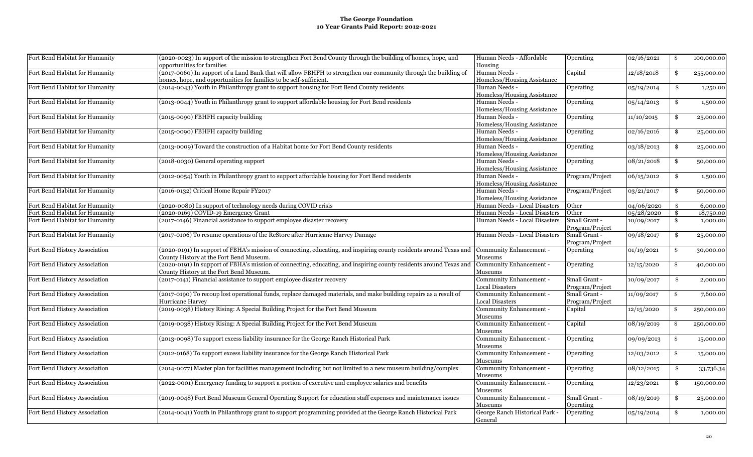**The George Foundation**
**10 Year Grants Paid Report: 2012-2021**

| | | | | | |
|---|---|---|---|---|---|
| Fort Bend Habitat for Humanity | (2020-0023) In support of the mission to strengthen Fort Bend County through the building of homes, hope, and opportunities for families | Human Needs - Affordable Housing | Operating | 02/16/2021 | $ 100,000.00 |
| Fort Bend Habitat for Humanity | (2017-0060) In support of a Land Bank that will allow FBHFH to strengthen our community through the building of homes, hope, and opportunities for families to be self-sufficient. | Human Needs - Homeless/Housing Assistance | Capital | 12/18/2018 | $ 255,000.00 |
| Fort Bend Habitat for Humanity | (2014-0043) Youth in Philanthropy grant to support housing for Fort Bend County residents | Human Needs - Homeless/Housing Assistance | Operating | 05/19/2014 | $ 1,250.00 |
| Fort Bend Habitat for Humanity | (2013-0044) Youth in Philanthropy grant to support affordable housing for Fort Bend residents | Human Needs - Homeless/Housing Assistance | Operating | 05/14/2013 | $ 1,500.00 |
| Fort Bend Habitat for Humanity | (2015-0090) FBHFH capacity building | Human Needs - Homeless/Housing Assistance | Operating | 11/10/2015 | $ 25,000.00 |
| Fort Bend Habitat for Humanity | (2015-0090) FBHFH capacity building | Human Needs - Homeless/Housing Assistance | Operating | 02/16/2016 | $ 25,000.00 |
| Fort Bend Habitat for Humanity | (2013-0009) Toward the construction of a Habitat home for Fort Bend County residents | Human Needs - Homeless/Housing Assistance | Operating | 03/18/2013 | $ 25,000.00 |
| Fort Bend Habitat for Humanity | (2018-0030) General operating support | Human Needs - Homeless/Housing Assistance | Operating | 08/21/2018 | $ 50,000.00 |
| Fort Bend Habitat for Humanity | (2012-0054) Youth in Philanthropy grant to support affordable housing for Fort Bend residents | Human Needs - Homeless/Housing Assistance | Program/Project | 06/15/2012 | $ 1,500.00 |
| Fort Bend Habitat for Humanity | (2016-0132) Critical Home Repair FY2017 | Human Needs - Homeless/Housing Assistance | Program/Project | 03/21/2017 | $ 50,000.00 |
| Fort Bend Habitat for Humanity | (2020-0080) In support of technology needs during COVID crisis | Human Needs - Local Disasters | Other | 04/06/2020 | $ 6,000.00 |
| Fort Bend Habitat for Humanity | (2020-0169) COVID-19 Emergency Grant | Human Needs - Local Disasters | Other | 05/28/2020 | $ 18,750.00 |
| Fort Bend Habitat for Humanity | (2017-0146) Financial assistance to support employee disaster recovery | Human Needs - Local Disasters | Small Grant - Program/Project | 10/09/2017 | $ 1,000.00 |
| Fort Bend Habitat for Humanity | (2017-0106) To resume operations of the ReStore after Hurricane Harvey Damage | Human Needs - Local Disasters | Small Grant - Program/Project | 09/18/2017 | $ 25,000.00 |
| Fort Bend History Association | (2020-0191) In support of FBHA's mission of connecting, educating, and inspiring county residents around Texas and County History at the Fort Bend Museum. | Community Enhancement - Museums | Operating | 01/19/2021 | $ 30,000.00 |
| Fort Bend History Association | (2020-0191) In support of FBHA's mission of connecting, educating, and inspiring county residents around Texas and County History at the Fort Bend Museum. | Community Enhancement - Museums | Operating | 12/15/2020 | $ 40,000.00 |
| Fort Bend History Association | (2017-0141) Financial assistance to support employee disaster recovery | Community Enhancement - Local Disasters | Small Grant - Program/Project | 10/09/2017 | $ 2,000.00 |
| Fort Bend History Association | (2017-0190) To recoup lost operational funds, replace damaged materials, and make building repairs as a result of Hurricane Harvey | Community Enhancement - Local Disasters | Small Grant - Program/Project | 11/09/2017 | $ 7,600.00 |
| Fort Bend History Association | (2019-0038) History Rising: A Special Building Project for the Fort Bend Museum | Community Enhancement - Museums | Capital | 12/15/2020 | $ 250,000.00 |
| Fort Bend History Association | (2019-0038) History Rising: A Special Building Project for the Fort Bend Museum | Community Enhancement - Museums | Capital | 08/19/2019 | $ 250,000.00 |
| Fort Bend History Association | (2013-0098) To support excess liability insurance for the George Ranch Historical Park | Community Enhancement - Museums | Operating | 09/09/2013 | $ 15,000.00 |
| Fort Bend History Association | (2012-0168) To support excess liability insurance for the George Ranch Historical Park | Community Enhancement - Museums | Operating | 12/03/2012 | $ 15,000.00 |
| Fort Bend History Association | (2014-0077) Master plan for facilities management including but not limited to a new museum building/complex | Community Enhancement - Museums | Operating | 08/12/2015 | $ 33,736.34 |
| Fort Bend History Association | (2022-0001) Emergency funding to support a portion of executive and employee salaries and benefits | Community Enhancement - Museums | Operating | 12/23/2021 | $ 150,000.00 |
| Fort Bend History Association | (2019-0048) Fort Bend Museum General Operating Support for education staff expenses and maintenance issues | Community Enhancement - Museums | Small Grant - Operating | 08/19/2019 | $ 25,000.00 |
| Fort Bend History Association | (2014-0041) Youth in Philanthropy grant to support programming provided at the George Ranch Historical Park | George Ranch Historical Park - General | Operating | 05/19/2014 | $ 1,000.00 |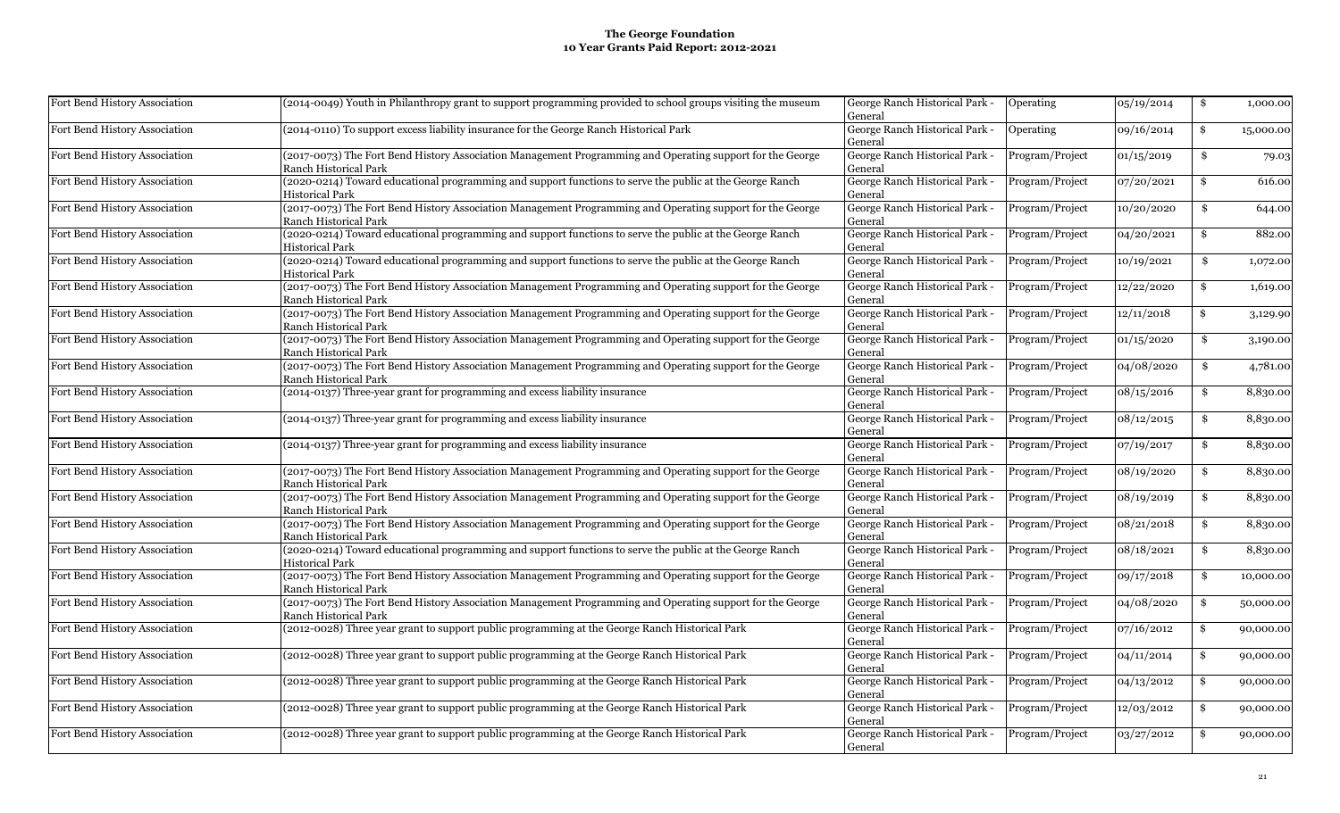**The George Foundation**
**10 Year Grants Paid Report: 2012-2021**

| Organization | Purpose | Program | Type | Date | Amount |
|---|---|---|---|---|---|
| Fort Bend History Association | (2014-0049) Youth in Philanthropy grant to support programming provided to school groups visiting the museum | George Ranch Historical Park - General | Operating | 05/19/2014 | $ 1,000.00 |
| Fort Bend History Association | (2014-0110) To support excess liability insurance for the George Ranch Historical Park | George Ranch Historical Park - General | Operating | 09/16/2014 | $ 15,000.00 |
| Fort Bend History Association | (2017-0073) The Fort Bend History Association Management Programming and Operating support for the George Ranch Historical Park | George Ranch Historical Park - General | Program/Project | 01/15/2019 | $ 79.03 |
| Fort Bend History Association | (2020-0214) Toward educational programming and support functions to serve the public at the George Ranch Historical Park | George Ranch Historical Park - General | Program/Project | 07/20/2021 | $ 616.00 |
| Fort Bend History Association | (2017-0073) The Fort Bend History Association Management Programming and Operating support for the George Ranch Historical Park | George Ranch Historical Park - General | Program/Project | 10/20/2020 | $ 644.00 |
| Fort Bend History Association | (2020-0214) Toward educational programming and support functions to serve the public at the George Ranch Historical Park | George Ranch Historical Park - General | Program/Project | 04/20/2021 | $ 882.00 |
| Fort Bend History Association | (2020-0214) Toward educational programming and support functions to serve the public at the George Ranch Historical Park | George Ranch Historical Park - General | Program/Project | 10/19/2021 | $ 1,072.00 |
| Fort Bend History Association | (2017-0073) The Fort Bend History Association Management Programming and Operating support for the George Ranch Historical Park | George Ranch Historical Park - General | Program/Project | 12/22/2020 | $ 1,619.00 |
| Fort Bend History Association | (2017-0073) The Fort Bend History Association Management Programming and Operating support for the George Ranch Historical Park | George Ranch Historical Park - General | Program/Project | 12/11/2018 | $ 3,129.90 |
| Fort Bend History Association | (2017-0073) The Fort Bend History Association Management Programming and Operating support for the George Ranch Historical Park | George Ranch Historical Park - General | Program/Project | 01/15/2020 | $ 3,190.00 |
| Fort Bend History Association | (2017-0073) The Fort Bend History Association Management Programming and Operating support for the George Ranch Historical Park | George Ranch Historical Park - General | Program/Project | 04/08/2020 | $ 4,781.00 |
| Fort Bend History Association | (2014-0137) Three-year grant for programming and excess liability insurance | George Ranch Historical Park - General | Program/Project | 08/15/2016 | $ 8,830.00 |
| Fort Bend History Association | (2014-0137) Three-year grant for programming and excess liability insurance | George Ranch Historical Park - General | Program/Project | 08/12/2015 | $ 8,830.00 |
| Fort Bend History Association | (2014-0137) Three-year grant for programming and excess liability insurance | George Ranch Historical Park - General | Program/Project | 07/19/2017 | $ 8,830.00 |
| Fort Bend History Association | (2017-0073) The Fort Bend History Association Management Programming and Operating support for the George Ranch Historical Park | George Ranch Historical Park - General | Program/Project | 08/19/2020 | $ 8,830.00 |
| Fort Bend History Association | (2017-0073) The Fort Bend History Association Management Programming and Operating support for the George Ranch Historical Park | George Ranch Historical Park - General | Program/Project | 08/19/2019 | $ 8,830.00 |
| Fort Bend History Association | (2017-0073) The Fort Bend History Association Management Programming and Operating support for the George Ranch Historical Park | George Ranch Historical Park - General | Program/Project | 08/21/2018 | $ 8,830.00 |
| Fort Bend History Association | (2020-0214) Toward educational programming and support functions to serve the public at the George Ranch Historical Park | George Ranch Historical Park - General | Program/Project | 08/18/2021 | $ 8,830.00 |
| Fort Bend History Association | (2017-0073) The Fort Bend History Association Management Programming and Operating support for the George Ranch Historical Park | George Ranch Historical Park - General | Program/Project | 09/17/2018 | $ 10,000.00 |
| Fort Bend History Association | (2017-0073) The Fort Bend History Association Management Programming and Operating support for the George Ranch Historical Park | George Ranch Historical Park - General | Program/Project | 04/08/2020 | $ 50,000.00 |
| Fort Bend History Association | (2012-0028) Three year grant to support public programming at the George Ranch Historical Park | George Ranch Historical Park - General | Program/Project | 07/16/2012 | $ 90,000.00 |
| Fort Bend History Association | (2012-0028) Three year grant to support public programming at the George Ranch Historical Park | George Ranch Historical Park - General | Program/Project | 04/11/2014 | $ 90,000.00 |
| Fort Bend History Association | (2012-0028) Three year grant to support public programming at the George Ranch Historical Park | George Ranch Historical Park - General | Program/Project | 04/13/2012 | $ 90,000.00 |
| Fort Bend History Association | (2012-0028) Three year grant to support public programming at the George Ranch Historical Park | George Ranch Historical Park - General | Program/Project | 12/03/2012 | $ 90,000.00 |
| Fort Bend History Association | (2012-0028) Three year grant to support public programming at the George Ranch Historical Park | George Ranch Historical Park - General | Program/Project | 03/27/2012 | $ 90,000.00 |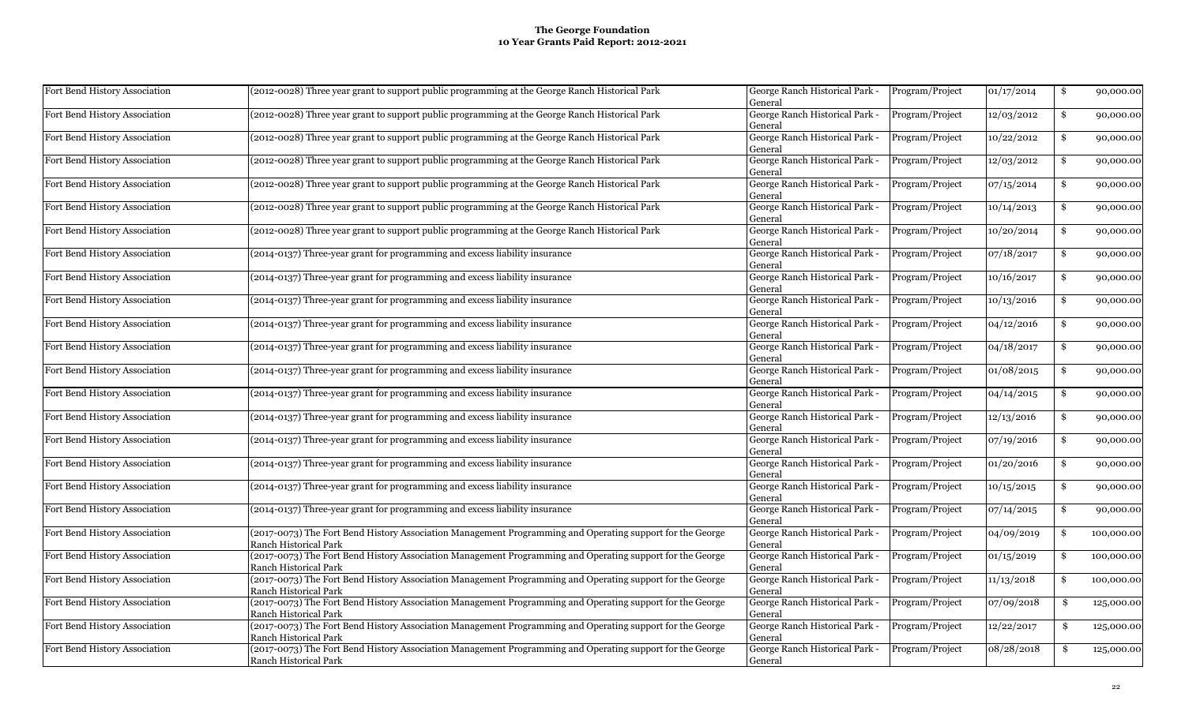# The George Foundation
## 10 Year Grants Paid Report: 2012-2021

| | | | | | |
|---|---|---|---|---|---|
| Fort Bend History Association | (2012-0028) Three year grant to support public programming at the George Ranch Historical Park | George Ranch Historical Park - General | Program/Project | 01/17/2014 | $ 90,000.00 |
| Fort Bend History Association | (2012-0028) Three year grant to support public programming at the George Ranch Historical Park | George Ranch Historical Park - General | Program/Project | 12/03/2012 | $ 90,000.00 |
| Fort Bend History Association | (2012-0028) Three year grant to support public programming at the George Ranch Historical Park | George Ranch Historical Park - General | Program/Project | 10/22/2012 | $ 90,000.00 |
| Fort Bend History Association | (2012-0028) Three year grant to support public programming at the George Ranch Historical Park | George Ranch Historical Park - General | Program/Project | 12/03/2012 | $ 90,000.00 |
| Fort Bend History Association | (2012-0028) Three year grant to support public programming at the George Ranch Historical Park | George Ranch Historical Park - General | Program/Project | 07/15/2014 | $ 90,000.00 |
| Fort Bend History Association | (2012-0028) Three year grant to support public programming at the George Ranch Historical Park | George Ranch Historical Park - General | Program/Project | 10/14/2013 | $ 90,000.00 |
| Fort Bend History Association | (2012-0028) Three year grant to support public programming at the George Ranch Historical Park | George Ranch Historical Park - General | Program/Project | 10/20/2014 | $ 90,000.00 |
| Fort Bend History Association | (2014-0137) Three-year grant for programming and excess liability insurance | George Ranch Historical Park - General | Program/Project | 07/18/2017 | $ 90,000.00 |
| Fort Bend History Association | (2014-0137) Three-year grant for programming and excess liability insurance | George Ranch Historical Park - General | Program/Project | 10/16/2017 | $ 90,000.00 |
| Fort Bend History Association | (2014-0137) Three-year grant for programming and excess liability insurance | George Ranch Historical Park - General | Program/Project | 10/13/2016 | $ 90,000.00 |
| Fort Bend History Association | (2014-0137) Three-year grant for programming and excess liability insurance | George Ranch Historical Park - General | Program/Project | 04/12/2016 | $ 90,000.00 |
| Fort Bend History Association | (2014-0137) Three-year grant for programming and excess liability insurance | George Ranch Historical Park - General | Program/Project | 04/18/2017 | $ 90,000.00 |
| Fort Bend History Association | (2014-0137) Three-year grant for programming and excess liability insurance | George Ranch Historical Park - General | Program/Project | 01/08/2015 | $ 90,000.00 |
| Fort Bend History Association | (2014-0137) Three-year grant for programming and excess liability insurance | George Ranch Historical Park - General | Program/Project | 04/14/2015 | $ 90,000.00 |
| Fort Bend History Association | (2014-0137) Three-year grant for programming and excess liability insurance | George Ranch Historical Park - General | Program/Project | 12/13/2016 | $ 90,000.00 |
| Fort Bend History Association | (2014-0137) Three-year grant for programming and excess liability insurance | George Ranch Historical Park - General | Program/Project | 07/19/2016 | $ 90,000.00 |
| Fort Bend History Association | (2014-0137) Three-year grant for programming and excess liability insurance | George Ranch Historical Park - General | Program/Project | 01/20/2016 | $ 90,000.00 |
| Fort Bend History Association | (2014-0137) Three-year grant for programming and excess liability insurance | George Ranch Historical Park - General | Program/Project | 10/15/2015 | $ 90,000.00 |
| Fort Bend History Association | (2014-0137) Three-year grant for programming and excess liability insurance | George Ranch Historical Park - General | Program/Project | 07/14/2015 | $ 90,000.00 |
| Fort Bend History Association | (2017-0073) The Fort Bend History Association Management Programming and Operating support for the George Ranch Historical Park | George Ranch Historical Park - General | Program/Project | 04/09/2019 | $ 100,000.00 |
| Fort Bend History Association | (2017-0073) The Fort Bend History Association Management Programming and Operating support for the George Ranch Historical Park | George Ranch Historical Park - General | Program/Project | 01/15/2019 | $ 100,000.00 |
| Fort Bend History Association | (2017-0073) The Fort Bend History Association Management Programming and Operating support for the George Ranch Historical Park | George Ranch Historical Park - General | Program/Project | 11/13/2018 | $ 100,000.00 |
| Fort Bend History Association | (2017-0073) The Fort Bend History Association Management Programming and Operating support for the George Ranch Historical Park | George Ranch Historical Park - General | Program/Project | 07/09/2018 | $ 125,000.00 |
| Fort Bend History Association | (2017-0073) The Fort Bend History Association Management Programming and Operating support for the George Ranch Historical Park | George Ranch Historical Park - General | Program/Project | 12/22/2017 | $ 125,000.00 |
| Fort Bend History Association | (2017-0073) The Fort Bend History Association Management Programming and Operating support for the George Ranch Historical Park | George Ranch Historical Park - General | Program/Project | 08/28/2018 | $ 125,000.00 |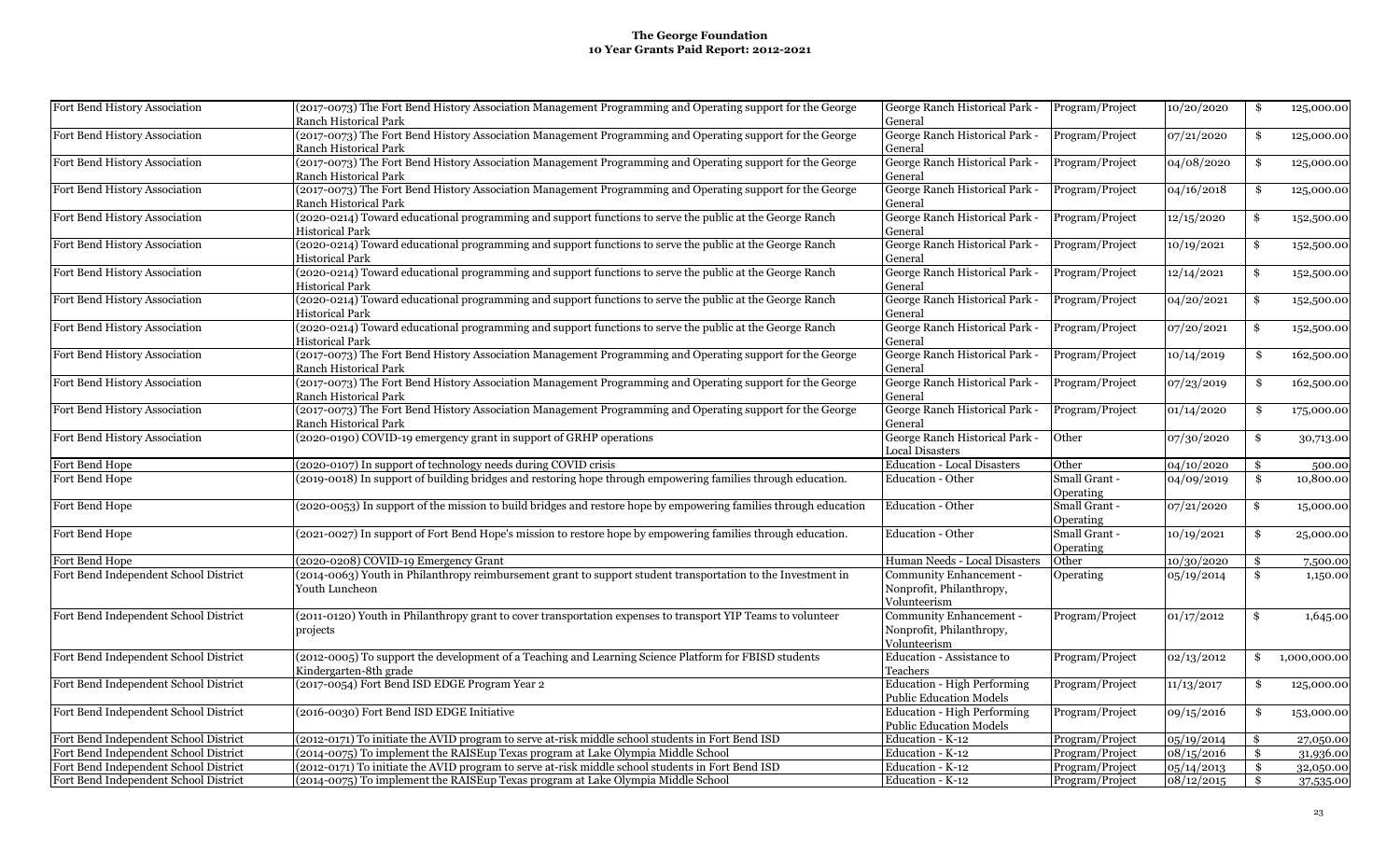# The George Foundation
## 10 Year Grants Paid Report: 2012-2021

| | | | | | |
|---|---|---|---|---|---|
| Fort Bend History Association | (2017-0073) The Fort Bend History Association Management Programming and Operating support for the George Ranch Historical Park | George Ranch Historical Park - General | Program/Project | 10/20/2020 | $ 125,000.00 |
| Fort Bend History Association | (2017-0073) The Fort Bend History Association Management Programming and Operating support for the George Ranch Historical Park | George Ranch Historical Park - General | Program/Project | 07/21/2020 | $ 125,000.00 |
| Fort Bend History Association | (2017-0073) The Fort Bend History Association Management Programming and Operating support for the George Ranch Historical Park | George Ranch Historical Park - General | Program/Project | 04/08/2020 | $ 125,000.00 |
| Fort Bend History Association | (2017-0073) The Fort Bend History Association Management Programming and Operating support for the George Ranch Historical Park | George Ranch Historical Park - General | Program/Project | 04/16/2018 | $ 125,000.00 |
| Fort Bend History Association | (2020-0214) Toward educational programming and support functions to serve the public at the George Ranch Historical Park | George Ranch Historical Park - General | Program/Project | 12/15/2020 | $ 152,500.00 |
| Fort Bend History Association | (2020-0214) Toward educational programming and support functions to serve the public at the George Ranch Historical Park | George Ranch Historical Park - General | Program/Project | 10/19/2021 | $ 152,500.00 |
| Fort Bend History Association | (2020-0214) Toward educational programming and support functions to serve the public at the George Ranch Historical Park | George Ranch Historical Park - General | Program/Project | 12/14/2021 | $ 152,500.00 |
| Fort Bend History Association | (2020-0214) Toward educational programming and support functions to serve the public at the George Ranch Historical Park | George Ranch Historical Park - General | Program/Project | 04/20/2021 | $ 152,500.00 |
| Fort Bend History Association | (2020-0214) Toward educational programming and support functions to serve the public at the George Ranch Historical Park | George Ranch Historical Park - General | Program/Project | 07/20/2021 | $ 152,500.00 |
| Fort Bend History Association | (2017-0073) The Fort Bend History Association Management Programming and Operating support for the George Ranch Historical Park | George Ranch Historical Park - General | Program/Project | 10/14/2019 | $ 162,500.00 |
| Fort Bend History Association | (2017-0073) The Fort Bend History Association Management Programming and Operating support for the George Ranch Historical Park | George Ranch Historical Park - General | Program/Project | 07/23/2019 | $ 162,500.00 |
| Fort Bend History Association | (2017-0073) The Fort Bend History Association Management Programming and Operating support for the George Ranch Historical Park | George Ranch Historical Park - General | Program/Project | 01/14/2020 | $ 175,000.00 |
| Fort Bend History Association | (2020-0190) COVID-19 emergency grant in support of GRHP operations | George Ranch Historical Park - Local Disasters | Other | 07/30/2020 | $ 30,713.00 |
| Fort Bend Hope | (2020-0107) In support of technology needs during COVID crisis | Education - Local Disasters | Other | 04/10/2020 | $ 500.00 |
| Fort Bend Hope | (2019-0018) In support of building bridges and restoring hope through empowering families through education. | Education - Other | Small Grant - Operating | 04/09/2019 | $ 10,800.00 |
| Fort Bend Hope | (2020-0053) In support of the mission to build bridges and restore hope by empowering families through education | Education - Other | Small Grant - Operating | 07/21/2020 | $ 15,000.00 |
| Fort Bend Hope | (2021-0027) In support of Fort Bend Hope's mission to restore hope by empowering families through education. | Education - Other | Small Grant - Operating | 10/19/2021 | $ 25,000.00 |
| Fort Bend Hope | (2020-0208) COVID-19 Emergency Grant | Human Needs - Local Disasters | Other | 10/30/2020 | $ 7,500.00 |
| Fort Bend Independent School District | (2014-0063) Youth in Philanthropy reimbursement grant to support student transportation to the Investment in Youth Luncheon | Community Enhancement - Nonprofit, Philanthropy, Volunteerism | Operating | 05/19/2014 | $ 1,150.00 |
| Fort Bend Independent School District | (2011-0120) Youth in Philanthropy grant to cover transportation expenses to transport YIP Teams to volunteer projects | Community Enhancement - Nonprofit, Philanthropy, Volunteerism | Program/Project | 01/17/2012 | $ 1,645.00 |
| Fort Bend Independent School District | (2012-0005) To support the development of a Teaching and Learning Science Platform for FBISD students Kindergarten-8th grade | Education - Assistance to Teachers | Program/Project | 02/13/2012 | $ 1,000,000.00 |
| Fort Bend Independent School District | (2017-0054) Fort Bend ISD EDGE Program Year 2 | Education - High Performing Public Education Models | Program/Project | 11/13/2017 | $ 125,000.00 |
| Fort Bend Independent School District | (2016-0030) Fort Bend ISD EDGE Initiative | Education - High Performing Public Education Models | Program/Project | 09/15/2016 | $ 153,000.00 |
| Fort Bend Independent School District | (2012-0171) To initiate the AVID program to serve at-risk middle school students in Fort Bend ISD | Education - K-12 | Program/Project | 05/19/2014 | $ 27,050.00 |
| Fort Bend Independent School District | (2014-0075) To implement the RAISEup Texas program at Lake Olympia Middle School | Education - K-12 | Program/Project | 08/15/2016 | $ 31,936.00 |
| Fort Bend Independent School District | (2012-0171) To initiate the AVID program to serve at-risk middle school students in Fort Bend ISD | Education - K-12 | Program/Project | 05/14/2013 | $ 32,050.00 |
| Fort Bend Independent School District | (2014-0075) To implement the RAISEup Texas program at Lake Olympia Middle School | Education - K-12 | Program/Project | 08/12/2015 | $ 37,535.00 |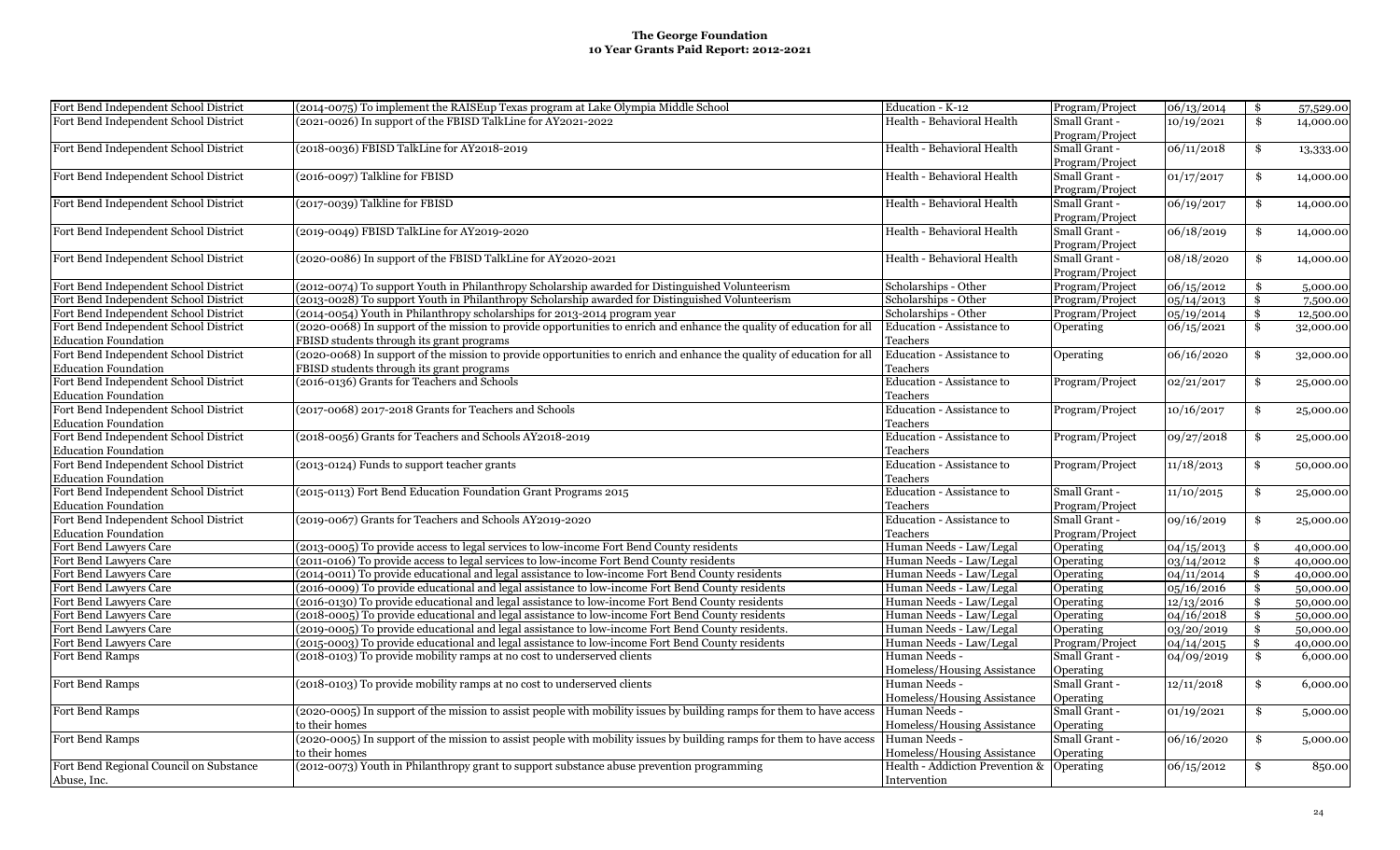**The George Foundation**
**10 Year Grants Paid Report: 2012-2021**

| Organization | Purpose | Category | Type | Date | Amount |
|---|---|---|---|---|---|
| Fort Bend Independent School District | (2014-0075) To implement the RAISEup Texas program at Lake Olympia Middle School | Education - K-12 | Program/Project | 06/13/2014 | $ 57,529.00 |
| Fort Bend Independent School District | (2021-0026) In support of the FBISD TalkLine for AY2021-2022 | Health - Behavioral Health | Small Grant - Program/Project | 10/19/2021 | $ 14,000.00 |
| Fort Bend Independent School District | (2018-0036) FBISD TalkLine for AY2018-2019 | Health - Behavioral Health | Small Grant - Program/Project | 06/11/2018 | $ 13,333.00 |
| Fort Bend Independent School District | (2016-0097) Talkline for FBISD | Health - Behavioral Health | Small Grant - Program/Project | 01/17/2017 | $ 14,000.00 |
| Fort Bend Independent School District | (2017-0039) Talkline for FBISD | Health - Behavioral Health | Small Grant - Program/Project | 06/19/2017 | $ 14,000.00 |
| Fort Bend Independent School District | (2019-0049) FBISD TalkLine for AY2019-2020 | Health - Behavioral Health | Small Grant - Program/Project | 06/18/2019 | $ 14,000.00 |
| Fort Bend Independent School District | (2020-0086) In support of the FBISD TalkLine for AY2020-2021 | Health - Behavioral Health | Small Grant - Program/Project | 08/18/2020 | $ 14,000.00 |
| Fort Bend Independent School District | (2012-0074) To support Youth in Philanthropy Scholarship awarded for Distinguished Volunteerism | Scholarships - Other | Program/Project | 06/15/2012 | $ 5,000.00 |
| Fort Bend Independent School District | (2013-0028) To support Youth in Philanthropy Scholarship awarded for Distinguished Volunteerism | Scholarships - Other | Program/Project | 05/14/2013 | $ 7,500.00 |
| Fort Bend Independent School District | (2014-0054) Youth in Philanthropy scholarships for 2013-2014 program year | Scholarships - Other | Program/Project | 05/19/2014 | $ 12,500.00 |
| Fort Bend Independent School District Education Foundation | (2020-0068) In support of the mission to provide opportunities to enrich and enhance the quality of education for all FBISD students through its grant programs | Education - Assistance to Teachers | Operating | 06/15/2021 | $ 32,000.00 |
| Fort Bend Independent School District Education Foundation | (2020-0068) In support of the mission to provide opportunities to enrich and enhance the quality of education for all FBISD students through its grant programs | Education - Assistance to Teachers | Operating | 06/16/2020 | $ 32,000.00 |
| Fort Bend Independent School District Education Foundation | (2016-0136) Grants for Teachers and Schools | Education - Assistance to Teachers | Program/Project | 02/21/2017 | $ 25,000.00 |
| Fort Bend Independent School District Education Foundation | (2017-0068) 2017-2018 Grants for Teachers and Schools | Education - Assistance to Teachers | Program/Project | 10/16/2017 | $ 25,000.00 |
| Fort Bend Independent School District Education Foundation | (2018-0056) Grants for Teachers and Schools AY2018-2019 | Education - Assistance to Teachers | Program/Project | 09/27/2018 | $ 25,000.00 |
| Fort Bend Independent School District Education Foundation | (2013-0124) Funds to support teacher grants | Education - Assistance to Teachers | Program/Project | 11/18/2013 | $ 50,000.00 |
| Fort Bend Independent School District Education Foundation | (2015-0113) Fort Bend Education Foundation Grant Programs 2015 | Education - Assistance to Teachers | Small Grant - Program/Project | 11/10/2015 | $ 25,000.00 |
| Fort Bend Independent School District Education Foundation | (2019-0067) Grants for Teachers and Schools AY2019-2020 | Education - Assistance to Teachers | Small Grant - Program/Project | 09/16/2019 | $ 25,000.00 |
| Fort Bend Lawyers Care | (2013-0005) To provide access to legal services to low-income Fort Bend County residents | Human Needs - Law/Legal | Operating | 04/15/2013 | $ 40,000.00 |
| Fort Bend Lawyers Care | (2011-0106) To provide access to legal services to low-income Fort Bend County residents | Human Needs - Law/Legal | Operating | 03/14/2012 | $ 40,000.00 |
| Fort Bend Lawyers Care | (2014-0011) To provide educational and legal assistance to low-income Fort Bend County residents | Human Needs - Law/Legal | Operating | 04/11/2014 | $ 40,000.00 |
| Fort Bend Lawyers Care | (2016-0009) To provide educational and legal assistance to low-income Fort Bend County residents | Human Needs - Law/Legal | Operating | 05/16/2016 | $ 50,000.00 |
| Fort Bend Lawyers Care | (2016-0130) To provide educational and legal assistance to low-income Fort Bend County residents | Human Needs - Law/Legal | Operating | 12/13/2016 | $ 50,000.00 |
| Fort Bend Lawyers Care | (2018-0005) To provide educational and legal assistance to low-income Fort Bend County residents | Human Needs - Law/Legal | Operating | 04/16/2018 | $ 50,000.00 |
| Fort Bend Lawyers Care | (2019-0005) To provide educational and legal assistance to low-income Fort Bend County residents. | Human Needs - Law/Legal | Operating | 03/20/2019 | $ 50,000.00 |
| Fort Bend Lawyers Care | (2015-0003) To provide educational and legal assistance to low-income Fort Bend County residents | Human Needs - Law/Legal | Program/Project | 04/14/2015 | $ 40,000.00 |
| Fort Bend Ramps | (2018-0103) To provide mobility ramps at no cost to underserved clients | Human Needs - Homeless/Housing Assistance | Small Grant - Operating | 04/09/2019 | $ 6,000.00 |
| Fort Bend Ramps | (2018-0103) To provide mobility ramps at no cost to underserved clients | Human Needs - Homeless/Housing Assistance | Small Grant - Operating | 12/11/2018 | $ 6,000.00 |
| Fort Bend Ramps | (2020-0005) In support of the mission to assist people with mobility issues by building ramps for them to have access to their homes | Human Needs - Homeless/Housing Assistance | Small Grant - Operating | 01/19/2021 | $ 5,000.00 |
| Fort Bend Ramps | (2020-0005) In support of the mission to assist people with mobility issues by building ramps for them to have access to their homes | Human Needs - Homeless/Housing Assistance | Small Grant - Operating | 06/16/2020 | $ 5,000.00 |
| Fort Bend Regional Council on Substance Abuse, Inc. | (2012-0073) Youth in Philanthropy grant to support substance abuse prevention programming | Health - Addiction Prevention & Intervention | Operating | 06/15/2012 | $ 850.00 |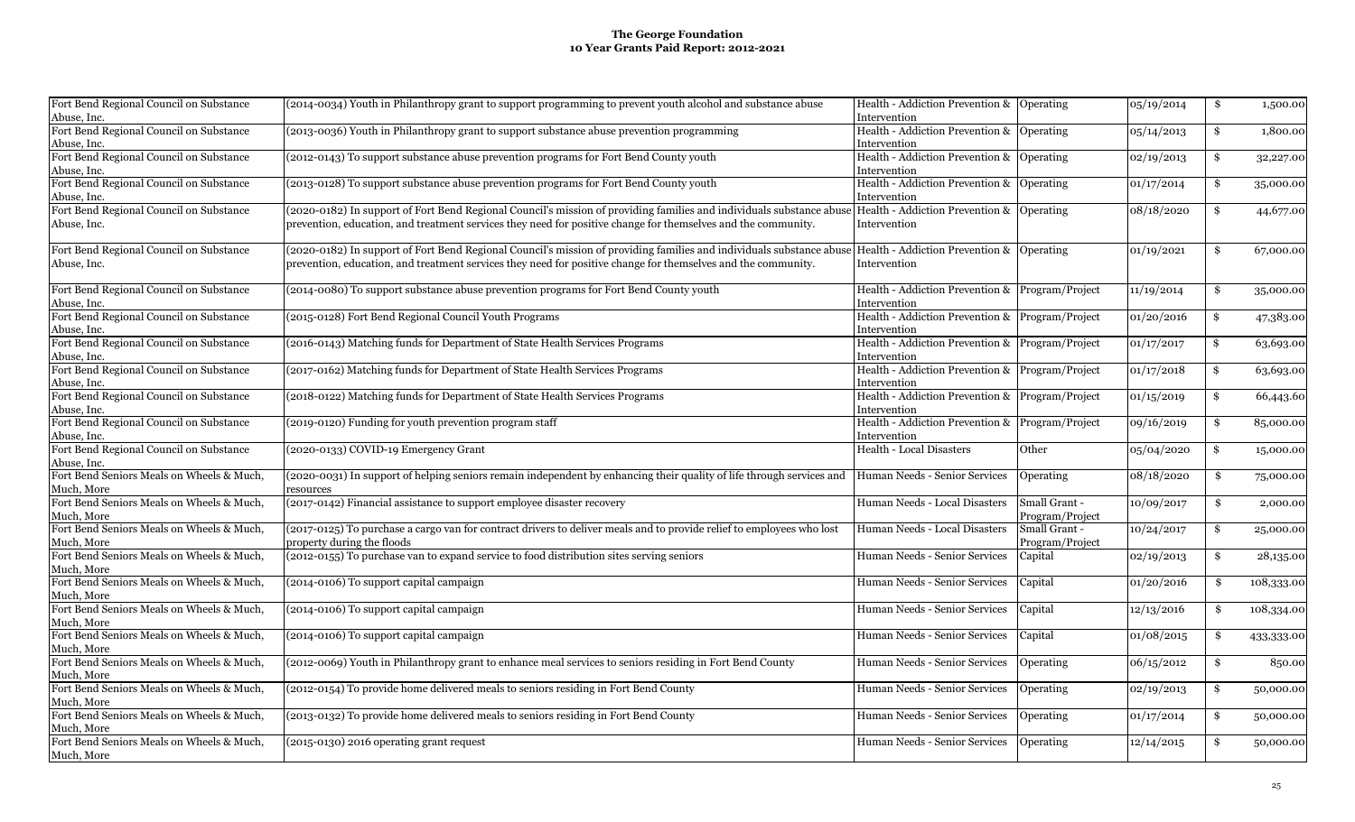# The George Foundation
## 10 Year Grants Paid Report: 2012-2021

| | | | | | | |
|---|---|---|---|---|---|---|
| Fort Bend Regional Council on Substance Abuse, Inc. | (2014-0034) Youth in Philanthropy grant to support programming to prevent youth alcohol and substance abuse | Health - Addiction Prevention & Intervention | Operating | 05/19/2014 | $ | 1,500.00 |
| Fort Bend Regional Council on Substance Abuse, Inc. | (2013-0036) Youth in Philanthropy grant to support substance abuse prevention programming | Health - Addiction Prevention & Intervention | Operating | 05/14/2013 | $ | 1,800.00 |
| Fort Bend Regional Council on Substance Abuse, Inc. | (2012-0143) To support substance abuse prevention programs for Fort Bend County youth | Health - Addiction Prevention & Intervention | Operating | 02/19/2013 | $ | 32,227.00 |
| Fort Bend Regional Council on Substance Abuse, Inc. | (2013-0128) To support substance abuse prevention programs for Fort Bend County youth | Health - Addiction Prevention & Intervention | Operating | 01/17/2014 | $ | 35,000.00 |
| Fort Bend Regional Council on Substance Abuse, Inc. | (2020-0182) In support of Fort Bend Regional Council's mission of providing families and individuals substance abuse prevention, education, and treatment services they need for positive change for themselves and the community. | Health - Addiction Prevention & Intervention | Operating | 08/18/2020 | $ | 44,677.00 |
| Fort Bend Regional Council on Substance Abuse, Inc. | (2020-0182) In support of Fort Bend Regional Council's mission of providing families and individuals substance abuse prevention, education, and treatment services they need for positive change for themselves and the community. | Health - Addiction Prevention & Intervention | Operating | 01/19/2021 | $ | 67,000.00 |
| Fort Bend Regional Council on Substance Abuse, Inc. | (2014-0080) To support substance abuse prevention programs for Fort Bend County youth | Health - Addiction Prevention & Intervention | Program/Project | 11/19/2014 | $ | 35,000.00 |
| Fort Bend Regional Council on Substance Abuse, Inc. | (2015-0128) Fort Bend Regional Council Youth Programs | Health - Addiction Prevention & Intervention | Program/Project | 01/20/2016 | $ | 47,383.00 |
| Fort Bend Regional Council on Substance Abuse, Inc. | (2016-0143) Matching funds for Department of State Health Services Programs | Health - Addiction Prevention & Intervention | Program/Project | 01/17/2017 | $ | 63,693.00 |
| Fort Bend Regional Council on Substance Abuse, Inc. | (2017-0162) Matching funds for Department of State Health Services Programs | Health - Addiction Prevention & Intervention | Program/Project | 01/17/2018 | $ | 63,693.00 |
| Fort Bend Regional Council on Substance Abuse, Inc. | (2018-0122) Matching funds for Department of State Health Services Programs | Health - Addiction Prevention & Intervention | Program/Project | 01/15/2019 | $ | 66,443.60 |
| Fort Bend Regional Council on Substance Abuse, Inc. | (2019-0120) Funding for youth prevention program staff | Health - Addiction Prevention & Intervention | Program/Project | 09/16/2019 | $ | 85,000.00 |
| Fort Bend Regional Council on Substance Abuse, Inc. | (2020-0133) COVID-19 Emergency Grant | Health - Local Disasters | Other | 05/04/2020 | $ | 15,000.00 |
| Fort Bend Seniors Meals on Wheels & Much, More | (2020-0031) In support of helping seniors remain independent by enhancing their quality of life through services and resources | Human Needs - Senior Services | Operating | 08/18/2020 | $ | 75,000.00 |
| Fort Bend Seniors Meals on Wheels & Much, More | (2017-0142) Financial assistance to support employee disaster recovery | Human Needs - Local Disasters | Small Grant - Program/Project | 10/09/2017 | $ | 2,000.00 |
| Fort Bend Seniors Meals on Wheels & Much, More | (2017-0125) To purchase a cargo van for contract drivers to deliver meals and to provide relief to employees who lost property during the floods | Human Needs - Local Disasters | Small Grant - Program/Project | 10/24/2017 | $ | 25,000.00 |
| Fort Bend Seniors Meals on Wheels & Much, More | (2012-0155) To purchase van to expand service to food distribution sites serving seniors | Human Needs - Senior Services | Capital | 02/19/2013 | $ | 28,135.00 |
| Fort Bend Seniors Meals on Wheels & Much, More | (2014-0106) To support capital campaign | Human Needs - Senior Services | Capital | 01/20/2016 | $ | 108,333.00 |
| Fort Bend Seniors Meals on Wheels & Much, More | (2014-0106) To support capital campaign | Human Needs - Senior Services | Capital | 12/13/2016 | $ | 108,334.00 |
| Fort Bend Seniors Meals on Wheels & Much, More | (2014-0106) To support capital campaign | Human Needs - Senior Services | Capital | 01/08/2015 | $ | 433,333.00 |
| Fort Bend Seniors Meals on Wheels & Much, More | (2012-0069) Youth in Philanthropy grant to enhance meal services to seniors residing in Fort Bend County | Human Needs - Senior Services | Operating | 06/15/2012 | $ | 850.00 |
| Fort Bend Seniors Meals on Wheels & Much, More | (2012-0154) To provide home delivered meals to seniors residing in Fort Bend County | Human Needs - Senior Services | Operating | 02/19/2013 | $ | 50,000.00 |
| Fort Bend Seniors Meals on Wheels & Much, More | (2013-0132) To provide home delivered meals to seniors residing in Fort Bend County | Human Needs - Senior Services | Operating | 01/17/2014 | $ | 50,000.00 |
| Fort Bend Seniors Meals on Wheels & Much, More | (2015-0130) 2016 operating grant request | Human Needs - Senior Services | Operating | 12/14/2015 | $ | 50,000.00 |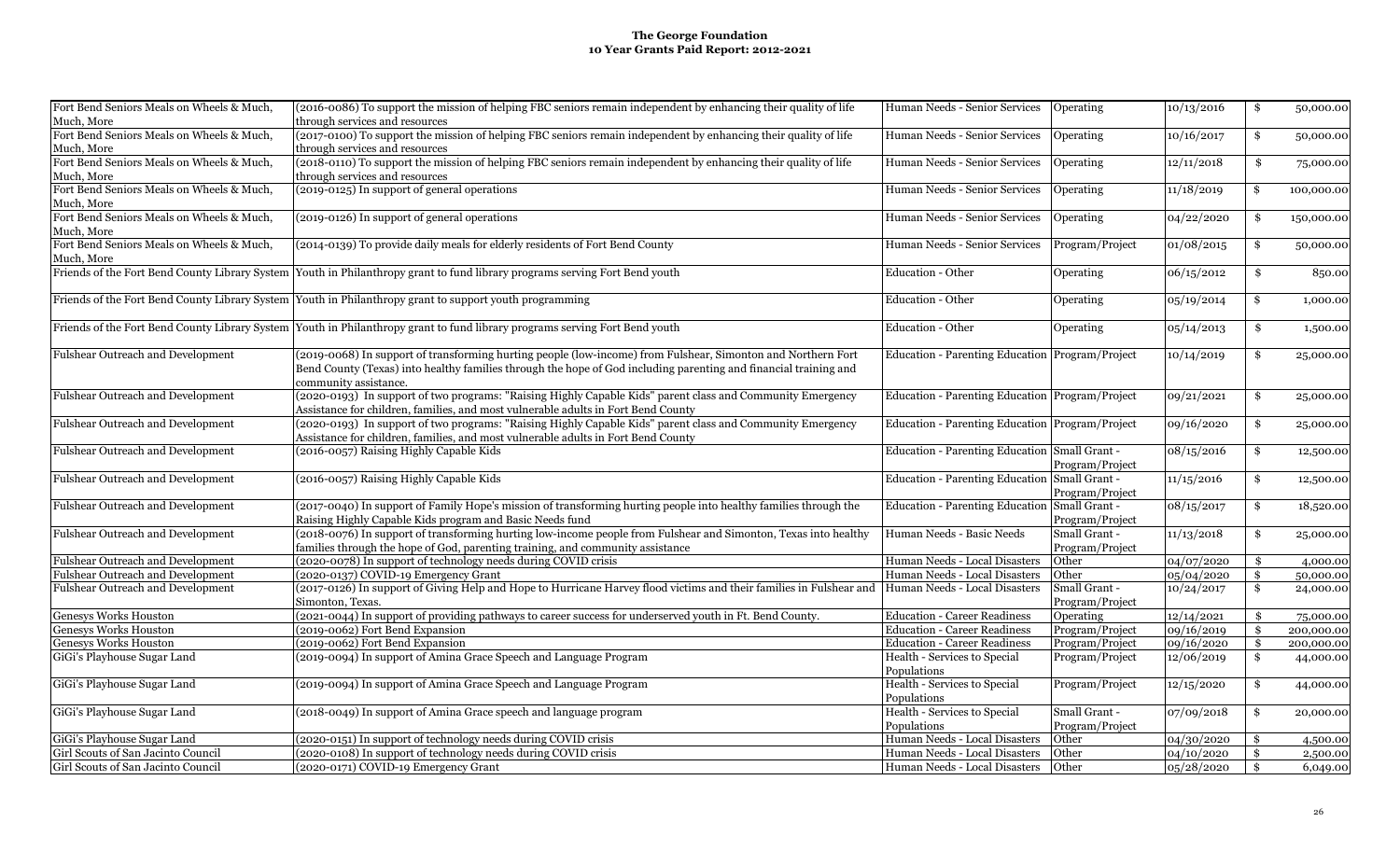**The George Foundation**
**10 Year Grants Paid Report: 2012-2021**

| | | | | | |
|---|---|---|---|---|---|
| Fort Bend Seniors Meals on Wheels & Much, Much, More | (2016-0086) To support the mission of helping FBC seniors remain independent by enhancing their quality of life through services and resources | Human Needs - Senior Services | Operating | 10/13/2016 | $ 50,000.00 |
| Fort Bend Seniors Meals on Wheels & Much, Much, More | (2017-0100) To support the mission of helping FBC seniors remain independent by enhancing their quality of life through services and resources | Human Needs - Senior Services | Operating | 10/16/2017 | $ 50,000.00 |
| Fort Bend Seniors Meals on Wheels & Much, Much, More | (2018-0110) To support the mission of helping FBC seniors remain independent by enhancing their quality of life through services and resources | Human Needs - Senior Services | Operating | 12/11/2018 | $ 75,000.00 |
| Fort Bend Seniors Meals on Wheels & Much, Much, More | (2019-0125) In support of general operations | Human Needs - Senior Services | Operating | 11/18/2019 | $ 100,000.00 |
| Fort Bend Seniors Meals on Wheels & Much, Much, More | (2019-0126) In support of general operations | Human Needs - Senior Services | Operating | 04/22/2020 | $ 150,000.00 |
| Fort Bend Seniors Meals on Wheels & Much, Much, More | (2014-0139) To provide daily meals for elderly residents of Fort Bend County | Human Needs - Senior Services | Program/Project | 01/08/2015 | $ 50,000.00 |
| Friends of the Fort Bend County Library System | Youth in Philanthropy grant to fund library programs serving Fort Bend youth | Education - Other | Operating | 06/15/2012 | $ 850.00 |
| Friends of the Fort Bend County Library System | Youth in Philanthropy grant to support youth programming | Education - Other | Operating | 05/19/2014 | $ 1,000.00 |
| Friends of the Fort Bend County Library System | Youth in Philanthropy grant to fund library programs serving Fort Bend youth | Education - Other | Operating | 05/14/2013 | $ 1,500.00 |
| Fulshear Outreach and Development | (2019-0068) In support of transforming hurting people (low-income) from Fulshear, Simonton and Northern Fort Bend County (Texas) into healthy families through the hope of God including parenting and financial training and community assistance. | Education - Parenting Education | Program/Project | 10/14/2019 | $ 25,000.00 |
| Fulshear Outreach and Development | (2020-0193) In support of two programs: "Raising Highly Capable Kids" parent class and Community Emergency Assistance for children, families, and most vulnerable adults in Fort Bend County | Education - Parenting Education | Program/Project | 09/21/2021 | $ 25,000.00 |
| Fulshear Outreach and Development | (2020-0193) In support of two programs: "Raising Highly Capable Kids" parent class and Community Emergency Assistance for children, families, and most vulnerable adults in Fort Bend County | Education - Parenting Education | Program/Project | 09/16/2020 | $ 25,000.00 |
| Fulshear Outreach and Development | (2016-0057) Raising Highly Capable Kids | Education - Parenting Education | Small Grant - Program/Project | 08/15/2016 | $ 12,500.00 |
| Fulshear Outreach and Development | (2016-0057) Raising Highly Capable Kids | Education - Parenting Education | Small Grant - Program/Project | 11/15/2016 | $ 12,500.00 |
| Fulshear Outreach and Development | (2017-0040) In support of Family Hope's mission of transforming hurting people into healthy families through the Raising Highly Capable Kids program and Basic Needs fund | Education - Parenting Education | Small Grant - Program/Project | 08/15/2017 | $ 18,520.00 |
| Fulshear Outreach and Development | (2018-0076) In support of transforming hurting low-income people from Fulshear and Simonton, Texas into healthy families through the hope of God, parenting training, and community assistance | Human Needs - Basic Needs | Small Grant - Program/Project | 11/13/2018 | $ 25,000.00 |
| Fulshear Outreach and Development | (2020-0078) In support of technology needs during COVID crisis | Human Needs - Local Disasters | Other | 04/07/2020 | $ 4,000.00 |
| Fulshear Outreach and Development | (2020-0137) COVID-19 Emergency Grant | Human Needs - Local Disasters | Other | 05/04/2020 | $ 50,000.00 |
| Fulshear Outreach and Development | (2017-0126) In support of Giving Help and Hope to Hurricane Harvey flood victims and their families in Fulshear and Simonton, Texas. | Human Needs - Local Disasters | Small Grant - Program/Project | 10/24/2017 | $ 24,000.00 |
| Genesys Works Houston | (2021-0044) In support of providing pathways to career success for underserved youth in Ft. Bend County. | Education - Career Readiness | Operating | 12/14/2021 | $ 75,000.00 |
| Genesys Works Houston | (2019-0062) Fort Bend Expansion | Education - Career Readiness | Program/Project | 09/16/2019 | $ 200,000.00 |
| Genesys Works Houston | (2019-0062) Fort Bend Expansion | Education - Career Readiness | Program/Project | 09/16/2020 | $ 200,000.00 |
| GiGi's Playhouse Sugar Land | (2019-0094) In support of Amina Grace Speech and Language Program | Health - Services to Special Populations | Program/Project | 12/06/2019 | $ 44,000.00 |
| GiGi's Playhouse Sugar Land | (2019-0094) In support of Amina Grace Speech and Language Program | Health - Services to Special Populations | Program/Project | 12/15/2020 | $ 44,000.00 |
| GiGi's Playhouse Sugar Land | (2018-0049) In support of Amina Grace speech and language program | Health - Services to Special Populations | Small Grant - Program/Project | 07/09/2018 | $ 20,000.00 |
| GiGi's Playhouse Sugar Land | (2020-0151) In support of technology needs during COVID crisis | Human Needs - Local Disasters | Other | 04/30/2020 | $ 4,500.00 |
| Girl Scouts of San Jacinto Council | (2020-0108) In support of technology needs during COVID crisis | Human Needs - Local Disasters | Other | 04/10/2020 | $ 2,500.00 |
| Girl Scouts of San Jacinto Council | (2020-0171) COVID-19 Emergency Grant | Human Needs - Local Disasters | Other | 05/28/2020 | $ 6,049.00 |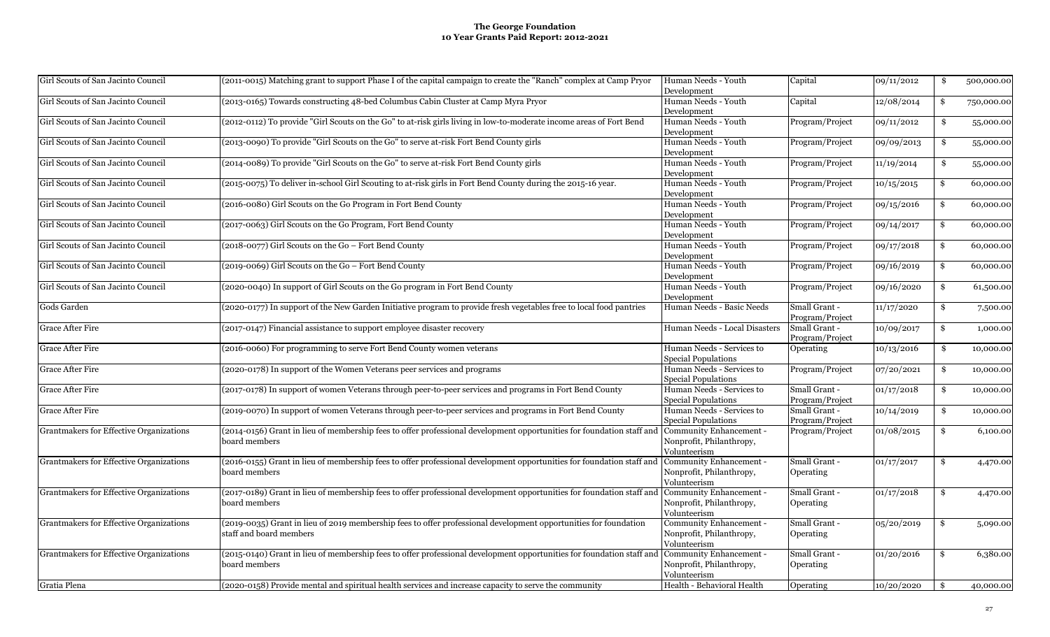# The George Foundation
## 10 Year Grants Paid Report: 2012-2021

| | | | | | |
|---|---|---|---|---|---|
| Girl Scouts of San Jacinto Council | (2011-0015) Matching grant to support Phase I of the capital campaign to create the "Ranch" complex at Camp Pryor | Human Needs - Youth Development | Capital | 09/11/2012 | $ 500,000.00 |
| Girl Scouts of San Jacinto Council | (2013-0165) Towards constructing 48-bed Columbus Cabin Cluster at Camp Myra Pryor | Human Needs - Youth Development | Capital | 12/08/2014 | $ 750,000.00 |
| Girl Scouts of San Jacinto Council | (2012-0112) To provide "Girl Scouts on the Go" to at-risk girls living in low-to-moderate income areas of Fort Bend | Human Needs - Youth Development | Program/Project | 09/11/2012 | $ 55,000.00 |
| Girl Scouts of San Jacinto Council | (2013-0090) To provide "Girl Scouts on the Go" to serve at-risk Fort Bend County girls | Human Needs - Youth Development | Program/Project | 09/09/2013 | $ 55,000.00 |
| Girl Scouts of San Jacinto Council | (2014-0089) To provide "Girl Scouts on the Go" to serve at-risk Fort Bend County girls | Human Needs - Youth Development | Program/Project | 11/19/2014 | $ 55,000.00 |
| Girl Scouts of San Jacinto Council | (2015-0075) To deliver in-school Girl Scouting to at-risk girls in Fort Bend County during the 2015-16 year. | Human Needs - Youth Development | Program/Project | 10/15/2015 | $ 60,000.00 |
| Girl Scouts of San Jacinto Council | (2016-0080) Girl Scouts on the Go Program in Fort Bend County | Human Needs - Youth Development | Program/Project | 09/15/2016 | $ 60,000.00 |
| Girl Scouts of San Jacinto Council | (2017-0063) Girl Scouts on the Go Program, Fort Bend County | Human Needs - Youth Development | Program/Project | 09/14/2017 | $ 60,000.00 |
| Girl Scouts of San Jacinto Council | (2018-0077) Girl Scouts on the Go – Fort Bend County | Human Needs - Youth Development | Program/Project | 09/17/2018 | $ 60,000.00 |
| Girl Scouts of San Jacinto Council | (2019-0069) Girl Scouts on the Go – Fort Bend County | Human Needs - Youth Development | Program/Project | 09/16/2019 | $ 60,000.00 |
| Girl Scouts of San Jacinto Council | (2020-0040) In support of Girl Scouts on the Go program in Fort Bend County | Human Needs - Youth Development | Program/Project | 09/16/2020 | $ 61,500.00 |
| Gods Garden | (2020-0177) In support of the New Garden Initiative program to provide fresh vegetables free to local food pantries | Human Needs - Basic Needs | Small Grant - Program/Project | 11/17/2020 | $ 7,500.00 |
| Grace After Fire | (2017-0147) Financial assistance to support employee disaster recovery | Human Needs - Local Disasters | Small Grant - Program/Project | 10/09/2017 | $ 1,000.00 |
| Grace After Fire | (2016-0060) For programming to serve Fort Bend County women veterans | Human Needs - Services to Special Populations | Operating | 10/13/2016 | $ 10,000.00 |
| Grace After Fire | (2020-0178) In support of the Women Veterans peer services and programs | Human Needs - Services to Special Populations | Program/Project | 07/20/2021 | $ 10,000.00 |
| Grace After Fire | (2017-0178) In support of women Veterans through peer-to-peer services and programs in Fort Bend County | Human Needs - Services to Special Populations | Small Grant - Program/Project | 01/17/2018 | $ 10,000.00 |
| Grace After Fire | (2019-0070) In support of women Veterans through peer-to-peer services and programs in Fort Bend County | Human Needs - Services to Special Populations | Small Grant - Program/Project | 10/14/2019 | $ 10,000.00 |
| Grantmakers for Effective Organizations | (2014-0156) Grant in lieu of membership fees to offer professional development opportunities for foundation staff and board members | Community Enhancement - Nonprofit, Philanthropy, Volunteerism | Program/Project | 01/08/2015 | $ 6,100.00 |
| Grantmakers for Effective Organizations | (2016-0155) Grant in lieu of membership fees to offer professional development opportunities for foundation staff and board members | Community Enhancement - Nonprofit, Philanthropy, Volunteerism | Small Grant - Operating | 01/17/2017 | $ 4,470.00 |
| Grantmakers for Effective Organizations | (2017-0189) Grant in lieu of membership fees to offer professional development opportunities for foundation staff and board members | Community Enhancement - Nonprofit, Philanthropy, Volunteerism | Small Grant - Operating | 01/17/2018 | $ 4,470.00 |
| Grantmakers for Effective Organizations | (2019-0035) Grant in lieu of 2019 membership fees to offer professional development opportunities for foundation staff and board members | Community Enhancement - Nonprofit, Philanthropy, Volunteerism | Small Grant - Operating | 05/20/2019 | $ 5,090.00 |
| Grantmakers for Effective Organizations | (2015-0140) Grant in lieu of membership fees to offer professional development opportunities for foundation staff and board members | Community Enhancement - Nonprofit, Philanthropy, Volunteerism | Small Grant - Operating | 01/20/2016 | $ 6,380.00 |
| Gratia Plena | (2020-0158) Provide mental and spiritual health services and increase capacity to serve the community | Health - Behavioral Health | Operating | 10/20/2020 | $ 40,000.00 |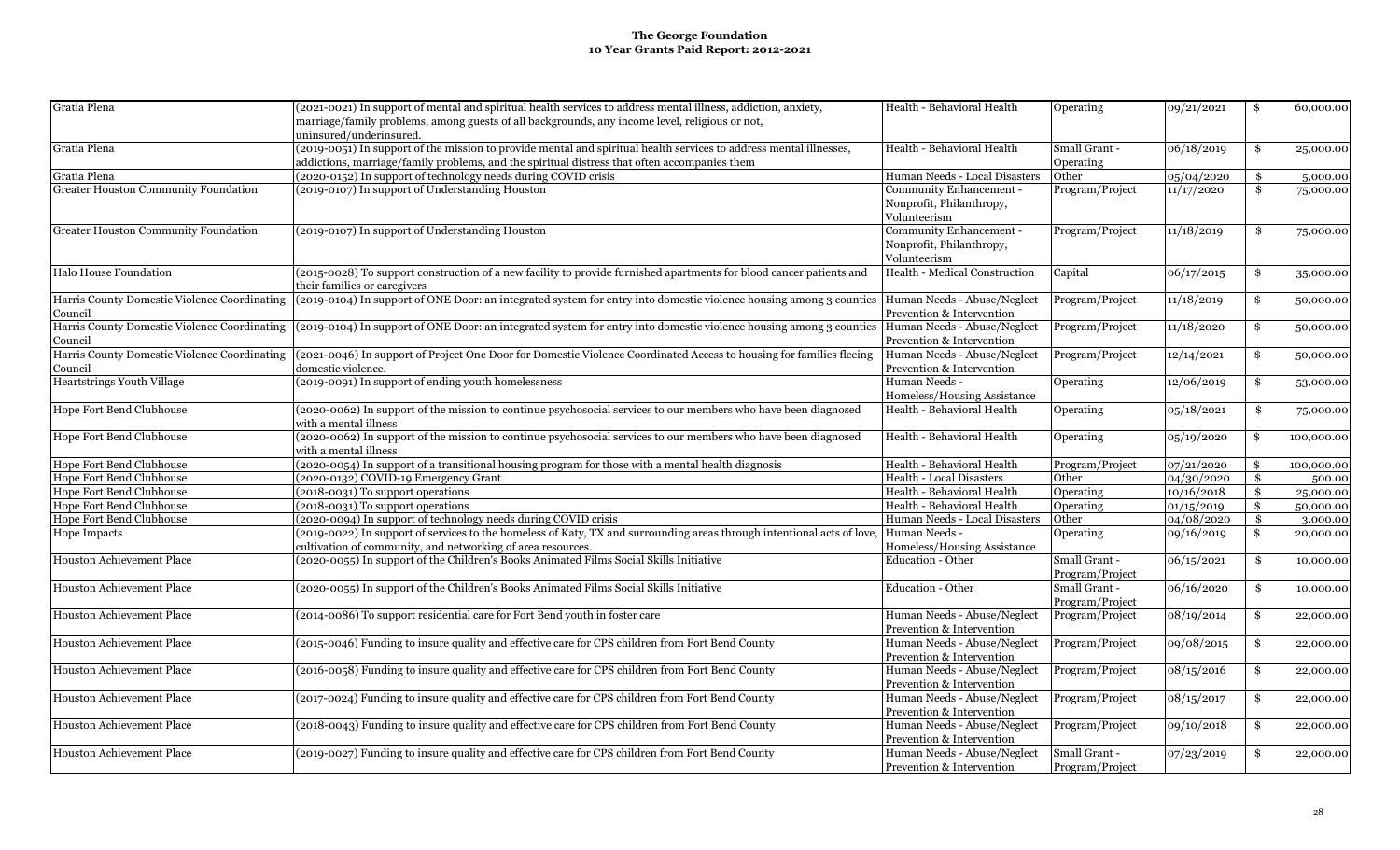**The George Foundation**
**10 Year Grants Paid Report: 2012-2021**

| | | | | | |
|---|---|---|---|---|---|
| Gratia Plena | (2021-0021) In support of mental and spiritual health services to address mental illness, addiction, anxiety, marriage/family problems, among guests of all backgrounds, any income level, religious or not, uninsured/underinsured. | Health - Behavioral Health | Operating | 09/21/2021 | $ 60,000.00 |
| Gratia Plena | (2019-0051) In support of the mission to provide mental and spiritual health services to address mental illnesses, addictions, marriage/family problems, and the spiritual distress that often accompanies them | Health - Behavioral Health | Small Grant - Operating | 06/18/2019 | $ 25,000.00 |
| Gratia Plena | (2020-0152) In support of technology needs during COVID crisis | Human Needs - Local Disasters | Other | 05/04/2020 | $ 5,000.00 |
| Greater Houston Community Foundation | (2019-0107) In support of Understanding Houston | Community Enhancement - Nonprofit, Philanthropy, Volunteerism | Program/Project | 11/17/2020 | $ 75,000.00 |
| Greater Houston Community Foundation | (2019-0107) In support of Understanding Houston | Community Enhancement - Nonprofit, Philanthropy, Volunteerism | Program/Project | 11/18/2019 | $ 75,000.00 |
| Halo House Foundation | (2015-0028) To support construction of a new facility to provide furnished apartments for blood cancer patients and their families or caregivers | Health - Medical Construction | Capital | 06/17/2015 | $ 35,000.00 |
| Harris County Domestic Violence Coordinating Council | (2019-0104) In support of ONE Door: an integrated system for entry into domestic violence housing among 3 counties | Human Needs - Abuse/Neglect Prevention & Intervention | Program/Project | 11/18/2019 | $ 50,000.00 |
| Harris County Domestic Violence Coordinating Council | (2019-0104) In support of ONE Door: an integrated system for entry into domestic violence housing among 3 counties | Human Needs - Abuse/Neglect Prevention & Intervention | Program/Project | 11/18/2020 | $ 50,000.00 |
| Harris County Domestic Violence Coordinating Council | (2021-0046) In support of Project One Door for Domestic Violence Coordinated Access to housing for families fleeing domestic violence. | Human Needs - Abuse/Neglect Prevention & Intervention | Program/Project | 12/14/2021 | $ 50,000.00 |
| Heartstrings Youth Village | (2019-0091) In support of ending youth homelessness | Human Needs - Homeless/Housing Assistance | Operating | 12/06/2019 | $ 53,000.00 |
| Hope Fort Bend Clubhouse | (2020-0062) In support of the mission to continue psychosocial services to our members who have been diagnosed with a mental illness | Health - Behavioral Health | Operating | 05/18/2021 | $ 75,000.00 |
| Hope Fort Bend Clubhouse | (2020-0062) In support of the mission to continue psychosocial services to our members who have been diagnosed with a mental illness | Health - Behavioral Health | Operating | 05/19/2020 | $ 100,000.00 |
| Hope Fort Bend Clubhouse | (2020-0054) In support of a transitional housing program for those with a mental health diagnosis | Health - Behavioral Health | Program/Project | 07/21/2020 | $ 100,000.00 |
| Hope Fort Bend Clubhouse | (2020-0132) COVID-19 Emergency Grant | Health - Local Disasters | Other | 04/30/2020 | $ 500.00 |
| Hope Fort Bend Clubhouse | (2018-0031) To support operations | Health - Behavioral Health | Operating | 10/16/2018 | $ 25,000.00 |
| Hope Fort Bend Clubhouse | (2018-0031) To support operations | Health - Behavioral Health | Operating | 01/15/2019 | $ 50,000.00 |
| Hope Fort Bend Clubhouse | (2020-0094) In support of technology needs during COVID crisis | Human Needs - Local Disasters | Other | 04/08/2020 | $ 3,000.00 |
| Hope Impacts | (2019-0022) In support of services to the homeless of Katy, TX and surrounding areas through intentional acts of love, cultivation of community, and networking of area resources. | Human Needs - Homeless/Housing Assistance | Operating | 09/16/2019 | $ 20,000.00 |
| Houston Achievement Place | (2020-0055) In support of the Children's Books Animated Films Social Skills Initiative | Education - Other | Small Grant - Program/Project | 06/15/2021 | $ 10,000.00 |
| Houston Achievement Place | (2020-0055) In support of the Children's Books Animated Films Social Skills Initiative | Education - Other | Small Grant - Program/Project | 06/16/2020 | $ 10,000.00 |
| Houston Achievement Place | (2014-0086) To support residential care for Fort Bend youth in foster care | Human Needs - Abuse/Neglect Prevention & Intervention | Program/Project | 08/19/2014 | $ 22,000.00 |
| Houston Achievement Place | (2015-0046) Funding to insure quality and effective care for CPS children from Fort Bend County | Human Needs - Abuse/Neglect Prevention & Intervention | Program/Project | 09/08/2015 | $ 22,000.00 |
| Houston Achievement Place | (2016-0058) Funding to insure quality and effective care for CPS children from Fort Bend County | Human Needs - Abuse/Neglect Prevention & Intervention | Program/Project | 08/15/2016 | $ 22,000.00 |
| Houston Achievement Place | (2017-0024) Funding to insure quality and effective care for CPS children from Fort Bend County | Human Needs - Abuse/Neglect Prevention & Intervention | Program/Project | 08/15/2017 | $ 22,000.00 |
| Houston Achievement Place | (2018-0043) Funding to insure quality and effective care for CPS children from Fort Bend County | Human Needs - Abuse/Neglect Prevention & Intervention | Program/Project | 09/10/2018 | $ 22,000.00 |
| Houston Achievement Place | (2019-0027) Funding to insure quality and effective care for CPS children from Fort Bend County | Human Needs - Abuse/Neglect Prevention & Intervention | Small Grant - Program/Project | 07/23/2019 | $ 22,000.00 |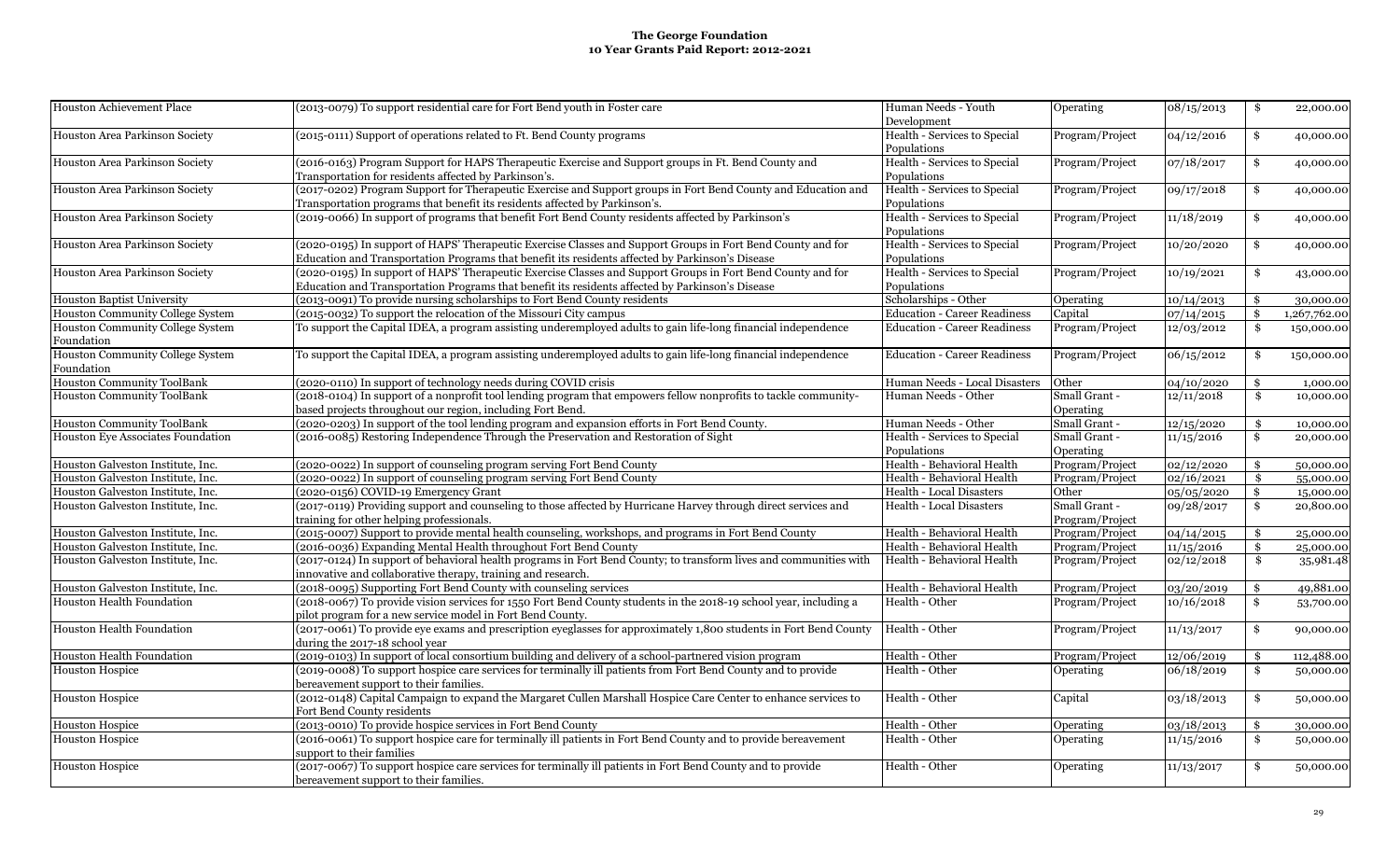# The George Foundation
## 10 Year Grants Paid Report: 2012-2021

| | | | | | |
|---|---|---|---|---|---|
| Houston Achievement Place | (2013-0079) To support residential care for Fort Bend youth in Foster care | Human Needs - Youth Development | Operating | 08/15/2013 | $ 22,000.00 |
| Houston Area Parkinson Society | (2015-0111) Support of operations related to Ft. Bend County programs | Health - Services to Special Populations | Program/Project | 04/12/2016 | $ 40,000.00 |
| Houston Area Parkinson Society | (2016-0163) Program Support for HAPS Therapeutic Exercise and Support groups in Ft. Bend County and Transportation for residents affected by Parkinson's. | Health - Services to Special Populations | Program/Project | 07/18/2017 | $ 40,000.00 |
| Houston Area Parkinson Society | (2017-0202) Program Support for Therapeutic Exercise and Support groups in Fort Bend County and Education and Transportation programs that benefit its residents affected by Parkinson's. | Health - Services to Special Populations | Program/Project | 09/17/2018 | $ 40,000.00 |
| Houston Area Parkinson Society | (2019-0066) In support of programs that benefit Fort Bend County residents affected by Parkinson's | Health - Services to Special Populations | Program/Project | 11/18/2019 | $ 40,000.00 |
| Houston Area Parkinson Society | (2020-0195) In support of HAPS' Therapeutic Exercise Classes and Support Groups in Fort Bend County and for Education and Transportation Programs that benefit its residents affected by Parkinson's Disease | Health - Services to Special Populations | Program/Project | 10/20/2020 | $ 40,000.00 |
| Houston Area Parkinson Society | (2020-0195) In support of HAPS' Therapeutic Exercise Classes and Support Groups in Fort Bend County and for Education and Transportation Programs that benefit its residents affected by Parkinson's Disease | Health - Services to Special Populations | Program/Project | 10/19/2021 | $ 43,000.00 |
| Houston Baptist University | (2013-0091) To provide nursing scholarships to Fort Bend County residents | Scholarships - Other | Operating | 10/14/2013 | $ 30,000.00 |
| Houston Community College System | (2015-0032) To support the relocation of the Missouri City campus | Education - Career Readiness | Capital | 07/14/2015 | $ 1,267,762.00 |
| Houston Community College System Foundation | To support the Capital IDEA, a program assisting underemployed adults to gain life-long financial independence | Education - Career Readiness | Program/Project | 12/03/2012 | $ 150,000.00 |
| Houston Community College System Foundation | To support the Capital IDEA, a program assisting underemployed adults to gain life-long financial independence | Education - Career Readiness | Program/Project | 06/15/2012 | $ 150,000.00 |
| Houston Community ToolBank | (2020-0110) In support of technology needs during COVID crisis | Human Needs - Local Disasters | Other | 04/10/2020 | $ 1,000.00 |
| Houston Community ToolBank | (2018-0104) In support of a nonprofit tool lending program that empowers fellow nonprofits to tackle community-based projects throughout our region, including Fort Bend. | Human Needs - Other | Small Grant - Operating | 12/11/2018 | $ 10,000.00 |
| Houston Community ToolBank | (2020-0203) In support of the tool lending program and expansion efforts in Fort Bend County. | Human Needs - Other | Small Grant - | 12/15/2020 | $ 10,000.00 |
| Houston Eye Associates Foundation | (2016-0085) Restoring Independence Through the Preservation and Restoration of Sight | Health - Services to Special Populations | Small Grant - Operating | 11/15/2016 | $ 20,000.00 |
| Houston Galveston Institute, Inc. | (2020-0022) In support of counseling program serving Fort Bend County | Health - Behavioral Health | Program/Project | 02/12/2020 | $ 50,000.00 |
| Houston Galveston Institute, Inc. | (2020-0022) In support of counseling program serving Fort Bend County | Health - Behavioral Health | Program/Project | 02/16/2021 | $ 55,000.00 |
| Houston Galveston Institute, Inc. | (2020-0156) COVID-19 Emergency Grant | Health - Local Disasters | Other | 05/05/2020 | $ 15,000.00 |
| Houston Galveston Institute, Inc. | (2017-0119) Providing support and counseling to those affected by Hurricane Harvey through direct services and training for other helping professionals. | Health - Local Disasters | Small Grant - Program/Project | 09/28/2017 | $ 20,800.00 |
| Houston Galveston Institute, Inc. | (2015-0007) Support to provide mental health counseling, workshops, and programs in Fort Bend County | Health - Behavioral Health | Program/Project | 04/14/2015 | $ 25,000.00 |
| Houston Galveston Institute, Inc. | (2016-0036) Expanding Mental Health throughout Fort Bend County | Health - Behavioral Health | Program/Project | 11/15/2016 | $ 25,000.00 |
| Houston Galveston Institute, Inc. | (2017-0124) In support of behavioral health programs in Fort Bend County; to transform lives and communities with innovative and collaborative therapy, training and research. | Health - Behavioral Health | Program/Project | 02/12/2018 | $ 35,981.48 |
| Houston Galveston Institute, Inc. | (2018-0095) Supporting Fort Bend County with counseling services | Health - Behavioral Health | Program/Project | 03/20/2019 | $ 49,881.00 |
| Houston Health Foundation | (2018-0067) To provide vision services for 1550 Fort Bend County students in the 2018-19 school year, including a pilot program for a new service model in Fort Bend County. | Health - Other | Program/Project | 10/16/2018 | $ 53,700.00 |
| Houston Health Foundation | (2017-0061) To provide eye exams and prescription eyeglasses for approximately 1,800 students in Fort Bend County during the 2017-18 school year | Health - Other | Program/Project | 11/13/2017 | $ 90,000.00 |
| Houston Health Foundation | (2019-0103) In support of local consortium building and delivery of a school-partnered vision program | Health - Other | Program/Project | 12/06/2019 | $ 112,488.00 |
| Houston Hospice | (2019-0008) To support hospice care services for terminally ill patients from Fort Bend County and to provide bereavement support to their families. | Health - Other | Operating | 06/18/2019 | $ 50,000.00 |
| Houston Hospice | (2012-0148) Capital Campaign to expand the Margaret Cullen Marshall Hospice Care Center to enhance services to Fort Bend County residents | Health - Other | Capital | 03/18/2013 | $ 50,000.00 |
| Houston Hospice | (2013-0010) To provide hospice services in Fort Bend County | Health - Other | Operating | 03/18/2013 | $ 30,000.00 |
| Houston Hospice | (2016-0061) To support hospice care for terminally ill patients in Fort Bend County and to provide bereavement support to their families | Health - Other | Operating | 11/15/2016 | $ 50,000.00 |
| Houston Hospice | (2017-0067) To support hospice care services for terminally ill patients in Fort Bend County and to provide bereavement support to their families. | Health - Other | Operating | 11/13/2017 | $ 50,000.00 |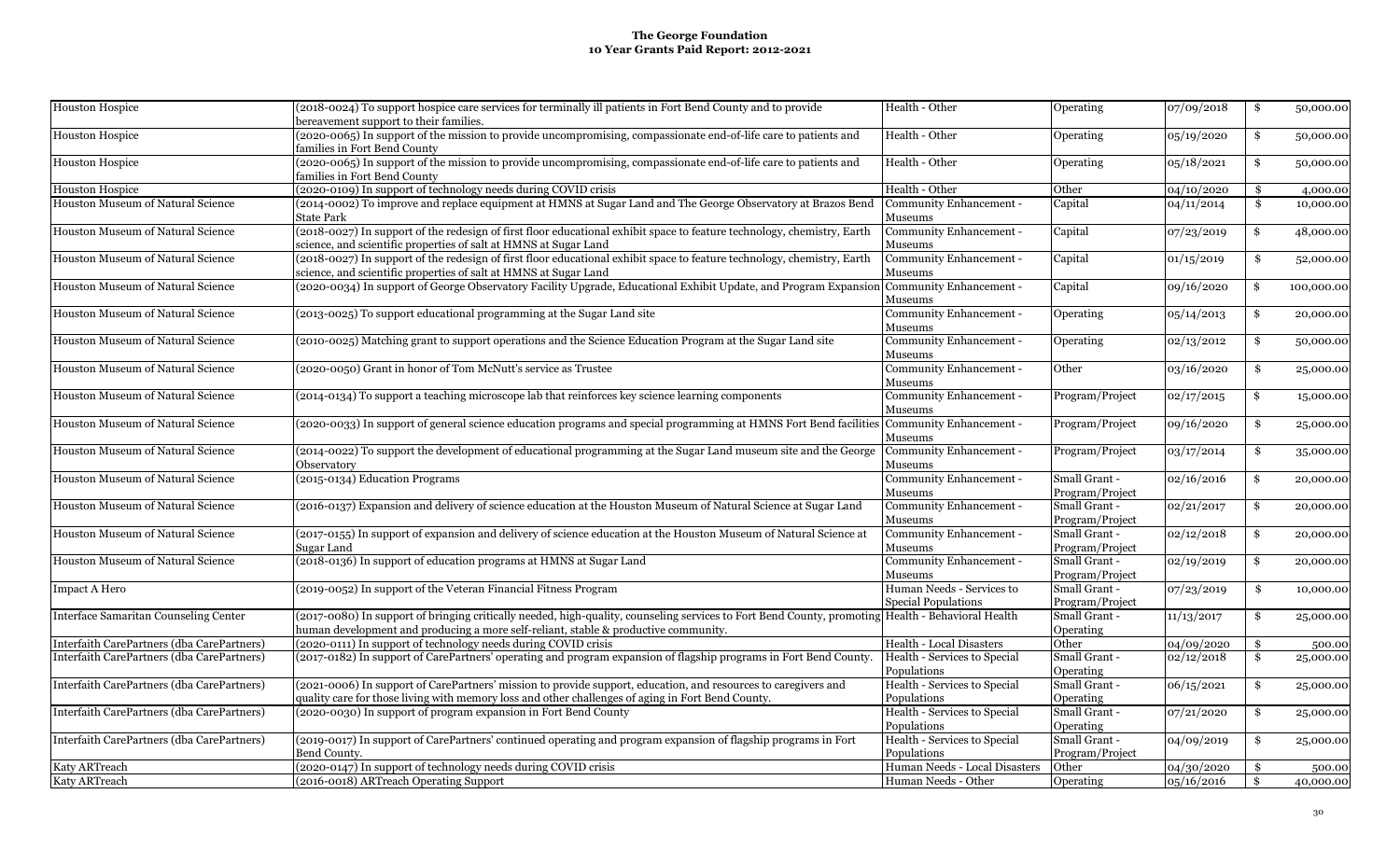**The George Foundation**
**10 Year Grants Paid Report: 2012-2021**

| | | | | | |
|---|---|---|---|---|---|
| Houston Hospice | (2018-0024) To support hospice care services for terminally ill patients in Fort Bend County and to provide bereavement support to their families. | Health - Other | Operating | 07/09/2018 | $ 50,000.00 |
| Houston Hospice | (2020-0065) In support of the mission to provide uncompromising, compassionate end-of-life care to patients and families in Fort Bend County | Health - Other | Operating | 05/19/2020 | $ 50,000.00 |
| Houston Hospice | (2020-0065) In support of the mission to provide uncompromising, compassionate end-of-life care to patients and families in Fort Bend County | Health - Other | Operating | 05/18/2021 | $ 50,000.00 |
| Houston Hospice | (2020-0109) In support of technology needs during COVID crisis | Health - Other | Other | 04/10/2020 | $ 4,000.00 |
| Houston Museum of Natural Science | (2014-0002) To improve and replace equipment at HMNS at Sugar Land and The George Observatory at Brazos Bend State Park | Community Enhancement - Museums | Capital | 04/11/2014 | $ 10,000.00 |
| Houston Museum of Natural Science | (2018-0027) In support of the redesign of first floor educational exhibit space to feature technology, chemistry, Earth science, and scientific properties of salt at HMNS at Sugar Land | Community Enhancement - Museums | Capital | 07/23/2019 | $ 48,000.00 |
| Houston Museum of Natural Science | (2018-0027) In support of the redesign of first floor educational exhibit space to feature technology, chemistry, Earth science, and scientific properties of salt at HMNS at Sugar Land | Community Enhancement - Museums | Capital | 01/15/2019 | $ 52,000.00 |
| Houston Museum of Natural Science | (2020-0034) In support of George Observatory Facility Upgrade, Educational Exhibit Update, and Program Expansion | Community Enhancement - Museums | Capital | 09/16/2020 | $ 100,000.00 |
| Houston Museum of Natural Science | (2013-0025) To support educational programming at the Sugar Land site | Community Enhancement - Museums | Operating | 05/14/2013 | $ 20,000.00 |
| Houston Museum of Natural Science | (2010-0025) Matching grant to support operations and the Science Education Program at the Sugar Land site | Community Enhancement - Museums | Operating | 02/13/2012 | $ 50,000.00 |
| Houston Museum of Natural Science | (2020-0050) Grant in honor of Tom McNutt's service as Trustee | Community Enhancement - Museums | Other | 03/16/2020 | $ 25,000.00 |
| Houston Museum of Natural Science | (2014-0134) To support a teaching microscope lab that reinforces key science learning components | Community Enhancement - Museums | Program/Project | 02/17/2015 | $ 15,000.00 |
| Houston Museum of Natural Science | (2020-0033) In support of general science education programs and special programming at HMNS Fort Bend facilities | Community Enhancement - Museums | Program/Project | 09/16/2020 | $ 25,000.00 |
| Houston Museum of Natural Science | (2014-0022) To support the development of educational programming at the Sugar Land museum site and the George Observatory | Community Enhancement - Museums | Program/Project | 03/17/2014 | $ 35,000.00 |
| Houston Museum of Natural Science | (2015-0134) Education Programs | Community Enhancement - Museums | Small Grant - Program/Project | 02/16/2016 | $ 20,000.00 |
| Houston Museum of Natural Science | (2016-0137) Expansion and delivery of science education at the Houston Museum of Natural Science at Sugar Land | Community Enhancement - Museums | Small Grant - Program/Project | 02/21/2017 | $ 20,000.00 |
| Houston Museum of Natural Science | (2017-0155) In support of expansion and delivery of science education at the Houston Museum of Natural Science at Sugar Land | Community Enhancement - Museums | Small Grant - Program/Project | 02/12/2018 | $ 20,000.00 |
| Houston Museum of Natural Science | (2018-0136) In support of education programs at HMNS at Sugar Land | Community Enhancement - Museums | Small Grant - Program/Project | 02/19/2019 | $ 20,000.00 |
| Impact A Hero | (2019-0052) In support of the Veteran Financial Fitness Program | Human Needs - Services to Special Populations | Small Grant - Program/Project | 07/23/2019 | $ 10,000.00 |
| Interface Samaritan Counseling Center | (2017-0080) In support of bringing critically needed, high-quality, counseling services to Fort Bend County, promoting human development and producing a more self-reliant, stable & productive community. | Health - Behavioral Health | Small Grant - Operating | 11/13/2017 | $ 25,000.00 |
| Interfaith CarePartners (dba CarePartners) | (2020-0111) In support of technology needs during COVID crisis | Health - Local Disasters | Other | 04/09/2020 | $ 500.00 |
| Interfaith CarePartners (dba CarePartners) | (2017-0182) In support of CarePartners' operating and program expansion of flagship programs in Fort Bend County. | Health - Services to Special Populations | Small Grant - Operating | 02/12/2018 | $ 25,000.00 |
| Interfaith CarePartners (dba CarePartners) | (2021-0006) In support of CarePartners' mission to provide support, education, and resources to caregivers and quality care for those living with memory loss and other challenges of aging in Fort Bend County. | Health - Services to Special Populations | Small Grant - Operating | 06/15/2021 | $ 25,000.00 |
| Interfaith CarePartners (dba CarePartners) | (2020-0030) In support of program expansion in Fort Bend County | Health - Services to Special Populations | Small Grant - Operating | 07/21/2020 | $ 25,000.00 |
| Interfaith CarePartners (dba CarePartners) | (2019-0017) In support of CarePartners' continued operating and program expansion of flagship programs in Fort Bend County. | Health - Services to Special Populations | Small Grant - Program/Project | 04/09/2019 | $ 25,000.00 |
| Katy ARTreach | (2020-0147) In support of technology needs during COVID crisis | Human Needs - Local Disasters | Other | 04/30/2020 | $ 500.00 |
| Katy ARTreach | (2016-0018) ARTreach Operating Support | Human Needs - Other | Operating | 05/16/2016 | $ 40,000.00 |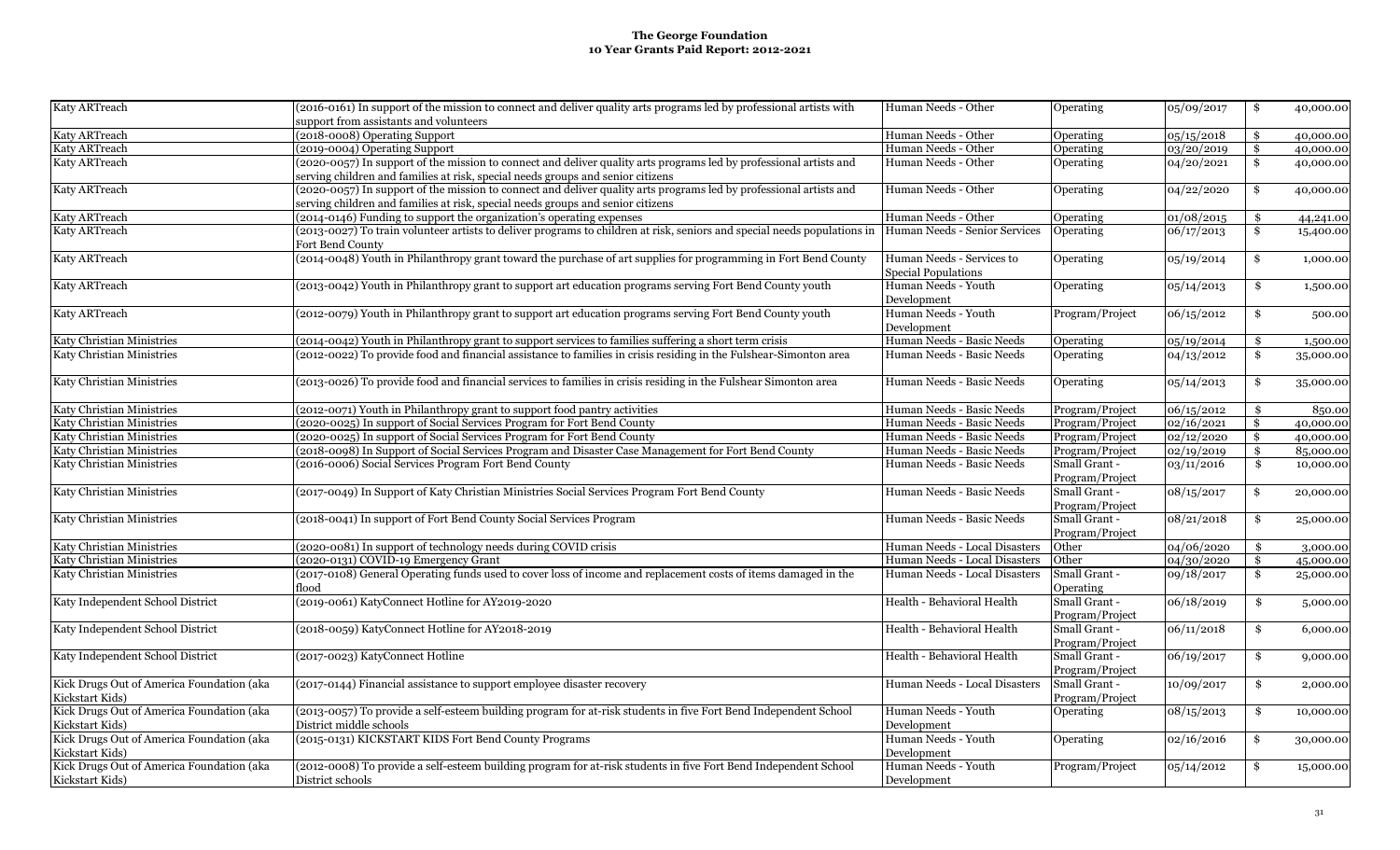**The George Foundation**
**10 Year Grants Paid Report: 2012-2021**

| | | | | | |
|---|---|---|---|---|---|
| Katy ARTreach | (2016-0161) In support of the mission to connect and deliver quality arts programs led by professional artists with support from assistants and volunteers | Human Needs - Other | Operating | 05/09/2017 | $ 40,000.00 |
| Katy ARTreach | (2018-0008) Operating Support | Human Needs - Other | Operating | 05/15/2018 | $ 40,000.00 |
| Katy ARTreach | (2019-0004) Operating Support | Human Needs - Other | Operating | 03/20/2019 | $ 40,000.00 |
| Katy ARTreach | (2020-0057) In support of the mission to connect and deliver quality arts programs led by professional artists and serving children and families at risk, special needs groups and senior citizens | Human Needs - Other | Operating | 04/20/2021 | $ 40,000.00 |
| Katy ARTreach | (2020-0057) In support of the mission to connect and deliver quality arts programs led by professional artists and serving children and families at risk, special needs groups and senior citizens | Human Needs - Other | Operating | 04/22/2020 | $ 40,000.00 |
| Katy ARTreach | (2014-0146) Funding to support the organization's operating expenses | Human Needs - Other | Operating | 01/08/2015 | $ 44,241.00 |
| Katy ARTreach | (2013-0027) To train volunteer artists to deliver programs to children at risk, seniors and special needs populations in Fort Bend County | Human Needs - Senior Services | Operating | 06/17/2013 | $ 15,400.00 |
| Katy ARTreach | (2014-0048) Youth in Philanthropy grant toward the purchase of art supplies for programming in Fort Bend County | Human Needs - Services to Special Populations | Operating | 05/19/2014 | $ 1,000.00 |
| Katy ARTreach | (2013-0042) Youth in Philanthropy grant to support art education programs serving Fort Bend County youth | Human Needs - Youth Development | Operating | 05/14/2013 | $ 1,500.00 |
| Katy ARTreach | (2012-0079) Youth in Philanthropy grant to support art education programs serving Fort Bend County youth | Human Needs - Youth Development | Program/Project | 06/15/2012 | $ 500.00 |
| Katy Christian Ministries | (2014-0042) Youth in Philanthropy grant to support services to families suffering a short term crisis | Human Needs - Basic Needs | Operating | 05/19/2014 | $ 1,500.00 |
| Katy Christian Ministries | (2012-0022) To provide food and financial assistance to families in crisis residing in the Fulshear-Simonton area | Human Needs - Basic Needs | Operating | 04/13/2012 | $ 35,000.00 |
| Katy Christian Ministries | (2013-0026) To provide food and financial services to families in crisis residing in the Fulshear Simonton area | Human Needs - Basic Needs | Operating | 05/14/2013 | $ 35,000.00 |
| Katy Christian Ministries | (2012-0071) Youth in Philanthropy grant to support food pantry activities | Human Needs - Basic Needs | Program/Project | 06/15/2012 | $ 850.00 |
| Katy Christian Ministries | (2020-0025) In support of Social Services Program for Fort Bend County | Human Needs - Basic Needs | Program/Project | 02/16/2021 | $ 40,000.00 |
| Katy Christian Ministries | (2020-0025) In support of Social Services Program for Fort Bend County | Human Needs - Basic Needs | Program/Project | 02/12/2020 | $ 40,000.00 |
| Katy Christian Ministries | (2018-0098) In Support of Social Services Program and Disaster Case Management for Fort Bend County | Human Needs - Basic Needs | Program/Project | 02/19/2019 | $ 85,000.00 |
| Katy Christian Ministries | (2016-0006) Social Services Program Fort Bend County | Human Needs - Basic Needs | Small Grant - Program/Project | 03/11/2016 | $ 10,000.00 |
| Katy Christian Ministries | (2017-0049) In Support of Katy Christian Ministries Social Services Program Fort Bend County | Human Needs - Basic Needs | Small Grant - Program/Project | 08/15/2017 | $ 20,000.00 |
| Katy Christian Ministries | (2018-0041) In support of Fort Bend County Social Services Program | Human Needs - Basic Needs | Small Grant - Program/Project | 08/21/2018 | $ 25,000.00 |
| Katy Christian Ministries | (2020-0081) In support of technology needs during COVID crisis | Human Needs - Local Disasters | Other | 04/06/2020 | $ 3,000.00 |
| Katy Christian Ministries | (2020-0131) COVID-19 Emergency Grant | Human Needs - Local Disasters | Other | 04/30/2020 | $ 45,000.00 |
| Katy Christian Ministries | (2017-0108) General Operating funds used to cover loss of income and replacement costs of items damaged in the flood | Human Needs - Local Disasters | Small Grant - Operating | 09/18/2017 | $ 25,000.00 |
| Katy Independent School District | (2019-0061) KatyConnect Hotline for AY2019-2020 | Health - Behavioral Health | Small Grant - Program/Project | 06/18/2019 | $ 5,000.00 |
| Katy Independent School District | (2018-0059) KatyConnect Hotline for AY2018-2019 | Health - Behavioral Health | Small Grant - Program/Project | 06/11/2018 | $ 6,000.00 |
| Katy Independent School District | (2017-0023) KatyConnect Hotline | Health - Behavioral Health | Small Grant - Program/Project | 06/19/2017 | $ 9,000.00 |
| Kick Drugs Out of America Foundation (aka Kickstart Kids) | (2017-0144) Financial assistance to support employee disaster recovery | Human Needs - Local Disasters | Small Grant - Program/Project | 10/09/2017 | $ 2,000.00 |
| Kick Drugs Out of America Foundation (aka Kickstart Kids) | (2013-0057) To provide a self-esteem building program for at-risk students in five Fort Bend Independent School District middle schools | Human Needs - Youth Development | Operating | 08/15/2013 | $ 10,000.00 |
| Kick Drugs Out of America Foundation (aka Kickstart Kids) | (2015-0131) KICKSTART KIDS Fort Bend County Programs | Human Needs - Youth Development | Operating | 02/16/2016 | $ 30,000.00 |
| Kick Drugs Out of America Foundation (aka Kickstart Kids) | (2012-0008) To provide a self-esteem building program for at-risk students in five Fort Bend Independent School District schools | Human Needs - Youth Development | Program/Project | 05/14/2012 | $ 15,000.00 |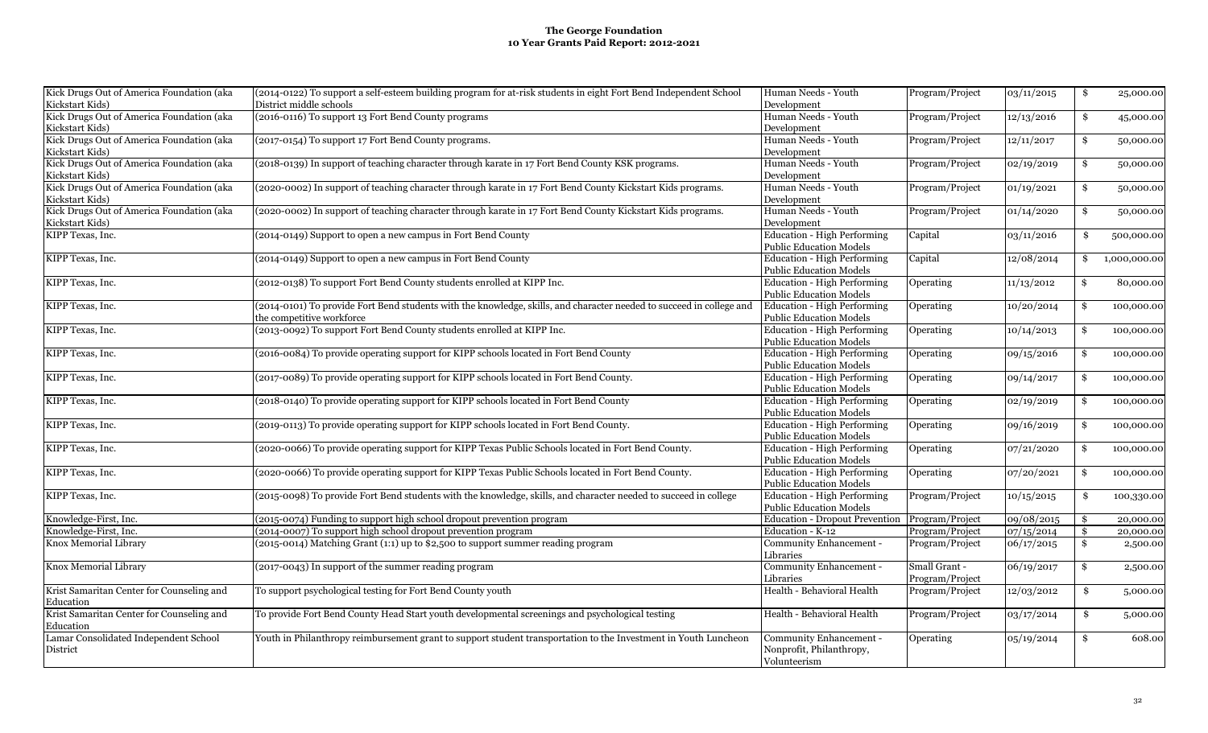**The George Foundation**
**10 Year Grants Paid Report: 2012-2021**

| | | | | | |
|---|---|---|---|---|---|
| Kick Drugs Out of America Foundation (aka Kickstart Kids) | (2014-0122) To support a self-esteem building program for at-risk students in eight Fort Bend Independent School District middle schools | Human Needs - Youth Development | Program/Project | 03/11/2015 | $ 25,000.00 |
| Kick Drugs Out of America Foundation (aka Kickstart Kids) | (2016-0116) To support 13 Fort Bend County programs | Human Needs - Youth Development | Program/Project | 12/13/2016 | $ 45,000.00 |
| Kick Drugs Out of America Foundation (aka Kickstart Kids) | (2017-0154) To support 17 Fort Bend County programs. | Human Needs - Youth Development | Program/Project | 12/11/2017 | $ 50,000.00 |
| Kick Drugs Out of America Foundation (aka Kickstart Kids) | (2018-0139) In support of teaching character through karate in 17 Fort Bend County KSK programs. | Human Needs - Youth Development | Program/Project | 02/19/2019 | $ 50,000.00 |
| Kick Drugs Out of America Foundation (aka Kickstart Kids) | (2020-0002) In support of teaching character through karate in 17 Fort Bend County Kickstart Kids programs. | Human Needs - Youth Development | Program/Project | 01/19/2021 | $ 50,000.00 |
| Kick Drugs Out of America Foundation (aka Kickstart Kids) | (2020-0002) In support of teaching character through karate in 17 Fort Bend County Kickstart Kids programs. | Human Needs - Youth Development | Program/Project | 01/14/2020 | $ 50,000.00 |
| KIPP Texas, Inc. | (2014-0149) Support to open a new campus in Fort Bend County | Education - High Performing Public Education Models | Capital | 03/11/2016 | $ 500,000.00 |
| KIPP Texas, Inc. | (2014-0149) Support to open a new campus in Fort Bend County | Education - High Performing Public Education Models | Capital | 12/08/2014 | $ 1,000,000.00 |
| KIPP Texas, Inc. | (2012-0138) To support Fort Bend County students enrolled at KIPP Inc. | Education - High Performing Public Education Models | Operating | 11/13/2012 | $ 80,000.00 |
| KIPP Texas, Inc. | (2014-0101) To provide Fort Bend students with the knowledge, skills, and character needed to succeed in college and the competitive workforce | Education - High Performing Public Education Models | Operating | 10/20/2014 | $ 100,000.00 |
| KIPP Texas, Inc. | (2013-0092) To support Fort Bend County students enrolled at KIPP Inc. | Education - High Performing Public Education Models | Operating | 10/14/2013 | $ 100,000.00 |
| KIPP Texas, Inc. | (2016-0084) To provide operating support for KIPP schools located in Fort Bend County | Education - High Performing Public Education Models | Operating | 09/15/2016 | $ 100,000.00 |
| KIPP Texas, Inc. | (2017-0089) To provide operating support for KIPP schools located in Fort Bend County. | Education - High Performing Public Education Models | Operating | 09/14/2017 | $ 100,000.00 |
| KIPP Texas, Inc. | (2018-0140) To provide operating support for KIPP schools located in Fort Bend County | Education - High Performing Public Education Models | Operating | 02/19/2019 | $ 100,000.00 |
| KIPP Texas, Inc. | (2019-0113) To provide operating support for KIPP schools located in Fort Bend County. | Education - High Performing Public Education Models | Operating | 09/16/2019 | $ 100,000.00 |
| KIPP Texas, Inc. | (2020-0066) To provide operating support for KIPP Texas Public Schools located in Fort Bend County. | Education - High Performing Public Education Models | Operating | 07/21/2020 | $ 100,000.00 |
| KIPP Texas, Inc. | (2020-0066) To provide operating support for KIPP Texas Public Schools located in Fort Bend County. | Education - High Performing Public Education Models | Operating | 07/20/2021 | $ 100,000.00 |
| KIPP Texas, Inc. | (2015-0098) To provide Fort Bend students with the knowledge, skills, and character needed to succeed in college | Education - High Performing Public Education Models | Program/Project | 10/15/2015 | $ 100,330.00 |
| Knowledge-First, Inc. | (2015-0074) Funding to support high school dropout prevention program | Education - Dropout Prevention | Program/Project | 09/08/2015 | $ 20,000.00 |
| Knowledge-First, Inc. | (2014-0007) To support high school dropout prevention program | Education - K-12 | Program/Project | 07/15/2014 | $ 20,000.00 |
| Knox Memorial Library | (2015-0014) Matching Grant (1:1) up to $2,500 to support summer reading program | Community Enhancement - Libraries | Program/Project | 06/17/2015 | $ 2,500.00 |
| Knox Memorial Library | (2017-0043) In support of the summer reading program | Community Enhancement - Libraries | Small Grant - Program/Project | 06/19/2017 | $ 2,500.00 |
| Krist Samaritan Center for Counseling and Education | To support psychological testing for Fort Bend County youth | Health - Behavioral Health | Program/Project | 12/03/2012 | $ 5,000.00 |
| Krist Samaritan Center for Counseling and Education | To provide Fort Bend County Head Start youth developmental screenings and psychological testing | Health - Behavioral Health | Program/Project | 03/17/2014 | $ 5,000.00 |
| Lamar Consolidated Independent School District | Youth in Philanthropy reimbursement grant to support student transportation to the Investment in Youth Luncheon | Community Enhancement - Nonprofit, Philanthropy, Volunteerism | Operating | 05/19/2014 | $ 608.00 |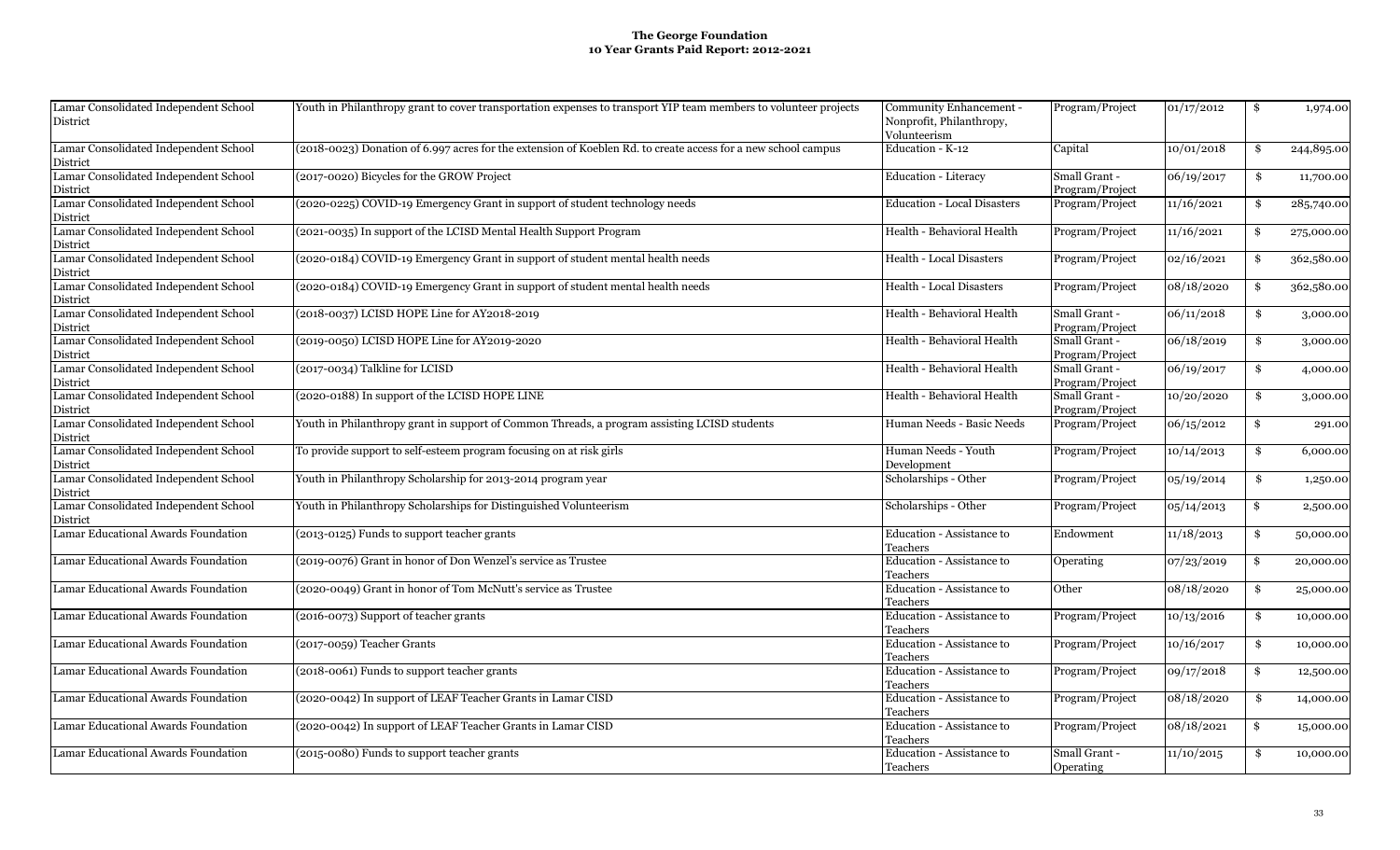**The George Foundation**
**10 Year Grants Paid Report: 2012-2021**

| | | | | | |
|---|---|---|---|---|---|
| Lamar Consolidated Independent School District | Youth in Philanthropy grant to cover transportation expenses to transport YIP team members to volunteer projects | Community Enhancement - Nonprofit, Philanthropy, Volunteerism | Program/Project | 01/17/2012 | $ 1,974.00 |
| Lamar Consolidated Independent School District | (2018-0023) Donation of 6.997 acres for the extension of Koeblen Rd. to create access for a new school campus | Education - K-12 | Capital | 10/01/2018 | $ 244,895.00 |
| Lamar Consolidated Independent School District | (2017-0020) Bicycles for the GROW Project | Education - Literacy | Small Grant - Program/Project | 06/19/2017 | $ 11,700.00 |
| Lamar Consolidated Independent School District | (2020-0225) COVID-19 Emergency Grant in support of student technology needs | Education - Local Disasters | Program/Project | 11/16/2021 | $ 285,740.00 |
| Lamar Consolidated Independent School District | (2021-0035) In support of the LCISD Mental Health Support Program | Health - Behavioral Health | Program/Project | 11/16/2021 | $ 275,000.00 |
| Lamar Consolidated Independent School District | (2020-0184) COVID-19 Emergency Grant in support of student mental health needs | Health - Local Disasters | Program/Project | 02/16/2021 | $ 362,580.00 |
| Lamar Consolidated Independent School District | (2020-0184) COVID-19 Emergency Grant in support of student mental health needs | Health - Local Disasters | Program/Project | 08/18/2020 | $ 362,580.00 |
| Lamar Consolidated Independent School District | (2018-0037) LCISD HOPE Line for AY2018-2019 | Health - Behavioral Health | Small Grant - Program/Project | 06/11/2018 | $ 3,000.00 |
| Lamar Consolidated Independent School District | (2019-0050) LCISD HOPE Line for AY2019-2020 | Health - Behavioral Health | Small Grant - Program/Project | 06/18/2019 | $ 3,000.00 |
| Lamar Consolidated Independent School District | (2017-0034) Talkline for LCISD | Health - Behavioral Health | Small Grant - Program/Project | 06/19/2017 | $ 4,000.00 |
| Lamar Consolidated Independent School District | (2020-0188) In support of the LCISD HOPE LINE | Health - Behavioral Health | Small Grant - Program/Project | 10/20/2020 | $ 3,000.00 |
| Lamar Consolidated Independent School District | Youth in Philanthropy grant in support of Common Threads, a program assisting LCISD students | Human Needs - Basic Needs | Program/Project | 06/15/2012 | $ 291.00 |
| Lamar Consolidated Independent School District | To provide support to self-esteem program focusing on at risk girls | Human Needs - Youth Development | Program/Project | 10/14/2013 | $ 6,000.00 |
| Lamar Consolidated Independent School District | Youth in Philanthropy Scholarship for 2013-2014 program year | Scholarships - Other | Program/Project | 05/19/2014 | $ 1,250.00 |
| Lamar Consolidated Independent School District | Youth in Philanthropy Scholarships for Distinguished Volunteerism | Scholarships - Other | Program/Project | 05/14/2013 | $ 2,500.00 |
| Lamar Educational Awards Foundation | (2013-0125) Funds to support teacher grants | Education - Assistance to Teachers | Endowment | 11/18/2013 | $ 50,000.00 |
| Lamar Educational Awards Foundation | (2019-0076) Grant in honor of Don Wenzel's service as Trustee | Education - Assistance to Teachers | Operating | 07/23/2019 | $ 20,000.00 |
| Lamar Educational Awards Foundation | (2020-0049) Grant in honor of Tom McNutt's service as Trustee | Education - Assistance to Teachers | Other | 08/18/2020 | $ 25,000.00 |
| Lamar Educational Awards Foundation | (2016-0073) Support of teacher grants | Education - Assistance to Teachers | Program/Project | 10/13/2016 | $ 10,000.00 |
| Lamar Educational Awards Foundation | (2017-0059) Teacher Grants | Education - Assistance to Teachers | Program/Project | 10/16/2017 | $ 10,000.00 |
| Lamar Educational Awards Foundation | (2018-0061) Funds to support teacher grants | Education - Assistance to Teachers | Program/Project | 09/17/2018 | $ 12,500.00 |
| Lamar Educational Awards Foundation | (2020-0042) In support of LEAF Teacher Grants in Lamar CISD | Education - Assistance to Teachers | Program/Project | 08/18/2020 | $ 14,000.00 |
| Lamar Educational Awards Foundation | (2020-0042) In support of LEAF Teacher Grants in Lamar CISD | Education - Assistance to Teachers | Program/Project | 08/18/2021 | $ 15,000.00 |
| Lamar Educational Awards Foundation | (2015-0080) Funds to support teacher grants | Education - Assistance to Teachers | Small Grant - Operating | 11/10/2015 | $ 10,000.00 |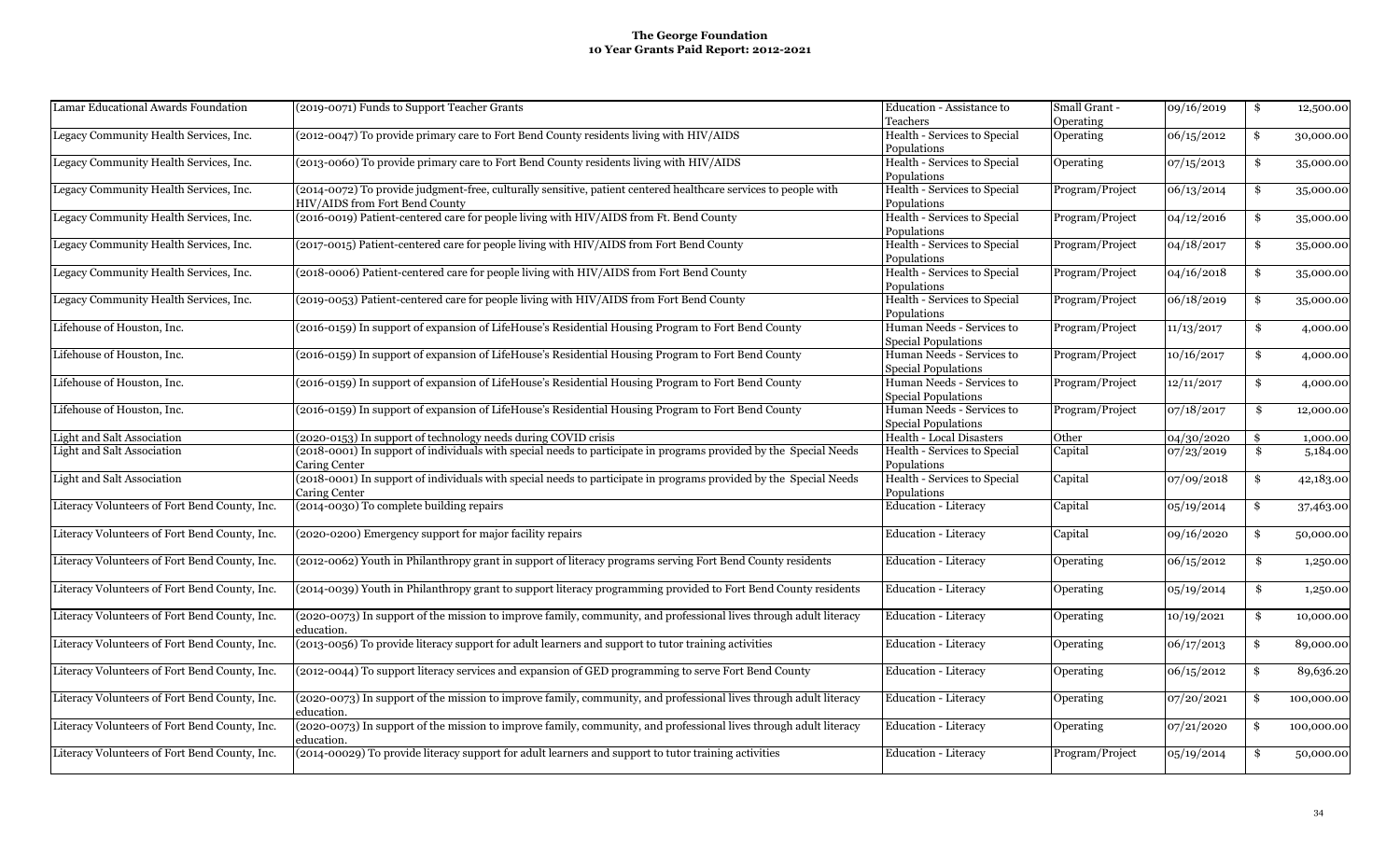# The George Foundation
## 10 Year Grants Paid Report: 2012-2021

| | | | | | |
|---|---|---|---|---|---|
| Lamar Educational Awards Foundation | (2019-0071) Funds to Support Teacher Grants | Education - Assistance to Teachers | Small Grant - Operating | 09/16/2019 | $ 12,500.00 |
| Legacy Community Health Services, Inc. | (2012-0047) To provide primary care to Fort Bend County residents living with HIV/AIDS | Health - Services to Special Populations | Operating | 06/15/2012 | $ 30,000.00 |
| Legacy Community Health Services, Inc. | (2013-0060) To provide primary care to Fort Bend County residents living with HIV/AIDS | Health - Services to Special Populations | Operating | 07/15/2013 | $ 35,000.00 |
| Legacy Community Health Services, Inc. | (2014-0072) To provide judgment-free, culturally sensitive, patient centered healthcare services to people with HIV/AIDS from Fort Bend County | Health - Services to Special Populations | Program/Project | 06/13/2014 | $ 35,000.00 |
| Legacy Community Health Services, Inc. | (2016-0019) Patient-centered care for people living with HIV/AIDS from Ft. Bend County | Health - Services to Special Populations | Program/Project | 04/12/2016 | $ 35,000.00 |
| Legacy Community Health Services, Inc. | (2017-0015) Patient-centered care for people living with HIV/AIDS from Fort Bend County | Health - Services to Special Populations | Program/Project | 04/18/2017 | $ 35,000.00 |
| Legacy Community Health Services, Inc. | (2018-0006) Patient-centered care for people living with HIV/AIDS from Fort Bend County | Health - Services to Special Populations | Program/Project | 04/16/2018 | $ 35,000.00 |
| Legacy Community Health Services, Inc. | (2019-0053) Patient-centered care for people living with HIV/AIDS from Fort Bend County | Health - Services to Special Populations | Program/Project | 06/18/2019 | $ 35,000.00 |
| Lifehouse of Houston, Inc. | (2016-0159) In support of expansion of LifeHouse's Residential Housing Program to Fort Bend County | Human Needs - Services to Special Populations | Program/Project | 11/13/2017 | $ 4,000.00 |
| Lifehouse of Houston, Inc. | (2016-0159) In support of expansion of LifeHouse's Residential Housing Program to Fort Bend County | Human Needs - Services to Special Populations | Program/Project | 10/16/2017 | $ 4,000.00 |
| Lifehouse of Houston, Inc. | (2016-0159) In support of expansion of LifeHouse's Residential Housing Program to Fort Bend County | Human Needs - Services to Special Populations | Program/Project | 12/11/2017 | $ 4,000.00 |
| Lifehouse of Houston, Inc. | (2016-0159) In support of expansion of LifeHouse's Residential Housing Program to Fort Bend County | Human Needs - Services to Special Populations | Program/Project | 07/18/2017 | $ 12,000.00 |
| Light and Salt Association | (2020-0153) In support of technology needs during COVID crisis | Health - Local Disasters | Other | 04/30/2020 | $ 1,000.00 |
| Light and Salt Association | (2018-0001) In support of individuals with special needs to participate in programs provided by the Special Needs Caring Center | Health - Services to Special Populations | Capital | 07/23/2019 | $ 5,184.00 |
| Light and Salt Association | (2018-0001) In support of individuals with special needs to participate in programs provided by the Special Needs Caring Center | Health - Services to Special Populations | Capital | 07/09/2018 | $ 42,183.00 |
| Literacy Volunteers of Fort Bend County, Inc. | (2014-0030) To complete building repairs | Education - Literacy | Capital | 05/19/2014 | $ 37,463.00 |
| Literacy Volunteers of Fort Bend County, Inc. | (2020-0200) Emergency support for major facility repairs | Education - Literacy | Capital | 09/16/2020 | $ 50,000.00 |
| Literacy Volunteers of Fort Bend County, Inc. | (2012-0062) Youth in Philanthropy grant in support of literacy programs serving Fort Bend County residents | Education - Literacy | Operating | 06/15/2012 | $ 1,250.00 |
| Literacy Volunteers of Fort Bend County, Inc. | (2014-0039) Youth in Philanthropy grant to support literacy programming provided to Fort Bend County residents | Education - Literacy | Operating | 05/19/2014 | $ 1,250.00 |
| Literacy Volunteers of Fort Bend County, Inc. | (2020-0073) In support of the mission to improve family, community, and professional lives through adult literacy education. | Education - Literacy | Operating | 10/19/2021 | $ 10,000.00 |
| Literacy Volunteers of Fort Bend County, Inc. | (2013-0056) To provide literacy support for adult learners and support to tutor training activities | Education - Literacy | Operating | 06/17/2013 | $ 89,000.00 |
| Literacy Volunteers of Fort Bend County, Inc. | (2012-0044) To support literacy services and expansion of GED programming to serve Fort Bend County | Education - Literacy | Operating | 06/15/2012 | $ 89,636.20 |
| Literacy Volunteers of Fort Bend County, Inc. | (2020-0073) In support of the mission to improve family, community, and professional lives through adult literacy education. | Education - Literacy | Operating | 07/20/2021 | $ 100,000.00 |
| Literacy Volunteers of Fort Bend County, Inc. | (2020-0073) In support of the mission to improve family, community, and professional lives through adult literacy education. | Education - Literacy | Operating | 07/21/2020 | $ 100,000.00 |
| Literacy Volunteers of Fort Bend County, Inc. | (2014-00029) To provide literacy support for adult learners and support to tutor training activities | Education - Literacy | Program/Project | 05/19/2014 | $ 50,000.00 |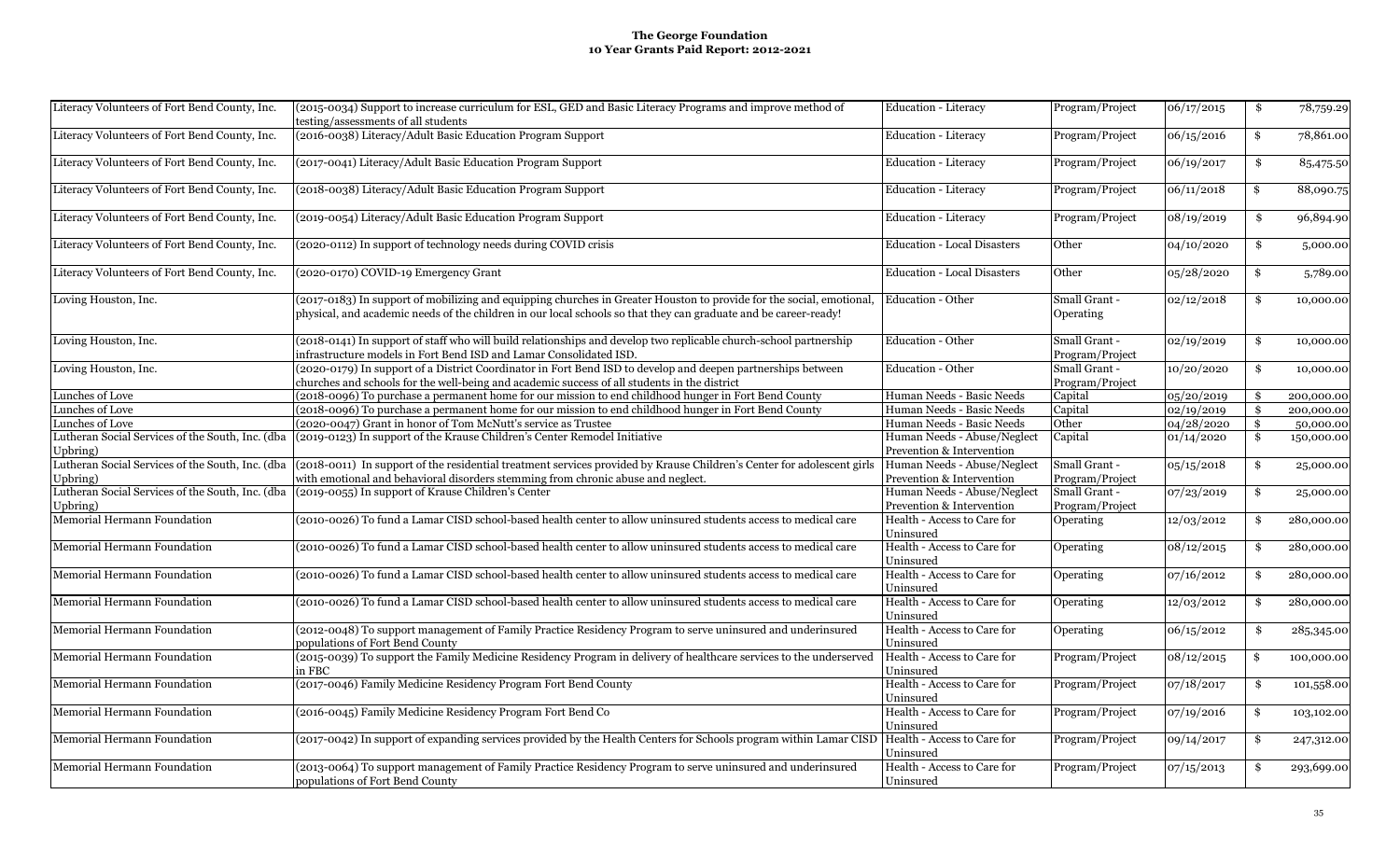**The George Foundation**
**10 Year Grants Paid Report: 2012-2021**

| | | | | | |
|---|---|---|---|---|---|
| Literacy Volunteers of Fort Bend County, Inc. | (2015-0034) Support to increase curriculum for ESL, GED and Basic Literacy Programs and improve method of testing/assessments of all students | Education - Literacy | Program/Project | 06/17/2015 | $ 78,759.29 |
| Literacy Volunteers of Fort Bend County, Inc. | (2016-0038) Literacy/Adult Basic Education Program Support | Education - Literacy | Program/Project | 06/15/2016 | $ 78,861.00 |
| Literacy Volunteers of Fort Bend County, Inc. | (2017-0041) Literacy/Adult Basic Education Program Support | Education - Literacy | Program/Project | 06/19/2017 | $ 85,475.50 |
| Literacy Volunteers of Fort Bend County, Inc. | (2018-0038) Literacy/Adult Basic Education Program Support | Education - Literacy | Program/Project | 06/11/2018 | $ 88,090.75 |
| Literacy Volunteers of Fort Bend County, Inc. | (2019-0054) Literacy/Adult Basic Education Program Support | Education - Literacy | Program/Project | 08/19/2019 | $ 96,894.90 |
| Literacy Volunteers of Fort Bend County, Inc. | (2020-0112) In support of technology needs during COVID crisis | Education - Local Disasters | Other | 04/10/2020 | $ 5,000.00 |
| Literacy Volunteers of Fort Bend County, Inc. | (2020-0170) COVID-19 Emergency Grant | Education - Local Disasters | Other | 05/28/2020 | $ 5,789.00 |
| Loving Houston, Inc. | (2017-0183) In support of mobilizing and equipping churches in Greater Houston to provide for the social, emotional, physical, and academic needs of the children in our local schools so that they can graduate and be career-ready! | Education - Other | Small Grant - Operating | 02/12/2018 | $ 10,000.00 |
| Loving Houston, Inc. | (2018-0141) In support of staff who will build relationships and develop two replicable church-school partnership infrastructure models in Fort Bend ISD and Lamar Consolidated ISD. | Education - Other | Small Grant - Program/Project | 02/19/2019 | $ 10,000.00 |
| Loving Houston, Inc. | (2020-0179) In support of a District Coordinator in Fort Bend ISD to develop and deepen partnerships between churches and schools for the well-being and academic success of all students in the district | Education - Other | Small Grant - Program/Project | 10/20/2020 | $ 10,000.00 |
| Lunches of Love | (2018-0096) To purchase a permanent home for our mission to end childhood hunger in Fort Bend County | Human Needs - Basic Needs | Capital | 05/20/2019 | $ 200,000.00 |
| Lunches of Love | (2018-0096) To purchase a permanent home for our mission to end childhood hunger in Fort Bend County | Human Needs - Basic Needs | Capital | 02/19/2019 | $ 200,000.00 |
| Lunches of Love | (2020-0047) Grant in honor of Tom McNutt's service as Trustee | Human Needs - Basic Needs | Other | 04/28/2020 | $ 50,000.00 |
| Lutheran Social Services of the South, Inc. (dba Upbring) | (2019-0123) In support of the Krause Children's Center Remodel Initiative | Human Needs - Abuse/Neglect Prevention & Intervention | Capital | 01/14/2020 | $ 150,000.00 |
| Lutheran Social Services of the South, Inc. (dba Upbring) | (2018-0011) In support of the residential treatment services provided by Krause Children's Center for adolescent girls with emotional and behavioral disorders stemming from chronic abuse and neglect. | Human Needs - Abuse/Neglect Prevention & Intervention | Small Grant - Program/Project | 05/15/2018 | $ 25,000.00 |
| Lutheran Social Services of the South, Inc. (dba Upbring) | (2019-0055) In support of Krause Children's Center | Human Needs - Abuse/Neglect Prevention & Intervention | Small Grant - Program/Project | 07/23/2019 | $ 25,000.00 |
| Memorial Hermann Foundation | (2010-0026) To fund a Lamar CISD school-based health center to allow uninsured students access to medical care | Health - Access to Care for Uninsured | Operating | 12/03/2012 | $ 280,000.00 |
| Memorial Hermann Foundation | (2010-0026) To fund a Lamar CISD school-based health center to allow uninsured students access to medical care | Health - Access to Care for Uninsured | Operating | 08/12/2015 | $ 280,000.00 |
| Memorial Hermann Foundation | (2010-0026) To fund a Lamar CISD school-based health center to allow uninsured students access to medical care | Health - Access to Care for Uninsured | Operating | 07/16/2012 | $ 280,000.00 |
| Memorial Hermann Foundation | (2010-0026) To fund a Lamar CISD school-based health center to allow uninsured students access to medical care | Health - Access to Care for Uninsured | Operating | 12/03/2012 | $ 280,000.00 |
| Memorial Hermann Foundation | (2012-0048) To support management of Family Practice Residency Program to serve uninsured and underinsured populations of Fort Bend County | Health - Access to Care for Uninsured | Operating | 06/15/2012 | $ 285,345.00 |
| Memorial Hermann Foundation | (2015-0039) To support the Family Medicine Residency Program in delivery of healthcare services to the underserved in FBC | Health - Access to Care for Uninsured | Program/Project | 08/12/2015 | $ 100,000.00 |
| Memorial Hermann Foundation | (2017-0046) Family Medicine Residency Program Fort Bend County | Health - Access to Care for Uninsured | Program/Project | 07/18/2017 | $ 101,558.00 |
| Memorial Hermann Foundation | (2016-0045) Family Medicine Residency Program Fort Bend Co | Health - Access to Care for Uninsured | Program/Project | 07/19/2016 | $ 103,102.00 |
| Memorial Hermann Foundation | (2017-0042) In support of expanding services provided by the Health Centers for Schools program within Lamar CISD | Health - Access to Care for Uninsured | Program/Project | 09/14/2017 | $ 247,312.00 |
| Memorial Hermann Foundation | (2013-0064) To support management of Family Practice Residency Program to serve uninsured and underinsured populations of Fort Bend County | Health - Access to Care for Uninsured | Program/Project | 07/15/2013 | $ 293,699.00 |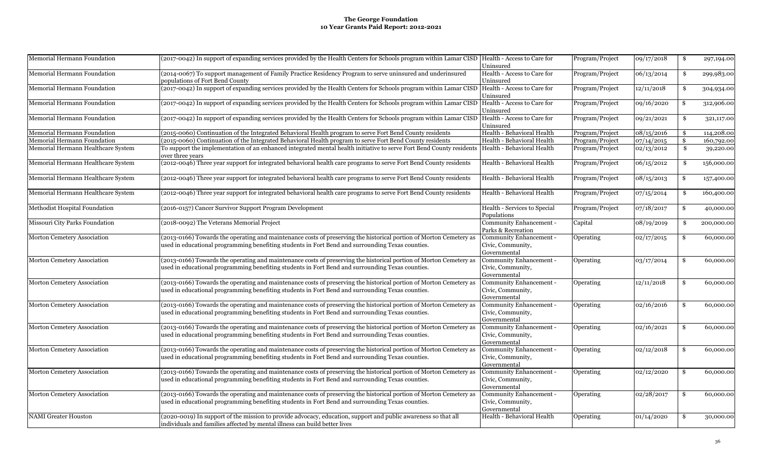**The George Foundation**
**10 Year Grants Paid Report: 2012-2021**

| | | | | | |
|---|---|---|---|---|---|
| Memorial Hermann Foundation | (2017-0042) In support of expanding services provided by the Health Centers for Schools program within Lamar CISD | Health - Access to Care for Uninsured | Program/Project | 09/17/2018 | $ 297,194.00 |
| Memorial Hermann Foundation | (2014-0067) To support management of Family Practice Residency Program to serve uninsured and underinsured populations of Fort Bend County | Health - Access to Care for Uninsured | Program/Project | 06/13/2014 | $ 299,983.00 |
| Memorial Hermann Foundation | (2017-0042) In support of expanding services provided by the Health Centers for Schools program within Lamar CISD | Health - Access to Care for Uninsured | Program/Project | 12/11/2018 | $ 304,934.00 |
| Memorial Hermann Foundation | (2017-0042) In support of expanding services provided by the Health Centers for Schools program within Lamar CISD | Health - Access to Care for Uninsured | Program/Project | 09/16/2020 | $ 312,906.00 |
| Memorial Hermann Foundation | (2017-0042) In support of expanding services provided by the Health Centers for Schools program within Lamar CISD | Health - Access to Care for Uninsured | Program/Project | 09/21/2021 | $ 321,117.00 |
| Memorial Hermann Foundation | (2015-0060) Continuation of the Integrated Behavioral Health program to serve Fort Bend County residents | Health - Behavioral Health | Program/Project | 08/15/2016 | $ 114,208.00 |
| Memorial Hermann Foundation | (2015-0060) Continuation of the Integrated Behavioral Health program to serve Fort Bend County residents | Health - Behavioral Health | Program/Project | 07/14/2015 | $ 160,792.00 |
| Memorial Hermann Healthcare System | To support the implementation of an enhanced integrated mental health initiative to serve Fort Bend County residents over three years | Health - Behavioral Health | Program/Project | 02/13/2012 | $ 39,220.00 |
| Memorial Hermann Healthcare System | (2012-0046) Three year support for integrated behavioral health care programs to serve Fort Bend County residents | Health - Behavioral Health | Program/Project | 06/15/2012 | $ 156,000.00 |
| Memorial Hermann Healthcare System | (2012-0046) Three year support for integrated behavioral health care programs to serve Fort Bend County residents | Health - Behavioral Health | Program/Project | 08/15/2013 | $ 157,400.00 |
| Memorial Hermann Healthcare System | (2012-0046) Three year support for integrated behavioral health care programs to serve Fort Bend County residents | Health - Behavioral Health | Program/Project | 07/15/2014 | $ 160,400.00 |
| Methodist Hospital Foundation | (2016-0157) Cancer Survivor Support Program Development | Health - Services to Special Populations | Program/Project | 07/18/2017 | $ 40,000.00 |
| Missouri City Parks Foundation | (2018-0092) The Veterans Memorial Project | Community Enhancement - Parks & Recreation | Capital | 08/19/2019 | $ 200,000.00 |
| Morton Cemetery Association | (2013-0166) Towards the operating and maintenance costs of preserving the historical portion of Morton Cemetery as used in educational programming benefiting students in Fort Bend and surrounding Texas counties. | Community Enhancement - Civic, Community, Governmental | Operating | 02/17/2015 | $ 60,000.00 |
| Morton Cemetery Association | (2013-0166) Towards the operating and maintenance costs of preserving the historical portion of Morton Cemetery as used in educational programming benefiting students in Fort Bend and surrounding Texas counties. | Community Enhancement - Civic, Community, Governmental | Operating | 03/17/2014 | $ 60,000.00 |
| Morton Cemetery Association | (2013-0166) Towards the operating and maintenance costs of preserving the historical portion of Morton Cemetery as used in educational programming benefiting students in Fort Bend and surrounding Texas counties. | Community Enhancement - Civic, Community, Governmental | Operating | 12/11/2018 | $ 60,000.00 |
| Morton Cemetery Association | (2013-0166) Towards the operating and maintenance costs of preserving the historical portion of Morton Cemetery as used in educational programming benefiting students in Fort Bend and surrounding Texas counties. | Community Enhancement - Civic, Community, Governmental | Operating | 02/16/2016 | $ 60,000.00 |
| Morton Cemetery Association | (2013-0166) Towards the operating and maintenance costs of preserving the historical portion of Morton Cemetery as used in educational programming benefiting students in Fort Bend and surrounding Texas counties. | Community Enhancement - Civic, Community, Governmental | Operating | 02/16/2021 | $ 60,000.00 |
| Morton Cemetery Association | (2013-0166) Towards the operating and maintenance costs of preserving the historical portion of Morton Cemetery as used in educational programming benefiting students in Fort Bend and surrounding Texas counties. | Community Enhancement - Civic, Community, Governmental | Operating | 02/12/2018 | $ 60,000.00 |
| Morton Cemetery Association | (2013-0166) Towards the operating and maintenance costs of preserving the historical portion of Morton Cemetery as used in educational programming benefiting students in Fort Bend and surrounding Texas counties. | Community Enhancement - Civic, Community, Governmental | Operating | 02/12/2020 | $ 60,000.00 |
| Morton Cemetery Association | (2013-0166) Towards the operating and maintenance costs of preserving the historical portion of Morton Cemetery as used in educational programming benefiting students in Fort Bend and surrounding Texas counties. | Community Enhancement - Civic, Community, Governmental | Operating | 02/28/2017 | $ 60,000.00 |
| NAMI Greater Houston | (2020-0019) In support of the mission to provide advocacy, education, support and public awareness so that all individuals and families affected by mental illness can build better lives | Health - Behavioral Health | Operating | 01/14/2020 | $ 30,000.00 |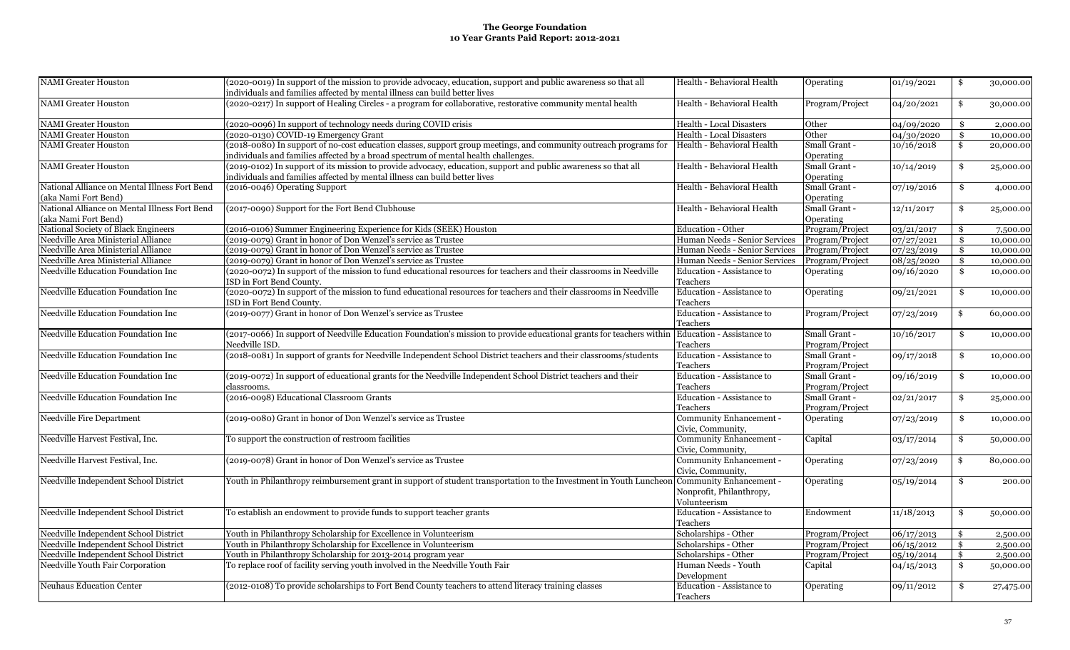**The George Foundation**
**10 Year Grants Paid Report: 2012-2021**

| | | | | | |
|---|---|---|---|---|---|
| NAMI Greater Houston | (2020-0019) In support of the mission to provide advocacy, education, support and public awareness so that all individuals and families affected by mental illness can build better lives | Health - Behavioral Health | Operating | 01/19/2021 | $ 30,000.00 |
| NAMI Greater Houston | (2020-0217) In support of Healing Circles - a program for collaborative, restorative community mental health | Health - Behavioral Health | Program/Project | 04/20/2021 | $ 30,000.00 |
| NAMI Greater Houston | (2020-0096) In support of technology needs during COVID crisis | Health - Local Disasters | Other | 04/09/2020 | $ 2,000.00 |
| NAMI Greater Houston | (2020-0130) COVID-19 Emergency Grant | Health - Local Disasters | Other | 04/30/2020 | $ 10,000.00 |
| NAMI Greater Houston | (2018-0080) In support of no-cost education classes, support group meetings, and community outreach programs for individuals and families affected by a broad spectrum of mental health challenges. | Health - Behavioral Health | Small Grant - Operating | 10/16/2018 | $ 20,000.00 |
| NAMI Greater Houston | (2019-0102) In support of its mission to provide advocacy, education, support and public awareness so that all individuals and families affected by mental illness can build better lives | Health - Behavioral Health | Small Grant - Operating | 10/14/2019 | $ 25,000.00 |
| National Alliance on Mental Illness Fort Bend (aka Nami Fort Bend) | (2016-0046) Operating Support | Health - Behavioral Health | Small Grant - Operating | 07/19/2016 | $ 4,000.00 |
| National Alliance on Mental Illness Fort Bend (aka Nami Fort Bend) | (2017-0090) Support for the Fort Bend Clubhouse | Health - Behavioral Health | Small Grant - Operating | 12/11/2017 | $ 25,000.00 |
| National Society of Black Engineers | (2016-0106) Summer Engineering Experience for Kids (SEEK) Houston | Education - Other | Program/Project | 03/21/2017 | $ 7,500.00 |
| Needville Area Ministerial Alliance | (2019-0079) Grant in honor of Don Wenzel's service as Trustee | Human Needs - Senior Services | Program/Project | 07/27/2021 | $ 10,000.00 |
| Needville Area Ministerial Alliance | (2019-0079) Grant in honor of Don Wenzel's service as Trustee | Human Needs - Senior Services | Program/Project | 07/23/2019 | $ 10,000.00 |
| Needville Area Ministerial Alliance | (2019-0079) Grant in honor of Don Wenzel's service as Trustee | Human Needs - Senior Services | Program/Project | 08/25/2020 | $ 10,000.00 |
| Needville Education Foundation Inc | (2020-0072) In support of the mission to fund educational resources for teachers and their classrooms in Needville ISD in Fort Bend County. | Education - Assistance to Teachers | Operating | 09/16/2020 | $ 10,000.00 |
| Needville Education Foundation Inc | (2020-0072) In support of the mission to fund educational resources for teachers and their classrooms in Needville ISD in Fort Bend County. | Education - Assistance to Teachers | Operating | 09/21/2021 | $ 10,000.00 |
| Needville Education Foundation Inc | (2019-0077) Grant in honor of Don Wenzel's service as Trustee | Education - Assistance to Teachers | Program/Project | 07/23/2019 | $ 60,000.00 |
| Needville Education Foundation Inc | (2017-0066) In support of Needville Education Foundation's mission to provide educational grants for teachers within Needville ISD. | Education - Assistance to Teachers | Small Grant - Program/Project | 10/16/2017 | $ 10,000.00 |
| Needville Education Foundation Inc | (2018-0081) In support of grants for Needville Independent School District teachers and their classrooms/students | Education - Assistance to Teachers | Small Grant - Program/Project | 09/17/2018 | $ 10,000.00 |
| Needville Education Foundation Inc | (2019-0072) In support of educational grants for the Needville Independent School District teachers and their classrooms. | Education - Assistance to Teachers | Small Grant - Program/Project | 09/16/2019 | $ 10,000.00 |
| Needville Education Foundation Inc | (2016-0098) Educational Classroom Grants | Education - Assistance to Teachers | Small Grant - Program/Project | 02/21/2017 | $ 25,000.00 |
| Needville Fire Department | (2019-0080) Grant in honor of Don Wenzel's service as Trustee | Community Enhancement - Civic, Community, | Operating | 07/23/2019 | $ 10,000.00 |
| Needville Harvest Festival, Inc. | To support the construction of restroom facilities | Community Enhancement - Civic, Community, | Capital | 03/17/2014 | $ 50,000.00 |
| Needville Harvest Festival, Inc. | (2019-0078) Grant in honor of Don Wenzel's service as Trustee | Community Enhancement - Civic, Community, | Operating | 07/23/2019 | $ 80,000.00 |
| Needville Independent School District | Youth in Philanthropy reimbursement grant in support of student transportation to the Investment in Youth Luncheon | Community Enhancement - Nonprofit, Philanthropy, Volunteerism | Operating | 05/19/2014 | $ 200.00 |
| Needville Independent School District | To establish an endowment to provide funds to support teacher grants | Education - Assistance to Teachers | Endowment | 11/18/2013 | $ 50,000.00 |
| Needville Independent School District | Youth in Philanthropy Scholarship for Excellence in Volunteerism | Scholarships - Other | Program/Project | 06/17/2013 | $ 2,500.00 |
| Needville Independent School District | Youth in Philanthropy Scholarship for Excellence in Volunteerism | Scholarships - Other | Program/Project | 06/15/2012 | $ 2,500.00 |
| Needville Independent School District | Youth in Philanthropy Scholarship for 2013-2014 program year | Scholarships - Other | Program/Project | 05/19/2014 | $ 2,500.00 |
| Needville Youth Fair Corporation | To replace roof of facility serving youth involved in the Needville Youth Fair | Human Needs - Youth Development | Capital | 04/15/2013 | $ 50,000.00 |
| Neuhaus Education Center | (2012-0108) To provide scholarships to Fort Bend County teachers to attend literacy training classes | Education - Assistance to Teachers | Operating | 09/11/2012 | $ 27,475.00 |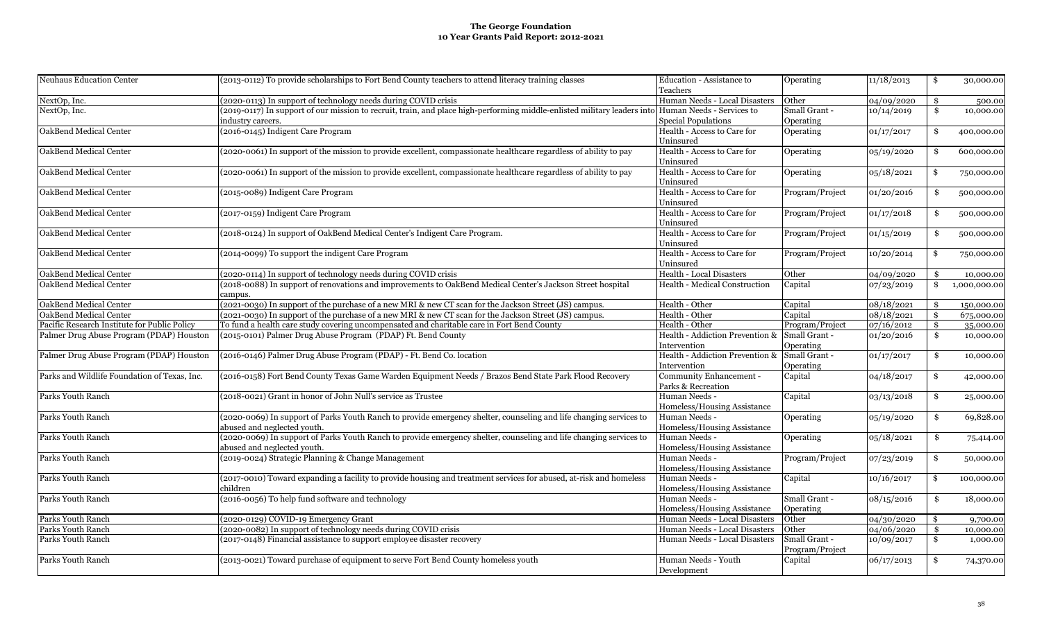# The George Foundation
## 10 Year Grants Paid Report: 2012-2021

| | | | | | |
|---|---|---|---|---|---|
| Neuhaus Education Center | (2013-0112) To provide scholarships to Fort Bend County teachers to attend literacy training classes | Education - Assistance to Teachers | Operating | 11/18/2013 | $ 30,000.00 |
| NextOp, Inc. | (2020-0113) In support of technology needs during COVID crisis | Human Needs - Local Disasters | Other | 04/09/2020 | $ 500.00 |
| NextOp, Inc. | (2019-0117) In support of our mission to recruit, train, and place high-performing middle-enlisted military leaders into industry careers. | Human Needs - Services to Special Populations | Small Grant - Operating | 10/14/2019 | $ 10,000.00 |
| OakBend Medical Center | (2016-0145) Indigent Care Program | Health - Access to Care for Uninsured | Operating | 01/17/2017 | $ 400,000.00 |
| OakBend Medical Center | (2020-0061) In support of the mission to provide excellent, compassionate healthcare regardless of ability to pay | Health - Access to Care for Uninsured | Operating | 05/19/2020 | $ 600,000.00 |
| OakBend Medical Center | (2020-0061) In support of the mission to provide excellent, compassionate healthcare regardless of ability to pay | Health - Access to Care for Uninsured | Operating | 05/18/2021 | $ 750,000.00 |
| OakBend Medical Center | (2015-0089) Indigent Care Program | Health - Access to Care for Uninsured | Program/Project | 01/20/2016 | $ 500,000.00 |
| OakBend Medical Center | (2017-0159) Indigent Care Program | Health - Access to Care for Uninsured | Program/Project | 01/17/2018 | $ 500,000.00 |
| OakBend Medical Center | (2018-0124) In support of OakBend Medical Center's Indigent Care Program. | Health - Access to Care for Uninsured | Program/Project | 01/15/2019 | $ 500,000.00 |
| OakBend Medical Center | (2014-0099) To support the indigent Care Program | Health - Access to Care for Uninsured | Program/Project | 10/20/2014 | $ 750,000.00 |
| OakBend Medical Center | (2020-0114) In support of technology needs during COVID crisis | Health - Local Disasters | Other | 04/09/2020 | $ 10,000.00 |
| OakBend Medical Center | (2018-0088) In support of renovations and improvements to OakBend Medical Center's Jackson Street hospital campus. | Health - Medical Construction | Capital | 07/23/2019 | $ 1,000,000.00 |
| OakBend Medical Center | (2021-0030) In support of the purchase of a new MRI & new CT scan for the Jackson Street (JS) campus. | Health - Other | Capital | 08/18/2021 | $ 150,000.00 |
| OakBend Medical Center | (2021-0030) In support of the purchase of a new MRI & new CT scan for the Jackson Street (JS) campus. | Health - Other | Capital | 08/18/2021 | $ 675,000.00 |
| Pacific Research Institute for Public Policy | To fund a health care study covering uncompensated and charitable care in Fort Bend County | Health - Other | Program/Project | 07/16/2012 | $ 35,000.00 |
| Palmer Drug Abuse Program (PDAP) Houston | (2015-0101) Palmer Drug Abuse Program (PDAP) Ft. Bend County | Health - Addiction Prevention & Intervention | Small Grant - Operating | 01/20/2016 | $ 10,000.00 |
| Palmer Drug Abuse Program (PDAP) Houston | (2016-0146) Palmer Drug Abuse Program (PDAP) - Ft. Bend Co. location | Health - Addiction Prevention & Intervention | Small Grant - Operating | 01/17/2017 | $ 10,000.00 |
| Parks and Wildlife Foundation of Texas, Inc. | (2016-0158) Fort Bend County Texas Game Warden Equipment Needs / Brazos Bend State Park Flood Recovery | Community Enhancement - Parks & Recreation | Capital | 04/18/2017 | $ 42,000.00 |
| Parks Youth Ranch | (2018-0021) Grant in honor of John Null's service as Trustee | Human Needs - Homeless/Housing Assistance | Capital | 03/13/2018 | $ 25,000.00 |
| Parks Youth Ranch | (2020-0069) In support of Parks Youth Ranch to provide emergency shelter, counseling and life changing services to abused and neglected youth. | Human Needs - Homeless/Housing Assistance | Operating | 05/19/2020 | $ 69,828.00 |
| Parks Youth Ranch | (2020-0069) In support of Parks Youth Ranch to provide emergency shelter, counseling and life changing services to abused and neglected youth. | Human Needs - Homeless/Housing Assistance | Operating | 05/18/2021 | $ 75,414.00 |
| Parks Youth Ranch | (2019-0024) Strategic Planning & Change Management | Human Needs - Homeless/Housing Assistance | Program/Project | 07/23/2019 | $ 50,000.00 |
| Parks Youth Ranch | (2017-0010) Toward expanding a facility to provide housing and treatment services for abused, at-risk and homeless children | Human Needs - Homeless/Housing Assistance | Capital | 10/16/2017 | $ 100,000.00 |
| Parks Youth Ranch | (2016-0056) To help fund software and technology | Human Needs - Homeless/Housing Assistance | Small Grant - Operating | 08/15/2016 | $ 18,000.00 |
| Parks Youth Ranch | (2020-0129) COVID-19 Emergency Grant | Human Needs - Local Disasters | Other | 04/30/2020 | $ 9,700.00 |
| Parks Youth Ranch | (2020-0082) In support of technology needs during COVID crisis | Human Needs - Local Disasters | Other | 04/06/2020 | $ 10,000.00 |
| Parks Youth Ranch | (2017-0148) Financial assistance to support employee disaster recovery | Human Needs - Local Disasters | Small Grant - Program/Project | 10/09/2017 | $ 1,000.00 |
| Parks Youth Ranch | (2013-0021) Toward purchase of equipment to serve Fort Bend County homeless youth | Human Needs - Youth Development | Capital | 06/17/2013 | $ 74,370.00 |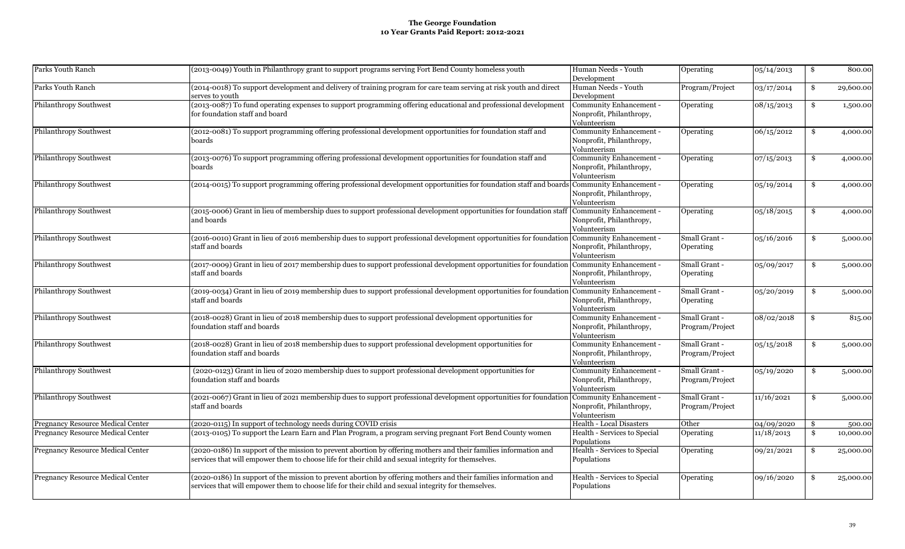**The George Foundation**
**10 Year Grants Paid Report: 2012-2021**

| | | | | | |
|---|---|---|---|---|---|
| Parks Youth Ranch | (2013-0049) Youth in Philanthropy grant to support programs serving Fort Bend County homeless youth | Human Needs - Youth Development | Operating | 05/14/2013 | $ 800.00 |
| Parks Youth Ranch | (2014-0018) To support development and delivery of training program for care team serving at risk youth and direct serves to youth | Human Needs - Youth Development | Program/Project | 03/17/2014 | $ 29,600.00 |
| Philanthropy Southwest | (2013-0087) To fund operating expenses to support programming offering educational and professional development for foundation staff and board | Community Enhancement - Nonprofit, Philanthropy, Volunteerism | Operating | 08/15/2013 | $ 1,500.00 |
| Philanthropy Southwest | (2012-0081) To support programming offering professional development opportunities for foundation staff and boards | Community Enhancement - Nonprofit, Philanthropy, Volunteerism | Operating | 06/15/2012 | $ 4,000.00 |
| Philanthropy Southwest | (2013-0076) To support programming offering professional development opportunities for foundation staff and boards | Community Enhancement - Nonprofit, Philanthropy, Volunteerism | Operating | 07/15/2013 | $ 4,000.00 |
| Philanthropy Southwest | (2014-0015) To support programming offering professional development opportunities for foundation staff and boards | Community Enhancement - Nonprofit, Philanthropy, Volunteerism | Operating | 05/19/2014 | $ 4,000.00 |
| Philanthropy Southwest | (2015-0006) Grant in lieu of membership dues to support professional development opportunities for foundation staff and boards | Community Enhancement - Nonprofit, Philanthropy, Volunteerism | Operating | 05/18/2015 | $ 4,000.00 |
| Philanthropy Southwest | (2016-0010) Grant in lieu of 2016 membership dues to support professional development opportunities for foundation staff and boards | Community Enhancement - Nonprofit, Philanthropy, Volunteerism | Small Grant - Operating | 05/16/2016 | $ 5,000.00 |
| Philanthropy Southwest | (2017-0009) Grant in lieu of 2017 membership dues to support professional development opportunities for foundation staff and boards | Community Enhancement - Nonprofit, Philanthropy, Volunteerism | Small Grant - Operating | 05/09/2017 | $ 5,000.00 |
| Philanthropy Southwest | (2019-0034) Grant in lieu of 2019 membership dues to support professional development opportunities for foundation staff and boards | Community Enhancement - Nonprofit, Philanthropy, Volunteerism | Small Grant - Operating | 05/20/2019 | $ 5,000.00 |
| Philanthropy Southwest | (2018-0028) Grant in lieu of 2018 membership dues to support professional development opportunities for foundation staff and boards | Community Enhancement - Nonprofit, Philanthropy, Volunteerism | Small Grant - Program/Project | 08/02/2018 | $ 815.00 |
| Philanthropy Southwest | (2018-0028) Grant in lieu of 2018 membership dues to support professional development opportunities for foundation staff and boards | Community Enhancement - Nonprofit, Philanthropy, Volunteerism | Small Grant - Program/Project | 05/15/2018 | $ 5,000.00 |
| Philanthropy Southwest | (2020-0123) Grant in lieu of 2020 membership dues to support professional development opportunities for foundation staff and boards | Community Enhancement - Nonprofit, Philanthropy, Volunteerism | Small Grant - Program/Project | 05/19/2020 | $ 5,000.00 |
| Philanthropy Southwest | (2021-0067) Grant in lieu of 2021 membership dues to support professional development opportunities for foundation staff and boards | Community Enhancement - Nonprofit, Philanthropy, Volunteerism | Small Grant - Program/Project | 11/16/2021 | $ 5,000.00 |
| Pregnancy Resource Medical Center | (2020-0115) In support of technology needs during COVID crisis | Health - Local Disasters | Other | 04/09/2020 | $ 500.00 |
| Pregnancy Resource Medical Center | (2013-0105) To support the Learn Earn and Plan Program, a program serving pregnant Fort Bend County women | Health - Services to Special Populations | Operating | 11/18/2013 | $ 10,000.00 |
| Pregnancy Resource Medical Center | (2020-0186) In support of the mission to prevent abortion by offering mothers and their families information and services that will empower them to choose life for their child and sexual integrity for themselves. | Health - Services to Special Populations | Operating | 09/21/2021 | $ 25,000.00 |
| Pregnancy Resource Medical Center | (2020-0186) In support of the mission to prevent abortion by offering mothers and their families information and services that will empower them to choose life for their child and sexual integrity for themselves. | Health - Services to Special Populations | Operating | 09/16/2020 | $ 25,000.00 |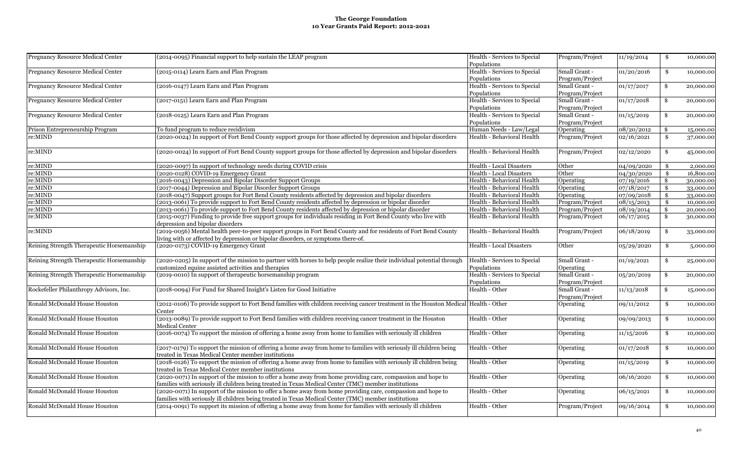**The George Foundation**
**10 Year Grants Paid Report: 2012-2021**

| | | | | | |
|---|---|---|---|---|---|
| Pregnancy Resource Medical Center | (2014-0095) Financial support to help sustain the LEAP program | Health - Services to Special Populations | Program/Project | 11/19/2014 | $ 10,000.00 |
| Pregnancy Resource Medical Center | (2015-0114) Learn Earn and Plan Program | Health - Services to Special Populations | Small Grant - Program/Project | 01/20/2016 | $ 10,000.00 |
| Pregnancy Resource Medical Center | (2016-0147) Learn Earn and Plan Program | Health - Services to Special Populations | Small Grant - Program/Project | 01/17/2017 | $ 20,000.00 |
| Pregnancy Resource Medical Center | (2017-0151) Learn Earn and Plan Program | Health - Services to Special Populations | Small Grant - Program/Project | 01/17/2018 | $ 20,000.00 |
| Pregnancy Resource Medical Center | (2018-0125) Learn Earn and Plan Program | Health - Services to Special Populations | Small Grant - Program/Project | 01/15/2019 | $ 20,000.00 |
| Prison Entrepreneurship Program | To fund program to reduce recidivism | Human Needs - Law/Legal | Operating | 08/20/2012 | $ 15,000.00 |
| re:MIND | (2020-0024) In support of Fort Bend County support groups for those affected by depression and bipolar disorders | Health - Behavioral Health | Program/Project | 02/16/2021 | $ 37,000.00 |
| re:MIND | (2020-0024) In support of Fort Bend County support groups for those affected by depression and bipolar disorders | Health - Behavioral Health | Program/Project | 02/12/2020 | $ 45,000.00 |
| re:MIND | (2020-0097) In support of technology needs during COVID crisis | Health - Local Disasters | Other | 04/09/2020 | $ 2,000.00 |
| re:MIND | (2020-0128) COVID-19 Emergency Grant | Health - Local Disasters | Other | 04/30/2020 | $ 16,800.00 |
| re:MIND | (2016-0043) Depression and Bipolar Disorder Support Groups | Health - Behavioral Health | Operating | 07/19/2016 | $ 30,000.00 |
| re:MIND | (2017-0044) Depression and Bipolar Disorder Support Groups | Health - Behavioral Health | Operating | 07/18/2017 | $ 33,000.00 |
| re:MIND | (2018-0047) Support groups for Fort Bend County residents affected by depression and bipolar disorders | Health - Behavioral Health | Operating | 07/09/2018 | $ 33,000.00 |
| re:MIND | (2013-0061) To provide support to Fort Bend County residents affected by depression or bipolar disorder | Health - Behavioral Health | Program/Project | 08/15/2013 | $ 10,000.00 |
| re:MIND | (2013-0061) To provide support to Fort Bend County residents affected by depression or bipolar disorder | Health - Behavioral Health | Program/Project | 08/19/2014 | $ 20,000.00 |
| re:MIND | (2015-0037) Funding to provide free support groups for individuals residing in Fort Bend County who live with depression and bipolar disorders | Health - Behavioral Health | Program/Project | 06/17/2015 | $ 30,000.00 |
| re:MIND | (2019-0056) Mental health peer-to-peer support groups in Fort Bend County and for residents of Fort Bend County living with or affected by depression or bipolar disorders, or symptoms there-of. | Health - Behavioral Health | Program/Project | 06/18/2019 | $ 33,000.00 |
| Reining Strength Therapeutic Horsemanship | (2020-0173) COVID-19 Emergency Grant | Health - Local Disasters | Other | 05/29/2020 | $ 5,000.00 |
| Reining Strength Therapeutic Horsemanship | (2020-0205) In support of the mission to partner with horses to help people realize their individual potential through customized equine assisted activities and therapies | Health - Services to Special Populations | Small Grant - Operating | 01/19/2021 | $ 25,000.00 |
| Reining Strength Therapeutic Horsemanship | (2019-0010) In support of therapeutic horsemanship program | Health - Services to Special Populations | Small Grant - Program/Project | 05/20/2019 | $ 20,000.00 |
| Rockefeller Philanthropy Advisors, Inc. | (2018-0094) For Fund for Shared Insight's Listen for Good Initiative | Health - Other | Small Grant - Program/Project | 11/13/2018 | $ 15,000.00 |
| Ronald McDonald House Houston | (2012-0106) To provide support to Fort Bend families with children receiving cancer treatment in the Houston Medical Center | Health - Other | Operating | 09/11/2012 | $ 10,000.00 |
| Ronald McDonald House Houston | (2013-0089) To provide support to Fort Bend families with children receiving cancer treatment in the Houston Medical Center | Health - Other | Operating | 09/09/2013 | $ 10,000.00 |
| Ronald McDonald House Houston | (2016-0074) To support the mission of offering a home away from home to families with seriously ill children | Health - Other | Operating | 11/15/2016 | $ 10,000.00 |
| Ronald McDonald House Houston | (2017-0179) To support the mission of offering a home away from home to families with seriously ill children being treated in Texas Medical Center member institutions | Health - Other | Operating | 01/17/2018 | $ 10,000.00 |
| Ronald McDonald House Houston | (2018-0126) To support the mission of offering a home away from home to families with seriously ill children being treated in Texas Medical Center member institutions | Health - Other | Operating | 01/15/2019 | $ 10,000.00 |
| Ronald McDonald House Houston | (2020-0071) In support of the mission to offer a home away from home providing care, compassion and hope to families with seriously ill children being treated in Texas Medical Center (TMC) member institutions | Health - Other | Operating | 06/16/2020 | $ 10,000.00 |
| Ronald McDonald House Houston | (2020-0071) In support of the mission to offer a home away from home providing care, compassion and hope to families with seriously ill children being treated in Texas Medical Center (TMC) member institutions | Health - Other | Operating | 06/15/2021 | $ 10,000.00 |
| Ronald McDonald House Houston | (2014-0091) To support its mission of offering a home away from home for families with seriously ill children | Health - Other | Program/Project | 09/16/2014 | $ 10,000.00 |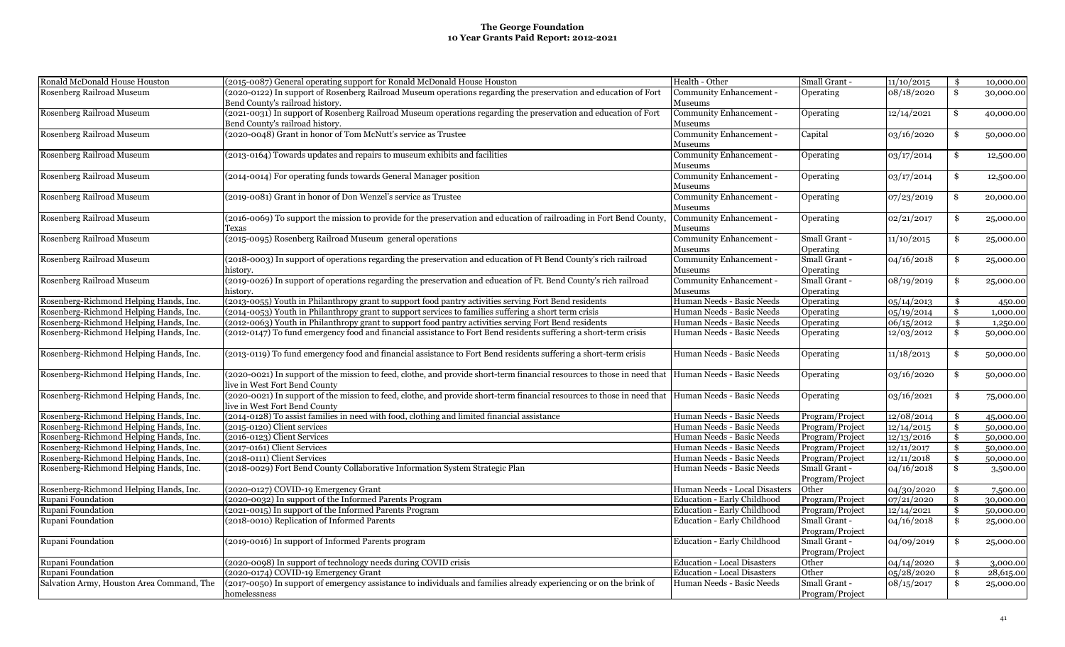# The George Foundation
## 10 Year Grants Paid Report: 2012-2021

| Organization | Description | Category | Type | Date | Amount |
|---|---|---|---|---|---|
| Ronald McDonald House Houston | (2015-0087) General operating support for Ronald McDonald House Houston | Health - Other | Small Grant - | 11/10/2015 | $ 10,000.00 |
| Rosenberg Railroad Museum | (2020-0122) In support of Rosenberg Railroad Museum operations regarding the preservation and education of Fort Bend County's railroad history. | Community Enhancement - Museums | Operating | 08/18/2020 | $ 30,000.00 |
| Rosenberg Railroad Museum | (2021-0031) In support of Rosenberg Railroad Museum operations regarding the preservation and education of Fort Bend County's railroad history. | Community Enhancement - Museums | Operating | 12/14/2021 | $ 40,000.00 |
| Rosenberg Railroad Museum | (2020-0048) Grant in honor of Tom McNutt's service as Trustee | Community Enhancement - Museums | Capital | 03/16/2020 | $ 50,000.00 |
| Rosenberg Railroad Museum | (2013-0164) Towards updates and repairs to museum exhibits and facilities | Community Enhancement - Museums | Operating | 03/17/2014 | $ 12,500.00 |
| Rosenberg Railroad Museum | (2014-0014) For operating funds towards General Manager position | Community Enhancement - Museums | Operating | 03/17/2014 | $ 12,500.00 |
| Rosenberg Railroad Museum | (2019-0081) Grant in honor of Don Wenzel's service as Trustee | Community Enhancement - Museums | Operating | 07/23/2019 | $ 20,000.00 |
| Rosenberg Railroad Museum | (2016-0069) To support the mission to provide for the preservation and education of railroading in Fort Bend County, Texas | Community Enhancement - Museums | Operating | 02/21/2017 | $ 25,000.00 |
| Rosenberg Railroad Museum | (2015-0095) Rosenberg Railroad Museum general operations | Community Enhancement - Museums | Small Grant - Operating | 11/10/2015 | $ 25,000.00 |
| Rosenberg Railroad Museum | (2018-0003) In support of operations regarding the preservation and education of Ft Bend County's rich railroad history. | Community Enhancement - Museums | Small Grant - Operating | 04/16/2018 | $ 25,000.00 |
| Rosenberg Railroad Museum | (2019-0026) In support of operations regarding the preservation and education of Ft. Bend County's rich railroad history. | Community Enhancement - Museums | Small Grant - Operating | 08/19/2019 | $ 25,000.00 |
| Rosenberg-Richmond Helping Hands, Inc. | (2013-0055) Youth in Philanthropy grant to support food pantry activities serving Fort Bend residents | Human Needs - Basic Needs | Operating | 05/14/2013 | $ 450.00 |
| Rosenberg-Richmond Helping Hands, Inc. | (2014-0053) Youth in Philanthropy grant to support services to families suffering a short term crisis | Human Needs - Basic Needs | Operating | 05/19/2014 | $ 1,000.00 |
| Rosenberg-Richmond Helping Hands, Inc. | (2012-0063) Youth in Philanthropy grant to support food pantry activities serving Fort Bend residents | Human Needs - Basic Needs | Operating | 06/15/2012 | $ 1,250.00 |
| Rosenberg-Richmond Helping Hands, Inc. | (2012-0147) To fund emergency food and financial assistance to Fort Bend residents suffering a short-term crisis | Human Needs - Basic Needs | Operating | 12/03/2012 | $ 50,000.00 |
| Rosenberg-Richmond Helping Hands, Inc. | (2013-0119) To fund emergency food and financial assistance to Fort Bend residents suffering a short-term crisis | Human Needs - Basic Needs | Operating | 11/18/2013 | $ 50,000.00 |
| Rosenberg-Richmond Helping Hands, Inc. | (2020-0021) In support of the mission to feed, clothe, and provide short-term financial resources to those in need that live in West Fort Bend County | Human Needs - Basic Needs | Operating | 03/16/2020 | $ 50,000.00 |
| Rosenberg-Richmond Helping Hands, Inc. | (2020-0021) In support of the mission to feed, clothe, and provide short-term financial resources to those in need that live in West Fort Bend County | Human Needs - Basic Needs | Operating | 03/16/2021 | $ 75,000.00 |
| Rosenberg-Richmond Helping Hands, Inc. | (2014-0128) To assist families in need with food, clothing and limited financial assistance | Human Needs - Basic Needs | Program/Project | 12/08/2014 | $ 45,000.00 |
| Rosenberg-Richmond Helping Hands, Inc. | (2015-0120) Client services | Human Needs - Basic Needs | Program/Project | 12/14/2015 | $ 50,000.00 |
| Rosenberg-Richmond Helping Hands, Inc. | (2016-0123) Client Services | Human Needs - Basic Needs | Program/Project | 12/13/2016 | $ 50,000.00 |
| Rosenberg-Richmond Helping Hands, Inc. | (2017-0161) Client Services | Human Needs - Basic Needs | Program/Project | 12/11/2017 | $ 50,000.00 |
| Rosenberg-Richmond Helping Hands, Inc. | (2018-0111) Client Services | Human Needs - Basic Needs | Program/Project | 12/11/2018 | $ 50,000.00 |
| Rosenberg-Richmond Helping Hands, Inc. | (2018-0029) Fort Bend County Collaborative Information System Strategic Plan | Human Needs - Basic Needs | Small Grant - Program/Project | 04/16/2018 | $ 3,500.00 |
| Rosenberg-Richmond Helping Hands, Inc. | (2020-0127) COVID-19 Emergency Grant | Human Needs - Local Disasters | Other | 04/30/2020 | $ 7,500.00 |
| Rupani Foundation | (2020-0032) In support of the Informed Parents Program | Education - Early Childhood | Program/Project | 07/21/2020 | $ 30,000.00 |
| Rupani Foundation | (2021-0015) In support of the Informed Parents Program | Education - Early Childhood | Program/Project | 12/14/2021 | $ 50,000.00 |
| Rupani Foundation | (2018-0010) Replication of Informed Parents | Education - Early Childhood | Small Grant - Program/Project | 04/16/2018 | $ 25,000.00 |
| Rupani Foundation | (2019-0016) In support of Informed Parents program | Education - Early Childhood | Small Grant - Program/Project | 04/09/2019 | $ 25,000.00 |
| Rupani Foundation | (2020-0098) In support of technology needs during COVID crisis | Education - Local Disasters | Other | 04/14/2020 | $ 3,000.00 |
| Rupani Foundation | (2020-0174) COVID-19 Emergency Grant | Education - Local Disasters | Other | 05/28/2020 | $ 28,615.00 |
| Salvation Army, Houston Area Command, The | (2017-0050) In support of emergency assistance to individuals and families already experiencing or on the brink of homelessness | Human Needs - Basic Needs | Small Grant - Program/Project | 08/15/2017 | $ 25,000.00 |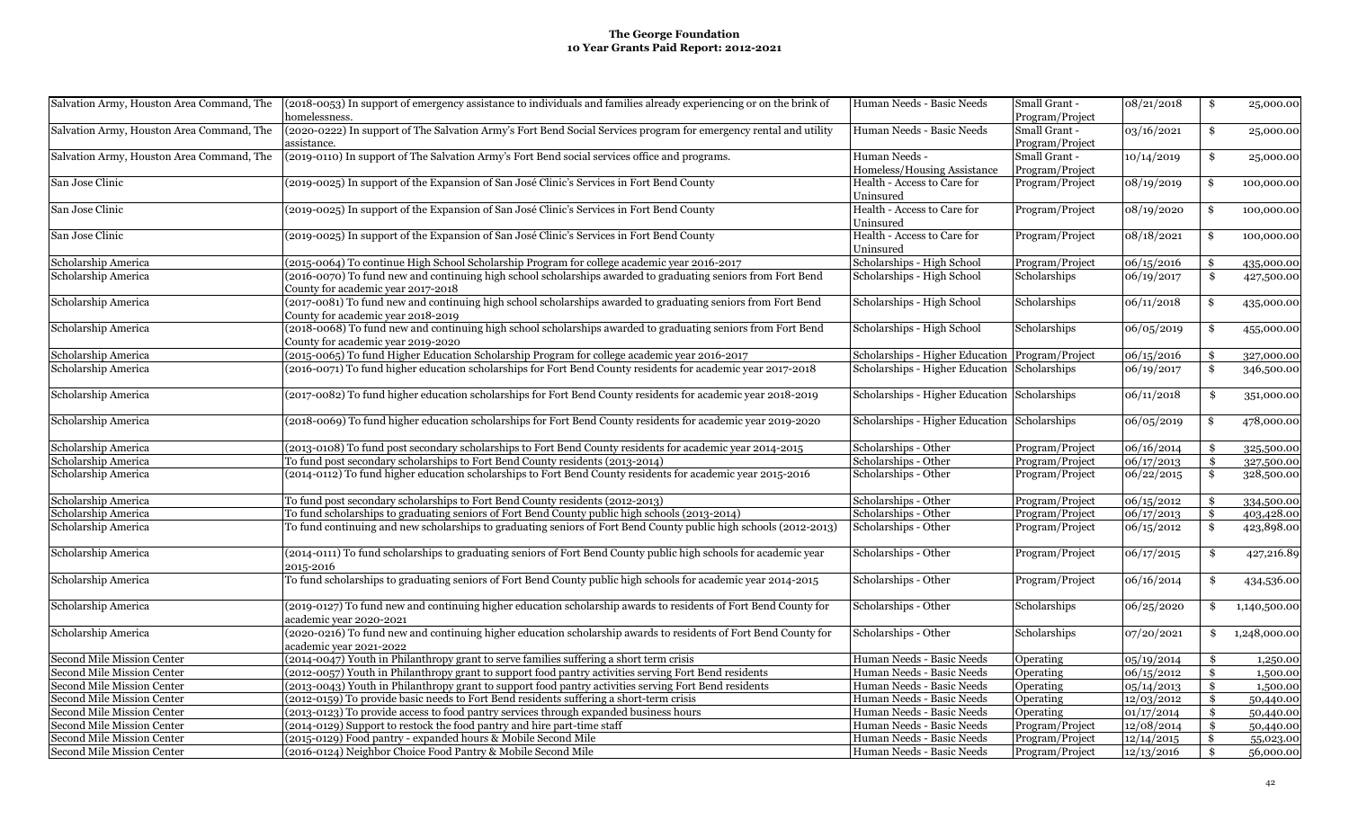**The George Foundation**
**10 Year Grants Paid Report: 2012-2021**

| | | | | | |
|---|---|---|---|---|---|
| Salvation Army, Houston Area Command, The | (2018-0053) In support of emergency assistance to individuals and families already experiencing or on the brink of homelessness. | Human Needs - Basic Needs | Small Grant - Program/Project | 08/21/2018 | $ 25,000.00 |
| Salvation Army, Houston Area Command, The | (2020-0222) In support of The Salvation Army's Fort Bend Social Services program for emergency rental and utility assistance. | Human Needs - Basic Needs | Small Grant - Program/Project | 03/16/2021 | $ 25,000.00 |
| Salvation Army, Houston Area Command, The | (2019-0110) In support of The Salvation Army's Fort Bend social services office and programs. | Human Needs - Homeless/Housing Assistance | Small Grant - Program/Project | 10/14/2019 | $ 25,000.00 |
| San Jose Clinic | (2019-0025) In support of the Expansion of San José Clinic's Services in Fort Bend County | Health - Access to Care for Uninsured | Program/Project | 08/19/2019 | $ 100,000.00 |
| San Jose Clinic | (2019-0025) In support of the Expansion of San José Clinic's Services in Fort Bend County | Health - Access to Care for Uninsured | Program/Project | 08/19/2020 | $ 100,000.00 |
| San Jose Clinic | (2019-0025) In support of the Expansion of San José Clinic's Services in Fort Bend County | Health - Access to Care for Uninsured | Program/Project | 08/18/2021 | $ 100,000.00 |
| Scholarship America | (2015-0064) To continue High School Scholarship Program for college academic year 2016-2017 | Scholarships - High School | Program/Project | 06/15/2016 | $ 435,000.00 |
| Scholarship America | (2016-0070) To fund new and continuing high school scholarships awarded to graduating seniors from Fort Bend County for academic year 2017-2018 | Scholarships - High School | Scholarships | 06/19/2017 | $ 427,500.00 |
| Scholarship America | (2017-0081) To fund new and continuing high school scholarships awarded to graduating seniors from Fort Bend County for academic year 2018-2019 | Scholarships - High School | Scholarships | 06/11/2018 | $ 435,000.00 |
| Scholarship America | (2018-0068) To fund new and continuing high school scholarships awarded to graduating seniors from Fort Bend County for academic year 2019-2020 | Scholarships - High School | Scholarships | 06/05/2019 | $ 455,000.00 |
| Scholarship America | (2015-0065) To fund Higher Education Scholarship Program for college academic year 2016-2017 | Scholarships - Higher Education | Program/Project | 06/15/2016 | $ 327,000.00 |
| Scholarship America | (2016-0071) To fund higher education scholarships for Fort Bend County residents for academic year 2017-2018 | Scholarships - Higher Education | Scholarships | 06/19/2017 | $ 346,500.00 |
| Scholarship America | (2017-0082) To fund higher education scholarships for Fort Bend County residents for academic year 2018-2019 | Scholarships - Higher Education | Scholarships | 06/11/2018 | $ 351,000.00 |
| Scholarship America | (2018-0069) To fund higher education scholarships for Fort Bend County residents for academic year 2019-2020 | Scholarships - Higher Education | Scholarships | 06/05/2019 | $ 478,000.00 |
| Scholarship America | (2013-0108) To fund post secondary scholarships to Fort Bend County residents for academic year 2014-2015 | Scholarships - Other | Program/Project | 06/16/2014 | $ 325,500.00 |
| Scholarship America | To fund post secondary scholarships to Fort Bend County residents (2013-2014) | Scholarships - Other | Program/Project | 06/17/2013 | $ 327,500.00 |
| Scholarship America | (2014-0112) To fund higher education scholarships to Fort Bend County residents for academic year 2015-2016 | Scholarships - Other | Program/Project | 06/22/2015 | $ 328,500.00 |
| Scholarship America | To fund post secondary scholarships to Fort Bend County residents (2012-2013) | Scholarships - Other | Program/Project | 06/15/2012 | $ 334,500.00 |
| Scholarship America | To fund scholarships to graduating seniors of Fort Bend County public high schools (2013-2014) | Scholarships - Other | Program/Project | 06/17/2013 | $ 403,428.00 |
| Scholarship America | To fund continuing and new scholarships to graduating seniors of Fort Bend County public high schools (2012-2013) | Scholarships - Other | Program/Project | 06/15/2012 | $ 423,898.00 |
| Scholarship America | (2014-0111) To fund scholarships to graduating seniors of Fort Bend County public high schools for academic year 2015-2016 | Scholarships - Other | Program/Project | 06/17/2015 | $ 427,216.89 |
| Scholarship America | To fund scholarships to graduating seniors of Fort Bend County public high schools for academic year 2014-2015 | Scholarships - Other | Program/Project | 06/16/2014 | $ 434,536.00 |
| Scholarship America | (2019-0127) To fund new and continuing higher education scholarship awards to residents of Fort Bend County for academic year 2020-2021 | Scholarships - Other | Scholarships | 06/25/2020 | $ 1,140,500.00 |
| Scholarship America | (2020-0216) To fund new and continuing higher education scholarship awards to residents of Fort Bend County for academic year 2021-2022 | Scholarships - Other | Scholarships | 07/20/2021 | $ 1,248,000.00 |
| Second Mile Mission Center | (2014-0047) Youth in Philanthropy grant to serve families suffering a short term crisis | Human Needs - Basic Needs | Operating | 05/19/2014 | $ 1,250.00 |
| Second Mile Mission Center | (2012-0057) Youth in Philanthropy grant to support food pantry activities serving Fort Bend residents | Human Needs - Basic Needs | Operating | 06/15/2012 | $ 1,500.00 |
| Second Mile Mission Center | (2013-0043) Youth in Philanthropy grant to support food pantry activities serving Fort Bend residents | Human Needs - Basic Needs | Operating | 05/14/2013 | $ 1,500.00 |
| Second Mile Mission Center | (2012-0159) To provide basic needs to Fort Bend residents suffering a short-term crisis | Human Needs - Basic Needs | Operating | 12/03/2012 | $ 50,440.00 |
| Second Mile Mission Center | (2013-0123) To provide access to food pantry services through expanded business hours | Human Needs - Basic Needs | Operating | 01/17/2014 | $ 50,440.00 |
| Second Mile Mission Center | (2014-0129) Support to restock the food pantry and hire part-time staff | Human Needs - Basic Needs | Program/Project | 12/08/2014 | $ 50,440.00 |
| Second Mile Mission Center | (2015-0129) Food pantry - expanded hours & Mobile Second Mile | Human Needs - Basic Needs | Program/Project | 12/14/2015 | $ 55,023.00 |
| Second Mile Mission Center | (2016-0124) Neighbor Choice Food Pantry & Mobile Second Mile | Human Needs - Basic Needs | Program/Project | 12/13/2016 | $ 56,000.00 |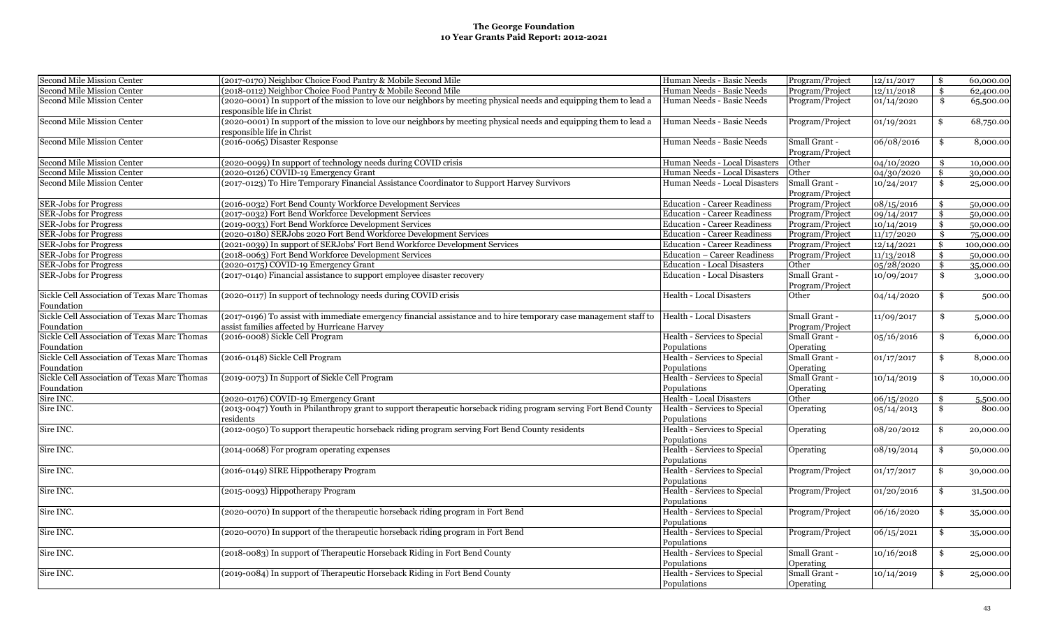# The George Foundation
## 10 Year Grants Paid Report: 2012-2021

| | | | | | |
|---|---|---|---|---|---|
| Second Mile Mission Center | (2017-0170) Neighbor Choice Food Pantry & Mobile Second Mile | Human Needs - Basic Needs | Program/Project | 12/11/2017 | $ 60,000.00 |
| Second Mile Mission Center | (2018-0112) Neighbor Choice Food Pantry & Mobile Second Mile | Human Needs - Basic Needs | Program/Project | 12/11/2018 | $ 62,400.00 |
| Second Mile Mission Center | (2020-0001) In support of the mission to love our neighbors by meeting physical needs and equipping them to lead a responsible life in Christ | Human Needs - Basic Needs | Program/Project | 01/14/2020 | $ 65,500.00 |
| Second Mile Mission Center | (2020-0001) In support of the mission to love our neighbors by meeting physical needs and equipping them to lead a responsible life in Christ | Human Needs - Basic Needs | Program/Project | 01/19/2021 | $ 68,750.00 |
| Second Mile Mission Center | (2016-0065) Disaster Response | Human Needs - Basic Needs | Small Grant - Program/Project | 06/08/2016 | $ 8,000.00 |
| Second Mile Mission Center | (2020-0099) In support of technology needs during COVID crisis | Human Needs - Local Disasters | Other | 04/10/2020 | $ 10,000.00 |
| Second Mile Mission Center | (2020-0126) COVID-19 Emergency Grant | Human Needs - Local Disasters | Other | 04/30/2020 | $ 30,000.00 |
| Second Mile Mission Center | (2017-0123) To Hire Temporary Financial Assistance Coordinator to Support Harvey Survivors | Human Needs - Local Disasters | Small Grant - Program/Project | 10/24/2017 | $ 25,000.00 |
| SER-Jobs for Progress | (2016-0032) Fort Bend County Workforce Development Services | Education - Career Readiness | Program/Project | 08/15/2016 | $ 50,000.00 |
| SER-Jobs for Progress | (2017-0032) Fort Bend Workforce Development Services | Education - Career Readiness | Program/Project | 09/14/2017 | $ 50,000.00 |
| SER-Jobs for Progress | (2019-0033) Fort Bend Workforce Development Services | Education - Career Readiness | Program/Project | 10/14/2019 | $ 50,000.00 |
| SER-Jobs for Progress | (2020-0180) SERJobs 2020 Fort Bend Workforce Development Services | Education - Career Readiness | Program/Project | 11/17/2020 | $ 75,000.00 |
| SER-Jobs for Progress | (2021-0039) In support of SERJobs' Fort Bend Workforce Development Services | Education - Career Readiness | Program/Project | 12/14/2021 | $ 100,000.00 |
| SER-Jobs for Progress | (2018-0063) Fort Bend Workforce Development Services | Education – Career Readiness | Program/Project | 11/13/2018 | $ 50,000.00 |
| SER-Jobs for Progress | (2020-0175) COVID-19 Emergency Grant | Education - Local Disasters | Other | 05/28/2020 | $ 35,000.00 |
| SER-Jobs for Progress | (2017-0140) Financial assistance to support employee disaster recovery | Education - Local Disasters | Small Grant - Program/Project | 10/09/2017 | $ 3,000.00 |
| Sickle Cell Association of Texas Marc Thomas Foundation | (2020-0117) In support of technology needs during COVID crisis | Health - Local Disasters | Other | 04/14/2020 | $ 500.00 |
| Sickle Cell Association of Texas Marc Thomas Foundation | (2017-0196) To assist with immediate emergency financial assistance and to hire temporary case management staff to assist families affected by Hurricane Harvey | Health - Local Disasters | Small Grant - Program/Project | 11/09/2017 | $ 5,000.00 |
| Sickle Cell Association of Texas Marc Thomas Foundation | (2016-0008) Sickle Cell Program | Health - Services to Special Populations | Small Grant - Operating | 05/16/2016 | $ 6,000.00 |
| Sickle Cell Association of Texas Marc Thomas Foundation | (2016-0148) Sickle Cell Program | Health - Services to Special Populations | Small Grant - Operating | 01/17/2017 | $ 8,000.00 |
| Sickle Cell Association of Texas Marc Thomas Foundation | (2019-0073) In Support of Sickle Cell Program | Health - Services to Special Populations | Small Grant - Operating | 10/14/2019 | $ 10,000.00 |
| Sire INC. | (2020-0176) COVID-19 Emergency Grant | Health - Local Disasters | Other | 06/15/2020 | $ 5,500.00 |
| Sire INC. | (2013-0047) Youth in Philanthropy grant to support therapeutic horseback riding program serving Fort Bend County residents | Health - Services to Special Populations | Operating | 05/14/2013 | $ 800.00 |
| Sire INC. | (2012-0050) To support therapeutic horseback riding program serving Fort Bend County residents | Health - Services to Special Populations | Operating | 08/20/2012 | $ 20,000.00 |
| Sire INC. | (2014-0068) For program operating expenses | Health - Services to Special Populations | Operating | 08/19/2014 | $ 50,000.00 |
| Sire INC. | (2016-0149) SIRE Hippotherapy Program | Health - Services to Special Populations | Program/Project | 01/17/2017 | $ 30,000.00 |
| Sire INC. | (2015-0093) Hippotherapy Program | Health - Services to Special Populations | Program/Project | 01/20/2016 | $ 31,500.00 |
| Sire INC. | (2020-0070) In support of the therapeutic horseback riding program in Fort Bend | Health - Services to Special Populations | Program/Project | 06/16/2020 | $ 35,000.00 |
| Sire INC. | (2020-0070) In support of the therapeutic horseback riding program in Fort Bend | Health - Services to Special Populations | Program/Project | 06/15/2021 | $ 35,000.00 |
| Sire INC. | (2018-0083) In support of Therapeutic Horseback Riding in Fort Bend County | Health - Services to Special Populations | Small Grant - Operating | 10/16/2018 | $ 25,000.00 |
| Sire INC. | (2019-0084) In support of Therapeutic Horseback Riding in Fort Bend County | Health - Services to Special Populations | Small Grant - Operating | 10/14/2019 | $ 25,000.00 |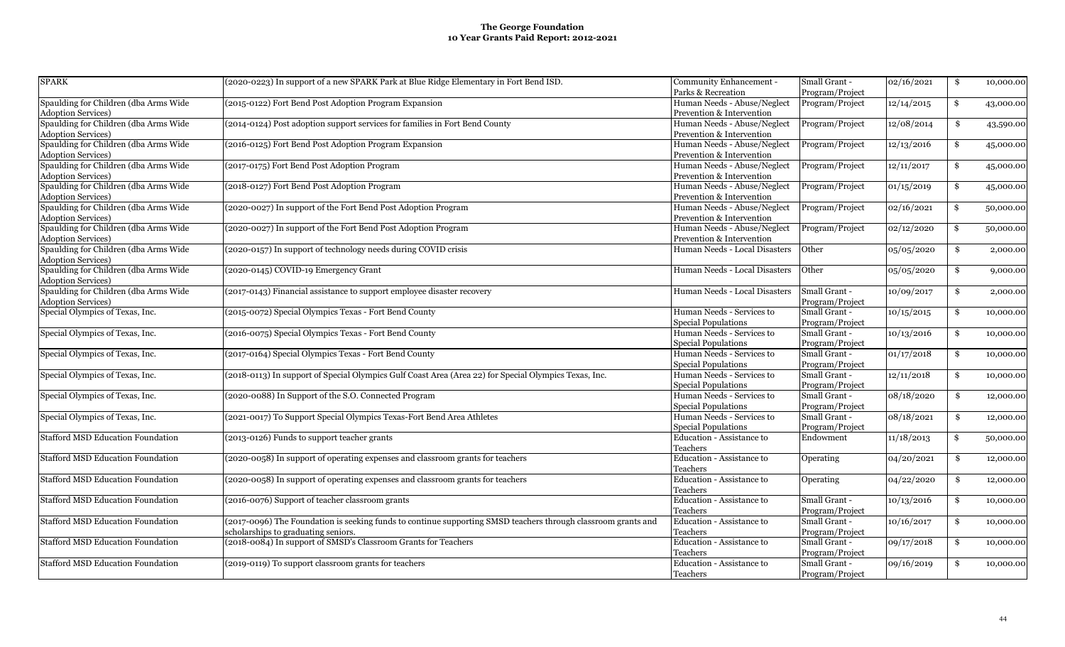**The George Foundation**
**10 Year Grants Paid Report: 2012-2021**

| | | | | | |
|---|---|---|---|---|---|
| SPARK | (2020-0223) In support of a new SPARK Park at Blue Ridge Elementary in Fort Bend ISD. | Community Enhancement - Parks & Recreation | Small Grant - Program/Project | 02/16/2021 | $ 10,000.00 |
| Spaulding for Children (dba Arms Wide Adoption Services) | (2015-0122) Fort Bend Post Adoption Program Expansion | Human Needs - Abuse/Neglect Prevention & Intervention | Program/Project | 12/14/2015 | $ 43,000.00 |
| Spaulding for Children (dba Arms Wide Adoption Services) | (2014-0124) Post adoption support services for families in Fort Bend County | Human Needs - Abuse/Neglect Prevention & Intervention | Program/Project | 12/08/2014 | $ 43,590.00 |
| Spaulding for Children (dba Arms Wide Adoption Services) | (2016-0125) Fort Bend Post Adoption Program Expansion | Human Needs - Abuse/Neglect Prevention & Intervention | Program/Project | 12/13/2016 | $ 45,000.00 |
| Spaulding for Children (dba Arms Wide Adoption Services) | (2017-0175) Fort Bend Post Adoption Program | Human Needs - Abuse/Neglect Prevention & Intervention | Program/Project | 12/11/2017 | $ 45,000.00 |
| Spaulding for Children (dba Arms Wide Adoption Services) | (2018-0127) Fort Bend Post Adoption Program | Human Needs - Abuse/Neglect Prevention & Intervention | Program/Project | 01/15/2019 | $ 45,000.00 |
| Spaulding for Children (dba Arms Wide Adoption Services) | (2020-0027) In support of the Fort Bend Post Adoption Program | Human Needs - Abuse/Neglect Prevention & Intervention | Program/Project | 02/16/2021 | $ 50,000.00 |
| Spaulding for Children (dba Arms Wide Adoption Services) | (2020-0027) In support of the Fort Bend Post Adoption Program | Human Needs - Abuse/Neglect Prevention & Intervention | Program/Project | 02/12/2020 | $ 50,000.00 |
| Spaulding for Children (dba Arms Wide Adoption Services) | (2020-0157) In support of technology needs during COVID crisis | Human Needs - Local Disasters | Other | 05/05/2020 | $ 2,000.00 |
| Spaulding for Children (dba Arms Wide Adoption Services) | (2020-0145) COVID-19 Emergency Grant | Human Needs - Local Disasters | Other | 05/05/2020 | $ 9,000.00 |
| Spaulding for Children (dba Arms Wide Adoption Services) | (2017-0143) Financial assistance to support employee disaster recovery | Human Needs - Local Disasters | Small Grant - Program/Project | 10/09/2017 | $ 2,000.00 |
| Special Olympics of Texas, Inc. | (2015-0072) Special Olympics Texas - Fort Bend County | Human Needs - Services to Special Populations | Small Grant - Program/Project | 10/15/2015 | $ 10,000.00 |
| Special Olympics of Texas, Inc. | (2016-0075) Special Olympics Texas - Fort Bend County | Human Needs - Services to Special Populations | Small Grant - Program/Project | 10/13/2016 | $ 10,000.00 |
| Special Olympics of Texas, Inc. | (2017-0164) Special Olympics Texas - Fort Bend County | Human Needs - Services to Special Populations | Small Grant - Program/Project | 01/17/2018 | $ 10,000.00 |
| Special Olympics of Texas, Inc. | (2018-0113) In support of Special Olympics Gulf Coast Area (Area 22) for Special Olympics Texas, Inc. | Human Needs - Services to Special Populations | Small Grant - Program/Project | 12/11/2018 | $ 10,000.00 |
| Special Olympics of Texas, Inc. | (2020-0088) In Support of the S.O. Connected Program | Human Needs - Services to Special Populations | Small Grant - Program/Project | 08/18/2020 | $ 12,000.00 |
| Special Olympics of Texas, Inc. | (2021-0017) To Support Special Olympics Texas-Fort Bend Area Athletes | Human Needs - Services to Special Populations | Small Grant - Program/Project | 08/18/2021 | $ 12,000.00 |
| Stafford MSD Education Foundation | (2013-0126) Funds to support teacher grants | Education - Assistance to Teachers | Endowment | 11/18/2013 | $ 50,000.00 |
| Stafford MSD Education Foundation | (2020-0058) In support of operating expenses and classroom grants for teachers | Education - Assistance to Teachers | Operating | 04/20/2021 | $ 12,000.00 |
| Stafford MSD Education Foundation | (2020-0058) In support of operating expenses and classroom grants for teachers | Education - Assistance to Teachers | Operating | 04/22/2020 | $ 12,000.00 |
| Stafford MSD Education Foundation | (2016-0076) Support of teacher classroom grants | Education - Assistance to Teachers | Small Grant - Program/Project | 10/13/2016 | $ 10,000.00 |
| Stafford MSD Education Foundation | (2017-0096) The Foundation is seeking funds to continue supporting SMSD teachers through classroom grants and scholarships to graduating seniors. | Education - Assistance to Teachers | Small Grant - Program/Project | 10/16/2017 | $ 10,000.00 |
| Stafford MSD Education Foundation | (2018-0084) In support of SMSD's Classroom Grants for Teachers | Education - Assistance to Teachers | Small Grant - Program/Project | 09/17/2018 | $ 10,000.00 |
| Stafford MSD Education Foundation | (2019-0119) To support classroom grants for teachers | Education - Assistance to Teachers | Small Grant - Program/Project | 09/16/2019 | $ 10,000.00 |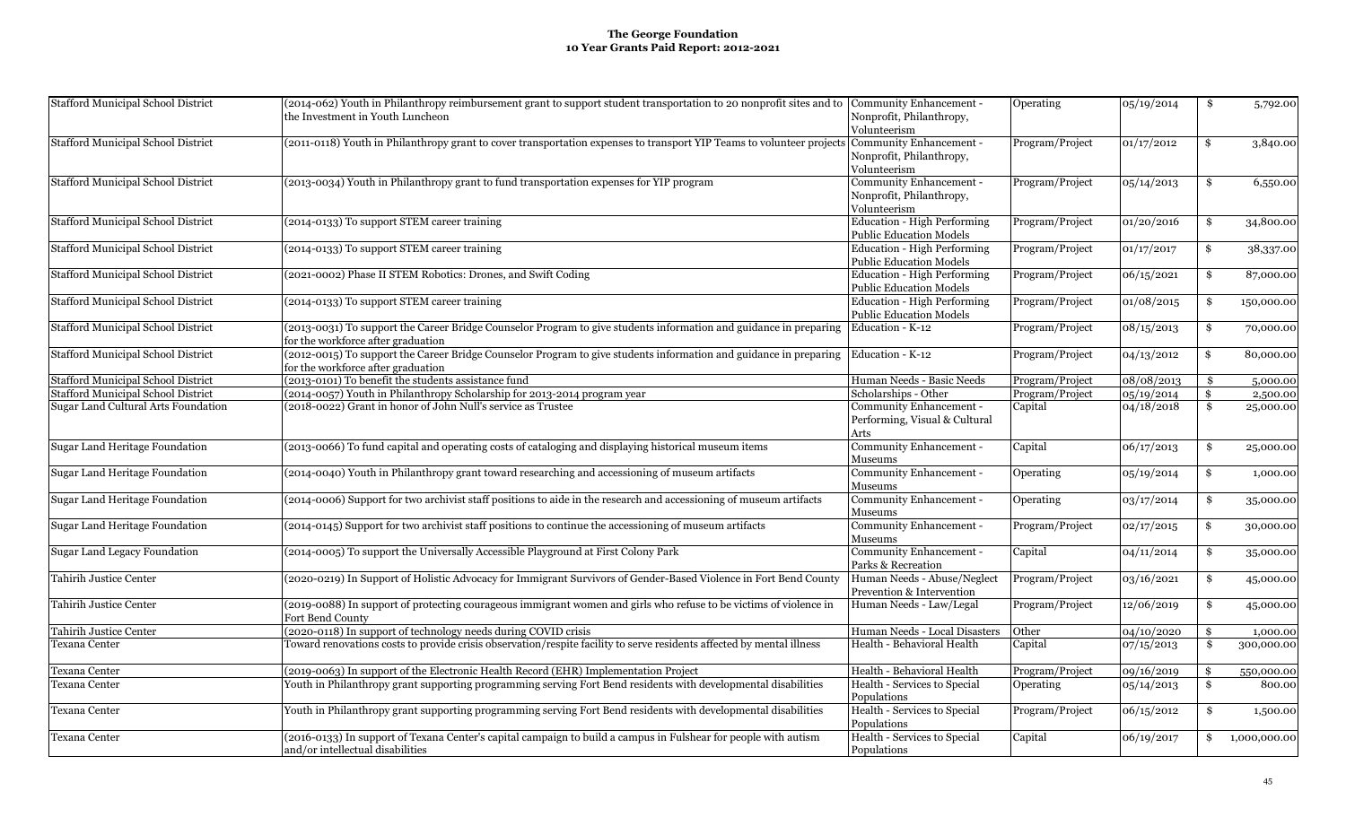**The George Foundation**
**10 Year Grants Paid Report: 2012-2021**

| | | | | | |
|---|---|---|---|---|---|
| Stafford Municipal School District | (2014-062) Youth in Philanthropy reimbursement grant to support student transportation to 20 nonprofit sites and to the Investment in Youth Luncheon | Community Enhancement - Nonprofit, Philanthropy, Volunteerism | Operating | 05/19/2014 | $ 5,792.00 |
| Stafford Municipal School District | (2011-0118) Youth in Philanthropy grant to cover transportation expenses to transport YIP Teams to volunteer projects | Community Enhancement - Nonprofit, Philanthropy, Volunteerism | Program/Project | 01/17/2012 | $ 3,840.00 |
| Stafford Municipal School District | (2013-0034) Youth in Philanthropy grant to fund transportation expenses for YIP program | Community Enhancement - Nonprofit, Philanthropy, Volunteerism | Program/Project | 05/14/2013 | $ 6,550.00 |
| Stafford Municipal School District | (2014-0133) To support STEM career training | Education - High Performing Public Education Models | Program/Project | 01/20/2016 | $ 34,800.00 |
| Stafford Municipal School District | (2014-0133) To support STEM career training | Education - High Performing Public Education Models | Program/Project | 01/17/2017 | $ 38,337.00 |
| Stafford Municipal School District | (2021-0002) Phase II STEM Robotics: Drones, and Swift Coding | Education - High Performing Public Education Models | Program/Project | 06/15/2021 | $ 87,000.00 |
| Stafford Municipal School District | (2014-0133) To support STEM career training | Education - High Performing Public Education Models | Program/Project | 01/08/2015 | $ 150,000.00 |
| Stafford Municipal School District | (2013-0031) To support the Career Bridge Counselor Program to give students information and guidance in preparing for the workforce after graduation | Education - K-12 | Program/Project | 08/15/2013 | $ 70,000.00 |
| Stafford Municipal School District | (2012-0015) To support the Career Bridge Counselor Program to give students information and guidance in preparing for the workforce after graduation | Education - K-12 | Program/Project | 04/13/2012 | $ 80,000.00 |
| Stafford Municipal School District | (2013-0101) To benefit the students assistance fund | Human Needs - Basic Needs | Program/Project | 08/08/2013 | $ 5,000.00 |
| Stafford Municipal School District | (2014-0057) Youth in Philanthropy Scholarship for 2013-2014 program year | Scholarships - Other | Program/Project | 05/19/2014 | $ 2,500.00 |
| Sugar Land Cultural Arts Foundation | (2018-0022) Grant in honor of John Null's service as Trustee | Community Enhancement - Performing, Visual & Cultural Arts | Capital | 04/18/2018 | $ 25,000.00 |
| Sugar Land Heritage Foundation | (2013-0066) To fund capital and operating costs of cataloging and displaying historical museum items | Community Enhancement - Museums | Capital | 06/17/2013 | $ 25,000.00 |
| Sugar Land Heritage Foundation | (2014-0040) Youth in Philanthropy grant toward researching and accessioning of museum artifacts | Community Enhancement - Museums | Operating | 05/19/2014 | $ 1,000.00 |
| Sugar Land Heritage Foundation | (2014-0006) Support for two archivist staff positions to aide in the research and accessioning of museum artifacts | Community Enhancement - Museums | Operating | 03/17/2014 | $ 35,000.00 |
| Sugar Land Heritage Foundation | (2014-0145) Support for two archivist staff positions to continue the accessioning of museum artifacts | Community Enhancement - Museums | Program/Project | 02/17/2015 | $ 30,000.00 |
| Sugar Land Legacy Foundation | (2014-0005) To support the Universally Accessible Playground at First Colony Park | Community Enhancement - Parks & Recreation | Capital | 04/11/2014 | $ 35,000.00 |
| Tahirih Justice Center | (2020-0219) In Support of Holistic Advocacy for Immigrant Survivors of Gender-Based Violence in Fort Bend County | Human Needs - Abuse/Neglect Prevention & Intervention | Program/Project | 03/16/2021 | $ 45,000.00 |
| Tahirih Justice Center | (2019-0088) In support of protecting courageous immigrant women and girls who refuse to be victims of violence in Fort Bend County | Human Needs - Law/Legal | Program/Project | 12/06/2019 | $ 45,000.00 |
| Tahirih Justice Center | (2020-0118) In support of technology needs during COVID crisis | Human Needs - Local Disasters | Other | 04/10/2020 | $ 1,000.00 |
| Texana Center | Toward renovations costs to provide crisis observation/respite facility to serve residents affected by mental illness | Health - Behavioral Health | Capital | 07/15/2013 | $ 300,000.00 |
| Texana Center | (2019-0063) In support of the Electronic Health Record (EHR) Implementation Project | Health - Behavioral Health | Program/Project | 09/16/2019 | $ 550,000.00 |
| Texana Center | Youth in Philanthropy grant supporting programming serving Fort Bend residents with developmental disabilities | Health - Services to Special Populations | Operating | 05/14/2013 | $ 800.00 |
| Texana Center | Youth in Philanthropy grant supporting programming serving Fort Bend residents with developmental disabilities | Health - Services to Special Populations | Program/Project | 06/15/2012 | $ 1,500.00 |
| Texana Center | (2016-0133) In support of Texana Center's capital campaign to build a campus in Fulshear for people with autism and/or intellectual disabilities | Health - Services to Special Populations | Capital | 06/19/2017 | $ 1,000,000.00 |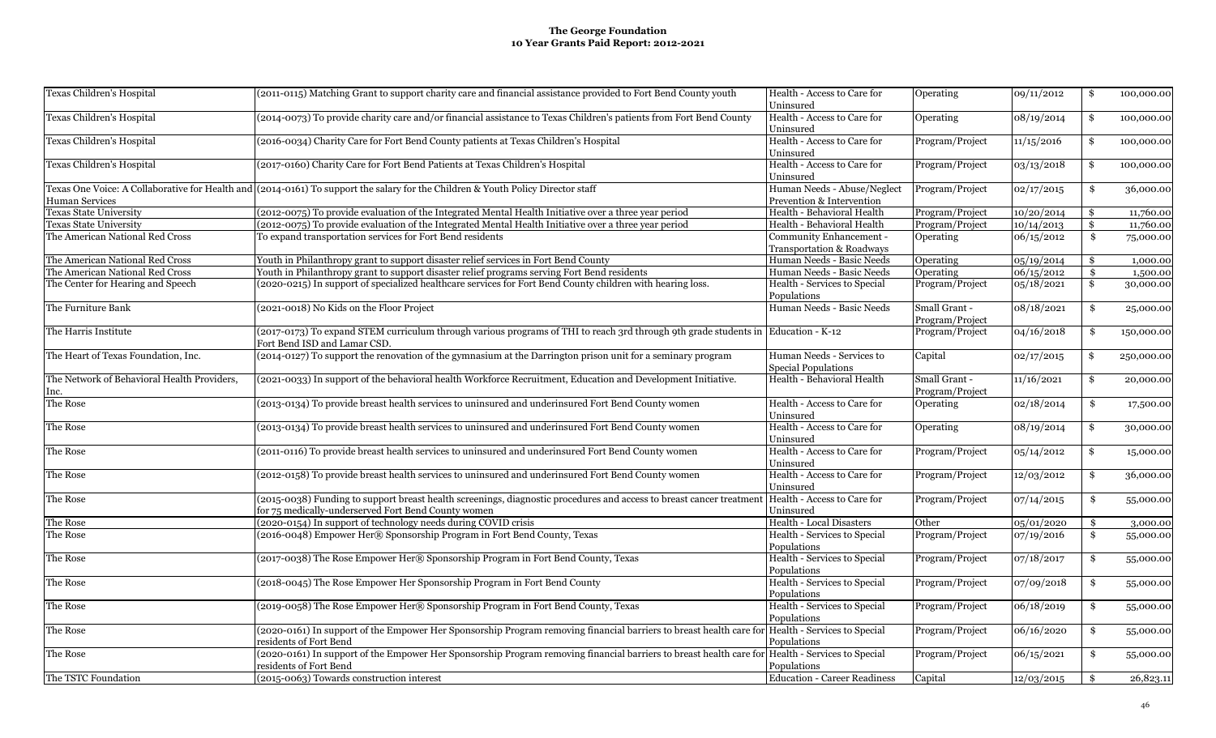**The George Foundation**
**10 Year Grants Paid Report: 2012-2021**

| | | | | | |
|---|---|---|---|---|---|
| Texas Children's Hospital | (2011-0115) Matching Grant to support charity care and financial assistance provided to Fort Bend County youth | Health - Access to Care for Uninsured | Operating | 09/11/2012 | $ 100,000.00 |
| Texas Children's Hospital | (2014-0073) To provide charity care and/or financial assistance to Texas Children's patients from Fort Bend County | Health - Access to Care for Uninsured | Operating | 08/19/2014 | $ 100,000.00 |
| Texas Children's Hospital | (2016-0034) Charity Care for Fort Bend County patients at Texas Children's Hospital | Health - Access to Care for Uninsured | Program/Project | 11/15/2016 | $ 100,000.00 |
| Texas Children's Hospital | (2017-0160) Charity Care for Fort Bend Patients at Texas Children's Hospital | Health - Access to Care for Uninsured | Program/Project | 03/13/2018 | $ 100,000.00 |
| Texas One Voice: A Collaborative for Health and Human Services | (2014-0161) To support the salary for the Children & Youth Policy Director staff | Human Needs - Abuse/Neglect Prevention & Intervention | Program/Project | 02/17/2015 | $ 36,000.00 |
| Texas State University | (2012-0075) To provide evaluation of the Integrated Mental Health Initiative over a three year period | Health - Behavioral Health | Program/Project | 10/20/2014 | $ 11,760.00 |
| Texas State University | (2012-0075) To provide evaluation of the Integrated Mental Health Initiative over a three year period | Health - Behavioral Health | Program/Project | 10/14/2013 | $ 11,760.00 |
| The American National Red Cross | To expand transportation services for Fort Bend residents | Community Enhancement - Transportation & Roadways | Operating | 06/15/2012 | $ 75,000.00 |
| The American National Red Cross | Youth in Philanthropy grant to support disaster relief services in Fort Bend County | Human Needs - Basic Needs | Operating | 05/19/2014 | $ 1,000.00 |
| The American National Red Cross | Youth in Philanthropy grant to support disaster relief programs serving Fort Bend residents | Human Needs - Basic Needs | Operating | 06/15/2012 | $ 1,500.00 |
| The Center for Hearing and Speech | (2020-0215) In support of specialized healthcare services for Fort Bend County children with hearing loss. | Health - Services to Special Populations | Program/Project | 05/18/2021 | $ 30,000.00 |
| The Furniture Bank | (2021-0018) No Kids on the Floor Project | Human Needs - Basic Needs | Small Grant - Program/Project | 08/18/2021 | $ 25,000.00 |
| The Harris Institute | (2017-0173) To expand STEM curriculum through various programs of THI to reach 3rd through 9th grade students in Fort Bend ISD and Lamar CSD. | Education - K-12 | Program/Project | 04/16/2018 | $ 150,000.00 |
| The Heart of Texas Foundation, Inc. | (2014-0127) To support the renovation of the gymnasium at the Darrington prison unit for a seminary program | Human Needs - Services to Special Populations | Capital | 02/17/2015 | $ 250,000.00 |
| The Network of Behavioral Health Providers, Inc. | (2021-0033) In support of the behavioral health Workforce Recruitment, Education and Development Initiative. | Health - Behavioral Health | Small Grant - Program/Project | 11/16/2021 | $ 20,000.00 |
| The Rose | (2013-0134) To provide breast health services to uninsured and underinsured Fort Bend County women | Health - Access to Care for Uninsured | Operating | 02/18/2014 | $ 17,500.00 |
| The Rose | (2013-0134) To provide breast health services to uninsured and underinsured Fort Bend County women | Health - Access to Care for Uninsured | Operating | 08/19/2014 | $ 30,000.00 |
| The Rose | (2011-0116) To provide breast health services to uninsured and underinsured Fort Bend County women | Health - Access to Care for Uninsured | Program/Project | 05/14/2012 | $ 15,000.00 |
| The Rose | (2012-0158) To provide breast health services to uninsured and underinsured Fort Bend County women | Health - Access to Care for Uninsured | Program/Project | 12/03/2012 | $ 36,000.00 |
| The Rose | (2015-0038) Funding to support breast health screenings, diagnostic procedures and access to breast cancer treatment for 75 medically-underserved Fort Bend County women | Health - Access to Care for Uninsured | Program/Project | 07/14/2015 | $ 55,000.00 |
| The Rose | (2020-0154) In support of technology needs during COVID crisis | Health - Local Disasters | Other | 05/01/2020 | $ 3,000.00 |
| The Rose | (2016-0048) Empower Her® Sponsorship Program in Fort Bend County, Texas | Health - Services to Special Populations | Program/Project | 07/19/2016 | $ 55,000.00 |
| The Rose | (2017-0038) The Rose Empower Her® Sponsorship Program in Fort Bend County, Texas | Health - Services to Special Populations | Program/Project | 07/18/2017 | $ 55,000.00 |
| The Rose | (2018-0045) The Rose Empower Her Sponsorship Program in Fort Bend County | Health - Services to Special Populations | Program/Project | 07/09/2018 | $ 55,000.00 |
| The Rose | (2019-0058) The Rose Empower Her® Sponsorship Program in Fort Bend County, Texas | Health - Services to Special Populations | Program/Project | 06/18/2019 | $ 55,000.00 |
| The Rose | (2020-0161) In support of the Empower Her Sponsorship Program removing financial barriers to breast health care for residents of Fort Bend | Health - Services to Special Populations | Program/Project | 06/16/2020 | $ 55,000.00 |
| The Rose | (2020-0161) In support of the Empower Her Sponsorship Program removing financial barriers to breast health care for residents of Fort Bend | Health - Services to Special Populations | Program/Project | 06/15/2021 | $ 55,000.00 |
| The TSTC Foundation | (2015-0063) Towards construction interest | Education - Career Readiness | Capital | 12/03/2015 | $ 26,823.11 |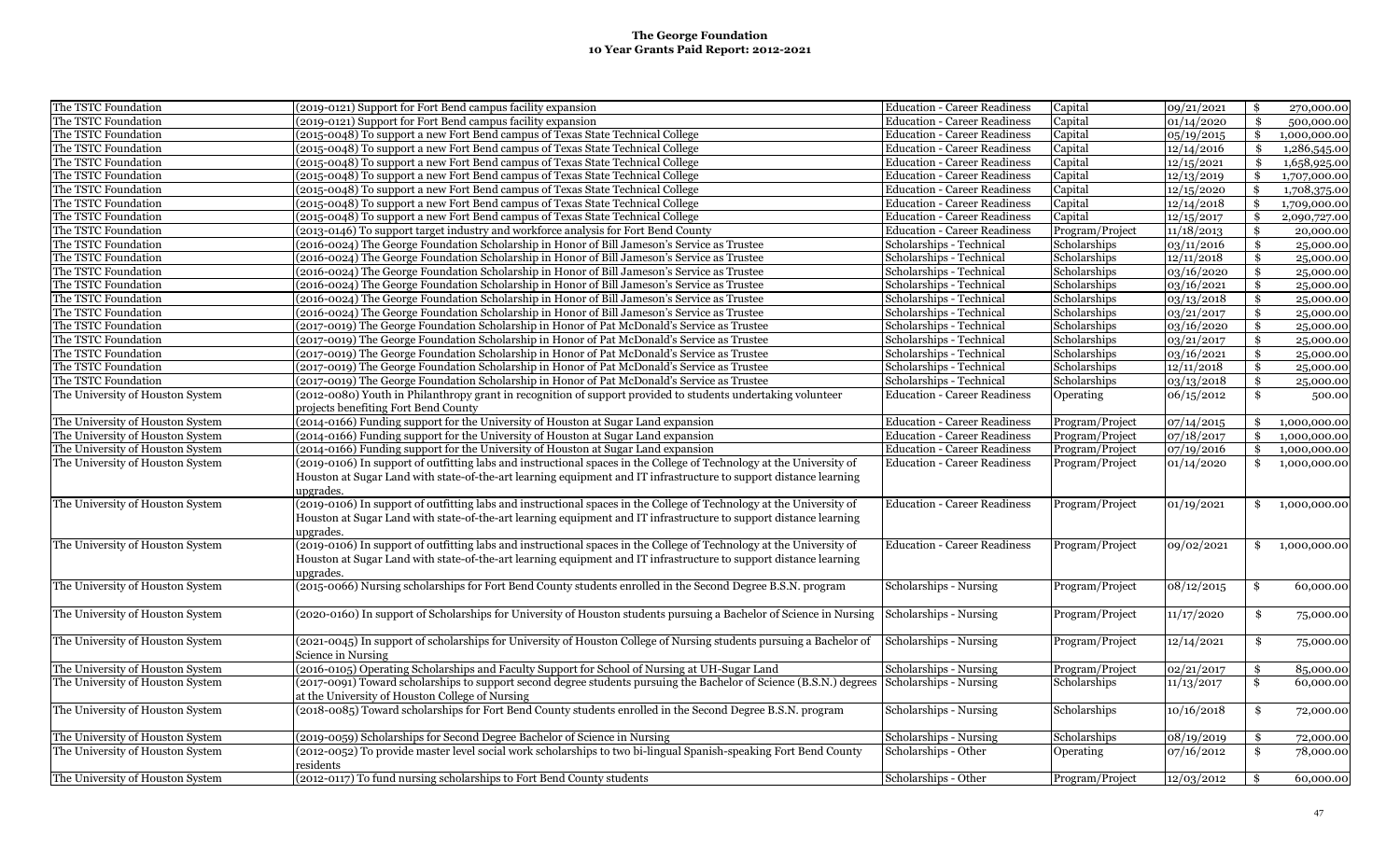**The George Foundation**
**10 Year Grants Paid Report: 2012-2021**

| | | | | | |
|---|---|---|---|---|---|
| The TSTC Foundation | (2019-0121) Support for Fort Bend campus facility expansion | Education - Career Readiness | Capital | 09/21/2021 | $ 270,000.00 |
| The TSTC Foundation | (2019-0121) Support for Fort Bend campus facility expansion | Education - Career Readiness | Capital | 01/14/2020 | $ 500,000.00 |
| The TSTC Foundation | (2015-0048) To support a new Fort Bend campus of Texas State Technical College | Education - Career Readiness | Capital | 05/19/2015 | $ 1,000,000.00 |
| The TSTC Foundation | (2015-0048) To support a new Fort Bend campus of Texas State Technical College | Education - Career Readiness | Capital | 12/14/2016 | $ 1,286,545.00 |
| The TSTC Foundation | (2015-0048) To support a new Fort Bend campus of Texas State Technical College | Education - Career Readiness | Capital | 12/15/2021 | $ 1,658,925.00 |
| The TSTC Foundation | (2015-0048) To support a new Fort Bend campus of Texas State Technical College | Education - Career Readiness | Capital | 12/13/2019 | $ 1,707,000.00 |
| The TSTC Foundation | (2015-0048) To support a new Fort Bend campus of Texas State Technical College | Education - Career Readiness | Capital | 12/15/2020 | $ 1,708,375.00 |
| The TSTC Foundation | (2015-0048) To support a new Fort Bend campus of Texas State Technical College | Education - Career Readiness | Capital | 12/14/2018 | $ 1,709,000.00 |
| The TSTC Foundation | (2015-0048) To support a new Fort Bend campus of Texas State Technical College | Education - Career Readiness | Capital | 12/15/2017 | $ 2,090,727.00 |
| The TSTC Foundation | (2013-0146) To support target industry and workforce analysis for Fort Bend County | Education - Career Readiness | Program/Project | 11/18/2013 | $ 20,000.00 |
| The TSTC Foundation | (2016-0024) The George Foundation Scholarship in Honor of Bill Jameson's Service as Trustee | Scholarships - Technical | Scholarships | 03/11/2016 | $ 25,000.00 |
| The TSTC Foundation | (2016-0024) The George Foundation Scholarship in Honor of Bill Jameson's Service as Trustee | Scholarships - Technical | Scholarships | 12/11/2018 | $ 25,000.00 |
| The TSTC Foundation | (2016-0024) The George Foundation Scholarship in Honor of Bill Jameson's Service as Trustee | Scholarships - Technical | Scholarships | 03/16/2020 | $ 25,000.00 |
| The TSTC Foundation | (2016-0024) The George Foundation Scholarship in Honor of Bill Jameson's Service as Trustee | Scholarships - Technical | Scholarships | 03/16/2021 | $ 25,000.00 |
| The TSTC Foundation | (2016-0024) The George Foundation Scholarship in Honor of Bill Jameson's Service as Trustee | Scholarships - Technical | Scholarships | 03/13/2018 | $ 25,000.00 |
| The TSTC Foundation | (2016-0024) The George Foundation Scholarship in Honor of Bill Jameson's Service as Trustee | Scholarships - Technical | Scholarships | 03/21/2017 | $ 25,000.00 |
| The TSTC Foundation | (2017-0019) The George Foundation Scholarship in Honor of Pat McDonald's Service as Trustee | Scholarships - Technical | Scholarships | 03/16/2020 | $ 25,000.00 |
| The TSTC Foundation | (2017-0019) The George Foundation Scholarship in Honor of Pat McDonald's Service as Trustee | Scholarships - Technical | Scholarships | 03/21/2017 | $ 25,000.00 |
| The TSTC Foundation | (2017-0019) The George Foundation Scholarship in Honor of Pat McDonald's Service as Trustee | Scholarships - Technical | Scholarships | 03/16/2021 | $ 25,000.00 |
| The TSTC Foundation | (2017-0019) The George Foundation Scholarship in Honor of Pat McDonald's Service as Trustee | Scholarships - Technical | Scholarships | 12/11/2018 | $ 25,000.00 |
| The TSTC Foundation | (2017-0019) The George Foundation Scholarship in Honor of Pat McDonald's Service as Trustee | Scholarships - Technical | Scholarships | 03/13/2018 | $ 25,000.00 |
| The University of Houston System | (2012-0080) Youth in Philanthropy grant in recognition of support provided to students undertaking volunteer projects benefiting Fort Bend County | Education - Career Readiness | Operating | 06/15/2012 | $ 500.00 |
| The University of Houston System | (2014-0166) Funding support for the University of Houston at Sugar Land expansion | Education - Career Readiness | Program/Project | 07/14/2015 | $ 1,000,000.00 |
| The University of Houston System | (2014-0166) Funding support for the University of Houston at Sugar Land expansion | Education - Career Readiness | Program/Project | 07/18/2017 | $ 1,000,000.00 |
| The University of Houston System | (2014-0166) Funding support for the University of Houston at Sugar Land expansion | Education - Career Readiness | Program/Project | 07/19/2016 | $ 1,000,000.00 |
| The University of Houston System | (2019-0106) In support of outfitting labs and instructional spaces in the College of Technology at the University of Houston at Sugar Land with state-of-the-art learning equipment and IT infrastructure to support distance learning upgrades. | Education - Career Readiness | Program/Project | 01/14/2020 | $ 1,000,000.00 |
| The University of Houston System | (2019-0106) In support of outfitting labs and instructional spaces in the College of Technology at the University of Houston at Sugar Land with state-of-the-art learning equipment and IT infrastructure to support distance learning upgrades. | Education - Career Readiness | Program/Project | 01/19/2021 | $ 1,000,000.00 |
| The University of Houston System | (2019-0106) In support of outfitting labs and instructional spaces in the College of Technology at the University of Houston at Sugar Land with state-of-the-art learning equipment and IT infrastructure to support distance learning upgrades. | Education - Career Readiness | Program/Project | 09/02/2021 | $ 1,000,000.00 |
| The University of Houston System | (2015-0066) Nursing scholarships for Fort Bend County students enrolled in the Second Degree B.S.N. program | Scholarships - Nursing | Program/Project | 08/12/2015 | $ 60,000.00 |
| The University of Houston System | (2020-0160) In support of Scholarships for University of Houston students pursuing a Bachelor of Science in Nursing | Scholarships - Nursing | Program/Project | 11/17/2020 | $ 75,000.00 |
| The University of Houston System | (2021-0045) In support of scholarships for University of Houston College of Nursing students pursuing a Bachelor of Science in Nursing | Scholarships - Nursing | Program/Project | 12/14/2021 | $ 75,000.00 |
| The University of Houston System | (2016-0105) Operating Scholarships and Faculty Support for School of Nursing at UH-Sugar Land | Scholarships - Nursing | Program/Project | 02/21/2017 | $ 85,000.00 |
| The University of Houston System | (2017-0091) Toward scholarships to support second degree students pursuing the Bachelor of Science (B.S.N.) degrees at the University of Houston College of Nursing | Scholarships - Nursing | Scholarships | 11/13/2017 | $ 60,000.00 |
| The University of Houston System | (2018-0085) Toward scholarships for Fort Bend County students enrolled in the Second Degree B.S.N. program | Scholarships - Nursing | Scholarships | 10/16/2018 | $ 72,000.00 |
| The University of Houston System | (2019-0059) Scholarships for Second Degree Bachelor of Science in Nursing | Scholarships - Nursing | Scholarships | 08/19/2019 | $ 72,000.00 |
| The University of Houston System | (2012-0052) To provide master level social work scholarships to two bi-lingual Spanish-speaking Fort Bend County residents | Scholarships - Other | Operating | 07/16/2012 | $ 78,000.00 |
| The University of Houston System | (2012-0117) To fund nursing scholarships to Fort Bend County students | Scholarships - Other | Program/Project | 12/03/2012 | $ 60,000.00 |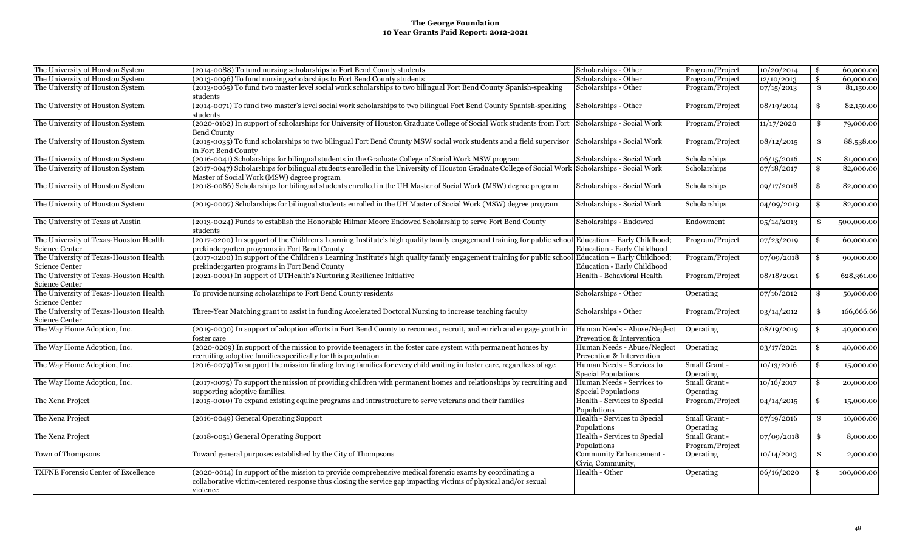**The George Foundation**
**10 Year Grants Paid Report: 2012-2021**

| | | | | | |
|---|---|---|---|---|---|
| The University of Houston System | (2014-0088) To fund nursing scholarships to Fort Bend County students | Scholarships - Other | Program/Project | 10/20/2014 | $ 60,000.00 |
| The University of Houston System | (2013-0096) To fund nursing scholarships to Fort Bend County students | Scholarships - Other | Program/Project | 12/10/2013 | $ 60,000.00 |
| The University of Houston System | (2013-0065) To fund two master level social work scholarships to two bilingual Fort Bend County Spanish-speaking students | Scholarships - Other | Program/Project | 07/15/2013 | $ 81,150.00 |
| The University of Houston System | (2014-0071) To fund two master's level social work scholarships to two bilingual Fort Bend County Spanish-speaking students | Scholarships - Other | Program/Project | 08/19/2014 | $ 82,150.00 |
| The University of Houston System | (2020-0162) In support of scholarships for University of Houston Graduate College of Social Work students from Fort Bend County | Scholarships - Social Work | Program/Project | 11/17/2020 | $ 79,000.00 |
| The University of Houston System | (2015-0035) To fund scholarships to two bilingual Fort Bend County MSW social work students and a field supervisor in Fort Bend County | Scholarships - Social Work | Program/Project | 08/12/2015 | $ 88,538.00 |
| The University of Houston System | (2016-0041) Scholarships for bilingual students in the Graduate College of Social Work MSW program | Scholarships - Social Work | Scholarships | 06/15/2016 | $ 81,000.00 |
| The University of Houston System | (2017-0047) Scholarships for bilingual students enrolled in the University of Houston Graduate College of Social Work Master of Social Work (MSW) degree program | Scholarships - Social Work | Scholarships | 07/18/2017 | $ 82,000.00 |
| The University of Houston System | (2018-0086) Scholarships for bilingual students enrolled in the UH Master of Social Work (MSW) degree program | Scholarships - Social Work | Scholarships | 09/17/2018 | $ 82,000.00 |
| The University of Houston System | (2019-0007) Scholarships for bilingual students enrolled in the UH Master of Social Work (MSW) degree program | Scholarships - Social Work | Scholarships | 04/09/2019 | $ 82,000.00 |
| The University of Texas at Austin | (2013-0024) Funds to establish the Honorable Hilmar Moore Endowed Scholarship to serve Fort Bend County students | Scholarships - Endowed | Endowment | 05/14/2013 | $ 500,000.00 |
| The University of Texas-Houston Health Science Center | (2017-0200) In support of the Children's Learning Institute's high quality family engagement training for public school prekindergarten programs in Fort Bend County | Education – Early Childhood; Education - Early Childhood | Program/Project | 07/23/2019 | $ 60,000.00 |
| The University of Texas-Houston Health Science Center | (2017-0200) In support of the Children's Learning Institute's high quality family engagement training for public school prekindergarten programs in Fort Bend County | Education – Early Childhood; Education - Early Childhood | Program/Project | 07/09/2018 | $ 90,000.00 |
| The University of Texas-Houston Health Science Center | (2021-0001) In support of UTHealth's Nurturing Resilience Initiative | Health - Behavioral Health | Program/Project | 08/18/2021 | $ 628,361.00 |
| The University of Texas-Houston Health Science Center | To provide nursing scholarships to Fort Bend County residents | Scholarships - Other | Operating | 07/16/2012 | $ 50,000.00 |
| The University of Texas-Houston Health Science Center | Three-Year Matching grant to assist in funding Accelerated Doctoral Nursing to increase teaching faculty | Scholarships - Other | Program/Project | 03/14/2012 | $ 166,666.66 |
| The Way Home Adoption, Inc. | (2019-0030) In support of adoption efforts in Fort Bend County to reconnect, recruit, and enrich and engage youth in foster care | Human Needs - Abuse/Neglect Prevention & Intervention | Operating | 08/19/2019 | $ 40,000.00 |
| The Way Home Adoption, Inc. | (2020-0209) In support of the mission to provide teenagers in the foster care system with permanent homes by recruiting adoptive families specifically for this population | Human Needs - Abuse/Neglect Prevention & Intervention | Operating | 03/17/2021 | $ 40,000.00 |
| The Way Home Adoption, Inc. | (2016-0079) To support the mission finding loving families for every child waiting in foster care, regardless of age | Human Needs - Services to Special Populations | Small Grant - Operating | 10/13/2016 | $ 15,000.00 |
| The Way Home Adoption, Inc. | (2017-0075) To support the mission of providing children with permanent homes and relationships by recruiting and supporting adoptive families. | Human Needs - Services to Special Populations | Small Grant - Operating | 10/16/2017 | $ 20,000.00 |
| The Xena Project | (2015-0010) To expand existing equine programs and infrastructure to serve veterans and their families | Health - Services to Special Populations | Program/Project | 04/14/2015 | $ 15,000.00 |
| The Xena Project | (2016-0049) General Operating Support | Health - Services to Special Populations | Small Grant - Operating | 07/19/2016 | $ 10,000.00 |
| The Xena Project | (2018-0051) General Operating Support | Health - Services to Special Populations | Small Grant - Program/Project | 07/09/2018 | $ 8,000.00 |
| Town of Thompsons | Toward general purposes established by the City of Thompsons | Community Enhancement - Civic, Community, | Operating | 10/14/2013 | $ 2,000.00 |
| TXFNE Forensic Center of Excellence | (2020-0014) In support of the mission to provide comprehensive medical forensic exams by coordinating a collaborative victim-centered response thus closing the service gap impacting victims of physical and/or sexual violence | Health - Other | Operating | 06/16/2020 | $ 100,000.00 |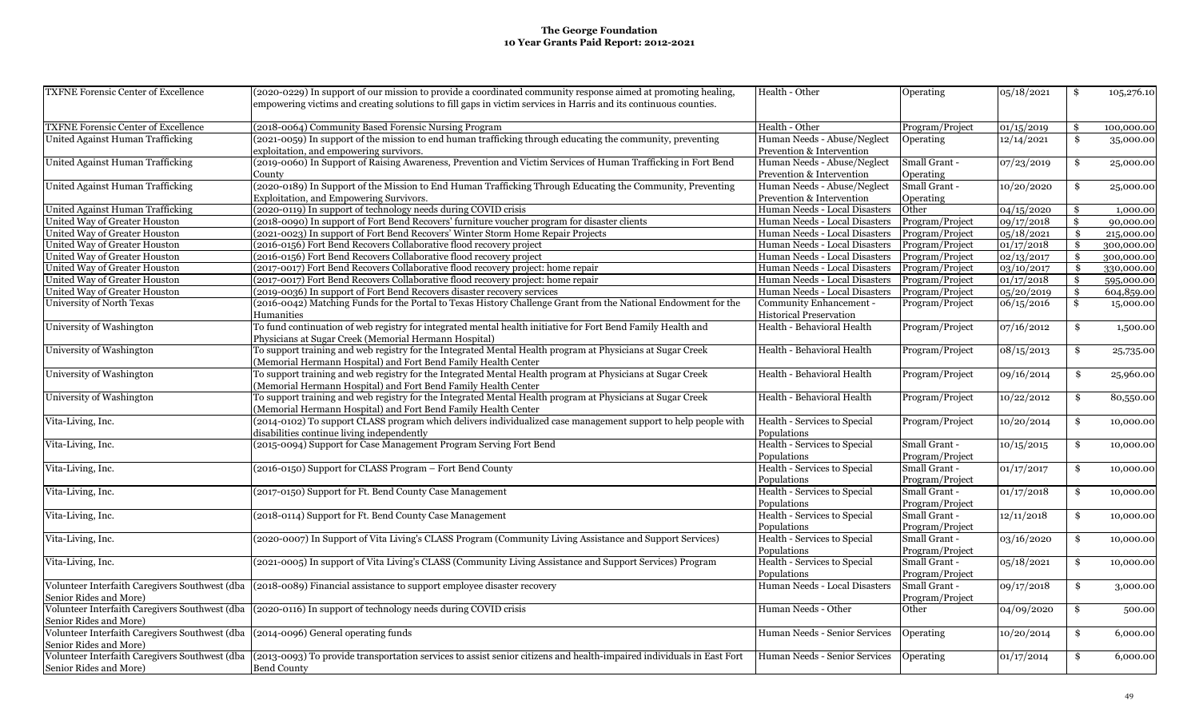| TXFNE Forensic Center of Excellence | (2020-0229) In support of our mission to provide a coordinated community response aimed at promoting healing, empowering victims and creating solutions to fill gaps in victim services in Harris and its continuous counties. | Health - Other | Operating | 05/18/2021 | $ | 105,276.10 |
|---|---|---|---|---|---|---|
| TXFNE Forensic Center of Excellence | (2018-0064) Community Based Forensic Nursing Program | Health - Other | Program/Project | 01/15/2019 | $ | 100,000.00 |
| United Against Human Trafficking | (2021-0059) In support of the mission to end human trafficking through educating the community, preventing exploitation, and empowering survivors. | Human Needs - Abuse/Neglect Prevention & Intervention | Operating | 12/14/2021 | $ | 35,000.00 |
| United Against Human Trafficking | (2019-0060) In Support of Raising Awareness, Prevention and Victim Services of Human Trafficking in Fort Bend County | Human Needs - Abuse/Neglect Prevention & Intervention | Small Grant - Operating | 07/23/2019 | $ | 25,000.00 |
| United Against Human Trafficking | (2020-0189) In Support of the Mission to End Human Trafficking Through Educating the Community, Preventing Exploitation, and Empowering Survivors. | Human Needs - Abuse/Neglect Prevention & Intervention | Small Grant - Operating | 10/20/2020 | $ | 25,000.00 |
| United Against Human Trafficking | (2020-0119) In support of technology needs during COVID crisis | Human Needs - Local Disasters | Other | 04/15/2020 | $ | 1,000.00 |
| United Way of Greater Houston | (2018-0090) In support of Fort Bend Recovers' furniture voucher program for disaster clients | Human Needs - Local Disasters | Program/Project | 09/17/2018 | $ | 90,000.00 |
| United Way of Greater Houston | (2021-0023) In support of Fort Bend Recovers' Winter Storm Home Repair Projects | Human Needs - Local Disasters | Program/Project | 05/18/2021 | $ | 215,000.00 |
| United Way of Greater Houston | (2016-0156) Fort Bend Recovers Collaborative flood recovery project | Human Needs - Local Disasters | Program/Project | 01/17/2018 | $ | 300,000.00 |
| United Way of Greater Houston | (2016-0156) Fort Bend Recovers Collaborative flood recovery project | Human Needs - Local Disasters | Program/Project | 02/13/2017 | $ | 300,000.00 |
| United Way of Greater Houston | (2017-0017) Fort Bend Recovers Collaborative flood recovery project: home repair | Human Needs - Local Disasters | Program/Project | 03/10/2017 | $ | 330,000.00 |
| United Way of Greater Houston | (2017-0017) Fort Bend Recovers Collaborative flood recovery project: home repair | Human Needs - Local Disasters | Program/Project | 01/17/2018 | $ | 595,000.00 |
| United Way of Greater Houston | (2019-0036) In support of Fort Bend Recovers disaster recovery services | Human Needs - Local Disasters | Program/Project | 05/20/2019 | $ | 604,859.00 |
| University of North Texas | (2016-0042) Matching Funds for the Portal to Texas History Challenge Grant from the National Endowment for the Humanities | Community Enhancement - Historical Preservation | Program/Project | 06/15/2016 | $ | 15,000.00 |
| University of Washington | To fund continuation of web registry for integrated mental health initiative for Fort Bend Family Health and Physicians at Sugar Creek (Memorial Hermann Hospital) | Health - Behavioral Health | Program/Project | 07/16/2012 | $ | 1,500.00 |
| University of Washington | To support training and web registry for the Integrated Mental Health program at Physicians at Sugar Creek (Memorial Hermann Hospital) and Fort Bend Family Health Center | Health - Behavioral Health | Program/Project | 08/15/2013 | $ | 25,735.00 |
| University of Washington | To support training and web registry for the Integrated Mental Health program at Physicians at Sugar Creek (Memorial Hermann Hospital) and Fort Bend Family Health Center | Health - Behavioral Health | Program/Project | 09/16/2014 | $ | 25,960.00 |
| University of Washington | To support training and web registry for the Integrated Mental Health program at Physicians at Sugar Creek (Memorial Hermann Hospital) and Fort Bend Family Health Center | Health - Behavioral Health | Program/Project | 10/22/2012 | $ | 80,550.00 |
| Vita-Living, Inc. | (2014-0102) To support CLASS program which delivers individualized case management support to help people with disabilities continue living independently | Health - Services to Special Populations | Program/Project | 10/20/2014 | $ | 10,000.00 |
| Vita-Living, Inc. | (2015-0094) Support for Case Management Program Serving Fort Bend | Health - Services to Special Populations | Small Grant - Program/Project | 10/15/2015 | $ | 10,000.00 |
| Vita-Living, Inc. | (2016-0150) Support for CLASS Program – Fort Bend County | Health - Services to Special Populations | Small Grant - Program/Project | 01/17/2017 | $ | 10,000.00 |
| Vita-Living, Inc. | (2017-0150) Support for Ft. Bend County Case Management | Health - Services to Special Populations | Small Grant - Program/Project | 01/17/2018 | $ | 10,000.00 |
| Vita-Living, Inc. | (2018-0114) Support for Ft. Bend County Case Management | Health - Services to Special Populations | Small Grant - Program/Project | 12/11/2018 | $ | 10,000.00 |
| Vita-Living, Inc. | (2020-0007) In Support of Vita Living's CLASS Program (Community Living Assistance and Support Services) | Health - Services to Special Populations | Small Grant - Program/Project | 03/16/2020 | $ | 10,000.00 |
| Vita-Living, Inc. | (2021-0005) In support of Vita Living's CLASS (Community Living Assistance and Support Services) Program | Health - Services to Special Populations | Small Grant - Program/Project | 05/18/2021 | $ | 10,000.00 |
| Volunteer Interfaith Caregivers Southwest (dba Senior Rides and More) | (2018-0089) Financial assistance to support employee disaster recovery | Human Needs - Local Disasters | Small Grant - Program/Project | 09/17/2018 | $ | 3,000.00 |
| Volunteer Interfaith Caregivers Southwest (dba Senior Rides and More) | (2020-0116) In support of technology needs during COVID crisis | Human Needs - Other | Other | 04/09/2020 | $ | 500.00 |
| Volunteer Interfaith Caregivers Southwest (dba Senior Rides and More) | (2014-0096) General operating funds | Human Needs - Senior Services | Operating | 10/20/2014 | $ | 6,000.00 |
| Volunteer Interfaith Caregivers Southwest (dba Senior Rides and More) | (2013-0093) To provide transportation services to assist senior citizens and health-impaired individuals in East Fort Bend County | Human Needs - Senior Services | Operating | 01/17/2014 | $ | 6,000.00 |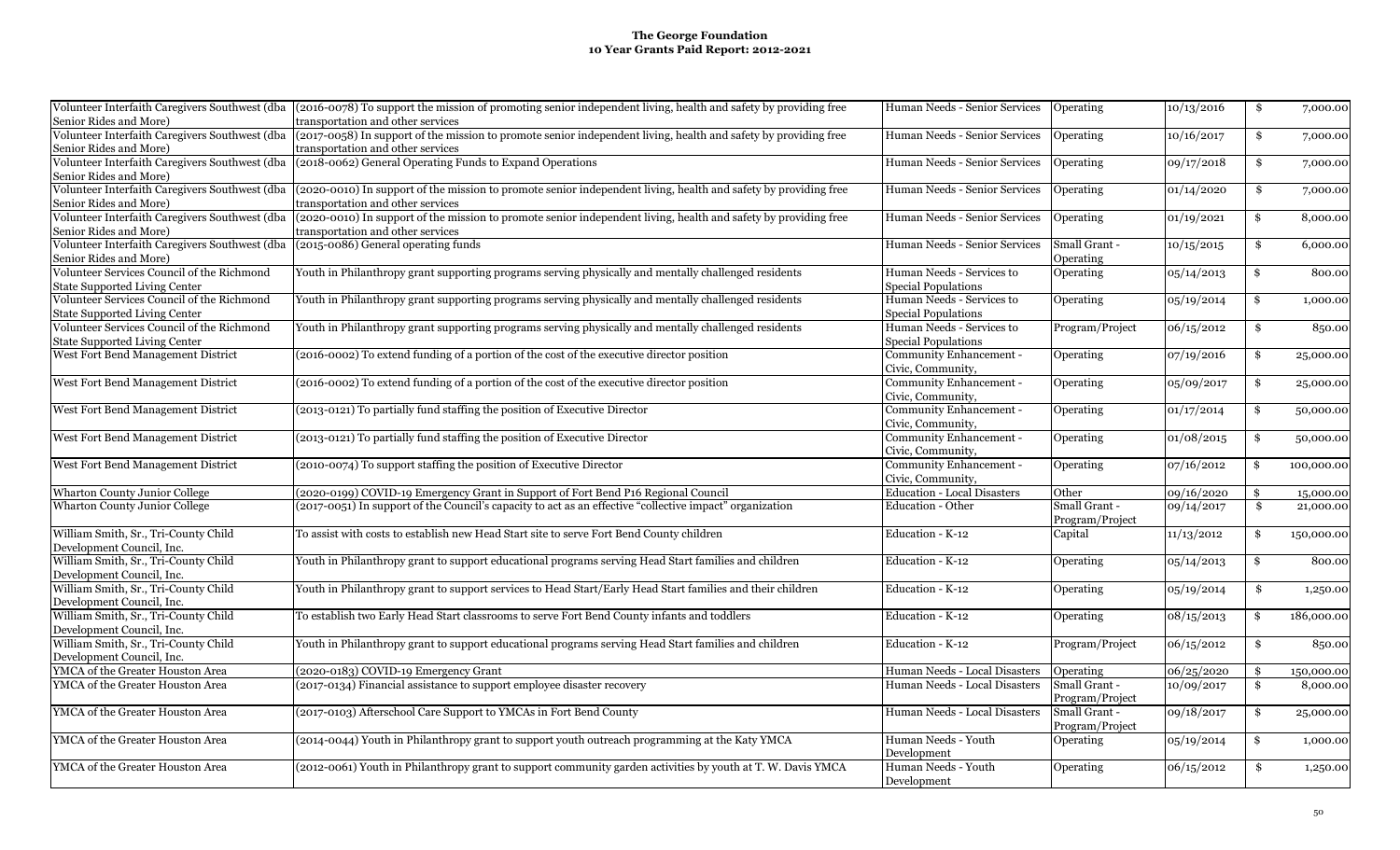# The George Foundation
## 10 Year Grants Paid Report: 2012-2021

| | | | | | |
|---|---|---|---|---|---|
| Volunteer Interfaith Caregivers Southwest (dba Senior Rides and More) | (2016-0078) To support the mission of promoting senior independent living, health and safety by providing free transportation and other services | Human Needs - Senior Services | Operating | 10/13/2016 | $ 7,000.00 |
| Volunteer Interfaith Caregivers Southwest (dba Senior Rides and More) | (2017-0058) In support of the mission to promote senior independent living, health and safety by providing free transportation and other services | Human Needs - Senior Services | Operating | 10/16/2017 | $ 7,000.00 |
| Volunteer Interfaith Caregivers Southwest (dba Senior Rides and More) | (2018-0062) General Operating Funds to Expand Operations | Human Needs - Senior Services | Operating | 09/17/2018 | $ 7,000.00 |
| Volunteer Interfaith Caregivers Southwest (dba Senior Rides and More) | (2020-0010) In support of the mission to promote senior independent living, health and safety by providing free transportation and other services | Human Needs - Senior Services | Operating | 01/14/2020 | $ 7,000.00 |
| Volunteer Interfaith Caregivers Southwest (dba Senior Rides and More) | (2020-0010) In support of the mission to promote senior independent living, health and safety by providing free transportation and other services | Human Needs - Senior Services | Operating | 01/19/2021 | $ 8,000.00 |
| Volunteer Interfaith Caregivers Southwest (dba Senior Rides and More) | (2015-0086) General operating funds | Human Needs - Senior Services | Small Grant - Operating | 10/15/2015 | $ 6,000.00 |
| Volunteer Services Council of the Richmond State Supported Living Center | Youth in Philanthropy grant supporting programs serving physically and mentally challenged residents | Human Needs - Services to Special Populations | Operating | 05/14/2013 | $ 800.00 |
| Volunteer Services Council of the Richmond State Supported Living Center | Youth in Philanthropy grant supporting programs serving physically and mentally challenged residents | Human Needs - Services to Special Populations | Operating | 05/19/2014 | $ 1,000.00 |
| Volunteer Services Council of the Richmond State Supported Living Center | Youth in Philanthropy grant supporting programs serving physically and mentally challenged residents | Human Needs - Services to Special Populations | Program/Project | 06/15/2012 | $ 850.00 |
| West Fort Bend Management District | (2016-0002) To extend funding of a portion of the cost of the executive director position | Community Enhancement - Civic, Community, | Operating | 07/19/2016 | $ 25,000.00 |
| West Fort Bend Management District | (2016-0002) To extend funding of a portion of the cost of the executive director position | Community Enhancement - Civic, Community, | Operating | 05/09/2017 | $ 25,000.00 |
| West Fort Bend Management District | (2013-0121) To partially fund staffing the position of Executive Director | Community Enhancement - Civic, Community, | Operating | 01/17/2014 | $ 50,000.00 |
| West Fort Bend Management District | (2013-0121) To partially fund staffing the position of Executive Director | Community Enhancement - Civic, Community, | Operating | 01/08/2015 | $ 50,000.00 |
| West Fort Bend Management District | (2010-0074) To support staffing the position of Executive Director | Community Enhancement - Civic, Community, | Operating | 07/16/2012 | $ 100,000.00 |
| Wharton County Junior College | (2020-0199) COVID-19 Emergency Grant in Support of Fort Bend P16 Regional Council | Education - Local Disasters | Other | 09/16/2020 | $ 15,000.00 |
| Wharton County Junior College | (2017-0051) In support of the Council's capacity to act as an effective "collective impact" organization | Education - Other | Small Grant - Program/Project | 09/14/2017 | $ 21,000.00 |
| William Smith, Sr., Tri-County Child Development Council, Inc. | To assist with costs to establish new Head Start site to serve Fort Bend County children | Education - K-12 | Capital | 11/13/2012 | $ 150,000.00 |
| William Smith, Sr., Tri-County Child Development Council, Inc. | Youth in Philanthropy grant to support educational programs serving Head Start families and children | Education - K-12 | Operating | 05/14/2013 | $ 800.00 |
| William Smith, Sr., Tri-County Child Development Council, Inc. | Youth in Philanthropy grant to support services to Head Start/Early Head Start families and their children | Education - K-12 | Operating | 05/19/2014 | $ 1,250.00 |
| William Smith, Sr., Tri-County Child Development Council, Inc. | To establish two Early Head Start classrooms to serve Fort Bend County infants and toddlers | Education - K-12 | Operating | 08/15/2013 | $ 186,000.00 |
| William Smith, Sr., Tri-County Child Development Council, Inc. | Youth in Philanthropy grant to support educational programs serving Head Start families and children | Education - K-12 | Program/Project | 06/15/2012 | $ 850.00 |
| YMCA of the Greater Houston Area | (2020-0183) COVID-19 Emergency Grant | Human Needs - Local Disasters | Operating | 06/25/2020 | $ 150,000.00 |
| YMCA of the Greater Houston Area | (2017-0134) Financial assistance to support employee disaster recovery | Human Needs - Local Disasters | Small Grant - Program/Project | 10/09/2017 | $ 8,000.00 |
| YMCA of the Greater Houston Area | (2017-0103) Afterschool Care Support to YMCAs in Fort Bend County | Human Needs - Local Disasters | Small Grant - Program/Project | 09/18/2017 | $ 25,000.00 |
| YMCA of the Greater Houston Area | (2014-0044) Youth in Philanthropy grant to support youth outreach programming at the Katy YMCA | Human Needs - Youth Development | Operating | 05/19/2014 | $ 1,000.00 |
| YMCA of the Greater Houston Area | (2012-0061) Youth in Philanthropy grant to support community garden activities by youth at T. W. Davis YMCA | Human Needs - Youth Development | Operating | 06/15/2012 | $ 1,250.00 |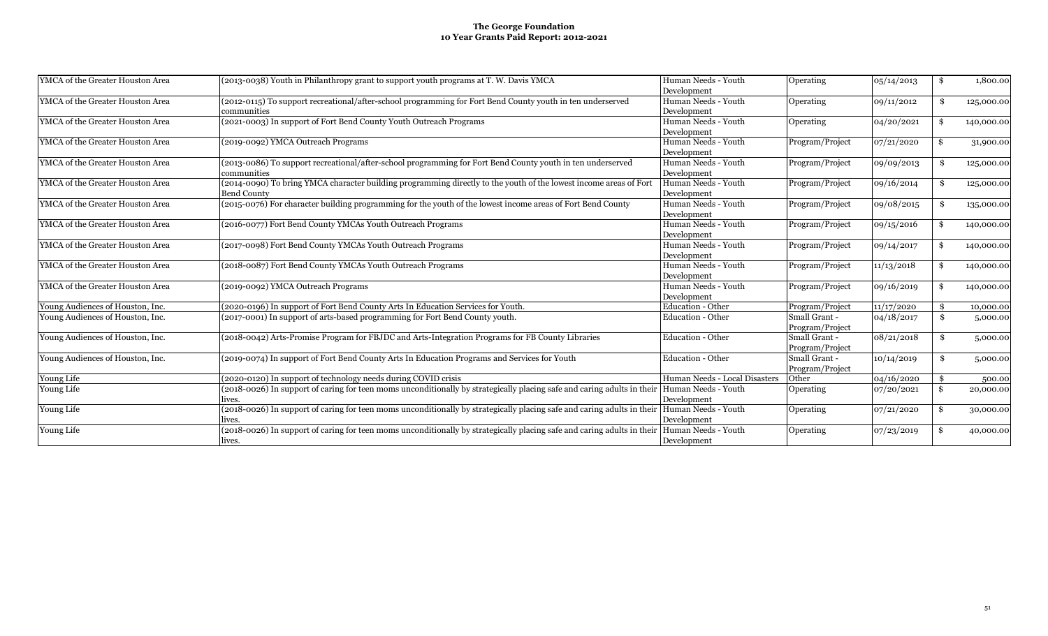**The George Foundation**
**10 Year Grants Paid Report: 2012-2021**

| | | | | | |
|---|---|---|---|---|---|
| YMCA of the Greater Houston Area | (2013-0038) Youth in Philanthropy grant to support youth programs at T. W. Davis YMCA | Human Needs - Youth Development | Operating | 05/14/2013 | $ 1,800.00 |
| YMCA of the Greater Houston Area | (2012-0115) To support recreational/after-school programming for Fort Bend County youth in ten underserved communities | Human Needs - Youth Development | Operating | 09/11/2012 | $ 125,000.00 |
| YMCA of the Greater Houston Area | (2021-0003) In support of Fort Bend County Youth Outreach Programs | Human Needs - Youth Development | Operating | 04/20/2021 | $ 140,000.00 |
| YMCA of the Greater Houston Area | (2019-0092) YMCA Outreach Programs | Human Needs - Youth Development | Program/Project | 07/21/2020 | $ 31,900.00 |
| YMCA of the Greater Houston Area | (2013-0086) To support recreational/after-school programming for Fort Bend County youth in ten underserved communities | Human Needs - Youth Development | Program/Project | 09/09/2013 | $ 125,000.00 |
| YMCA of the Greater Houston Area | (2014-0090) To bring YMCA character building programming directly to the youth of the lowest income areas of Fort Bend County | Human Needs - Youth Development | Program/Project | 09/16/2014 | $ 125,000.00 |
| YMCA of the Greater Houston Area | (2015-0076) For character building programming for the youth of the lowest income areas of Fort Bend County | Human Needs - Youth Development | Program/Project | 09/08/2015 | $ 135,000.00 |
| YMCA of the Greater Houston Area | (2016-0077) Fort Bend County YMCAs Youth Outreach Programs | Human Needs - Youth Development | Program/Project | 09/15/2016 | $ 140,000.00 |
| YMCA of the Greater Houston Area | (2017-0098) Fort Bend County YMCAs Youth Outreach Programs | Human Needs - Youth Development | Program/Project | 09/14/2017 | $ 140,000.00 |
| YMCA of the Greater Houston Area | (2018-0087) Fort Bend County YMCAs Youth Outreach Programs | Human Needs - Youth Development | Program/Project | 11/13/2018 | $ 140,000.00 |
| YMCA of the Greater Houston Area | (2019-0092) YMCA Outreach Programs | Human Needs - Youth Development | Program/Project | 09/16/2019 | $ 140,000.00 |
| Young Audiences of Houston, Inc. | (2020-0196) In support of Fort Bend County Arts In Education Services for Youth. | Education - Other | Program/Project | 11/17/2020 | $ 10,000.00 |
| Young Audiences of Houston, Inc. | (2017-0001) In support of arts-based programming for Fort Bend County youth. | Education - Other | Small Grant - Program/Project | 04/18/2017 | $ 5,000.00 |
| Young Audiences of Houston, Inc. | (2018-0042) Arts-Promise Program for FBJDC and Arts-Integration Programs for FB County Libraries | Education - Other | Small Grant - Program/Project | 08/21/2018 | $ 5,000.00 |
| Young Audiences of Houston, Inc. | (2019-0074) In support of Fort Bend County Arts In Education Programs and Services for Youth | Education - Other | Small Grant - Program/Project | 10/14/2019 | $ 5,000.00 |
| Young Life | (2020-0120) In support of technology needs during COVID crisis | Human Needs - Local Disasters | Other | 04/16/2020 | $ 500.00 |
| Young Life | (2018-0026) In support of caring for teen moms unconditionally by strategically placing safe and caring adults in their lives. | Human Needs - Youth Development | Operating | 07/20/2021 | $ 20,000.00 |
| Young Life | (2018-0026) In support of caring for teen moms unconditionally by strategically placing safe and caring adults in their lives. | Human Needs - Youth Development | Operating | 07/21/2020 | $ 30,000.00 |
| Young Life | (2018-0026) In support of caring for teen moms unconditionally by strategically placing safe and caring adults in their lives. | Human Needs - Youth Development | Operating | 07/23/2019 | $ 40,000.00 |